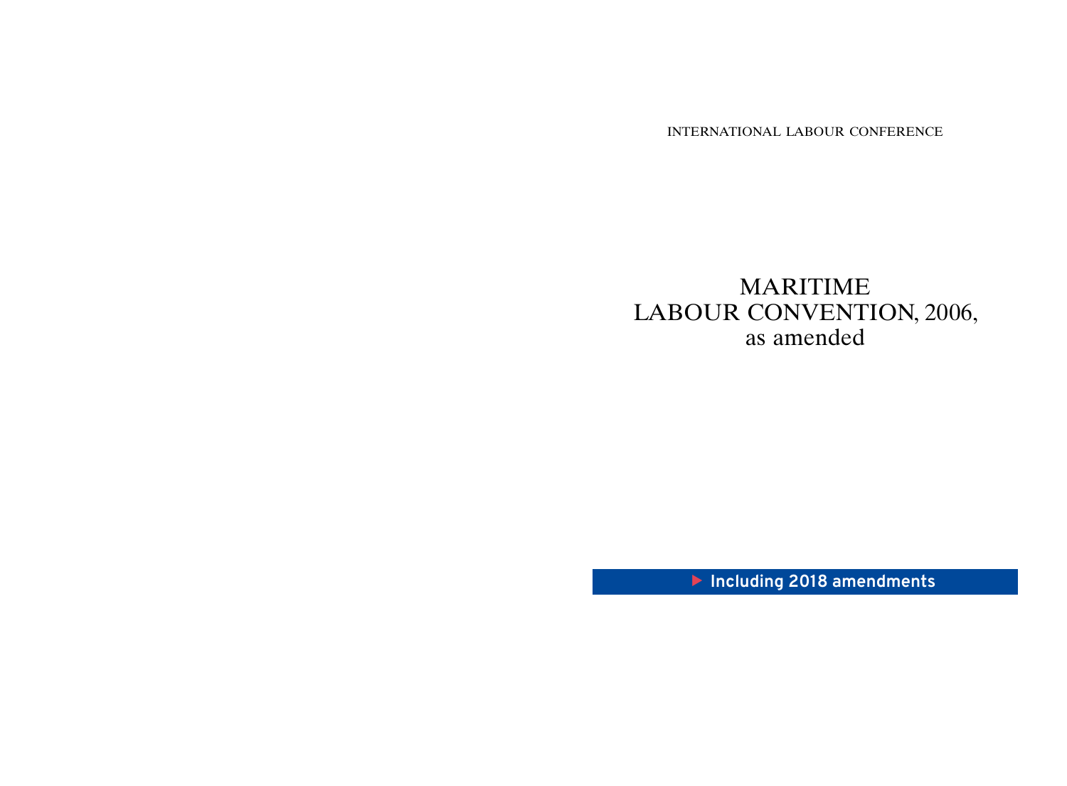INTERNATIONAL LABOUR CONFERENCE

# MARITIME LABOUR CONVENTION, 2006, as amended

▶ Including 2018 amendments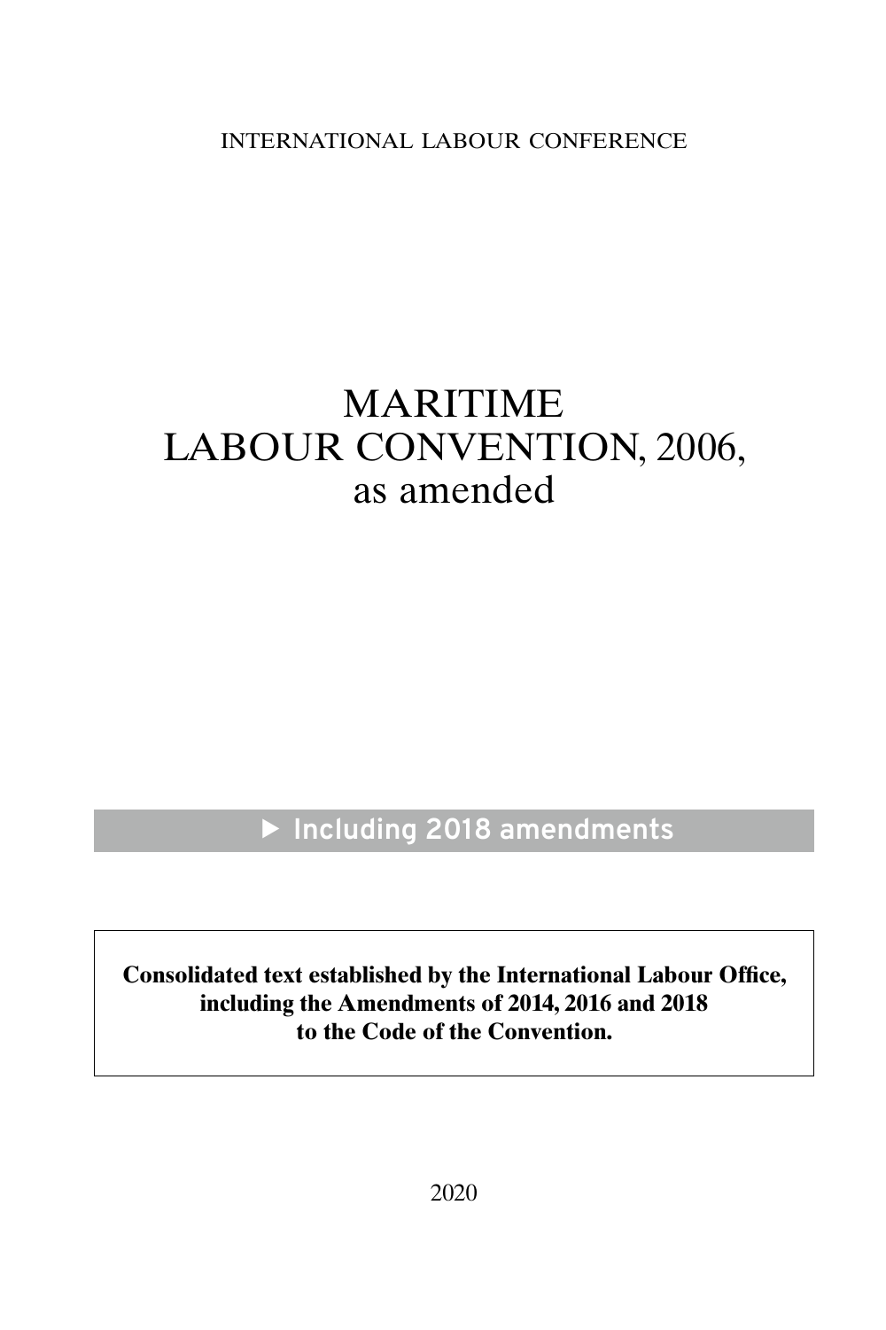INTERNATIONAL LABOUR CONFERENCE

# MARITIME LABOUR CONVENTION, 2006, as amended

▶ Including 2018 amendments

**Consolidated text established by the International Labour Office, including the Amendments of 2014, 2016 and 2018 to the Code of the Convention.**

2020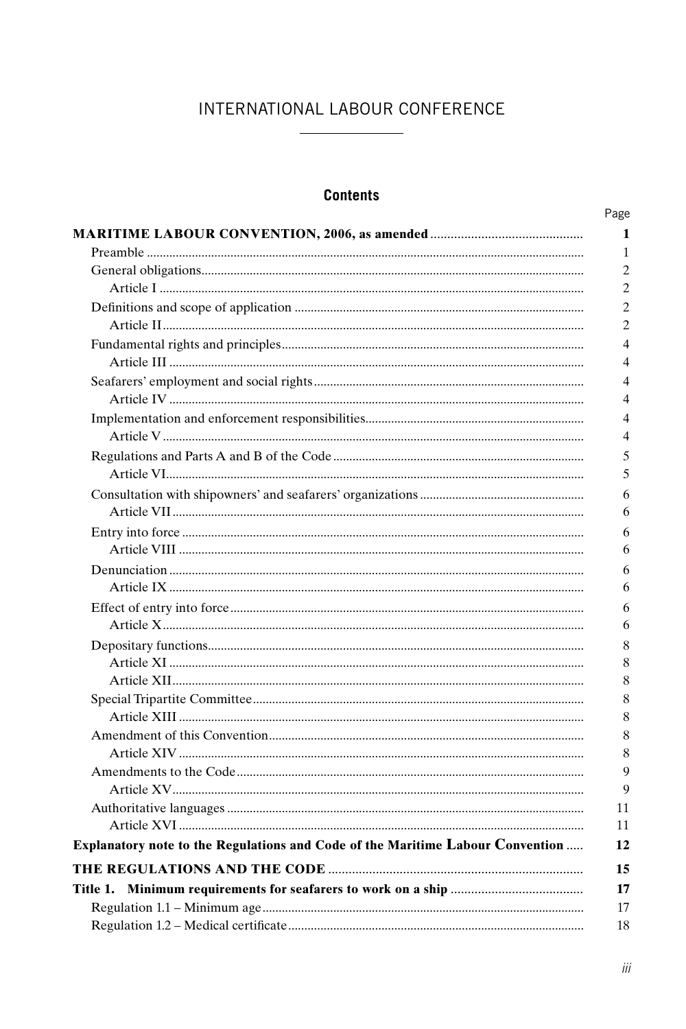# INTERNATIONAL LABOUR CONFERENCE

## Contents

| | Page |
|---|---|
| **MARITIME LABOUR CONVENTION, 2006, as amended** | **1** |
| Preamble | 1 |
| General obligations | 2 |
| Article I | 2 |
| Definitions and scope of application | 2 |
| Article II | 2 |
| Fundamental rights and principles | 4 |
| Article III | 4 |
| Seafarers' employment and social rights | 4 |
| Article IV | 4 |
| Implementation and enforcement responsibilities | 4 |
| Article V | 4 |
| Regulations and Parts A and B of the Code | 5 |
| Article VI | 5 |
| Consultation with shipowners' and seafarers' organizations | 6 |
| Article VII | 6 |
| Entry into force | 6 |
| Article VIII | 6 |
| Denunciation | 6 |
| Article IX | 6 |
| Effect of entry into force | 6 |
| Article X | 6 |
| Depositary functions | 8 |
| Article XI | 8 |
| Article XII | 8 |
| Special Tripartite Committee | 8 |
| Article XIII | 8 |
| Amendment of this Convention | 8 |
| Article XIV | 8 |
| Amendments to the Code | 9 |
| Article XV | 9 |
| Authoritative languages | 11 |
| Article XVI | 11 |
| **Explanatory note to the Regulations and Code of the Maritime Labour Convention** | **12** |
| **THE REGULATIONS AND THE CODE** | **15** |
| **Title 1. Minimum requirements for seafarers to work on a ship** | **17** |
| Regulation 1.1 – Minimum age | 17 |
| Regulation 1.2 – Medical certificate | 18 |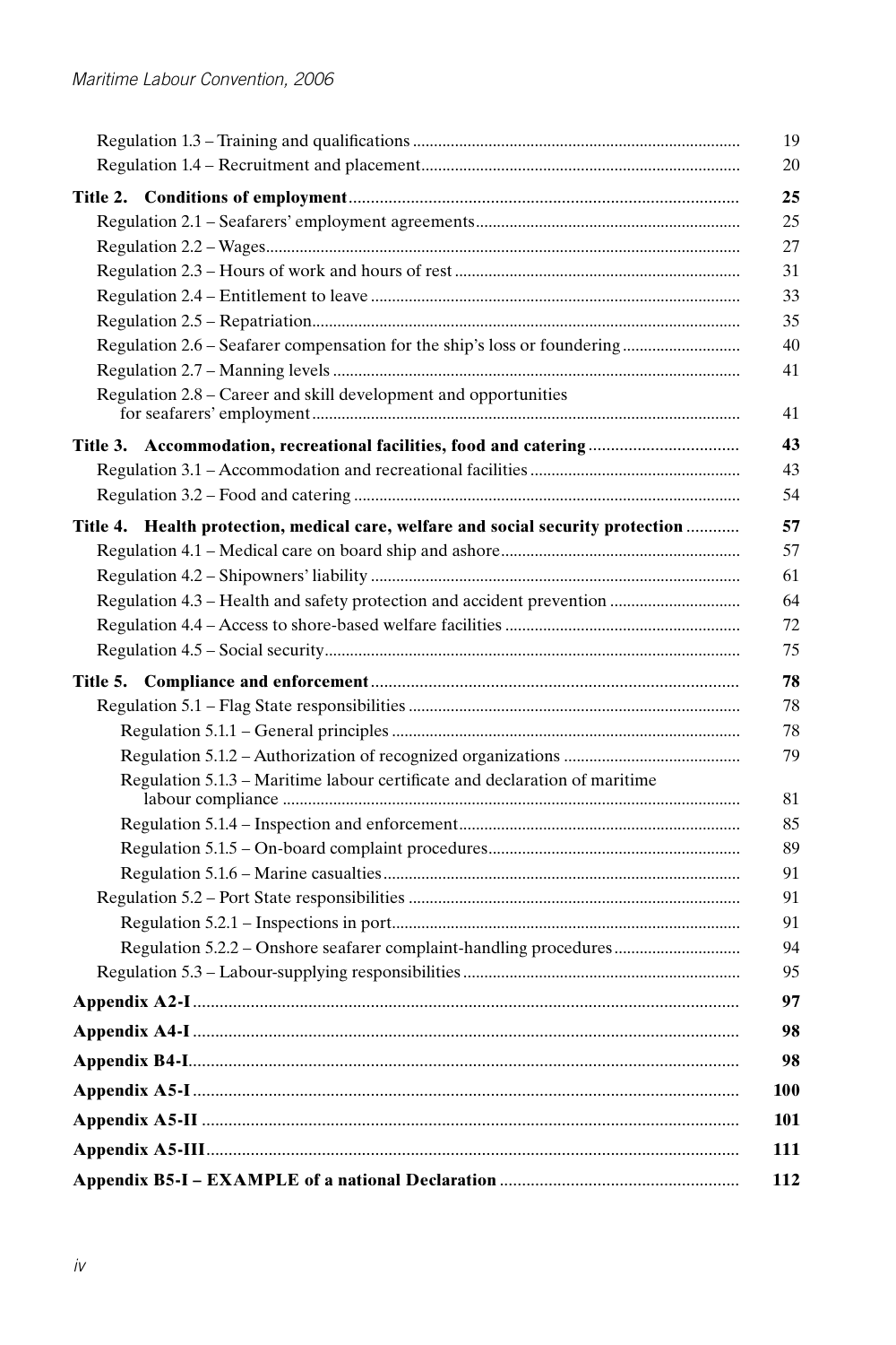| | |
|---|---|
| Regulation 1.3 – Training and qualifications | 19 |
| Regulation 1.4 – Recruitment and placement | 20 |
| **Title 2. Conditions of employment** | **25** |
| Regulation 2.1 – Seafarers' employment agreements | 25 |
| Regulation 2.2 – Wages | 27 |
| Regulation 2.3 – Hours of work and hours of rest | 31 |
| Regulation 2.4 – Entitlement to leave | 33 |
| Regulation 2.5 – Repatriation | 35 |
| Regulation 2.6 – Seafarer compensation for the ship's loss or foundering | 40 |
| Regulation 2.7 – Manning levels | 41 |
| Regulation 2.8 – Career and skill development and opportunities for seafarers' employment | 41 |
| **Title 3. Accommodation, recreational facilities, food and catering** | **43** |
| Regulation 3.1 – Accommodation and recreational facilities | 43 |
| Regulation 3.2 – Food and catering | 54 |
| **Title 4. Health protection, medical care, welfare and social security protection** | **57** |
| Regulation 4.1 – Medical care on board ship and ashore | 57 |
| Regulation 4.2 – Shipowners' liability | 61 |
| Regulation 4.3 – Health and safety protection and accident prevention | 64 |
| Regulation 4.4 – Access to shore-based welfare facilities | 72 |
| Regulation 4.5 – Social security | 75 |
| **Title 5. Compliance and enforcement** | **78** |
| Regulation 5.1 – Flag State responsibilities | 78 |
| Regulation 5.1.1 – General principles | 78 |
| Regulation 5.1.2 – Authorization of recognized organizations | 79 |
| Regulation 5.1.3 – Maritime labour certificate and declaration of maritime labour compliance | 81 |
| Regulation 5.1.4 – Inspection and enforcement | 85 |
| Regulation 5.1.5 – On-board complaint procedures | 89 |
| Regulation 5.1.6 – Marine casualties | 91 |
| Regulation 5.2 – Port State responsibilities | 91 |
| Regulation 5.2.1 – Inspections in port | 91 |
| Regulation 5.2.2 – Onshore seafarer complaint-handling procedures | 94 |
| Regulation 5.3 – Labour-supplying responsibilities | 95 |
| **Appendix A2-I** | **97** |
| **Appendix A4-I** | **98** |
| **Appendix B4-I** | **98** |
| **Appendix A5-I** | **100** |
| **Appendix A5-II** | **101** |
| **Appendix A5-III** | **111** |
| **Appendix B5-I – EXAMPLE of a national Declaration** | **112** |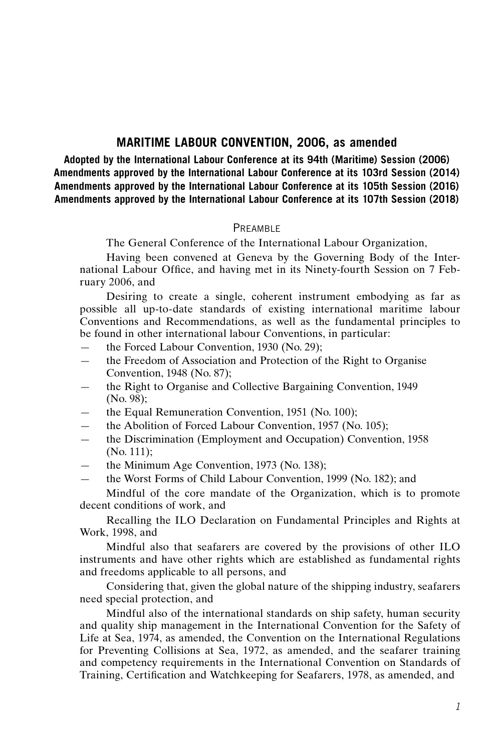# MARITIME LABOUR CONVENTION, 2006, as amended

**Adopted by the International Labour Conference at its 94th (Maritime) Session (2006)**
**Amendments approved by the International Labour Conference at its 103rd Session (2014)**
**Amendments approved by the International Labour Conference at its 105th Session (2016)**
**Amendments approved by the International Labour Conference at its 107th Session (2018)**

## Preamble

The General Conference of the International Labour Organization,

Having been convened at Geneva by the Governing Body of the International Labour Office, and having met in its Ninety-fourth Session on 7 February 2006, and

Desiring to create a single, coherent instrument embodying as far as possible all up-to-date standards of existing international maritime labour Conventions and Recommendations, as well as the fundamental principles to be found in other international labour Conventions, in particular:

- the Forced Labour Convention, 1930 (No. 29);
- the Freedom of Association and Protection of the Right to Organise Convention, 1948 (No. 87);
- the Right to Organise and Collective Bargaining Convention, 1949 (No. 98);
- the Equal Remuneration Convention, 1951 (No. 100);
- the Abolition of Forced Labour Convention, 1957 (No. 105);
- the Discrimination (Employment and Occupation) Convention, 1958 (No. 111);
- the Minimum Age Convention, 1973 (No. 138);
- the Worst Forms of Child Labour Convention, 1999 (No. 182); and

Mindful of the core mandate of the Organization, which is to promote decent conditions of work, and

Recalling the ILO Declaration on Fundamental Principles and Rights at Work, 1998, and

Mindful also that seafarers are covered by the provisions of other ILO instruments and have other rights which are established as fundamental rights and freedoms applicable to all persons, and

Considering that, given the global nature of the shipping industry, seafarers need special protection, and

Mindful also of the international standards on ship safety, human security and quality ship management in the International Convention for the Safety of Life at Sea, 1974, as amended, the Convention on the International Regulations for Preventing Collisions at Sea, 1972, as amended, and the seafarer training and competency requirements in the International Convention on Standards of Training, Certification and Watchkeeping for Seafarers, 1978, as amended, and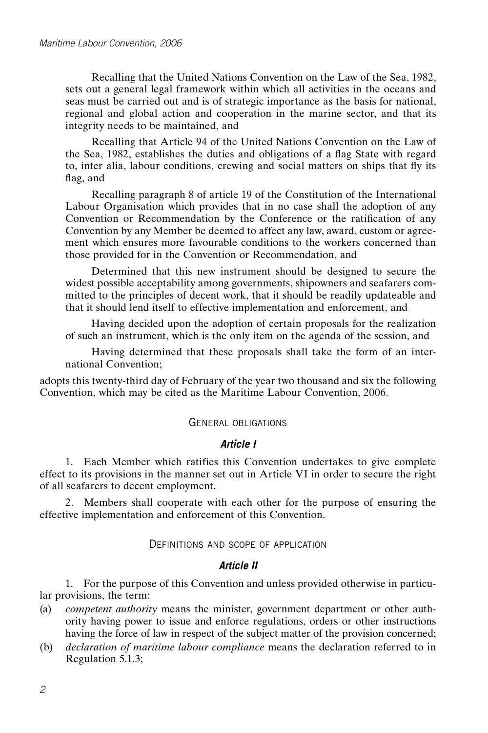Recalling that the United Nations Convention on the Law of the Sea, 1982, sets out a general legal framework within which all activities in the oceans and seas must be carried out and is of strategic importance as the basis for national, regional and global action and cooperation in the marine sector, and that its integrity needs to be maintained, and

Recalling that Article 94 of the United Nations Convention on the Law of the Sea, 1982, establishes the duties and obligations of a flag State with regard to, inter alia, labour conditions, crewing and social matters on ships that fly its flag, and

Recalling paragraph 8 of article 19 of the Constitution of the International Labour Organisation which provides that in no case shall the adoption of any Convention or Recommendation by the Conference or the ratification of any Convention by any Member be deemed to affect any law, award, custom or agreement which ensures more favourable conditions to the workers concerned than those provided for in the Convention or Recommendation, and

Determined that this new instrument should be designed to secure the widest possible acceptability among governments, shipowners and seafarers committed to the principles of decent work, that it should be readily updateable and that it should lend itself to effective implementation and enforcement, and

Having decided upon the adoption of certain proposals for the realization of such an instrument, which is the only item on the agenda of the session, and

Having determined that these proposals shall take the form of an international Convention;

adopts this twenty-third day of February of the year two thousand and six the following Convention, which may be cited as the Maritime Labour Convention, 2006.

## General obligations

### *Article I*

1. Each Member which ratifies this Convention undertakes to give complete effect to its provisions in the manner set out in Article VI in order to secure the right of all seafarers to decent employment.

2. Members shall cooperate with each other for the purpose of ensuring the effective implementation and enforcement of this Convention.

## Definitions and scope of application

### *Article II*

1. For the purpose of this Convention and unless provided otherwise in particular provisions, the term:

(a) *competent authority* means the minister, government department or other authority having power to issue and enforce regulations, orders or other instructions having the force of law in respect of the subject matter of the provision concerned;

(b) *declaration of maritime labour compliance* means the declaration referred to in Regulation 5.1.3;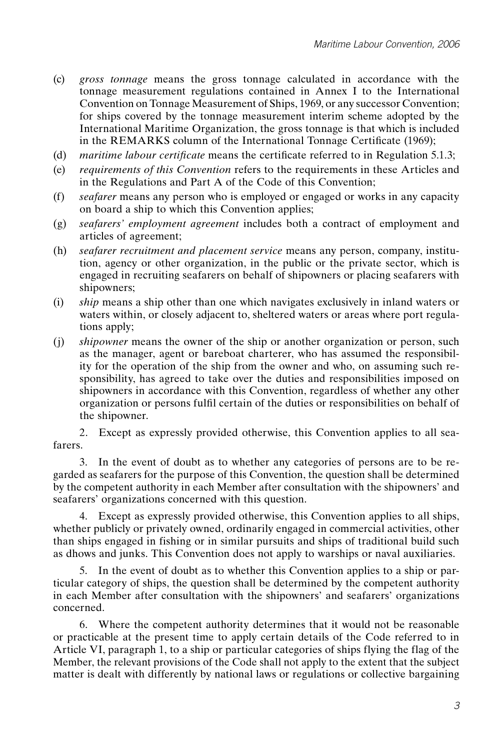(c) *gross tonnage* means the gross tonnage calculated in accordance with the tonnage measurement regulations contained in Annex I to the International Convention on Tonnage Measurement of Ships, 1969, or any successor Convention; for ships covered by the tonnage measurement interim scheme adopted by the International Maritime Organization, the gross tonnage is that which is included in the REMARKS column of the International Tonnage Certificate (1969);

(d) *maritime labour certificate* means the certificate referred to in Regulation 5.1.3;

(e) *requirements of this Convention* refers to the requirements in these Articles and in the Regulations and Part A of the Code of this Convention;

(f) *seafarer* means any person who is employed or engaged or works in any capacity on board a ship to which this Convention applies;

(g) *seafarers' employment agreement* includes both a contract of employment and articles of agreement;

(h) *seafarer recruitment and placement service* means any person, company, institution, agency or other organization, in the public or the private sector, which is engaged in recruiting seafarers on behalf of shipowners or placing seafarers with shipowners;

(i) *ship* means a ship other than one which navigates exclusively in inland waters or waters within, or closely adjacent to, sheltered waters or areas where port regulations apply;

(j) *shipowner* means the owner of the ship or another organization or person, such as the manager, agent or bareboat charterer, who has assumed the responsibility for the operation of the ship from the owner and who, on assuming such responsibility, has agreed to take over the duties and responsibilities imposed on shipowners in accordance with this Convention, regardless of whether any other organization or persons fulfil certain of the duties or responsibilities on behalf of the shipowner.

2. Except as expressly provided otherwise, this Convention applies to all seafarers.

3. In the event of doubt as to whether any categories of persons are to be regarded as seafarers for the purpose of this Convention, the question shall be determined by the competent authority in each Member after consultation with the shipowners' and seafarers' organizations concerned with this question.

4. Except as expressly provided otherwise, this Convention applies to all ships, whether publicly or privately owned, ordinarily engaged in commercial activities, other than ships engaged in fishing or in similar pursuits and ships of traditional build such as dhows and junks. This Convention does not apply to warships or naval auxiliaries.

5. In the event of doubt as to whether this Convention applies to a ship or particular category of ships, the question shall be determined by the competent authority in each Member after consultation with the shipowners' and seafarers' organizations concerned.

6. Where the competent authority determines that it would not be reasonable or practicable at the present time to apply certain details of the Code referred to in Article VI, paragraph 1, to a ship or particular categories of ships flying the flag of the Member, the relevant provisions of the Code shall not apply to the extent that the subject matter is dealt with differently by national laws or regulations or collective bargaining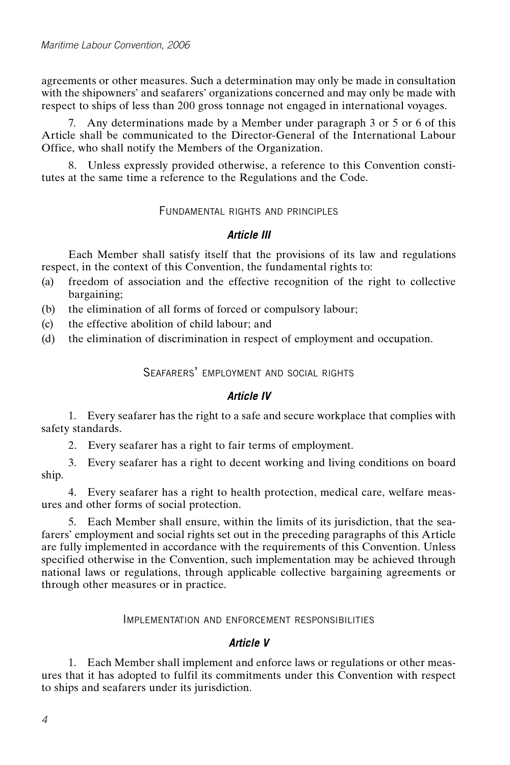agreements or other measures. Such a determination may only be made in consultation with the shipowners' and seafarers' organizations concerned and may only be made with respect to ships of less than 200 gross tonnage not engaged in international voyages.

7. Any determinations made by a Member under paragraph 3 or 5 or 6 of this Article shall be communicated to the Director-General of the International Labour Office, who shall notify the Members of the Organization.

8. Unless expressly provided otherwise, a reference to this Convention constitutes at the same time a reference to the Regulations and the Code.

## FUNDAMENTAL RIGHTS AND PRINCIPLES

### *Article III*

Each Member shall satisfy itself that the provisions of its law and regulations respect, in the context of this Convention, the fundamental rights to:

(a) freedom of association and the effective recognition of the right to collective bargaining;
(b) the elimination of all forms of forced or compulsory labour;
(c) the effective abolition of child labour; and
(d) the elimination of discrimination in respect of employment and occupation.

## SEAFARERS' EMPLOYMENT AND SOCIAL RIGHTS

### *Article IV*

1. Every seafarer has the right to a safe and secure workplace that complies with safety standards.

2. Every seafarer has a right to fair terms of employment.

3. Every seafarer has a right to decent working and living conditions on board ship.

4. Every seafarer has a right to health protection, medical care, welfare measures and other forms of social protection.

5. Each Member shall ensure, within the limits of its jurisdiction, that the seafarers' employment and social rights set out in the preceding paragraphs of this Article are fully implemented in accordance with the requirements of this Convention. Unless specified otherwise in the Convention, such implementation may be achieved through national laws or regulations, through applicable collective bargaining agreements or through other measures or in practice.

## IMPLEMENTATION AND ENFORCEMENT RESPONSIBILITIES

### *Article V*

1. Each Member shall implement and enforce laws or regulations or other measures that it has adopted to fulfil its commitments under this Convention with respect to ships and seafarers under its jurisdiction.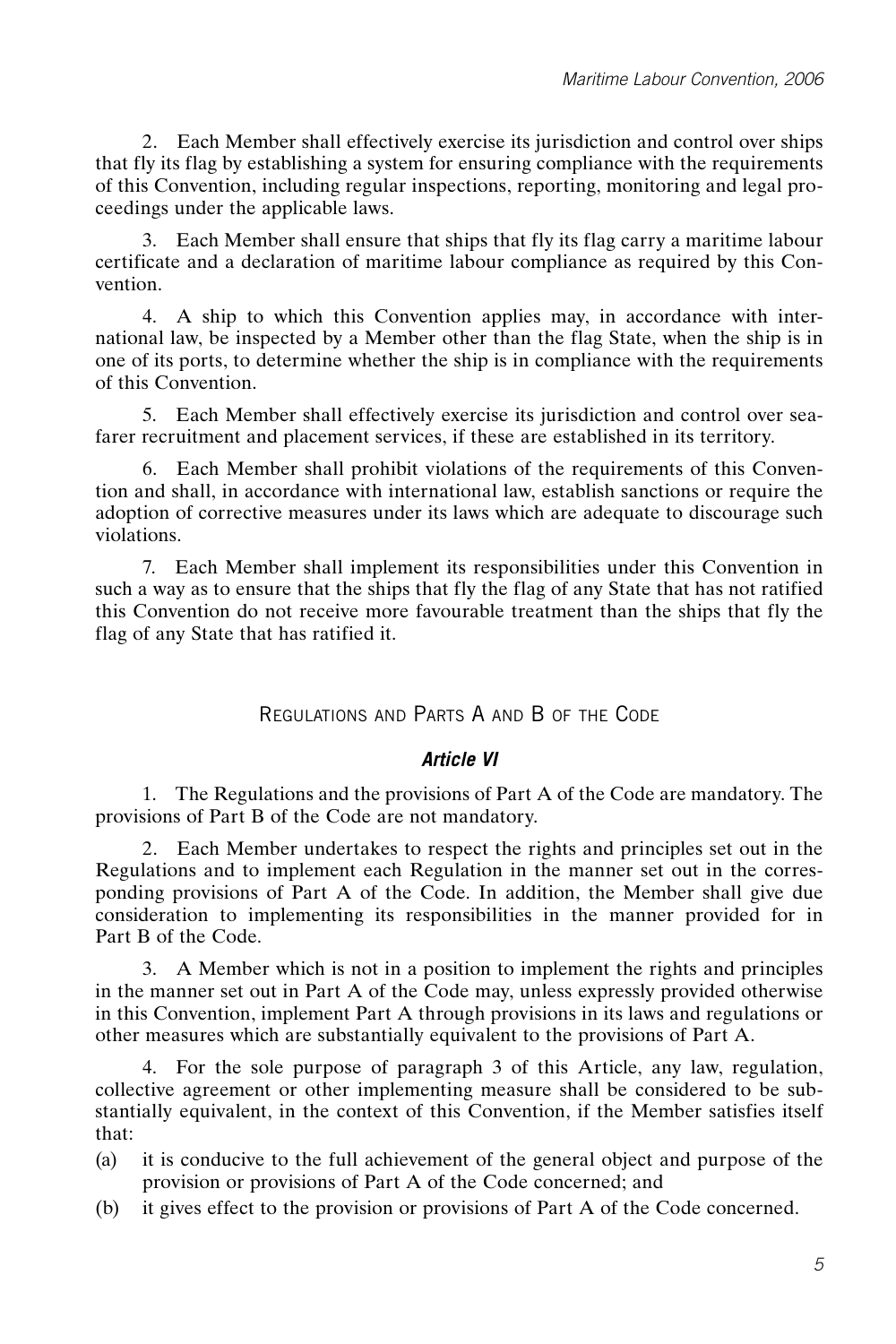2. Each Member shall effectively exercise its jurisdiction and control over ships that fly its flag by establishing a system for ensuring compliance with the requirements of this Convention, including regular inspections, reporting, monitoring and legal proceedings under the applicable laws.

3. Each Member shall ensure that ships that fly its flag carry a maritime labour certificate and a declaration of maritime labour compliance as required by this Convention.

4. A ship to which this Convention applies may, in accordance with international law, be inspected by a Member other than the flag State, when the ship is in one of its ports, to determine whether the ship is in compliance with the requirements of this Convention.

5. Each Member shall effectively exercise its jurisdiction and control over seafarer recruitment and placement services, if these are established in its territory.

6. Each Member shall prohibit violations of the requirements of this Convention and shall, in accordance with international law, establish sanctions or require the adoption of corrective measures under its laws which are adequate to discourage such violations.

7. Each Member shall implement its responsibilities under this Convention in such a way as to ensure that the ships that fly the flag of any State that has not ratified this Convention do not receive more favourable treatment than the ships that fly the flag of any State that has ratified it.

## Regulations and Parts A and B of the Code

### *Article VI*

1. The Regulations and the provisions of Part A of the Code are mandatory. The provisions of Part B of the Code are not mandatory.

2. Each Member undertakes to respect the rights and principles set out in the Regulations and to implement each Regulation in the manner set out in the corresponding provisions of Part A of the Code. In addition, the Member shall give due consideration to implementing its responsibilities in the manner provided for in Part B of the Code.

3. A Member which is not in a position to implement the rights and principles in the manner set out in Part A of the Code may, unless expressly provided otherwise in this Convention, implement Part A through provisions in its laws and regulations or other measures which are substantially equivalent to the provisions of Part A.

4. For the sole purpose of paragraph 3 of this Article, any law, regulation, collective agreement or other implementing measure shall be considered to be substantially equivalent, in the context of this Convention, if the Member satisfies itself that:

(a) it is conducive to the full achievement of the general object and purpose of the provision or provisions of Part A of the Code concerned; and

(b) it gives effect to the provision or provisions of Part A of the Code concerned.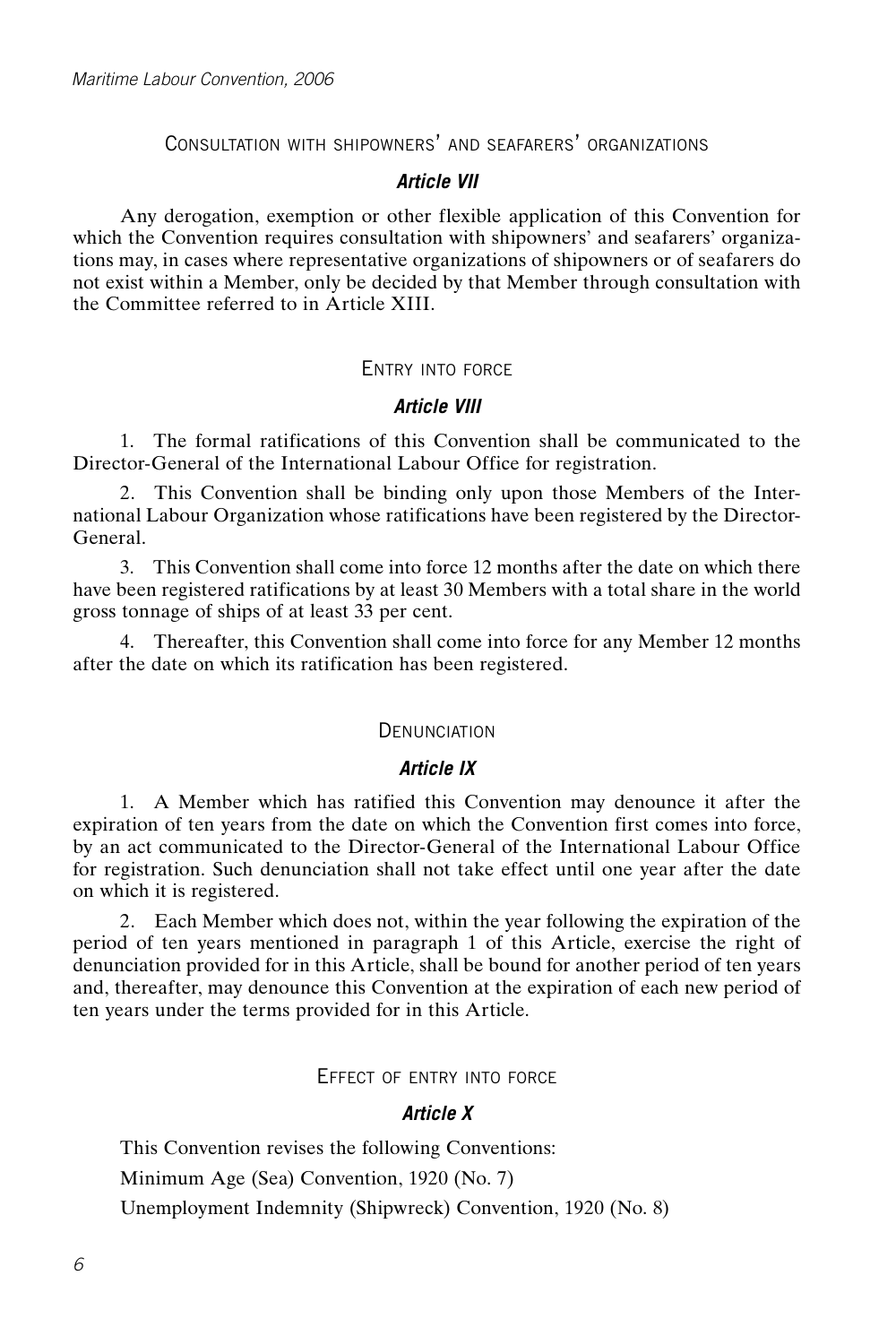### Consultation with shipowners' and seafarers' organizations

#### *Article VII*

Any derogation, exemption or other flexible application of this Convention for which the Convention requires consultation with shipowners' and seafarers' organizations may, in cases where representative organizations of shipowners or of seafarers do not exist within a Member, only be decided by that Member through consultation with the Committee referred to in Article XIII.

### Entry into force

#### *Article VIII*

1. The formal ratifications of this Convention shall be communicated to the Director-General of the International Labour Office for registration.

2. This Convention shall be binding only upon those Members of the International Labour Organization whose ratifications have been registered by the Director-General.

3. This Convention shall come into force 12 months after the date on which there have been registered ratifications by at least 30 Members with a total share in the world gross tonnage of ships of at least 33 per cent.

4. Thereafter, this Convention shall come into force for any Member 12 months after the date on which its ratification has been registered.

### Denunciation

#### *Article IX*

1. A Member which has ratified this Convention may denounce it after the expiration of ten years from the date on which the Convention first comes into force, by an act communicated to the Director-General of the International Labour Office for registration. Such denunciation shall not take effect until one year after the date on which it is registered.

2. Each Member which does not, within the year following the expiration of the period of ten years mentioned in paragraph 1 of this Article, exercise the right of denunciation provided for in this Article, shall be bound for another period of ten years and, thereafter, may denounce this Convention at the expiration of each new period of ten years under the terms provided for in this Article.

### Effect of entry into force

#### *Article X*

This Convention revises the following Conventions:

Minimum Age (Sea) Convention, 1920 (No. 7)

Unemployment Indemnity (Shipwreck) Convention, 1920 (No. 8)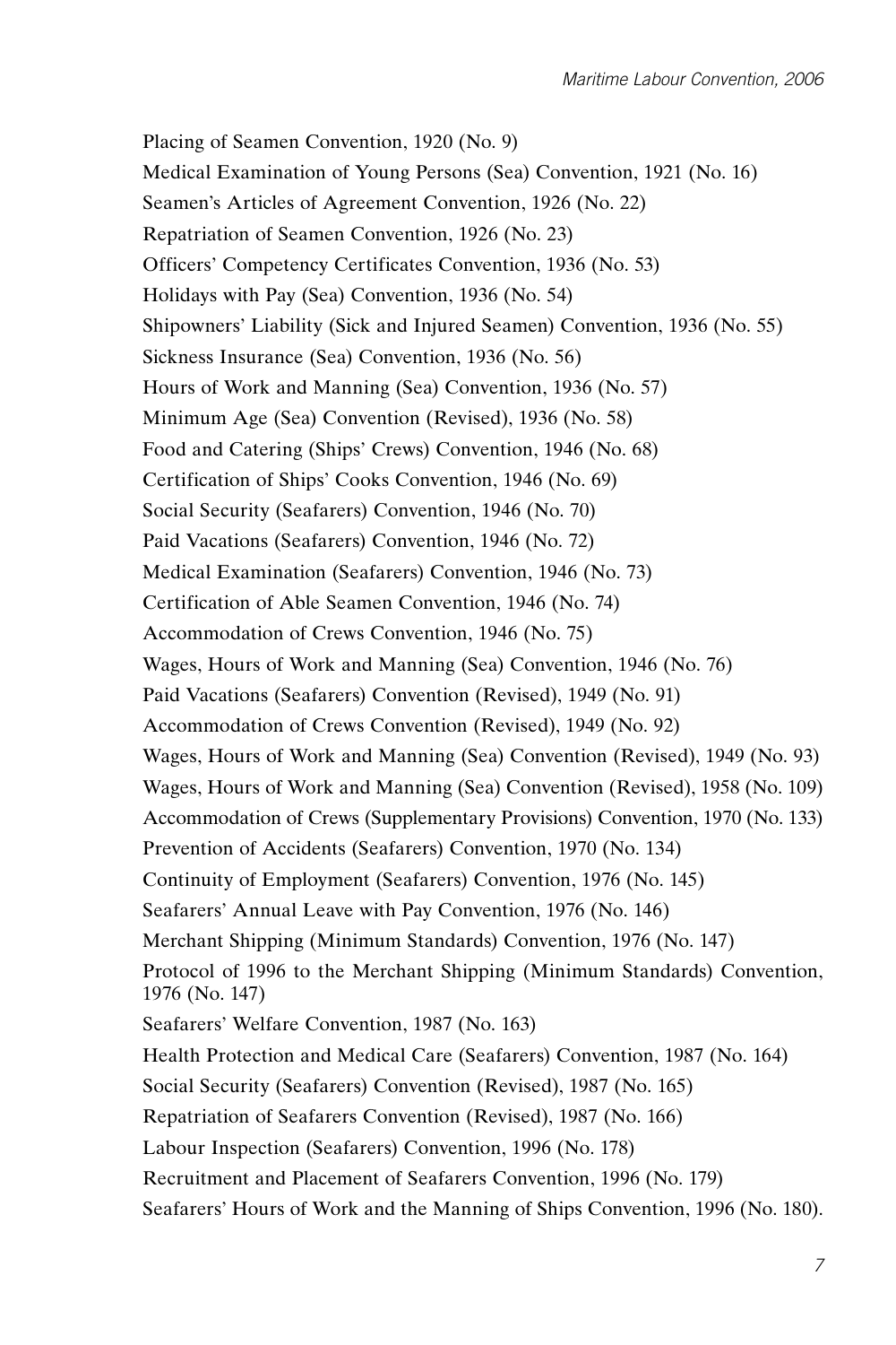Placing of Seamen Convention, 1920 (No. 9)

Medical Examination of Young Persons (Sea) Convention, 1921 (No. 16)

Seamen's Articles of Agreement Convention, 1926 (No. 22)

Repatriation of Seamen Convention, 1926 (No. 23)

Officers' Competency Certificates Convention, 1936 (No. 53)

Holidays with Pay (Sea) Convention, 1936 (No. 54)

Shipowners' Liability (Sick and Injured Seamen) Convention, 1936 (No. 55)

Sickness Insurance (Sea) Convention, 1936 (No. 56)

Hours of Work and Manning (Sea) Convention, 1936 (No. 57)

Minimum Age (Sea) Convention (Revised), 1936 (No. 58)

Food and Catering (Ships' Crews) Convention, 1946 (No. 68)

Certification of Ships' Cooks Convention, 1946 (No. 69)

Social Security (Seafarers) Convention, 1946 (No. 70)

Paid Vacations (Seafarers) Convention, 1946 (No. 72)

Medical Examination (Seafarers) Convention, 1946 (No. 73)

Certification of Able Seamen Convention, 1946 (No. 74)

Accommodation of Crews Convention, 1946 (No. 75)

Wages, Hours of Work and Manning (Sea) Convention, 1946 (No. 76)

Paid Vacations (Seafarers) Convention (Revised), 1949 (No. 91)

Accommodation of Crews Convention (Revised), 1949 (No. 92)

Wages, Hours of Work and Manning (Sea) Convention (Revised), 1949 (No. 93)

Wages, Hours of Work and Manning (Sea) Convention (Revised), 1958 (No. 109)

Accommodation of Crews (Supplementary Provisions) Convention, 1970 (No. 133)

Prevention of Accidents (Seafarers) Convention, 1970 (No. 134)

Continuity of Employment (Seafarers) Convention, 1976 (No. 145)

Seafarers' Annual Leave with Pay Convention, 1976 (No. 146)

Merchant Shipping (Minimum Standards) Convention, 1976 (No. 147)

Protocol of 1996 to the Merchant Shipping (Minimum Standards) Convention, 1976 (No. 147)

Seafarers' Welfare Convention, 1987 (No. 163)

Health Protection and Medical Care (Seafarers) Convention, 1987 (No. 164)

Social Security (Seafarers) Convention (Revised), 1987 (No. 165)

Repatriation of Seafarers Convention (Revised), 1987 (No. 166)

Labour Inspection (Seafarers) Convention, 1996 (No. 178)

Recruitment and Placement of Seafarers Convention, 1996 (No. 179)

Seafarers' Hours of Work and the Manning of Ships Convention, 1996 (No. 180).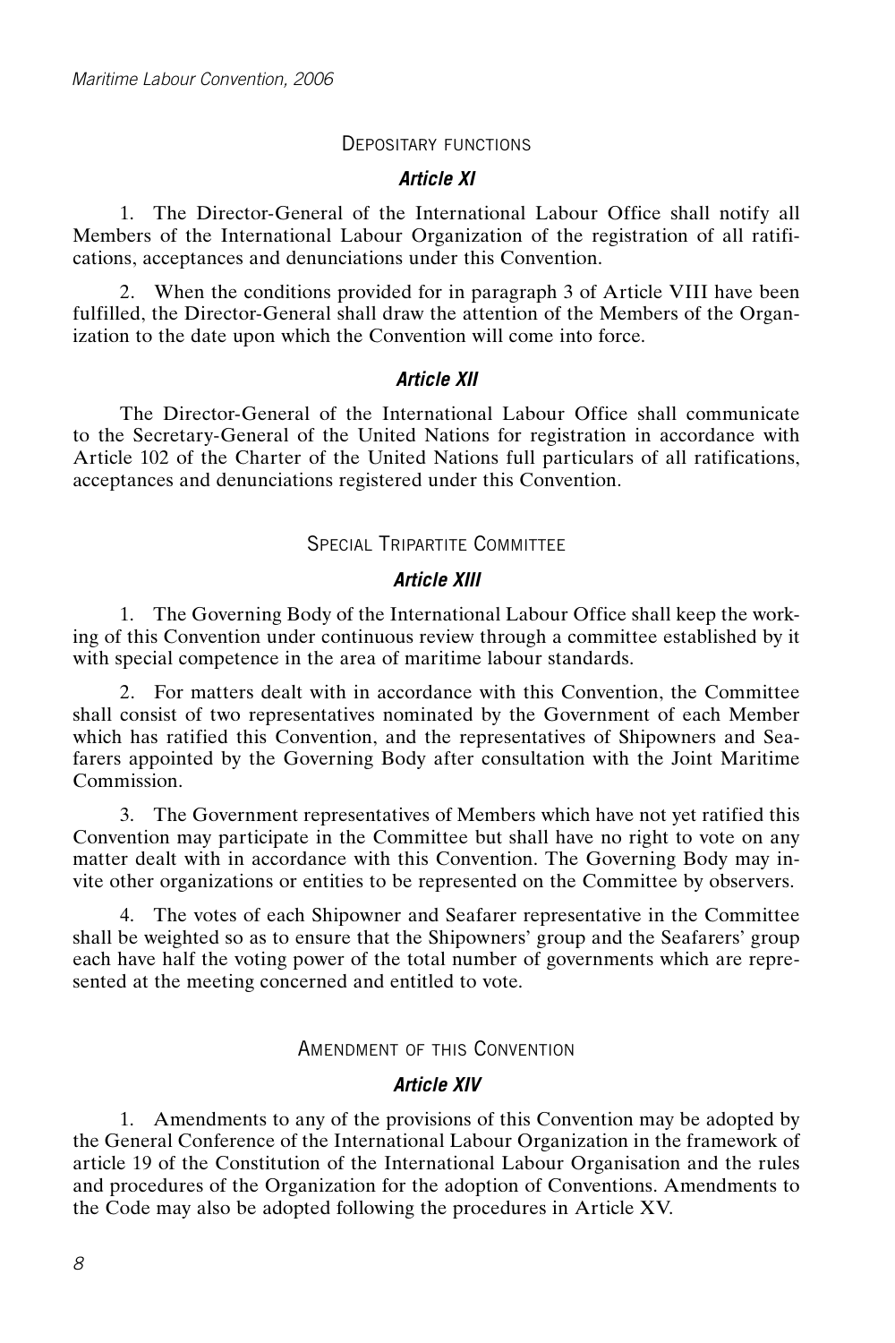## Depositary functions

### *Article XI*

1. The Director-General of the International Labour Office shall notify all Members of the International Labour Organization of the registration of all ratifications, acceptances and denunciations under this Convention.

2. When the conditions provided for in paragraph 3 of Article VIII have been fulfilled, the Director-General shall draw the attention of the Members of the Organization to the date upon which the Convention will come into force.

### *Article XII*

The Director-General of the International Labour Office shall communicate to the Secretary-General of the United Nations for registration in accordance with Article 102 of the Charter of the United Nations full particulars of all ratifications, acceptances and denunciations registered under this Convention.

## Special Tripartite Committee

### *Article XIII*

1. The Governing Body of the International Labour Office shall keep the working of this Convention under continuous review through a committee established by it with special competence in the area of maritime labour standards.

2. For matters dealt with in accordance with this Convention, the Committee shall consist of two representatives nominated by the Government of each Member which has ratified this Convention, and the representatives of Shipowners and Seafarers appointed by the Governing Body after consultation with the Joint Maritime Commission.

3. The Government representatives of Members which have not yet ratified this Convention may participate in the Committee but shall have no right to vote on any matter dealt with in accordance with this Convention. The Governing Body may invite other organizations or entities to be represented on the Committee by observers.

4. The votes of each Shipowner and Seafarer representative in the Committee shall be weighted so as to ensure that the Shipowners' group and the Seafarers' group each have half the voting power of the total number of governments which are represented at the meeting concerned and entitled to vote.

## Amendment of this Convention

### *Article XIV*

1. Amendments to any of the provisions of this Convention may be adopted by the General Conference of the International Labour Organization in the framework of article 19 of the Constitution of the International Labour Organisation and the rules and procedures of the Organization for the adoption of Conventions. Amendments to the Code may also be adopted following the procedures in Article XV.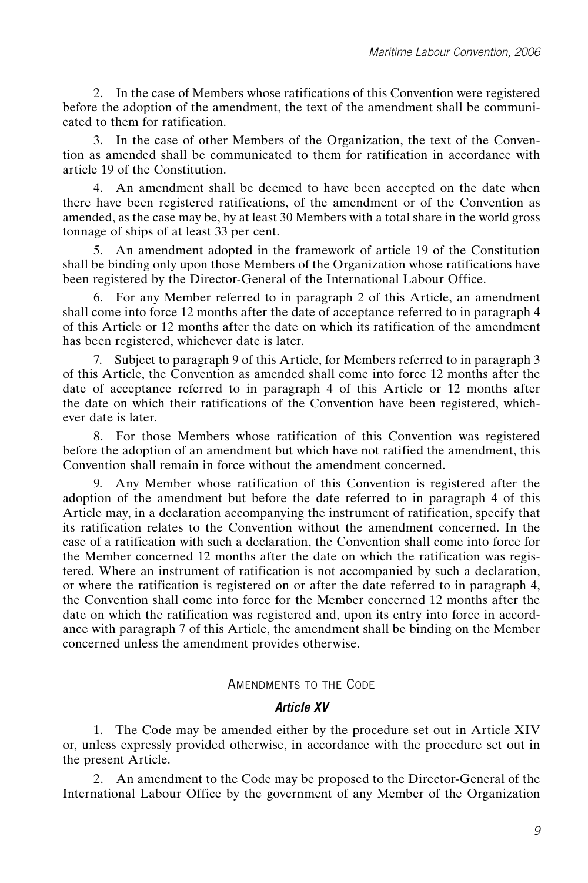2. In the case of Members whose ratifications of this Convention were registered before the adoption of the amendment, the text of the amendment shall be communicated to them for ratification.

3. In the case of other Members of the Organization, the text of the Convention as amended shall be communicated to them for ratification in accordance with article 19 of the Constitution.

4. An amendment shall be deemed to have been accepted on the date when there have been registered ratifications, of the amendment or of the Convention as amended, as the case may be, by at least 30 Members with a total share in the world gross tonnage of ships of at least 33 per cent.

5. An amendment adopted in the framework of article 19 of the Constitution shall be binding only upon those Members of the Organization whose ratifications have been registered by the Director-General of the International Labour Office.

6. For any Member referred to in paragraph 2 of this Article, an amendment shall come into force 12 months after the date of acceptance referred to in paragraph 4 of this Article or 12 months after the date on which its ratification of the amendment has been registered, whichever date is later.

7. Subject to paragraph 9 of this Article, for Members referred to in paragraph 3 of this Article, the Convention as amended shall come into force 12 months after the date of acceptance referred to in paragraph 4 of this Article or 12 months after the date on which their ratifications of the Convention have been registered, whichever date is later.

8. For those Members whose ratification of this Convention was registered before the adoption of an amendment but which have not ratified the amendment, this Convention shall remain in force without the amendment concerned.

9. Any Member whose ratification of this Convention is registered after the adoption of the amendment but before the date referred to in paragraph 4 of this Article may, in a declaration accompanying the instrument of ratification, specify that its ratification relates to the Convention without the amendment concerned. In the case of a ratification with such a declaration, the Convention shall come into force for the Member concerned 12 months after the date on which the ratification was registered. Where an instrument of ratification is not accompanied by such a declaration, or where the ratification is registered on or after the date referred to in paragraph 4, the Convention shall come into force for the Member concerned 12 months after the date on which the ratification was registered and, upon its entry into force in accordance with paragraph 7 of this Article, the amendment shall be binding on the Member concerned unless the amendment provides otherwise.

## Amendments to the Code

### *Article XV*

1. The Code may be amended either by the procedure set out in Article XIV or, unless expressly provided otherwise, in accordance with the procedure set out in the present Article.

2. An amendment to the Code may be proposed to the Director-General of the International Labour Office by the government of any Member of the Organization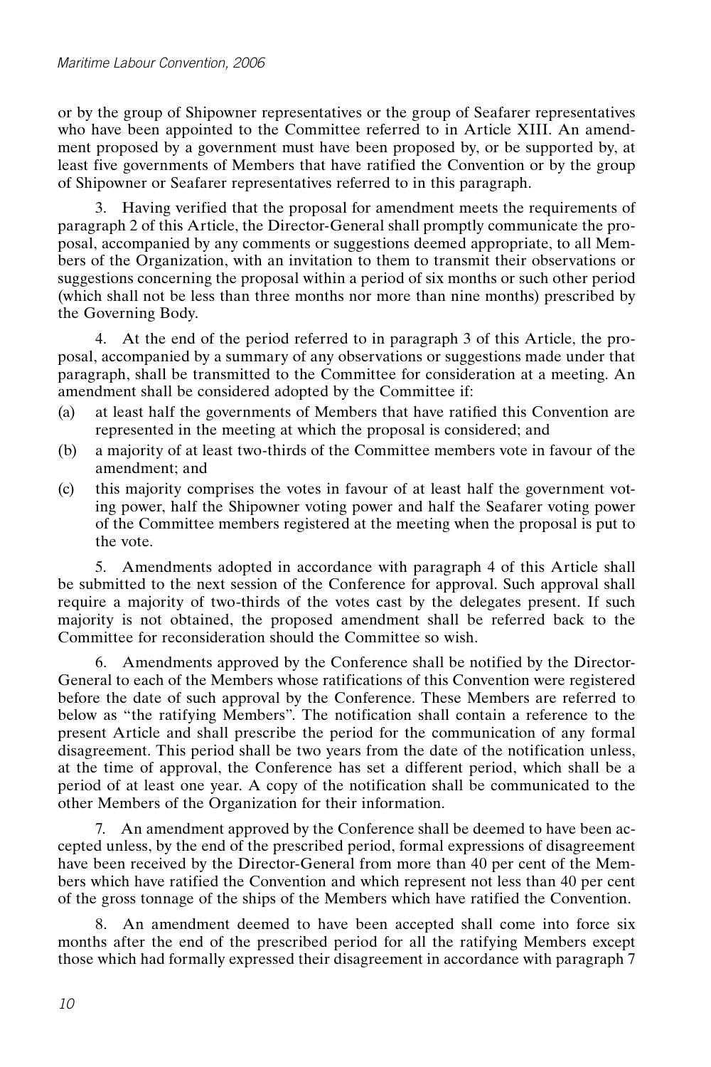or by the group of Shipowner representatives or the group of Seafarer representatives who have been appointed to the Committee referred to in Article XIII. An amendment proposed by a government must have been proposed by, or be supported by, at least five governments of Members that have ratified the Convention or by the group of Shipowner or Seafarer representatives referred to in this paragraph.

3. Having verified that the proposal for amendment meets the requirements of paragraph 2 of this Article, the Director-General shall promptly communicate the proposal, accompanied by any comments or suggestions deemed appropriate, to all Members of the Organization, with an invitation to them to transmit their observations or suggestions concerning the proposal within a period of six months or such other period (which shall not be less than three months nor more than nine months) prescribed by the Governing Body.

4. At the end of the period referred to in paragraph 3 of this Article, the proposal, accompanied by a summary of any observations or suggestions made under that paragraph, shall be transmitted to the Committee for consideration at a meeting. An amendment shall be considered adopted by the Committee if:

(a) at least half the governments of Members that have ratified this Convention are represented in the meeting at which the proposal is considered; and

(b) a majority of at least two-thirds of the Committee members vote in favour of the amendment; and

(c) this majority comprises the votes in favour of at least half the government voting power, half the Shipowner voting power and half the Seafarer voting power of the Committee members registered at the meeting when the proposal is put to the vote.

5. Amendments adopted in accordance with paragraph 4 of this Article shall be submitted to the next session of the Conference for approval. Such approval shall require a majority of two-thirds of the votes cast by the delegates present. If such majority is not obtained, the proposed amendment shall be referred back to the Committee for reconsideration should the Committee so wish.

6. Amendments approved by the Conference shall be notified by the Director-General to each of the Members whose ratifications of this Convention were registered before the date of such approval by the Conference. These Members are referred to below as "the ratifying Members". The notification shall contain a reference to the present Article and shall prescribe the period for the communication of any formal disagreement. This period shall be two years from the date of the notification unless, at the time of approval, the Conference has set a different period, which shall be a period of at least one year. A copy of the notification shall be communicated to the other Members of the Organization for their information.

7. An amendment approved by the Conference shall be deemed to have been accepted unless, by the end of the prescribed period, formal expressions of disagreement have been received by the Director-General from more than 40 per cent of the Members which have ratified the Convention and which represent not less than 40 per cent of the gross tonnage of the ships of the Members which have ratified the Convention.

8. An amendment deemed to have been accepted shall come into force six months after the end of the prescribed period for all the ratifying Members except those which had formally expressed their disagreement in accordance with paragraph 7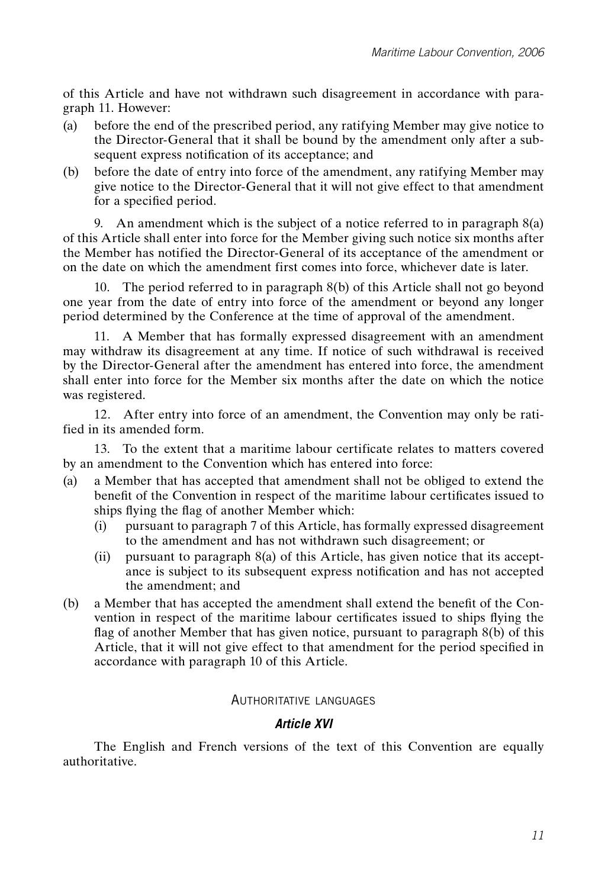of this Article and have not withdrawn such disagreement in accordance with paragraph 11. However:

(a) before the end of the prescribed period, any ratifying Member may give notice to the Director-General that it shall be bound by the amendment only after a subsequent express notification of its acceptance; and

(b) before the date of entry into force of the amendment, any ratifying Member may give notice to the Director-General that it will not give effect to that amendment for a specified period.

9. An amendment which is the subject of a notice referred to in paragraph 8(a) of this Article shall enter into force for the Member giving such notice six months after the Member has notified the Director-General of its acceptance of the amendment or on the date on which the amendment first comes into force, whichever date is later.

10. The period referred to in paragraph 8(b) of this Article shall not go beyond one year from the date of entry into force of the amendment or beyond any longer period determined by the Conference at the time of approval of the amendment.

11. A Member that has formally expressed disagreement with an amendment may withdraw its disagreement at any time. If notice of such withdrawal is received by the Director-General after the amendment has entered into force, the amendment shall enter into force for the Member six months after the date on which the notice was registered.

12. After entry into force of an amendment, the Convention may only be ratified in its amended form.

13. To the extent that a maritime labour certificate relates to matters covered by an amendment to the Convention which has entered into force:

(a) a Member that has accepted that amendment shall not be obliged to extend the benefit of the Convention in respect of the maritime labour certificates issued to ships flying the flag of another Member which:
   (i) pursuant to paragraph 7 of this Article, has formally expressed disagreement to the amendment and has not withdrawn such disagreement; or
   (ii) pursuant to paragraph 8(a) of this Article, has given notice that its acceptance is subject to its subsequent express notification and has not accepted the amendment; and

(b) a Member that has accepted the amendment shall extend the benefit of the Convention in respect of the maritime labour certificates issued to ships flying the flag of another Member that has given notice, pursuant to paragraph 8(b) of this Article, that it will not give effect to that amendment for the period specified in accordance with paragraph 10 of this Article.

## AUTHORITATIVE LANGUAGES

### *Article XVI*

The English and French versions of the text of this Convention are equally authoritative.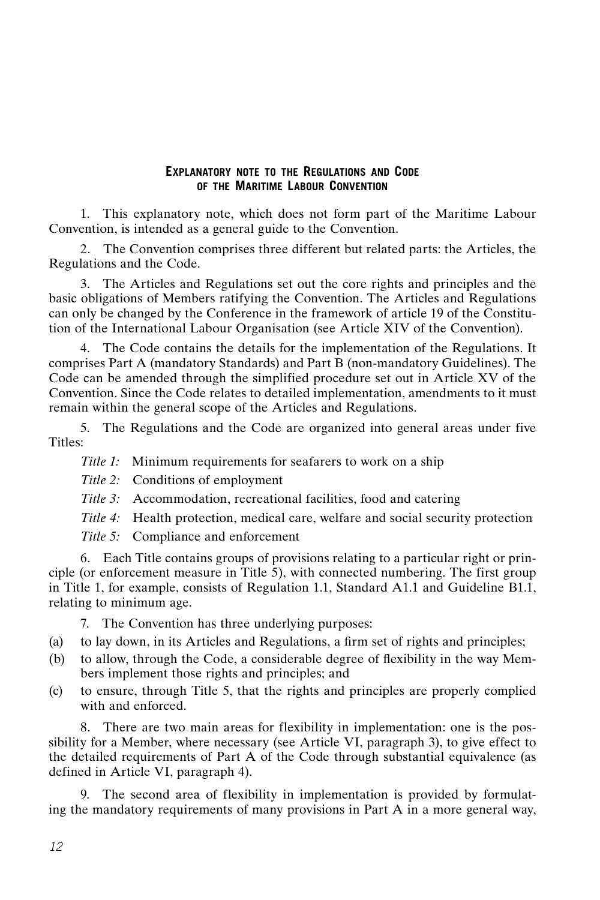## Explanatory note to the Regulations and Code of the Maritime Labour Convention

1. This explanatory note, which does not form part of the Maritime Labour Convention, is intended as a general guide to the Convention.

2. The Convention comprises three different but related parts: the Articles, the Regulations and the Code.

3. The Articles and Regulations set out the core rights and principles and the basic obligations of Members ratifying the Convention. The Articles and Regulations can only be changed by the Conference in the framework of article 19 of the Constitution of the International Labour Organisation (see Article XIV of the Convention).

4. The Code contains the details for the implementation of the Regulations. It comprises Part A (mandatory Standards) and Part B (non-mandatory Guidelines). The Code can be amended through the simplified procedure set out in Article XV of the Convention. Since the Code relates to detailed implementation, amendments to it must remain within the general scope of the Articles and Regulations.

5. The Regulations and the Code are organized into general areas under five Titles:

*Title 1:* Minimum requirements for seafarers to work on a ship

*Title 2:* Conditions of employment

*Title 3:* Accommodation, recreational facilities, food and catering

*Title 4:* Health protection, medical care, welfare and social security protection

*Title 5:* Compliance and enforcement

6. Each Title contains groups of provisions relating to a particular right or principle (or enforcement measure in Title 5), with connected numbering. The first group in Title 1, for example, consists of Regulation 1.1, Standard A1.1 and Guideline B1.1, relating to minimum age.

7. The Convention has three underlying purposes:

(a) to lay down, in its Articles and Regulations, a firm set of rights and principles;

(b) to allow, through the Code, a considerable degree of flexibility in the way Members implement those rights and principles; and

(c) to ensure, through Title 5, that the rights and principles are properly complied with and enforced.

8. There are two main areas for flexibility in implementation: one is the possibility for a Member, where necessary (see Article VI, paragraph 3), to give effect to the detailed requirements of Part A of the Code through substantial equivalence (as defined in Article VI, paragraph 4).

9. The second area of flexibility in implementation is provided by formulating the mandatory requirements of many provisions in Part A in a more general way,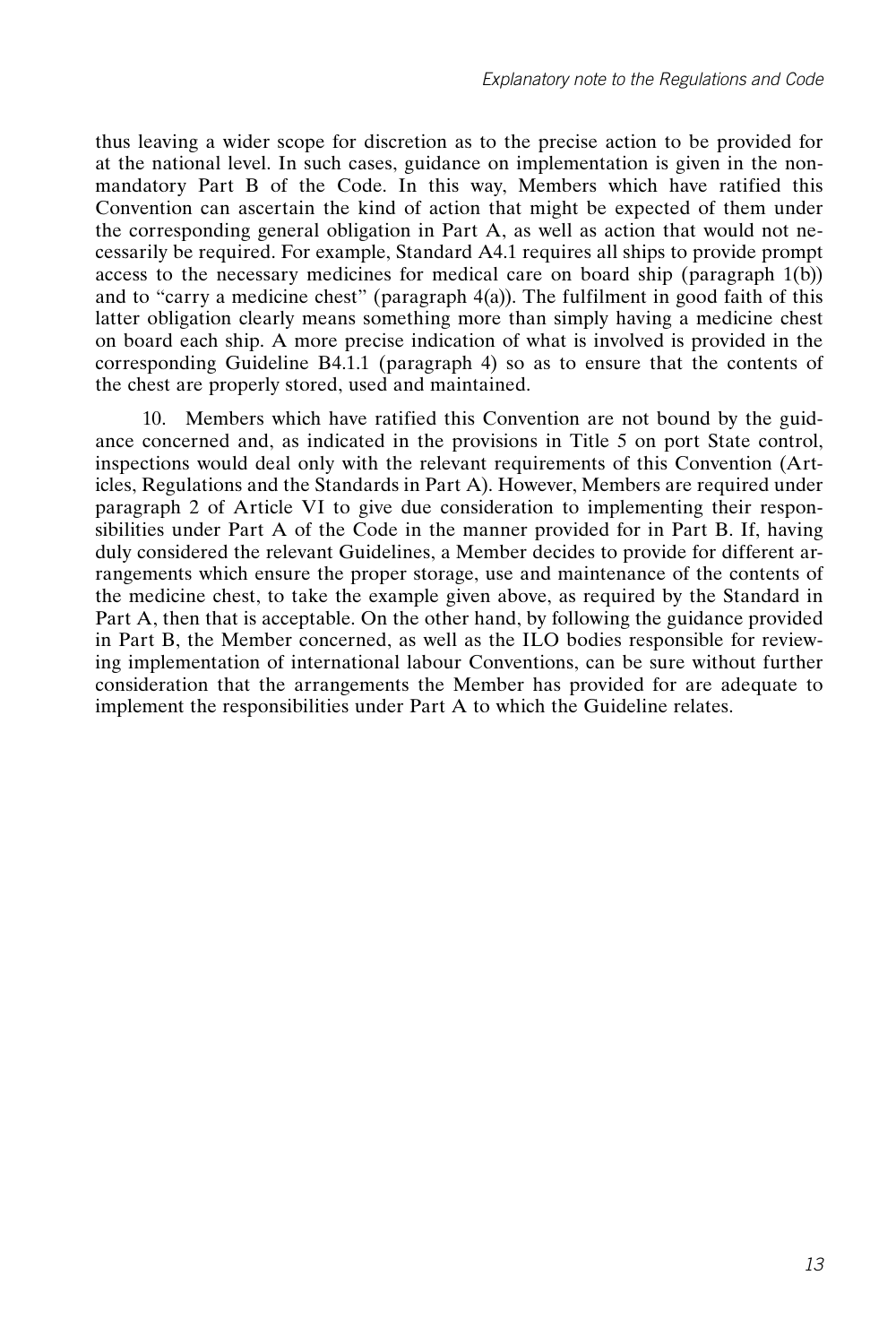thus leaving a wider scope for discretion as to the precise action to be provided for at the national level. In such cases, guidance on implementation is given in the non-mandatory Part B of the Code. In this way, Members which have ratified this Convention can ascertain the kind of action that might be expected of them under the corresponding general obligation in Part A, as well as action that would not necessarily be required. For example, Standard A4.1 requires all ships to provide prompt access to the necessary medicines for medical care on board ship (paragraph 1(b)) and to "carry a medicine chest" (paragraph 4(a)). The fulfilment in good faith of this latter obligation clearly means something more than simply having a medicine chest on board each ship. A more precise indication of what is involved is provided in the corresponding Guideline B4.1.1 (paragraph 4) so as to ensure that the contents of the chest are properly stored, used and maintained.

10. Members which have ratified this Convention are not bound by the guidance concerned and, as indicated in the provisions in Title 5 on port State control, inspections would deal only with the relevant requirements of this Convention (Articles, Regulations and the Standards in Part A). However, Members are required under paragraph 2 of Article VI to give due consideration to implementing their responsibilities under Part A of the Code in the manner provided for in Part B. If, having duly considered the relevant Guidelines, a Member decides to provide for different arrangements which ensure the proper storage, use and maintenance of the contents of the medicine chest, to take the example given above, as required by the Standard in Part A, then that is acceptable. On the other hand, by following the guidance provided in Part B, the Member concerned, as well as the ILO bodies responsible for reviewing implementation of international labour Conventions, can be sure without further consideration that the arrangements the Member has provided for are adequate to implement the responsibilities under Part A to which the Guideline relates.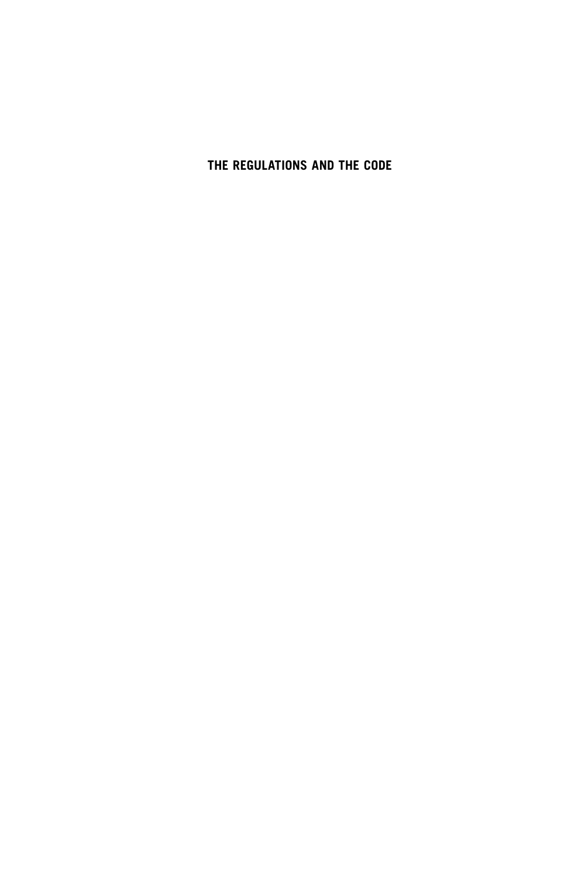# THE REGULATIONS AND THE CODE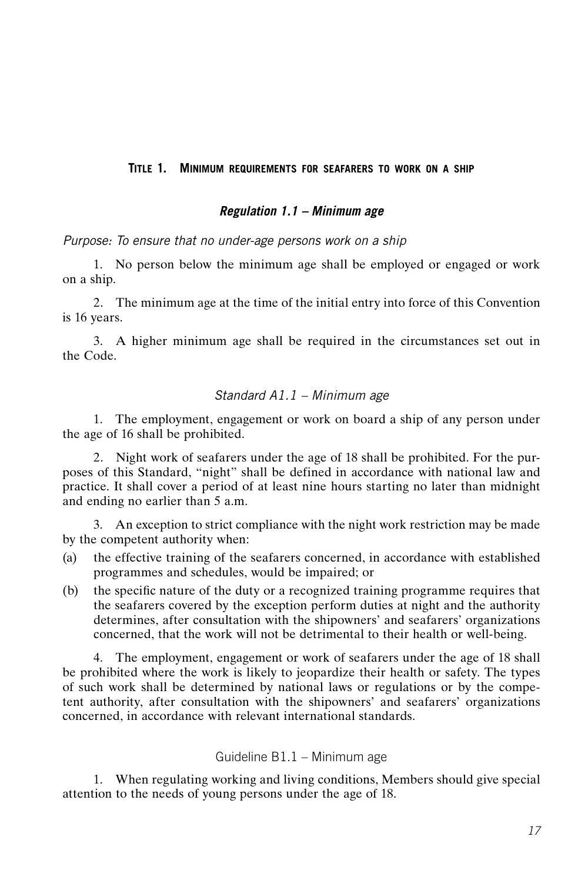## Title 1. Minimum requirements for seafarers to work on a ship

### *Regulation 1.1 – Minimum age*

*Purpose: To ensure that no under-age persons work on a ship*

1. No person below the minimum age shall be employed or engaged or work on a ship.

2. The minimum age at the time of the initial entry into force of this Convention is 16 years.

3. A higher minimum age shall be required in the circumstances set out in the Code.

#### *Standard A1.1 – Minimum age*

1. The employment, engagement or work on board a ship of any person under the age of 16 shall be prohibited.

2. Night work of seafarers under the age of 18 shall be prohibited. For the purposes of this Standard, "night" shall be defined in accordance with national law and practice. It shall cover a period of at least nine hours starting no later than midnight and ending no earlier than 5 a.m.

3. An exception to strict compliance with the night work restriction may be made by the competent authority when:

(a) the effective training of the seafarers concerned, in accordance with established programmes and schedules, would be impaired; or

(b) the specific nature of the duty or a recognized training programme requires that the seafarers covered by the exception perform duties at night and the authority determines, after consultation with the shipowners' and seafarers' organizations concerned, that the work will not be detrimental to their health or well-being.

4. The employment, engagement or work of seafarers under the age of 18 shall be prohibited where the work is likely to jeopardize their health or safety. The types of such work shall be determined by national laws or regulations or by the competent authority, after consultation with the shipowners' and seafarers' organizations concerned, in accordance with relevant international standards.

#### Guideline B1.1 – Minimum age

1. When regulating working and living conditions, Members should give special attention to the needs of young persons under the age of 18.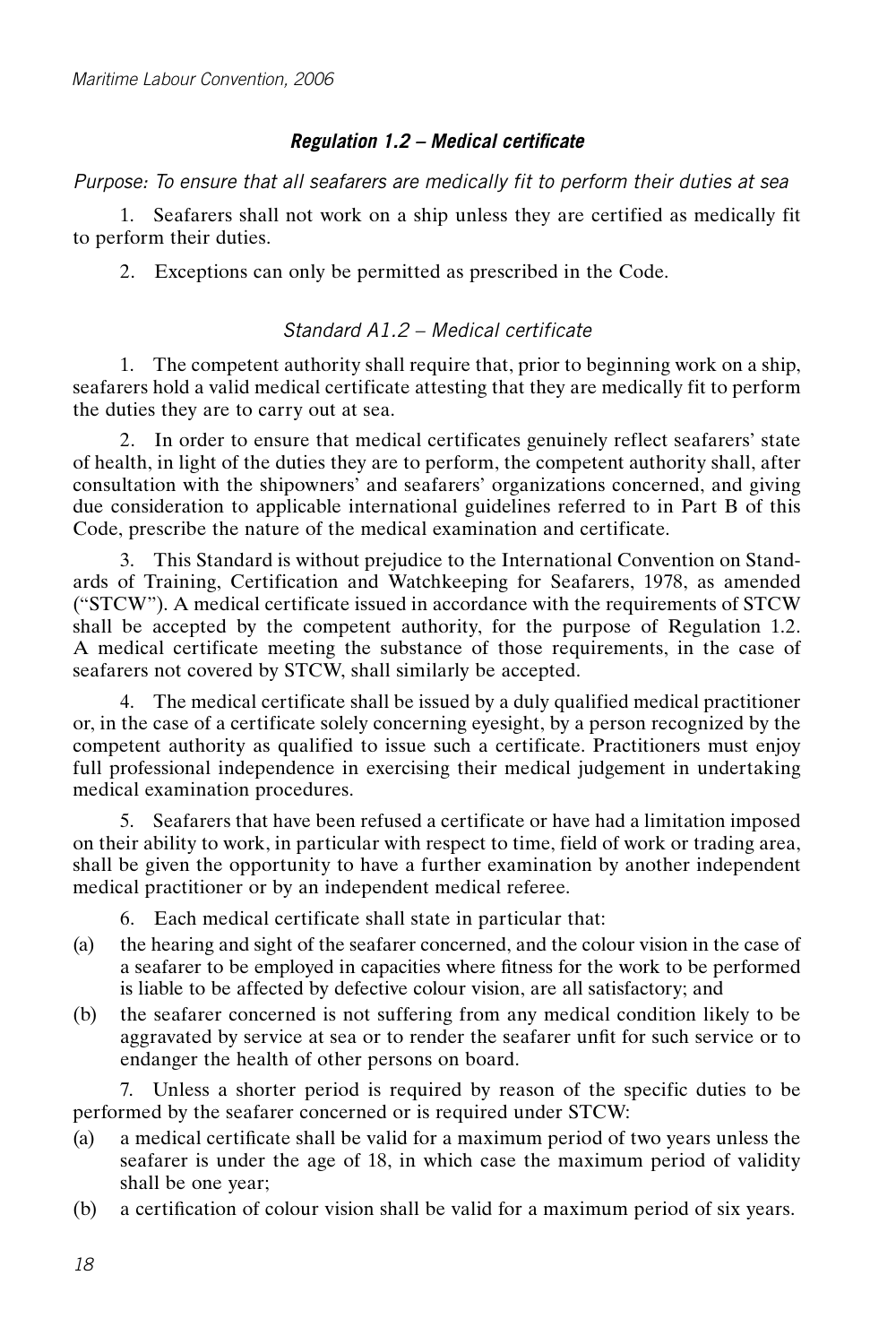### *Regulation 1.2 – Medical certificate*

*Purpose: To ensure that all seafarers are medically fit to perform their duties at sea*

1. Seafarers shall not work on a ship unless they are certified as medically fit to perform their duties.

2. Exceptions can only be permitted as prescribed in the Code.

#### *Standard A1.2 – Medical certificate*

1. The competent authority shall require that, prior to beginning work on a ship, seafarers hold a valid medical certificate attesting that they are medically fit to perform the duties they are to carry out at sea.

2. In order to ensure that medical certificates genuinely reflect seafarers' state of health, in light of the duties they are to perform, the competent authority shall, after consultation with the shipowners' and seafarers' organizations concerned, and giving due consideration to applicable international guidelines referred to in Part B of this Code, prescribe the nature of the medical examination and certificate.

3. This Standard is without prejudice to the International Convention on Standards of Training, Certification and Watchkeeping for Seafarers, 1978, as amended ("STCW"). A medical certificate issued in accordance with the requirements of STCW shall be accepted by the competent authority, for the purpose of Regulation 1.2. A medical certificate meeting the substance of those requirements, in the case of seafarers not covered by STCW, shall similarly be accepted.

4. The medical certificate shall be issued by a duly qualified medical practitioner or, in the case of a certificate solely concerning eyesight, by a person recognized by the competent authority as qualified to issue such a certificate. Practitioners must enjoy full professional independence in exercising their medical judgement in undertaking medical examination procedures.

5. Seafarers that have been refused a certificate or have had a limitation imposed on their ability to work, in particular with respect to time, field of work or trading area, shall be given the opportunity to have a further examination by another independent medical practitioner or by an independent medical referee.

6. Each medical certificate shall state in particular that:

(a) the hearing and sight of the seafarer concerned, and the colour vision in the case of a seafarer to be employed in capacities where fitness for the work to be performed is liable to be affected by defective colour vision, are all satisfactory; and

(b) the seafarer concerned is not suffering from any medical condition likely to be aggravated by service at sea or to render the seafarer unfit for such service or to endanger the health of other persons on board.

7. Unless a shorter period is required by reason of the specific duties to be performed by the seafarer concerned or is required under STCW:

(a) a medical certificate shall be valid for a maximum period of two years unless the seafarer is under the age of 18, in which case the maximum period of validity shall be one year;

(b) a certification of colour vision shall be valid for a maximum period of six years.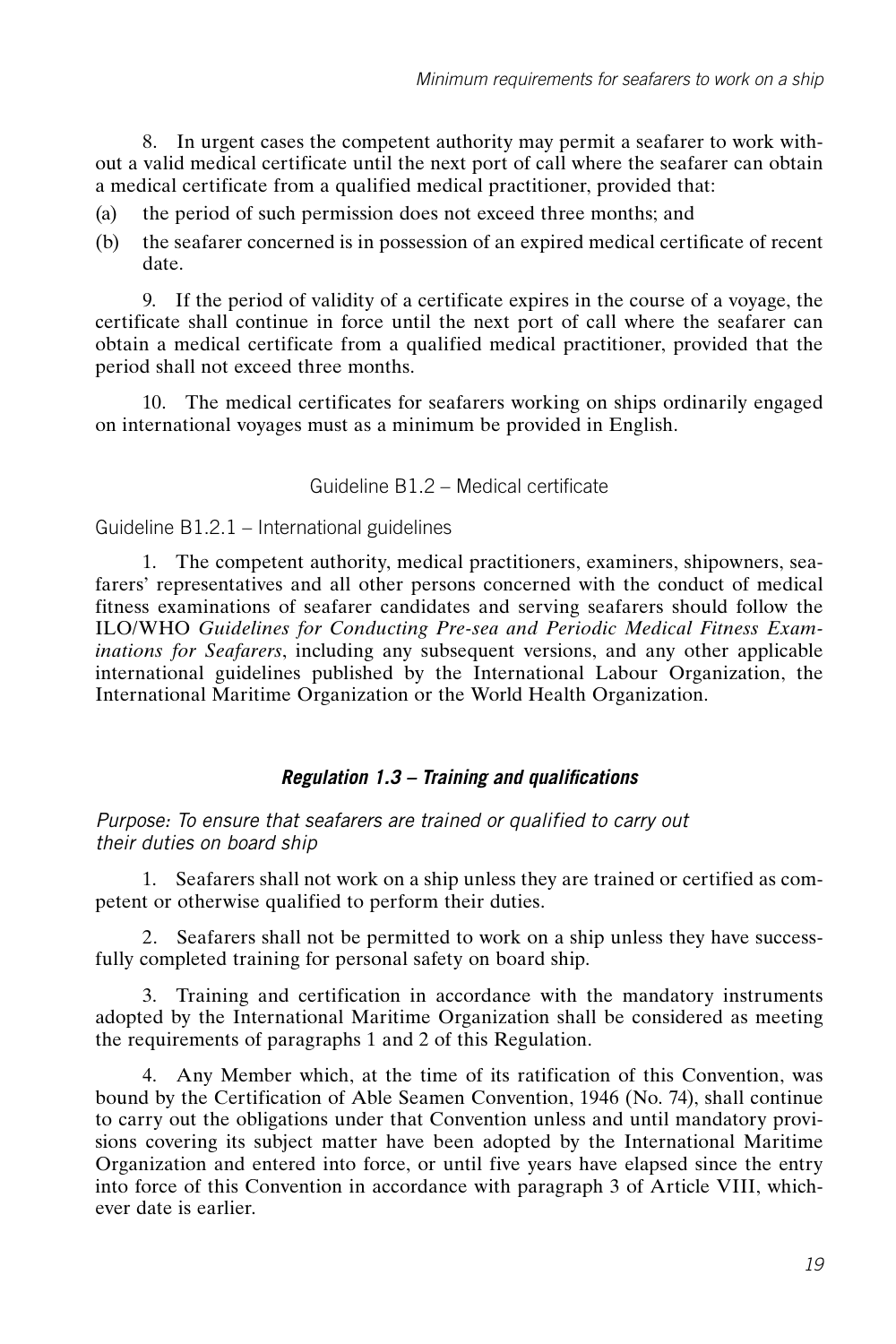8. In urgent cases the competent authority may permit a seafarer to work without a valid medical certificate until the next port of call where the seafarer can obtain a medical certificate from a qualified medical practitioner, provided that:

(a) the period of such permission does not exceed three months; and

(b) the seafarer concerned is in possession of an expired medical certificate of recent date.

9. If the period of validity of a certificate expires in the course of a voyage, the certificate shall continue in force until the next port of call where the seafarer can obtain a medical certificate from a qualified medical practitioner, provided that the period shall not exceed three months.

10. The medical certificates for seafarers working on ships ordinarily engaged on international voyages must as a minimum be provided in English.

### Guideline B1.2 – Medical certificate

#### Guideline B1.2.1 – International guidelines

1. The competent authority, medical practitioners, examiners, shipowners, seafarers' representatives and all other persons concerned with the conduct of medical fitness examinations of seafarer candidates and serving seafarers should follow the ILO/WHO *Guidelines for Conducting Pre-sea and Periodic Medical Fitness Examinations for Seafarers*, including any subsequent versions, and any other applicable international guidelines published by the International Labour Organization, the International Maritime Organization or the World Health Organization.

### *Regulation 1.3 – Training and qualifications*

*Purpose: To ensure that seafarers are trained or qualified to carry out their duties on board ship*

1. Seafarers shall not work on a ship unless they are trained or certified as competent or otherwise qualified to perform their duties.

2. Seafarers shall not be permitted to work on a ship unless they have successfully completed training for personal safety on board ship.

3. Training and certification in accordance with the mandatory instruments adopted by the International Maritime Organization shall be considered as meeting the requirements of paragraphs 1 and 2 of this Regulation.

4. Any Member which, at the time of its ratification of this Convention, was bound by the Certification of Able Seamen Convention, 1946 (No. 74), shall continue to carry out the obligations under that Convention unless and until mandatory provisions covering its subject matter have been adopted by the International Maritime Organization and entered into force, or until five years have elapsed since the entry into force of this Convention in accordance with paragraph 3 of Article VIII, whichever date is earlier.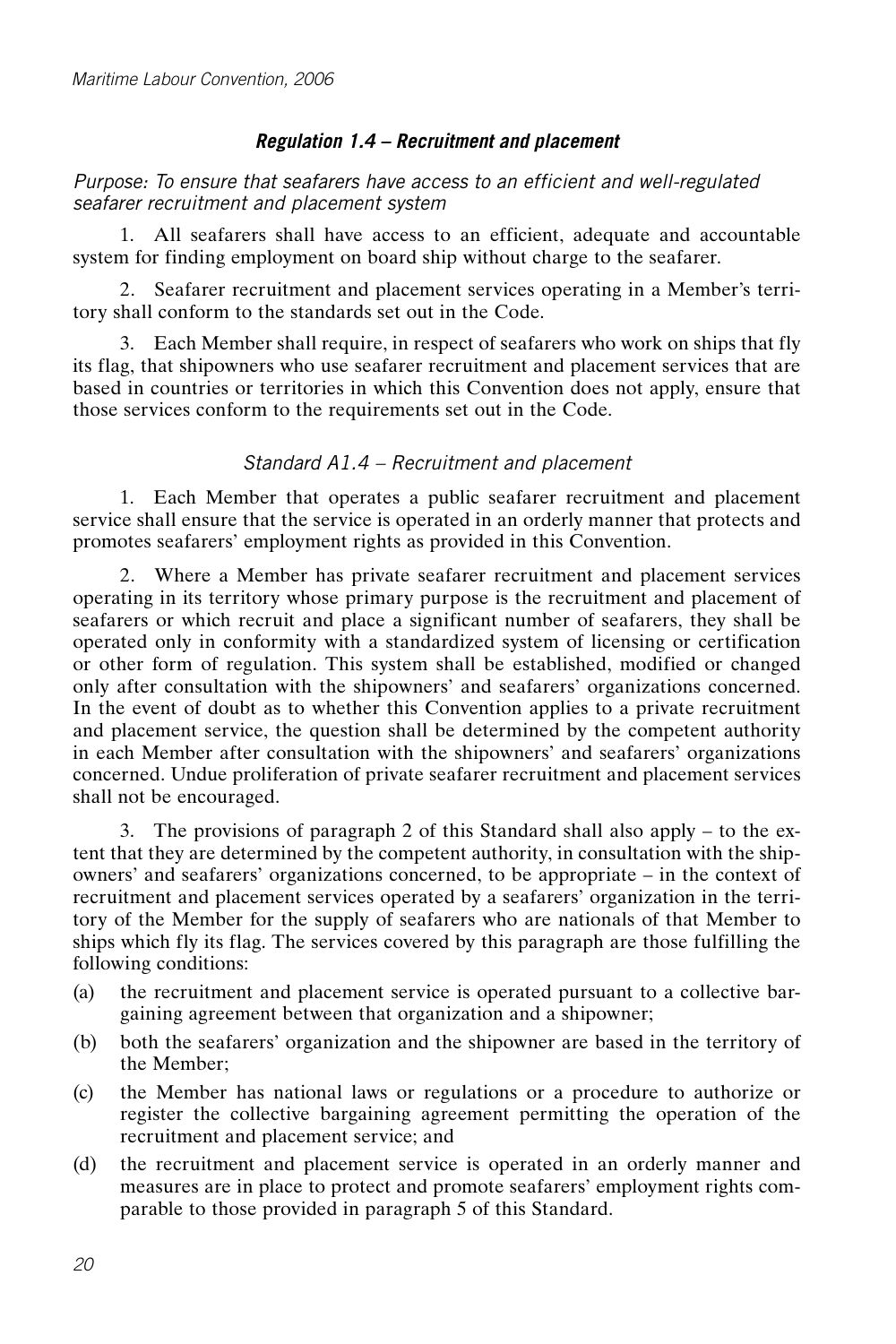### *Regulation 1.4 – Recruitment and placement*

*Purpose: To ensure that seafarers have access to an efficient and well-regulated seafarer recruitment and placement system*

1. All seafarers shall have access to an efficient, adequate and accountable system for finding employment on board ship without charge to the seafarer.

2. Seafarer recruitment and placement services operating in a Member's territory shall conform to the standards set out in the Code.

3. Each Member shall require, in respect of seafarers who work on ships that fly its flag, that shipowners who use seafarer recruitment and placement services that are based in countries or territories in which this Convention does not apply, ensure that those services conform to the requirements set out in the Code.

#### *Standard A1.4 – Recruitment and placement*

1. Each Member that operates a public seafarer recruitment and placement service shall ensure that the service is operated in an orderly manner that protects and promotes seafarers' employment rights as provided in this Convention.

2. Where a Member has private seafarer recruitment and placement services operating in its territory whose primary purpose is the recruitment and placement of seafarers or which recruit and place a significant number of seafarers, they shall be operated only in conformity with a standardized system of licensing or certification or other form of regulation. This system shall be established, modified or changed only after consultation with the shipowners' and seafarers' organizations concerned. In the event of doubt as to whether this Convention applies to a private recruitment and placement service, the question shall be determined by the competent authority in each Member after consultation with the shipowners' and seafarers' organizations concerned. Undue proliferation of private seafarer recruitment and placement services shall not be encouraged.

3. The provisions of paragraph 2 of this Standard shall also apply – to the extent that they are determined by the competent authority, in consultation with the shipowners' and seafarers' organizations concerned, to be appropriate – in the context of recruitment and placement services operated by a seafarers' organization in the territory of the Member for the supply of seafarers who are nationals of that Member to ships which fly its flag. The services covered by this paragraph are those fulfilling the following conditions:

(a) the recruitment and placement service is operated pursuant to a collective bargaining agreement between that organization and a shipowner;

(b) both the seafarers' organization and the shipowner are based in the territory of the Member;

(c) the Member has national laws or regulations or a procedure to authorize or register the collective bargaining agreement permitting the operation of the recruitment and placement service; and

(d) the recruitment and placement service is operated in an orderly manner and measures are in place to protect and promote seafarers' employment rights comparable to those provided in paragraph 5 of this Standard.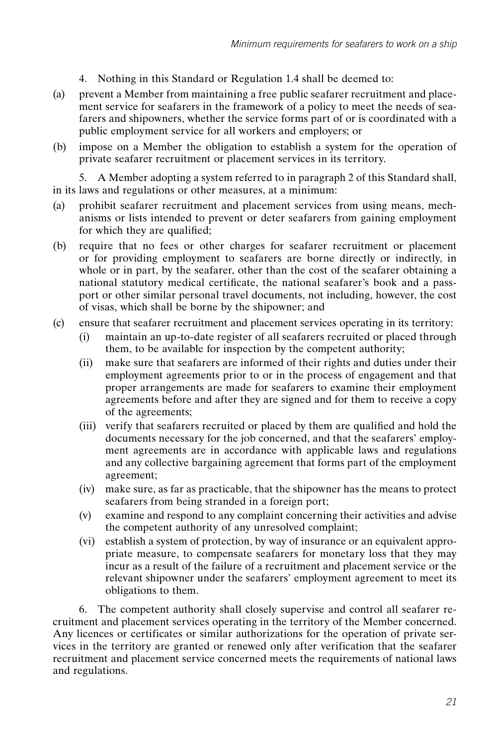4. Nothing in this Standard or Regulation 1.4 shall be deemed to:

(a) prevent a Member from maintaining a free public seafarer recruitment and placement service for seafarers in the framework of a policy to meet the needs of seafarers and shipowners, whether the service forms part of or is coordinated with a public employment service for all workers and employers; or

(b) impose on a Member the obligation to establish a system for the operation of private seafarer recruitment or placement services in its territory.

5. A Member adopting a system referred to in paragraph 2 of this Standard shall, in its laws and regulations or other measures, at a minimum:

(a) prohibit seafarer recruitment and placement services from using means, mechanisms or lists intended to prevent or deter seafarers from gaining employment for which they are qualified;

(b) require that no fees or other charges for seafarer recruitment or placement or for providing employment to seafarers are borne directly or indirectly, in whole or in part, by the seafarer, other than the cost of the seafarer obtaining a national statutory medical certificate, the national seafarer's book and a passport or other similar personal travel documents, not including, however, the cost of visas, which shall be borne by the shipowner; and

(c) ensure that seafarer recruitment and placement services operating in its territory:
   - (i) maintain an up-to-date register of all seafarers recruited or placed through them, to be available for inspection by the competent authority;
   - (ii) make sure that seafarers are informed of their rights and duties under their employment agreements prior to or in the process of engagement and that proper arrangements are made for seafarers to examine their employment agreements before and after they are signed and for them to receive a copy of the agreements;
   - (iii) verify that seafarers recruited or placed by them are qualified and hold the documents necessary for the job concerned, and that the seafarers' employment agreements are in accordance with applicable laws and regulations and any collective bargaining agreement that forms part of the employment agreement;
   - (iv) make sure, as far as practicable, that the shipowner has the means to protect seafarers from being stranded in a foreign port;
   - (v) examine and respond to any complaint concerning their activities and advise the competent authority of any unresolved complaint;
   - (vi) establish a system of protection, by way of insurance or an equivalent appropriate measure, to compensate seafarers for monetary loss that they may incur as a result of the failure of a recruitment and placement service or the relevant shipowner under the seafarers' employment agreement to meet its obligations to them.

6. The competent authority shall closely supervise and control all seafarer recruitment and placement services operating in the territory of the Member concerned. Any licences or certificates or similar authorizations for the operation of private services in the territory are granted or renewed only after verification that the seafarer recruitment and placement service concerned meets the requirements of national laws and regulations.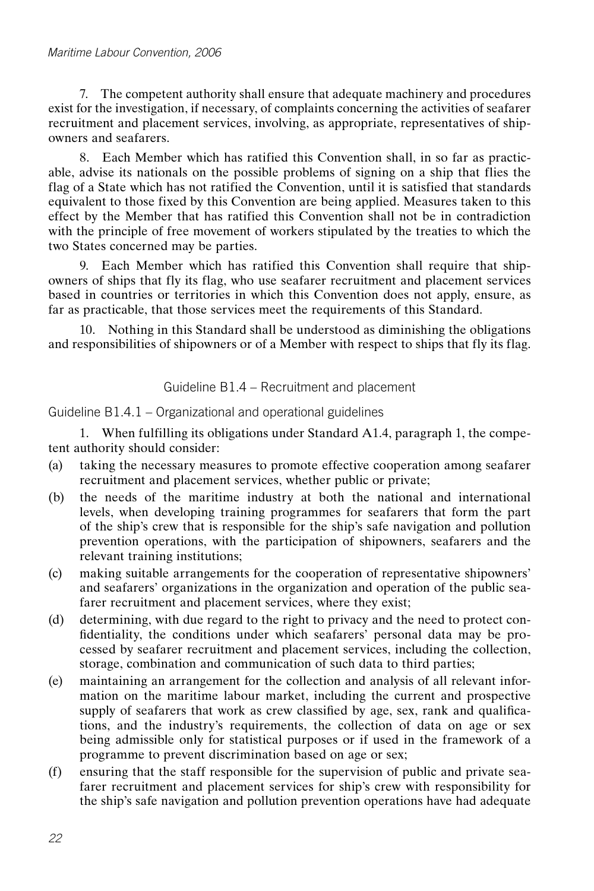7. The competent authority shall ensure that adequate machinery and procedures exist for the investigation, if necessary, of complaints concerning the activities of seafarer recruitment and placement services, involving, as appropriate, representatives of shipowners and seafarers.

8. Each Member which has ratified this Convention shall, in so far as practicable, advise its nationals on the possible problems of signing on a ship that flies the flag of a State which has not ratified the Convention, until it is satisfied that standards equivalent to those fixed by this Convention are being applied. Measures taken to this effect by the Member that has ratified this Convention shall not be in contradiction with the principle of free movement of workers stipulated by the treaties to which the two States concerned may be parties.

9. Each Member which has ratified this Convention shall require that shipowners of ships that fly its flag, who use seafarer recruitment and placement services based in countries or territories in which this Convention does not apply, ensure, as far as practicable, that those services meet the requirements of this Standard.

10. Nothing in this Standard shall be understood as diminishing the obligations and responsibilities of shipowners or of a Member with respect to ships that fly its flag.

## Guideline B1.4 – Recruitment and placement

### Guideline B1.4.1 – Organizational and operational guidelines

1. When fulfilling its obligations under Standard A1.4, paragraph 1, the competent authority should consider:

(a) taking the necessary measures to promote effective cooperation among seafarer recruitment and placement services, whether public or private;

(b) the needs of the maritime industry at both the national and international levels, when developing training programmes for seafarers that form the part of the ship's crew that is responsible for the ship's safe navigation and pollution prevention operations, with the participation of shipowners, seafarers and the relevant training institutions;

(c) making suitable arrangements for the cooperation of representative shipowners' and seafarers' organizations in the organization and operation of the public seafarer recruitment and placement services, where they exist;

(d) determining, with due regard to the right to privacy and the need to protect confidentiality, the conditions under which seafarers' personal data may be processed by seafarer recruitment and placement services, including the collection, storage, combination and communication of such data to third parties;

(e) maintaining an arrangement for the collection and analysis of all relevant information on the maritime labour market, including the current and prospective supply of seafarers that work as crew classified by age, sex, rank and qualifications, and the industry's requirements, the collection of data on age or sex being admissible only for statistical purposes or if used in the framework of a programme to prevent discrimination based on age or sex;

(f) ensuring that the staff responsible for the supervision of public and private seafarer recruitment and placement services for ship's crew with responsibility for the ship's safe navigation and pollution prevention operations have had adequate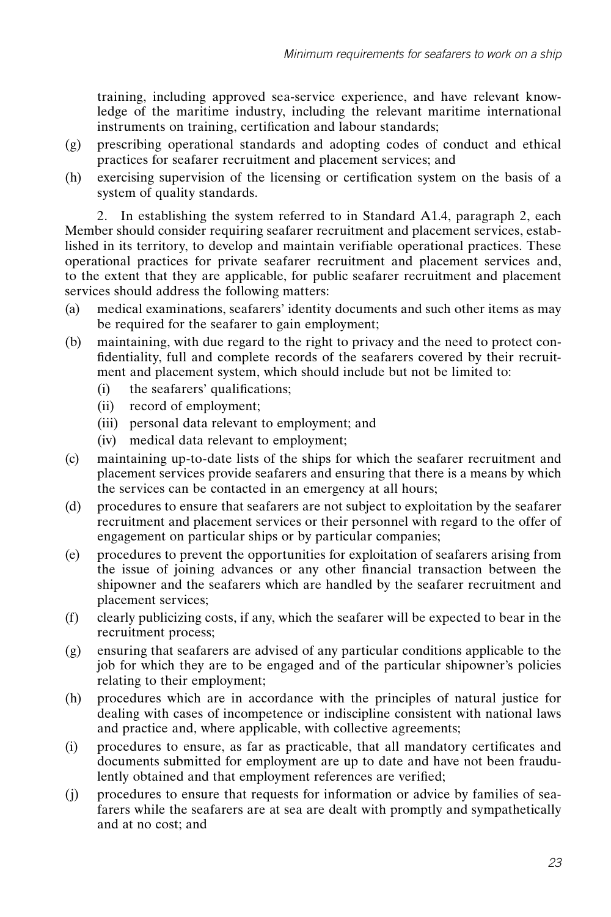training, including approved sea-service experience, and have relevant knowledge of the maritime industry, including the relevant maritime international instruments on training, certification and labour standards;

(g) prescribing operational standards and adopting codes of conduct and ethical practices for seafarer recruitment and placement services; and

(h) exercising supervision of the licensing or certification system on the basis of a system of quality standards.

2. In establishing the system referred to in Standard A1.4, paragraph 2, each Member should consider requiring seafarer recruitment and placement services, established in its territory, to develop and maintain verifiable operational practices. These operational practices for private seafarer recruitment and placement services and, to the extent that they are applicable, for public seafarer recruitment and placement services should address the following matters:

(a) medical examinations, seafarers' identity documents and such other items as may be required for the seafarer to gain employment;

(b) maintaining, with due regard to the right to privacy and the need to protect confidentiality, full and complete records of the seafarers covered by their recruitment and placement system, which should include but not be limited to:
   (i) the seafarers' qualifications;
   (ii) record of employment;
   (iii) personal data relevant to employment; and
   (iv) medical data relevant to employment;

(c) maintaining up-to-date lists of the ships for which the seafarer recruitment and placement services provide seafarers and ensuring that there is a means by which the services can be contacted in an emergency at all hours;

(d) procedures to ensure that seafarers are not subject to exploitation by the seafarer recruitment and placement services or their personnel with regard to the offer of engagement on particular ships or by particular companies;

(e) procedures to prevent the opportunities for exploitation of seafarers arising from the issue of joining advances or any other financial transaction between the shipowner and the seafarers which are handled by the seafarer recruitment and placement services;

(f) clearly publicizing costs, if any, which the seafarer will be expected to bear in the recruitment process;

(g) ensuring that seafarers are advised of any particular conditions applicable to the job for which they are to be engaged and of the particular shipowner's policies relating to their employment;

(h) procedures which are in accordance with the principles of natural justice for dealing with cases of incompetence or indiscipline consistent with national laws and practice and, where applicable, with collective agreements;

(i) procedures to ensure, as far as practicable, that all mandatory certificates and documents submitted for employment are up to date and have not been fraudulently obtained and that employment references are verified;

(j) procedures to ensure that requests for information or advice by families of seafarers while the seafarers are at sea are dealt with promptly and sympathetically and at no cost; and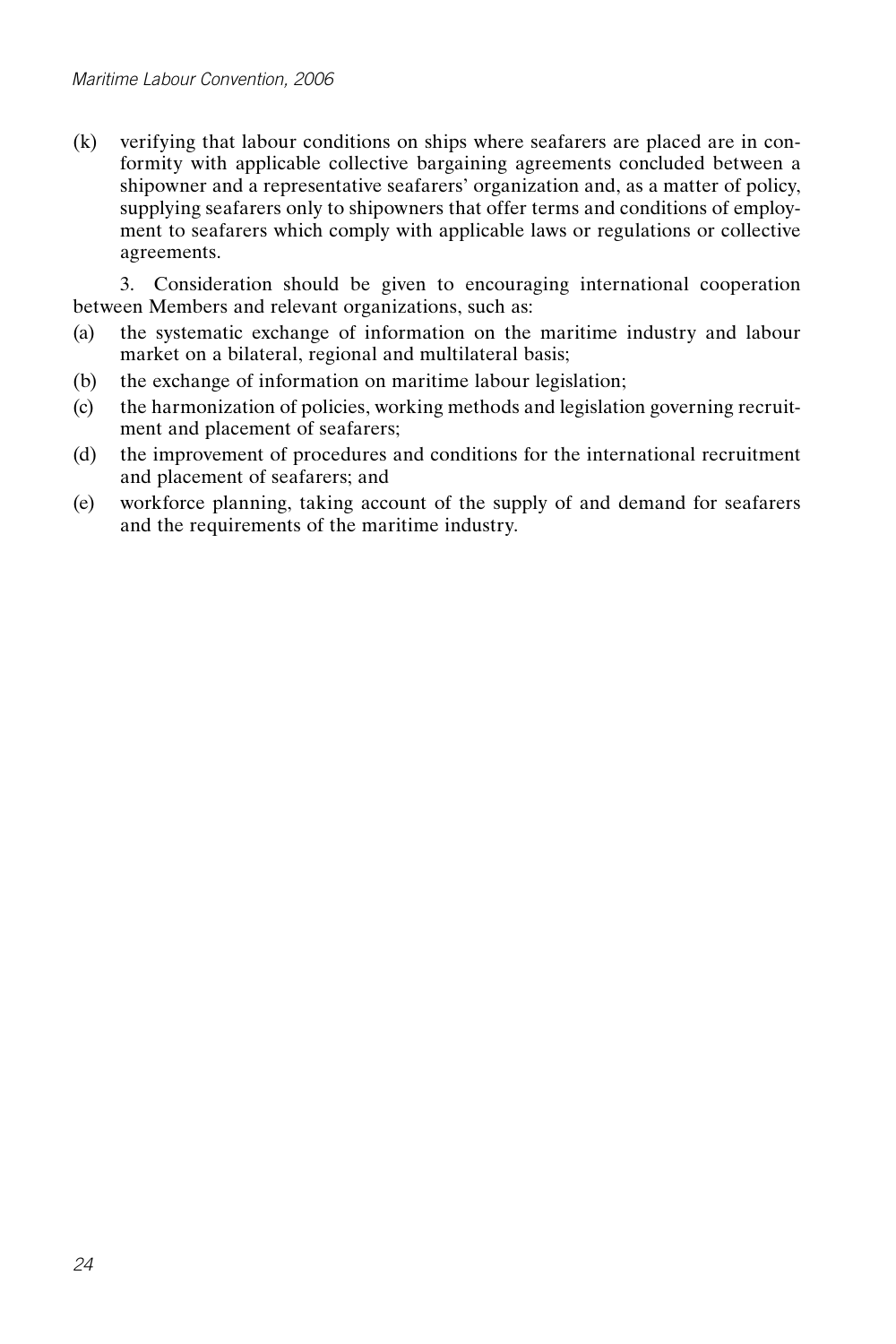(k) verifying that labour conditions on ships where seafarers are placed are in conformity with applicable collective bargaining agreements concluded between a shipowner and a representative seafarers' organization and, as a matter of policy, supplying seafarers only to shipowners that offer terms and conditions of employment to seafarers which comply with applicable laws or regulations or collective agreements.

3. Consideration should be given to encouraging international cooperation between Members and relevant organizations, such as:

(a) the systematic exchange of information on the maritime industry and labour market on a bilateral, regional and multilateral basis;

(b) the exchange of information on maritime labour legislation;

(c) the harmonization of policies, working methods and legislation governing recruitment and placement of seafarers;

(d) the improvement of procedures and conditions for the international recruitment and placement of seafarers; and

(e) workforce planning, taking account of the supply of and demand for seafarers and the requirements of the maritime industry.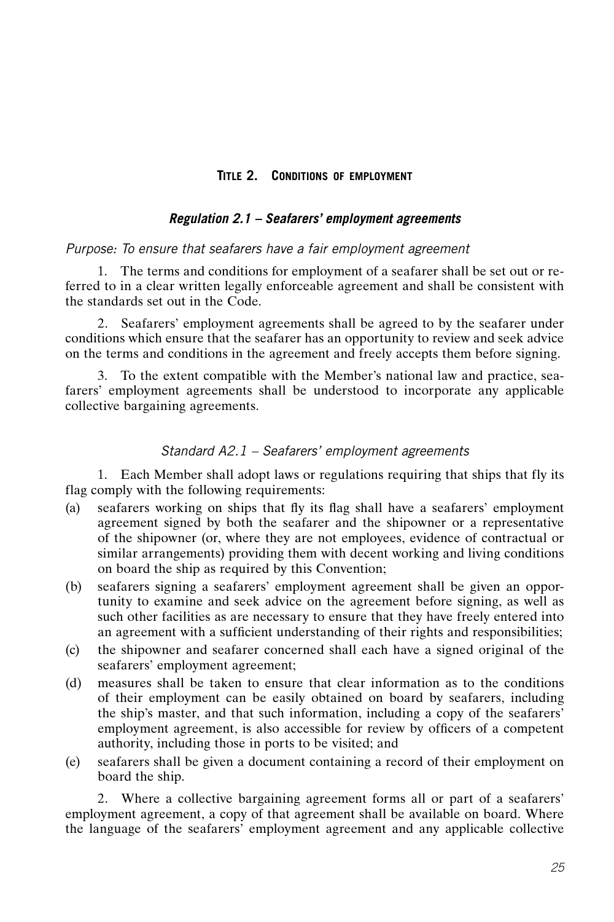## Title 2. Conditions of employment

### *Regulation 2.1 – Seafarers' employment agreements*

*Purpose: To ensure that seafarers have a fair employment agreement*

1. The terms and conditions for employment of a seafarer shall be set out or referred to in a clear written legally enforceable agreement and shall be consistent with the standards set out in the Code.

2. Seafarers' employment agreements shall be agreed to by the seafarer under conditions which ensure that the seafarer has an opportunity to review and seek advice on the terms and conditions in the agreement and freely accepts them before signing.

3. To the extent compatible with the Member's national law and practice, seafarers' employment agreements shall be understood to incorporate any applicable collective bargaining agreements.

#### *Standard A2.1 – Seafarers' employment agreements*

1. Each Member shall adopt laws or regulations requiring that ships that fly its flag comply with the following requirements:

(a) seafarers working on ships that fly its flag shall have a seafarers' employment agreement signed by both the seafarer and the shipowner or a representative of the shipowner (or, where they are not employees, evidence of contractual or similar arrangements) providing them with decent working and living conditions on board the ship as required by this Convention;

(b) seafarers signing a seafarers' employment agreement shall be given an opportunity to examine and seek advice on the agreement before signing, as well as such other facilities as are necessary to ensure that they have freely entered into an agreement with a sufficient understanding of their rights and responsibilities;

(c) the shipowner and seafarer concerned shall each have a signed original of the seafarers' employment agreement;

(d) measures shall be taken to ensure that clear information as to the conditions of their employment can be easily obtained on board by seafarers, including the ship's master, and that such information, including a copy of the seafarers' employment agreement, is also accessible for review by officers of a competent authority, including those in ports to be visited; and

(e) seafarers shall be given a document containing a record of their employment on board the ship.

2. Where a collective bargaining agreement forms all or part of a seafarers' employment agreement, a copy of that agreement shall be available on board. Where the language of the seafarers' employment agreement and any applicable collective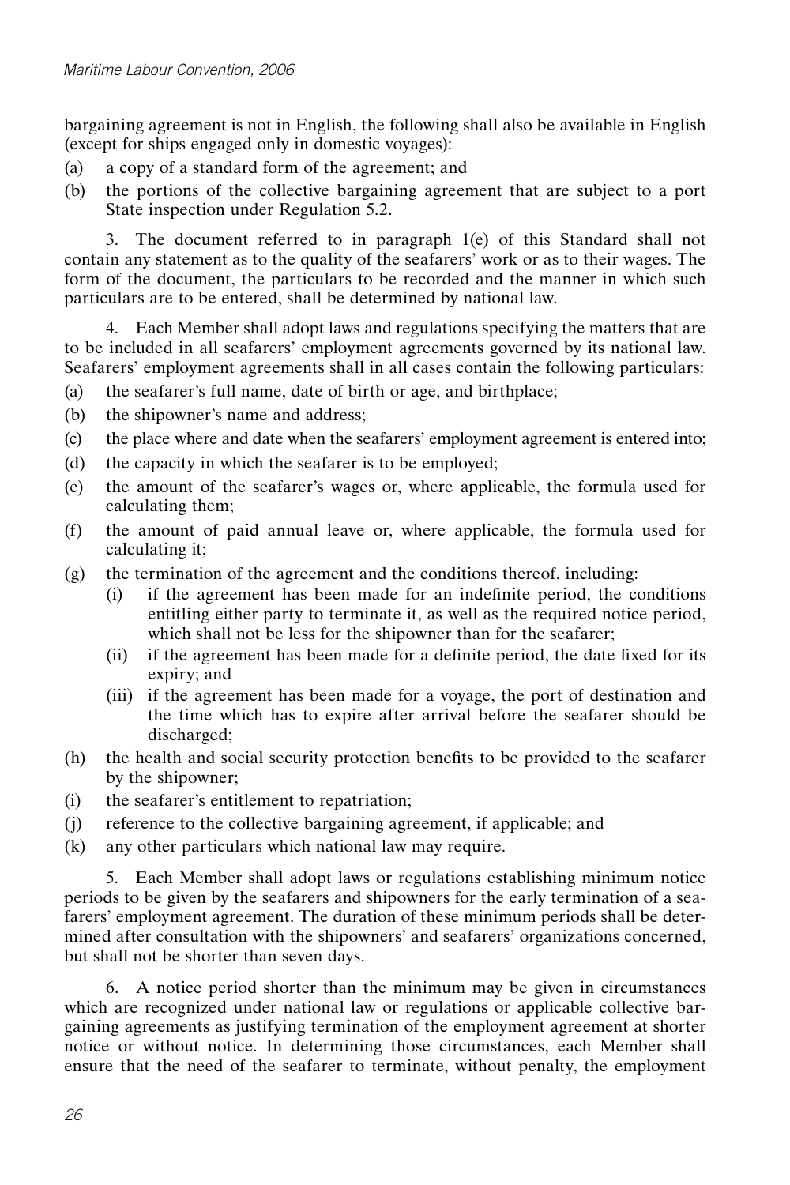bargaining agreement is not in English, the following shall also be available in English (except for ships engaged only in domestic voyages):

(a) a copy of a standard form of the agreement; and

(b) the portions of the collective bargaining agreement that are subject to a port State inspection under Regulation 5.2.

3. The document referred to in paragraph 1(e) of this Standard shall not contain any statement as to the quality of the seafarers' work or as to their wages. The form of the document, the particulars to be recorded and the manner in which such particulars are to be entered, shall be determined by national law.

4. Each Member shall adopt laws and regulations specifying the matters that are to be included in all seafarers' employment agreements governed by its national law. Seafarers' employment agreements shall in all cases contain the following particulars:

(a) the seafarer's full name, date of birth or age, and birthplace;

(b) the shipowner's name and address;

(c) the place where and date when the seafarers' employment agreement is entered into;

(d) the capacity in which the seafarer is to be employed;

(e) the amount of the seafarer's wages or, where applicable, the formula used for calculating them;

(f) the amount of paid annual leave or, where applicable, the formula used for calculating it;

(g) the termination of the agreement and the conditions thereof, including:
   - (i) if the agreement has been made for an indefinite period, the conditions entitling either party to terminate it, as well as the required notice period, which shall not be less for the shipowner than for the seafarer;
   - (ii) if the agreement has been made for a definite period, the date fixed for its expiry; and
   - (iii) if the agreement has been made for a voyage, the port of destination and the time which has to expire after arrival before the seafarer should be discharged;

(h) the health and social security protection benefits to be provided to the seafarer by the shipowner;

(i) the seafarer's entitlement to repatriation;

(j) reference to the collective bargaining agreement, if applicable; and

(k) any other particulars which national law may require.

5. Each Member shall adopt laws or regulations establishing minimum notice periods to be given by the seafarers and shipowners for the early termination of a seafarers' employment agreement. The duration of these minimum periods shall be determined after consultation with the shipowners' and seafarers' organizations concerned, but shall not be shorter than seven days.

6. A notice period shorter than the minimum may be given in circumstances which are recognized under national law or regulations or applicable collective bargaining agreements as justifying termination of the employment agreement at shorter notice or without notice. In determining those circumstances, each Member shall ensure that the need of the seafarer to terminate, without penalty, the employment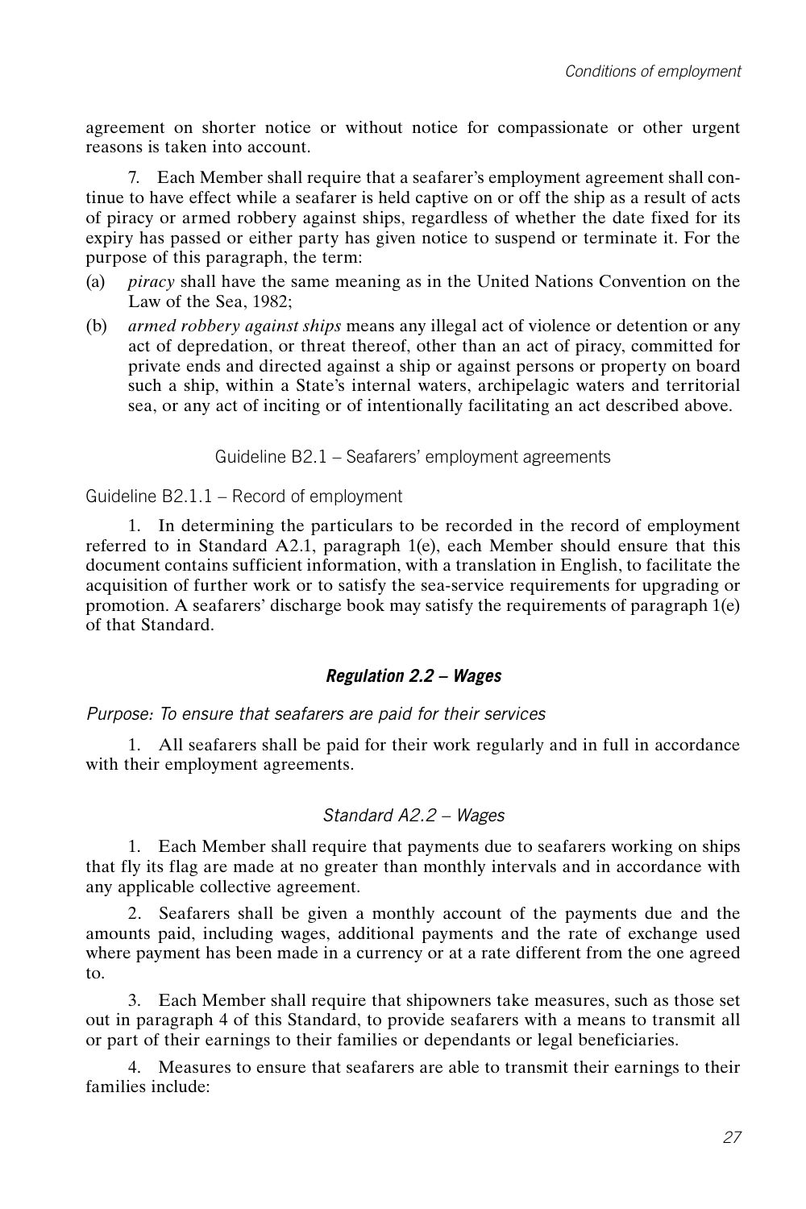agreement on shorter notice or without notice for compassionate or other urgent reasons is taken into account.

7. Each Member shall require that a seafarer's employment agreement shall continue to have effect while a seafarer is held captive on or off the ship as a result of acts of piracy or armed robbery against ships, regardless of whether the date fixed for its expiry has passed or either party has given notice to suspend or terminate it. For the purpose of this paragraph, the term:

(a) *piracy* shall have the same meaning as in the United Nations Convention on the Law of the Sea, 1982;

(b) *armed robbery against ships* means any illegal act of violence or detention or any act of depredation, or threat thereof, other than an act of piracy, committed for private ends and directed against a ship or against persons or property on board such a ship, within a State's internal waters, archipelagic waters and territorial sea, or any act of inciting or of intentionally facilitating an act described above.

Guideline B2.1 – Seafarers' employment agreements

Guideline B2.1.1 – Record of employment

1. In determining the particulars to be recorded in the record of employment referred to in Standard A2.1, paragraph 1(e), each Member should ensure that this document contains sufficient information, with a translation in English, to facilitate the acquisition of further work or to satisfy the sea-service requirements for upgrading or promotion. A seafarers' discharge book may satisfy the requirements of paragraph 1(e) of that Standard.

### ***Regulation 2.2 – Wages***

*Purpose: To ensure that seafarers are paid for their services*

1. All seafarers shall be paid for their work regularly and in full in accordance with their employment agreements.

*Standard A2.2 – Wages*

1. Each Member shall require that payments due to seafarers working on ships that fly its flag are made at no greater than monthly intervals and in accordance with any applicable collective agreement.

2. Seafarers shall be given a monthly account of the payments due and the amounts paid, including wages, additional payments and the rate of exchange used where payment has been made in a currency or at a rate different from the one agreed to.

3. Each Member shall require that shipowners take measures, such as those set out in paragraph 4 of this Standard, to provide seafarers with a means to transmit all or part of their earnings to their families or dependants or legal beneficiaries.

4. Measures to ensure that seafarers are able to transmit their earnings to their families include: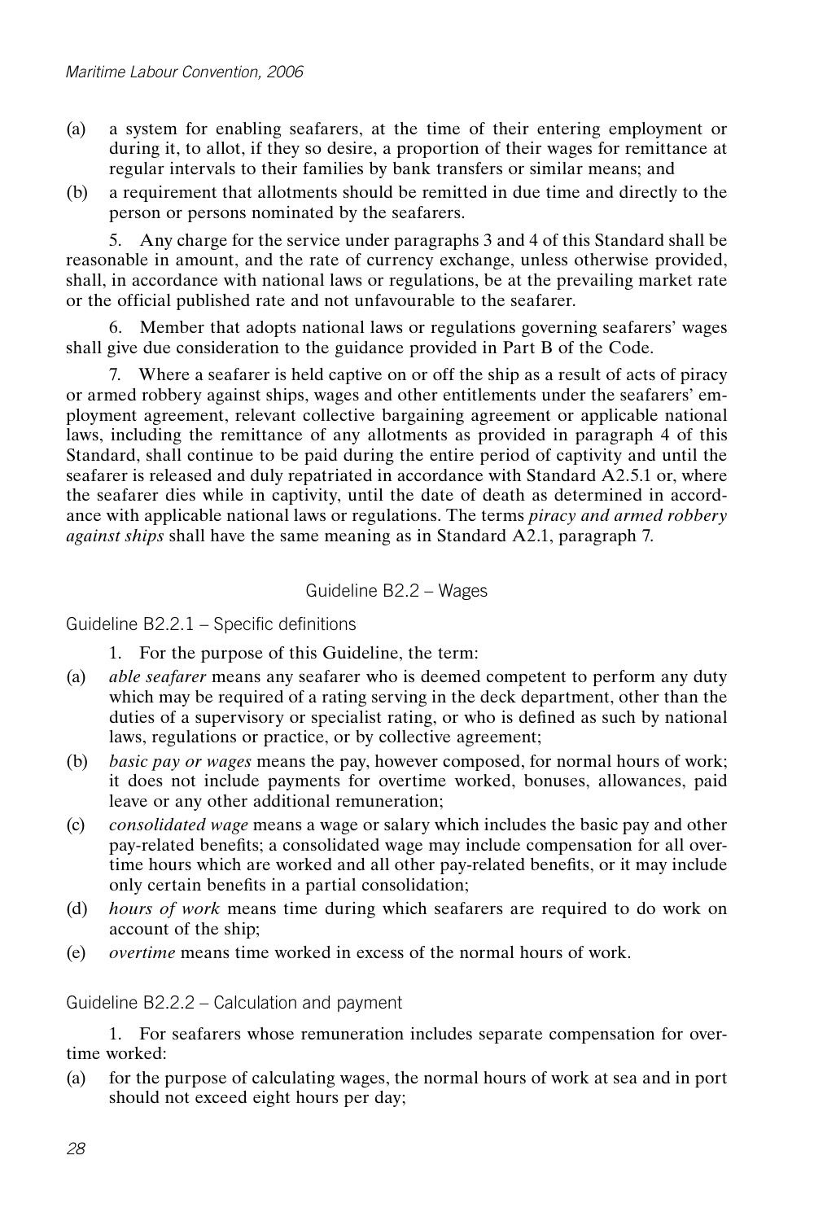(a) a system for enabling seafarers, at the time of their entering employment or during it, to allot, if they so desire, a proportion of their wages for remittance at regular intervals to their families by bank transfers or similar means; and

(b) a requirement that allotments should be remitted in due time and directly to the person or persons nominated by the seafarers.

5. Any charge for the service under paragraphs 3 and 4 of this Standard shall be reasonable in amount, and the rate of currency exchange, unless otherwise provided, shall, in accordance with national laws or regulations, be at the prevailing market rate or the official published rate and not unfavourable to the seafarer.

6. Member that adopts national laws or regulations governing seafarers' wages shall give due consideration to the guidance provided in Part B of the Code.

7. Where a seafarer is held captive on or off the ship as a result of acts of piracy or armed robbery against ships, wages and other entitlements under the seafarers' employment agreement, relevant collective bargaining agreement or applicable national laws, including the remittance of any allotments as provided in paragraph 4 of this Standard, shall continue to be paid during the entire period of captivity and until the seafarer is released and duly repatriated in accordance with Standard A2.5.1 or, where the seafarer dies while in captivity, until the date of death as determined in accordance with applicable national laws or regulations. The terms *piracy and armed robbery against ships* shall have the same meaning as in Standard A2.1, paragraph 7.

## Guideline B2.2 – Wages

### Guideline B2.2.1 – Specific definitions

1. For the purpose of this Guideline, the term:

(a) *able seafarer* means any seafarer who is deemed competent to perform any duty which may be required of a rating serving in the deck department, other than the duties of a supervisory or specialist rating, or who is defined as such by national laws, regulations or practice, or by collective agreement;

(b) *basic pay or wages* means the pay, however composed, for normal hours of work; it does not include payments for overtime worked, bonuses, allowances, paid leave or any other additional remuneration;

(c) *consolidated wage* means a wage or salary which includes the basic pay and other pay-related benefits; a consolidated wage may include compensation for all overtime hours which are worked and all other pay-related benefits, or it may include only certain benefits in a partial consolidation;

(d) *hours of work* means time during which seafarers are required to do work on account of the ship;

(e) *overtime* means time worked in excess of the normal hours of work.

### Guideline B2.2.2 – Calculation and payment

1. For seafarers whose remuneration includes separate compensation for overtime worked:

(a) for the purpose of calculating wages, the normal hours of work at sea and in port should not exceed eight hours per day;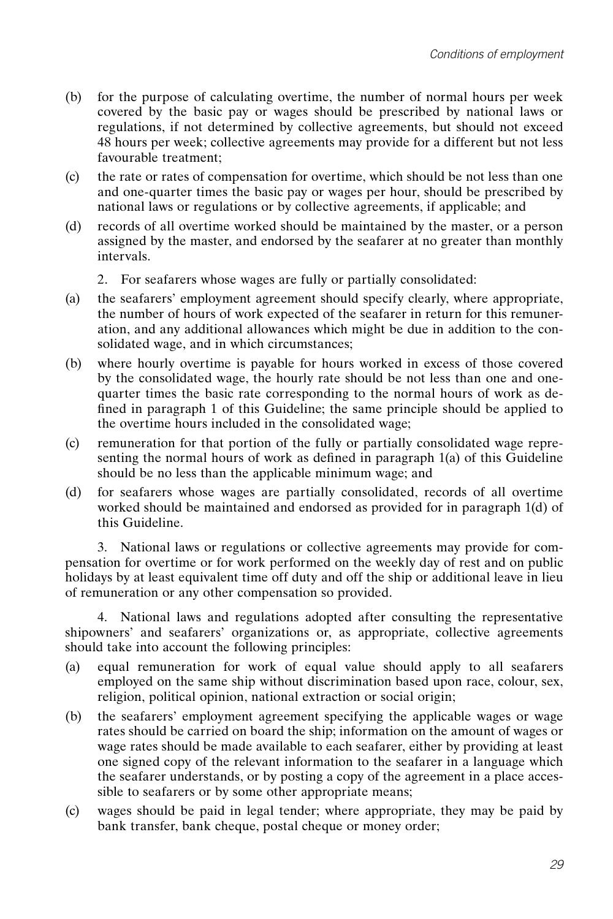(b) for the purpose of calculating overtime, the number of normal hours per week covered by the basic pay or wages should be prescribed by national laws or regulations, if not determined by collective agreements, but should not exceed 48 hours per week; collective agreements may provide for a different but not less favourable treatment;

(c) the rate or rates of compensation for overtime, which should be not less than one and one-quarter times the basic pay or wages per hour, should be prescribed by national laws or regulations or by collective agreements, if applicable; and

(d) records of all overtime worked should be maintained by the master, or a person assigned by the master, and endorsed by the seafarer at no greater than monthly intervals.

2. For seafarers whose wages are fully or partially consolidated:

(a) the seafarers' employment agreement should specify clearly, where appropriate, the number of hours of work expected of the seafarer in return for this remuneration, and any additional allowances which might be due in addition to the consolidated wage, and in which circumstances;

(b) where hourly overtime is payable for hours worked in excess of those covered by the consolidated wage, the hourly rate should be not less than one and one-quarter times the basic rate corresponding to the normal hours of work as defined in paragraph 1 of this Guideline; the same principle should be applied to the overtime hours included in the consolidated wage;

(c) remuneration for that portion of the fully or partially consolidated wage representing the normal hours of work as defined in paragraph 1(a) of this Guideline should be no less than the applicable minimum wage; and

(d) for seafarers whose wages are partially consolidated, records of all overtime worked should be maintained and endorsed as provided for in paragraph 1(d) of this Guideline.

3. National laws or regulations or collective agreements may provide for compensation for overtime or for work performed on the weekly day of rest and on public holidays by at least equivalent time off duty and off the ship or additional leave in lieu of remuneration or any other compensation so provided.

4. National laws and regulations adopted after consulting the representative shipowners' and seafarers' organizations or, as appropriate, collective agreements should take into account the following principles:

(a) equal remuneration for work of equal value should apply to all seafarers employed on the same ship without discrimination based upon race, colour, sex, religion, political opinion, national extraction or social origin;

(b) the seafarers' employment agreement specifying the applicable wages or wage rates should be carried on board the ship; information on the amount of wages or wage rates should be made available to each seafarer, either by providing at least one signed copy of the relevant information to the seafarer in a language which the seafarer understands, or by posting a copy of the agreement in a place accessible to seafarers or by some other appropriate means;

(c) wages should be paid in legal tender; where appropriate, they may be paid by bank transfer, bank cheque, postal cheque or money order;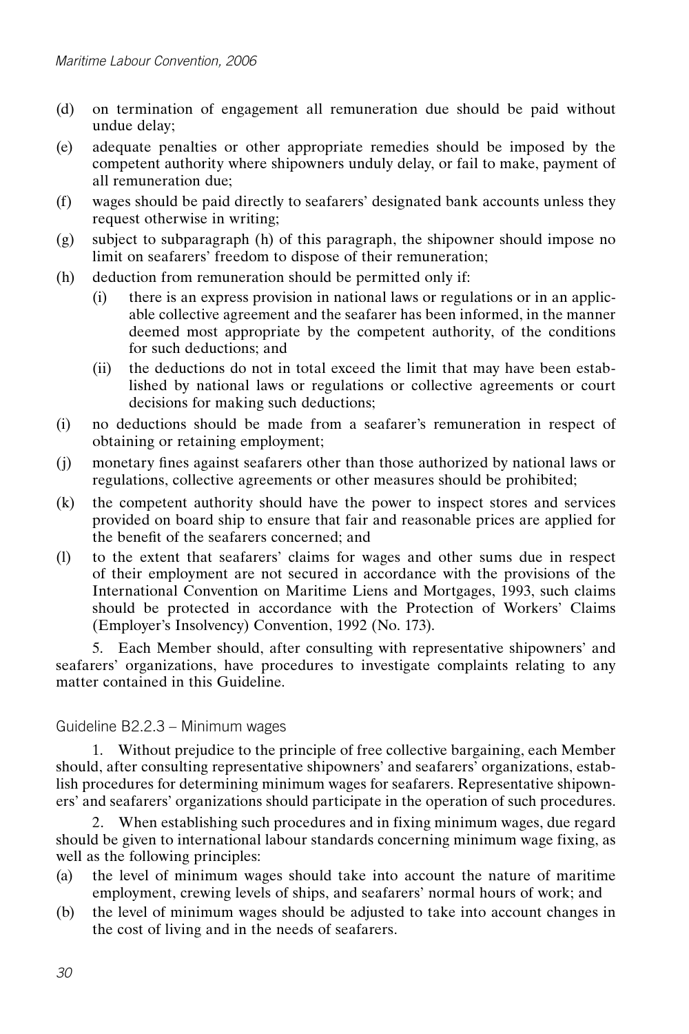(d) on termination of engagement all remuneration due should be paid without undue delay;

(e) adequate penalties or other appropriate remedies should be imposed by the competent authority where shipowners unduly delay, or fail to make, payment of all remuneration due;

(f) wages should be paid directly to seafarers' designated bank accounts unless they request otherwise in writing;

(g) subject to subparagraph (h) of this paragraph, the shipowner should impose no limit on seafarers' freedom to dispose of their remuneration;

(h) deduction from remuneration should be permitted only if:

   (i) there is an express provision in national laws or regulations or in an applicable collective agreement and the seafarer has been informed, in the manner deemed most appropriate by the competent authority, of the conditions for such deductions; and

   (ii) the deductions do not in total exceed the limit that may have been established by national laws or regulations or collective agreements or court decisions for making such deductions;

(i) no deductions should be made from a seafarer's remuneration in respect of obtaining or retaining employment;

(j) monetary fines against seafarers other than those authorized by national laws or regulations, collective agreements or other measures should be prohibited;

(k) the competent authority should have the power to inspect stores and services provided on board ship to ensure that fair and reasonable prices are applied for the benefit of the seafarers concerned; and

(l) to the extent that seafarers' claims for wages and other sums due in respect of their employment are not secured in accordance with the provisions of the International Convention on Maritime Liens and Mortgages, 1993, such claims should be protected in accordance with the Protection of Workers' Claims (Employer's Insolvency) Convention, 1992 (No. 173).

5. Each Member should, after consulting with representative shipowners' and seafarers' organizations, have procedures to investigate complaints relating to any matter contained in this Guideline.

### Guideline B2.2.3 – Minimum wages

1. Without prejudice to the principle of free collective bargaining, each Member should, after consulting representative shipowners' and seafarers' organizations, establish procedures for determining minimum wages for seafarers. Representative shipowners' and seafarers' organizations should participate in the operation of such procedures.

2. When establishing such procedures and in fixing minimum wages, due regard should be given to international labour standards concerning minimum wage fixing, as well as the following principles:

(a) the level of minimum wages should take into account the nature of maritime employment, crewing levels of ships, and seafarers' normal hours of work; and

(b) the level of minimum wages should be adjusted to take into account changes in the cost of living and in the needs of seafarers.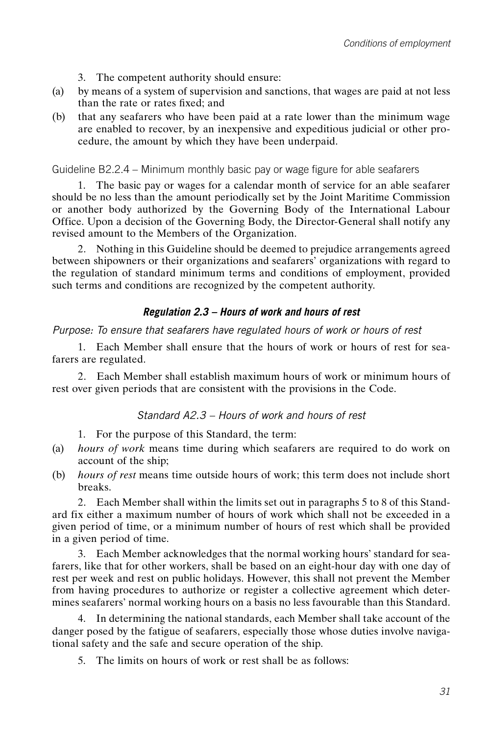3. The competent authority should ensure:

(a) by means of a system of supervision and sanctions, that wages are paid at not less than the rate or rates fixed; and

(b) that any seafarers who have been paid at a rate lower than the minimum wage are enabled to recover, by an inexpensive and expeditious judicial or other procedure, the amount by which they have been underpaid.

Guideline B2.2.4 – Minimum monthly basic pay or wage figure for able seafarers

1. The basic pay or wages for a calendar month of service for an able seafarer should be no less than the amount periodically set by the Joint Maritime Commission or another body authorized by the Governing Body of the International Labour Office. Upon a decision of the Governing Body, the Director-General shall notify any revised amount to the Members of the Organization.

2. Nothing in this Guideline should be deemed to prejudice arrangements agreed between shipowners or their organizations and seafarers' organizations with regard to the regulation of standard minimum terms and conditions of employment, provided such terms and conditions are recognized by the competent authority.

### *Regulation 2.3 – Hours of work and hours of rest*

*Purpose: To ensure that seafarers have regulated hours of work or hours of rest*

1. Each Member shall ensure that the hours of work or hours of rest for seafarers are regulated.

2. Each Member shall establish maximum hours of work or minimum hours of rest over given periods that are consistent with the provisions in the Code.

#### *Standard A2.3 – Hours of work and hours of rest*

1. For the purpose of this Standard, the term:

(a) *hours of work* means time during which seafarers are required to do work on account of the ship;

(b) *hours of rest* means time outside hours of work; this term does not include short breaks.

2. Each Member shall within the limits set out in paragraphs 5 to 8 of this Standard fix either a maximum number of hours of work which shall not be exceeded in a given period of time, or a minimum number of hours of rest which shall be provided in a given period of time.

3. Each Member acknowledges that the normal working hours' standard for seafarers, like that for other workers, shall be based on an eight-hour day with one day of rest per week and rest on public holidays. However, this shall not prevent the Member from having procedures to authorize or register a collective agreement which determines seafarers' normal working hours on a basis no less favourable than this Standard.

4. In determining the national standards, each Member shall take account of the danger posed by the fatigue of seafarers, especially those whose duties involve navigational safety and the safe and secure operation of the ship.

5. The limits on hours of work or rest shall be as follows: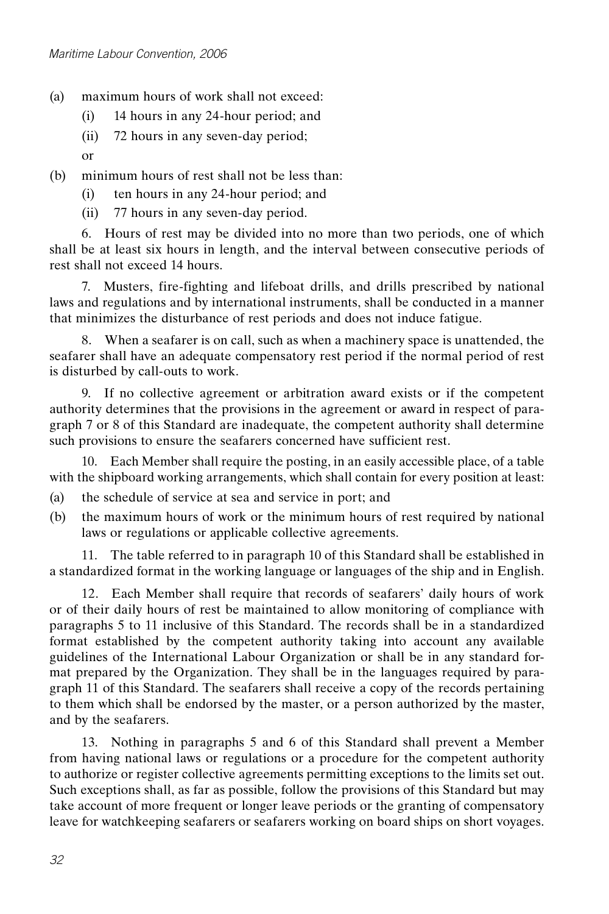(a) maximum hours of work shall not exceed:
   - (i) 14 hours in any 24-hour period; and
   - (ii) 72 hours in any seven-day period;

   or

(b) minimum hours of rest shall not be less than:
   - (i) ten hours in any 24-hour period; and
   - (ii) 77 hours in any seven-day period.

6. Hours of rest may be divided into no more than two periods, one of which shall be at least six hours in length, and the interval between consecutive periods of rest shall not exceed 14 hours.

7. Musters, fire-fighting and lifeboat drills, and drills prescribed by national laws and regulations and by international instruments, shall be conducted in a manner that minimizes the disturbance of rest periods and does not induce fatigue.

8. When a seafarer is on call, such as when a machinery space is unattended, the seafarer shall have an adequate compensatory rest period if the normal period of rest is disturbed by call-outs to work.

9. If no collective agreement or arbitration award exists or if the competent authority determines that the provisions in the agreement or award in respect of paragraph 7 or 8 of this Standard are inadequate, the competent authority shall determine such provisions to ensure the seafarers concerned have sufficient rest.

10. Each Member shall require the posting, in an easily accessible place, of a table with the shipboard working arrangements, which shall contain for every position at least:

(a) the schedule of service at sea and service in port; and

(b) the maximum hours of work or the minimum hours of rest required by national laws or regulations or applicable collective agreements.

11. The table referred to in paragraph 10 of this Standard shall be established in a standardized format in the working language or languages of the ship and in English.

12. Each Member shall require that records of seafarers' daily hours of work or of their daily hours of rest be maintained to allow monitoring of compliance with paragraphs 5 to 11 inclusive of this Standard. The records shall be in a standardized format established by the competent authority taking into account any available guidelines of the International Labour Organization or shall be in any standard format prepared by the Organization. They shall be in the languages required by paragraph 11 of this Standard. The seafarers shall receive a copy of the records pertaining to them which shall be endorsed by the master, or a person authorized by the master, and by the seafarers.

13. Nothing in paragraphs 5 and 6 of this Standard shall prevent a Member from having national laws or regulations or a procedure for the competent authority to authorize or register collective agreements permitting exceptions to the limits set out. Such exceptions shall, as far as possible, follow the provisions of this Standard but may take account of more frequent or longer leave periods or the granting of compensatory leave for watchkeeping seafarers or seafarers working on board ships on short voyages.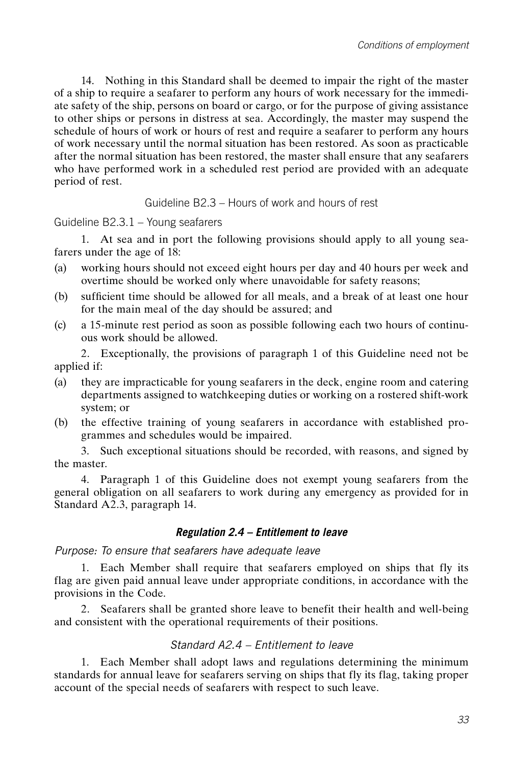14. Nothing in this Standard shall be deemed to impair the right of the master of a ship to require a seafarer to perform any hours of work necessary for the immediate safety of the ship, persons on board or cargo, or for the purpose of giving assistance to other ships or persons in distress at sea. Accordingly, the master may suspend the schedule of hours of work or hours of rest and require a seafarer to perform any hours of work necessary until the normal situation has been restored. As soon as practicable after the normal situation has been restored, the master shall ensure that any seafarers who have performed work in a scheduled rest period are provided with an adequate period of rest.

### Guideline B2.3 – Hours of work and hours of rest

#### Guideline B2.3.1 – Young seafarers

1. At sea and in port the following provisions should apply to all young seafarers under the age of 18:

(a) working hours should not exceed eight hours per day and 40 hours per week and overtime should be worked only where unavoidable for safety reasons;

(b) sufficient time should be allowed for all meals, and a break of at least one hour for the main meal of the day should be assured; and

(c) a 15-minute rest period as soon as possible following each two hours of continuous work should be allowed.

2. Exceptionally, the provisions of paragraph 1 of this Guideline need not be applied if:

(a) they are impracticable for young seafarers in the deck, engine room and catering departments assigned to watchkeeping duties or working on a rostered shift-work system; or

(b) the effective training of young seafarers in accordance with established programmes and schedules would be impaired.

3. Such exceptional situations should be recorded, with reasons, and signed by the master.

4. Paragraph 1 of this Guideline does not exempt young seafarers from the general obligation on all seafarers to work during any emergency as provided for in Standard A2.3, paragraph 14.

## *Regulation 2.4 – Entitlement to leave*

*Purpose: To ensure that seafarers have adequate leave*

1. Each Member shall require that seafarers employed on ships that fly its flag are given paid annual leave under appropriate conditions, in accordance with the provisions in the Code.

2. Seafarers shall be granted shore leave to benefit their health and well-being and consistent with the operational requirements of their positions.

### *Standard A2.4 – Entitlement to leave*

1. Each Member shall adopt laws and regulations determining the minimum standards for annual leave for seafarers serving on ships that fly its flag, taking proper account of the special needs of seafarers with respect to such leave.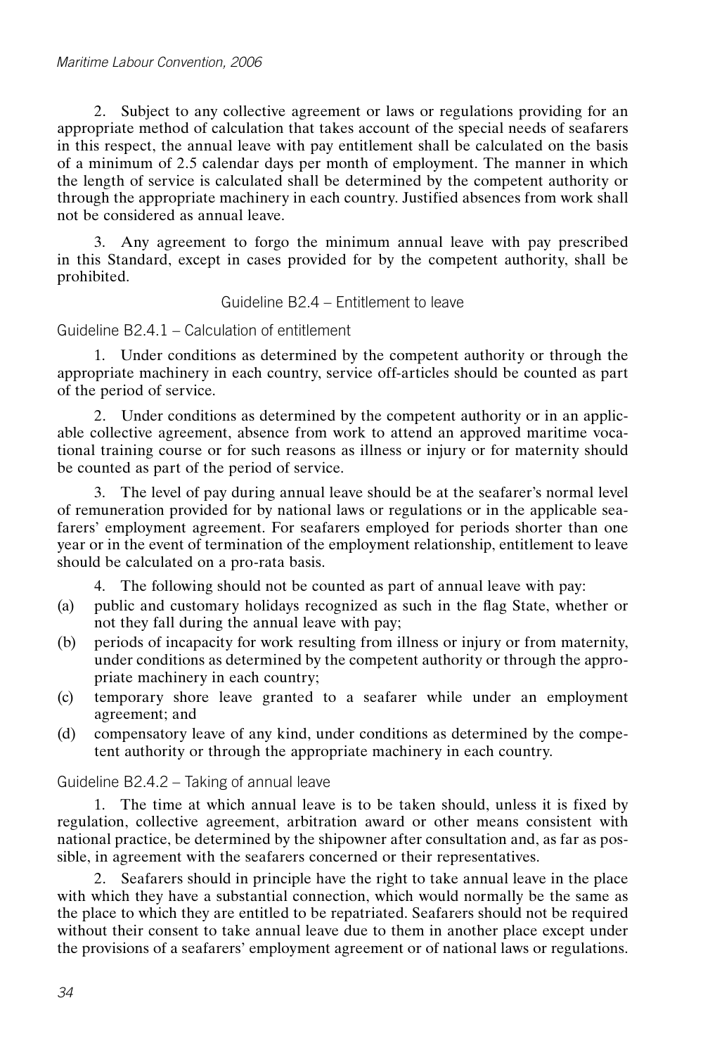2. Subject to any collective agreement or laws or regulations providing for an appropriate method of calculation that takes account of the special needs of seafarers in this respect, the annual leave with pay entitlement shall be calculated on the basis of a minimum of 2.5 calendar days per month of employment. The manner in which the length of service is calculated shall be determined by the competent authority or through the appropriate machinery in each country. Justified absences from work shall not be considered as annual leave.

3. Any agreement to forgo the minimum annual leave with pay prescribed in this Standard, except in cases provided for by the competent authority, shall be prohibited.

## Guideline B2.4 – Entitlement to leave

### Guideline B2.4.1 – Calculation of entitlement

1. Under conditions as determined by the competent authority or through the appropriate machinery in each country, service off-articles should be counted as part of the period of service.

2. Under conditions as determined by the competent authority or in an applicable collective agreement, absence from work to attend an approved maritime vocational training course or for such reasons as illness or injury or for maternity should be counted as part of the period of service.

3. The level of pay during annual leave should be at the seafarer's normal level of remuneration provided for by national laws or regulations or in the applicable seafarers' employment agreement. For seafarers employed for periods shorter than one year or in the event of termination of the employment relationship, entitlement to leave should be calculated on a pro-rata basis.

4. The following should not be counted as part of annual leave with pay:

(a) public and customary holidays recognized as such in the flag State, whether or not they fall during the annual leave with pay;

(b) periods of incapacity for work resulting from illness or injury or from maternity, under conditions as determined by the competent authority or through the appropriate machinery in each country;

(c) temporary shore leave granted to a seafarer while under an employment agreement; and

(d) compensatory leave of any kind, under conditions as determined by the competent authority or through the appropriate machinery in each country.

### Guideline B2.4.2 – Taking of annual leave

1. The time at which annual leave is to be taken should, unless it is fixed by regulation, collective agreement, arbitration award or other means consistent with national practice, be determined by the shipowner after consultation and, as far as possible, in agreement with the seafarers concerned or their representatives.

2. Seafarers should in principle have the right to take annual leave in the place with which they have a substantial connection, which would normally be the same as the place to which they are entitled to be repatriated. Seafarers should not be required without their consent to take annual leave due to them in another place except under the provisions of a seafarers' employment agreement or of national laws or regulations.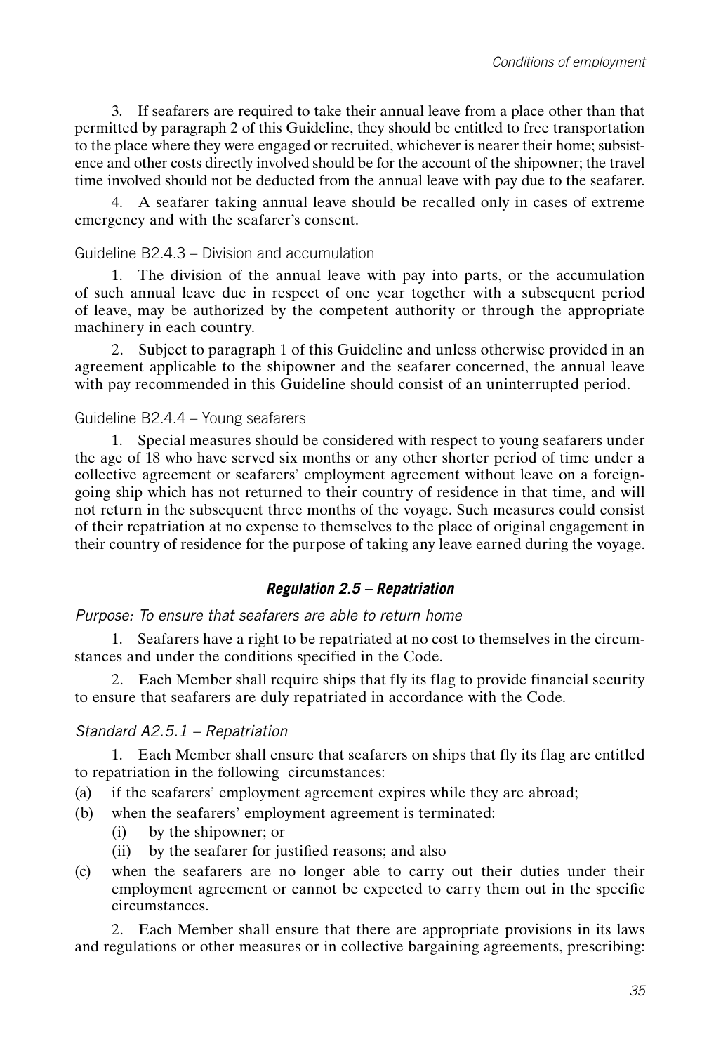3. If seafarers are required to take their annual leave from a place other than that permitted by paragraph 2 of this Guideline, they should be entitled to free transportation to the place where they were engaged or recruited, whichever is nearer their home; subsistence and other costs directly involved should be for the account of the shipowner; the travel time involved should not be deducted from the annual leave with pay due to the seafarer.

4. A seafarer taking annual leave should be recalled only in cases of extreme emergency and with the seafarer's consent.

#### Guideline B2.4.3 – Division and accumulation

1. The division of the annual leave with pay into parts, or the accumulation of such annual leave due in respect of one year together with a subsequent period of leave, may be authorized by the competent authority or through the appropriate machinery in each country.

2. Subject to paragraph 1 of this Guideline and unless otherwise provided in an agreement applicable to the shipowner and the seafarer concerned, the annual leave with pay recommended in this Guideline should consist of an uninterrupted period.

#### Guideline B2.4.4 – Young seafarers

1. Special measures should be considered with respect to young seafarers under the age of 18 who have served six months or any other shorter period of time under a collective agreement or seafarers' employment agreement without leave on a foreign-going ship which has not returned to their country of residence in that time, and will not return in the subsequent three months of the voyage. Such measures could consist of their repatriation at no expense to themselves to the place of original engagement in their country of residence for the purpose of taking any leave earned during the voyage.

### *Regulation 2.5 – Repatriation*

*Purpose: To ensure that seafarers are able to return home*

1. Seafarers have a right to be repatriated at no cost to themselves in the circumstances and under the conditions specified in the Code.

2. Each Member shall require ships that fly its flag to provide financial security to ensure that seafarers are duly repatriated in accordance with the Code.

#### *Standard A2.5.1 – Repatriation*

1. Each Member shall ensure that seafarers on ships that fly its flag are entitled to repatriation in the following circumstances:

(a) if the seafarers' employment agreement expires while they are abroad;

(b) when the seafarers' employment agreement is terminated:
   - (i) by the shipowner; or
   - (ii) by the seafarer for justified reasons; and also

(c) when the seafarers are no longer able to carry out their duties under their employment agreement or cannot be expected to carry them out in the specific circumstances.

2. Each Member shall ensure that there are appropriate provisions in its laws and regulations or other measures or in collective bargaining agreements, prescribing: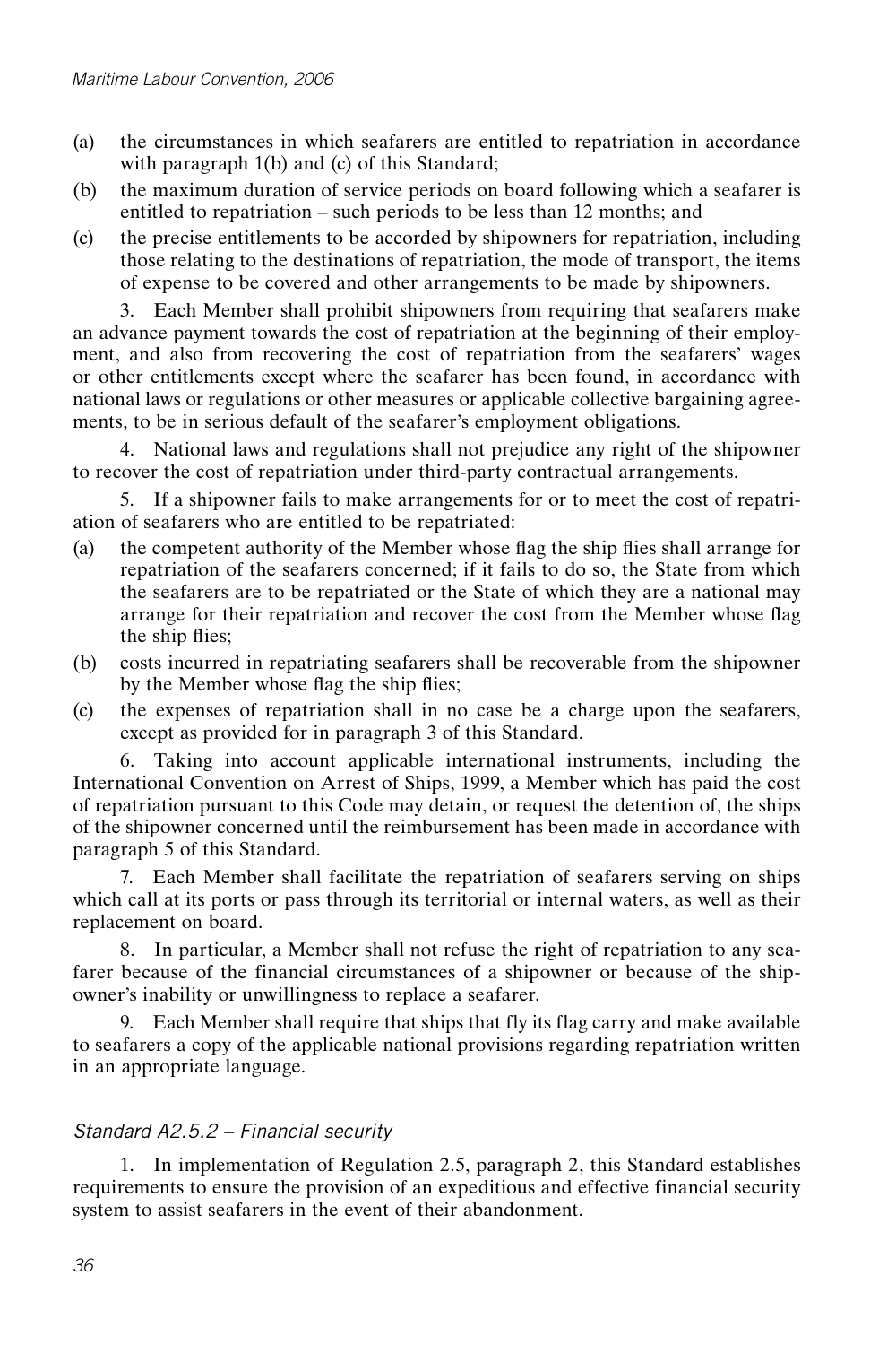(a) the circumstances in which seafarers are entitled to repatriation in accordance with paragraph 1(b) and (c) of this Standard;

(b) the maximum duration of service periods on board following which a seafarer is entitled to repatriation – such periods to be less than 12 months; and

(c) the precise entitlements to be accorded by shipowners for repatriation, including those relating to the destinations of repatriation, the mode of transport, the items of expense to be covered and other arrangements to be made by shipowners.

3. Each Member shall prohibit shipowners from requiring that seafarers make an advance payment towards the cost of repatriation at the beginning of their employment, and also from recovering the cost of repatriation from the seafarers' wages or other entitlements except where the seafarer has been found, in accordance with national laws or regulations or other measures or applicable collective bargaining agreements, to be in serious default of the seafarer's employment obligations.

4. National laws and regulations shall not prejudice any right of the shipowner to recover the cost of repatriation under third-party contractual arrangements.

5. If a shipowner fails to make arrangements for or to meet the cost of repatriation of seafarers who are entitled to be repatriated:

(a) the competent authority of the Member whose flag the ship flies shall arrange for repatriation of the seafarers concerned; if it fails to do so, the State from which the seafarers are to be repatriated or the State of which they are a national may arrange for their repatriation and recover the cost from the Member whose flag the ship flies;

(b) costs incurred in repatriating seafarers shall be recoverable from the shipowner by the Member whose flag the ship flies;

(c) the expenses of repatriation shall in no case be a charge upon the seafarers, except as provided for in paragraph 3 of this Standard.

6. Taking into account applicable international instruments, including the International Convention on Arrest of Ships, 1999, a Member which has paid the cost of repatriation pursuant to this Code may detain, or request the detention of, the ships of the shipowner concerned until the reimbursement has been made in accordance with paragraph 5 of this Standard.

7. Each Member shall facilitate the repatriation of seafarers serving on ships which call at its ports or pass through its territorial or internal waters, as well as their replacement on board.

8. In particular, a Member shall not refuse the right of repatriation to any seafarer because of the financial circumstances of a shipowner or because of the shipowner's inability or unwillingness to replace a seafarer.

9. Each Member shall require that ships that fly its flag carry and make available to seafarers a copy of the applicable national provisions regarding repatriation written in an appropriate language.

### *Standard A2.5.2 – Financial security*

1. In implementation of Regulation 2.5, paragraph 2, this Standard establishes requirements to ensure the provision of an expeditious and effective financial security system to assist seafarers in the event of their abandonment.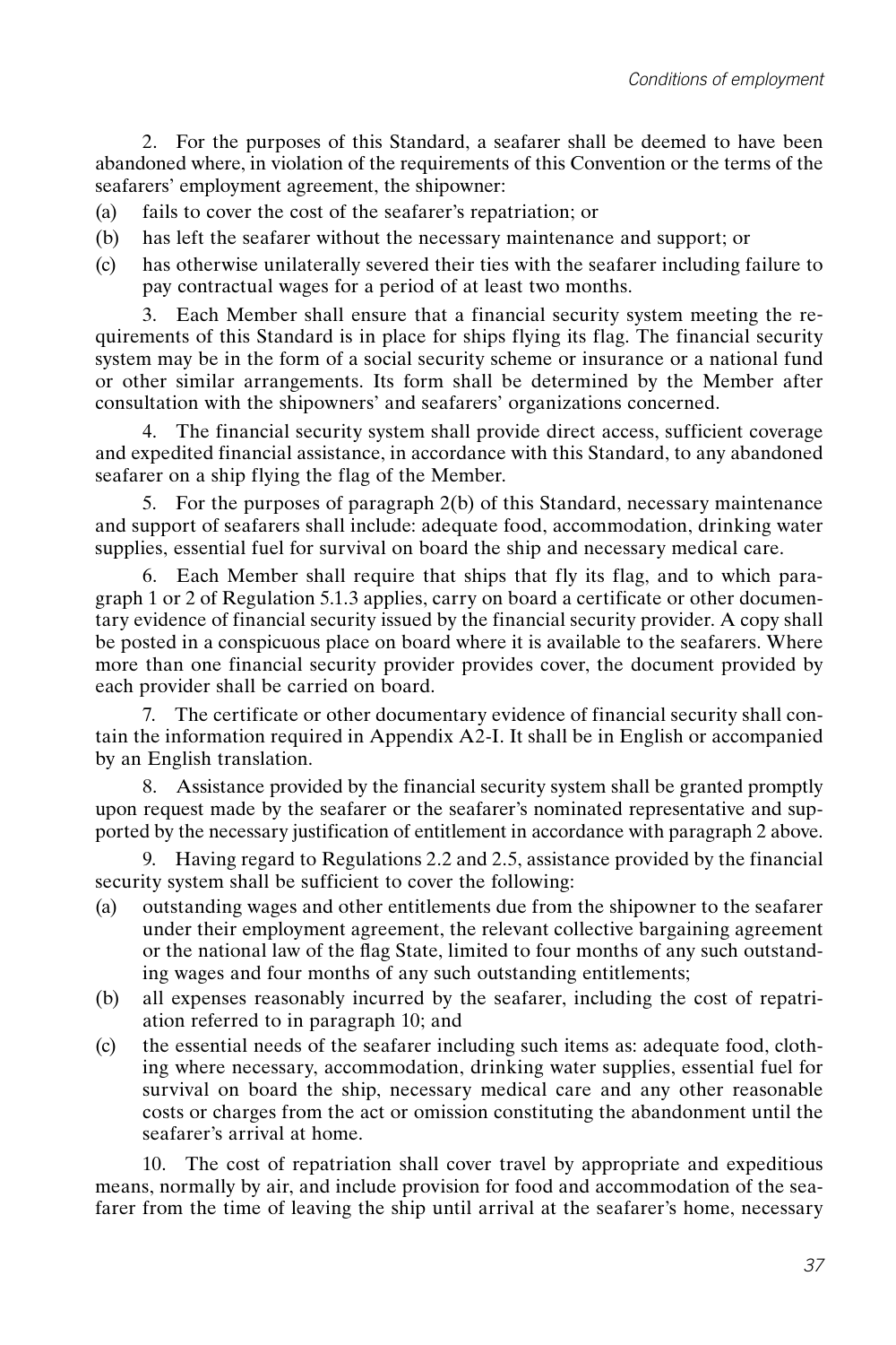2. For the purposes of this Standard, a seafarer shall be deemed to have been abandoned where, in violation of the requirements of this Convention or the terms of the seafarers' employment agreement, the shipowner:

(a) fails to cover the cost of the seafarer's repatriation; or

(b) has left the seafarer without the necessary maintenance and support; or

(c) has otherwise unilaterally severed their ties with the seafarer including failure to pay contractual wages for a period of at least two months.

3. Each Member shall ensure that a financial security system meeting the requirements of this Standard is in place for ships flying its flag. The financial security system may be in the form of a social security scheme or insurance or a national fund or other similar arrangements. Its form shall be determined by the Member after consultation with the shipowners' and seafarers' organizations concerned.

4. The financial security system shall provide direct access, sufficient coverage and expedited financial assistance, in accordance with this Standard, to any abandoned seafarer on a ship flying the flag of the Member.

5. For the purposes of paragraph 2(b) of this Standard, necessary maintenance and support of seafarers shall include: adequate food, accommodation, drinking water supplies, essential fuel for survival on board the ship and necessary medical care.

6. Each Member shall require that ships that fly its flag, and to which paragraph 1 or 2 of Regulation 5.1.3 applies, carry on board a certificate or other documentary evidence of financial security issued by the financial security provider. A copy shall be posted in a conspicuous place on board where it is available to the seafarers. Where more than one financial security provider provides cover, the document provided by each provider shall be carried on board.

7. The certificate or other documentary evidence of financial security shall contain the information required in Appendix A2-I. It shall be in English or accompanied by an English translation.

8. Assistance provided by the financial security system shall be granted promptly upon request made by the seafarer or the seafarer's nominated representative and supported by the necessary justification of entitlement in accordance with paragraph 2 above.

9. Having regard to Regulations 2.2 and 2.5, assistance provided by the financial security system shall be sufficient to cover the following:

(a) outstanding wages and other entitlements due from the shipowner to the seafarer under their employment agreement, the relevant collective bargaining agreement or the national law of the flag State, limited to four months of any such outstanding wages and four months of any such outstanding entitlements;

(b) all expenses reasonably incurred by the seafarer, including the cost of repatriation referred to in paragraph 10; and

(c) the essential needs of the seafarer including such items as: adequate food, clothing where necessary, accommodation, drinking water supplies, essential fuel for survival on board the ship, necessary medical care and any other reasonable costs or charges from the act or omission constituting the abandonment until the seafarer's arrival at home.

10. The cost of repatriation shall cover travel by appropriate and expeditious means, normally by air, and include provision for food and accommodation of the seafarer from the time of leaving the ship until arrival at the seafarer's home, necessary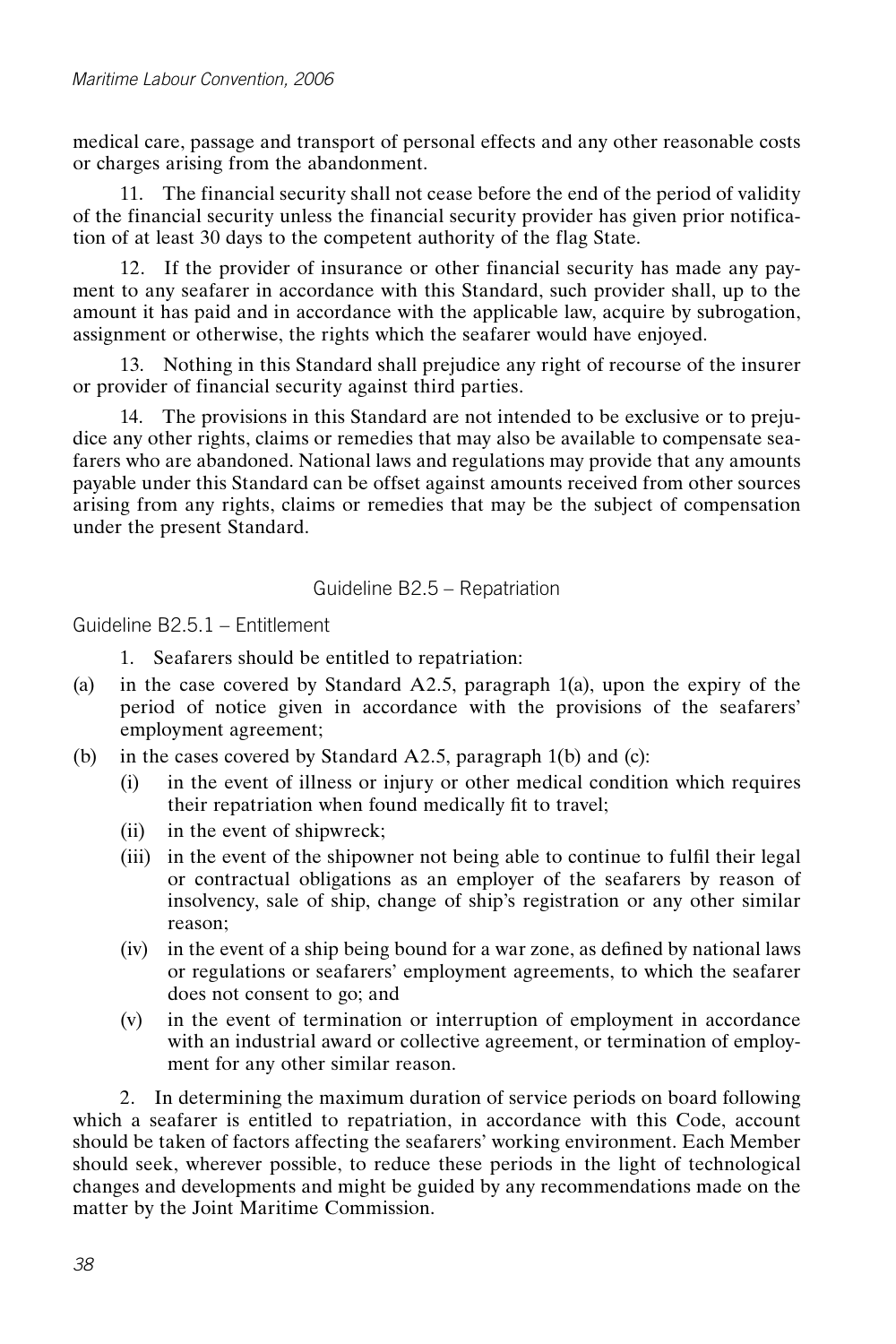medical care, passage and transport of personal effects and any other reasonable costs or charges arising from the abandonment.

11. The financial security shall not cease before the end of the period of validity of the financial security unless the financial security provider has given prior notification of at least 30 days to the competent authority of the flag State.

12. If the provider of insurance or other financial security has made any payment to any seafarer in accordance with this Standard, such provider shall, up to the amount it has paid and in accordance with the applicable law, acquire by subrogation, assignment or otherwise, the rights which the seafarer would have enjoyed.

13. Nothing in this Standard shall prejudice any right of recourse of the insurer or provider of financial security against third parties.

14. The provisions in this Standard are not intended to be exclusive or to prejudice any other rights, claims or remedies that may also be available to compensate seafarers who are abandoned. National laws and regulations may provide that any amounts payable under this Standard can be offset against amounts received from other sources arising from any rights, claims or remedies that may be the subject of compensation under the present Standard.

## Guideline B2.5 – Repatriation

### Guideline B2.5.1 – Entitlement

1. Seafarers should be entitled to repatriation:

(a) in the case covered by Standard A2.5, paragraph 1(a), upon the expiry of the period of notice given in accordance with the provisions of the seafarers' employment agreement;

(b) in the cases covered by Standard A2.5, paragraph 1(b) and (c):

  (i) in the event of illness or injury or other medical condition which requires their repatriation when found medically fit to travel;

  (ii) in the event of shipwreck;

  (iii) in the event of the shipowner not being able to continue to fulfil their legal or contractual obligations as an employer of the seafarers by reason of insolvency, sale of ship, change of ship's registration or any other similar reason;

  (iv) in the event of a ship being bound for a war zone, as defined by national laws or regulations or seafarers' employment agreements, to which the seafarer does not consent to go; and

  (v) in the event of termination or interruption of employment in accordance with an industrial award or collective agreement, or termination of employment for any other similar reason.

2. In determining the maximum duration of service periods on board following which a seafarer is entitled to repatriation, in accordance with this Code, account should be taken of factors affecting the seafarers' working environment. Each Member should seek, wherever possible, to reduce these periods in the light of technological changes and developments and might be guided by any recommendations made on the matter by the Joint Maritime Commission.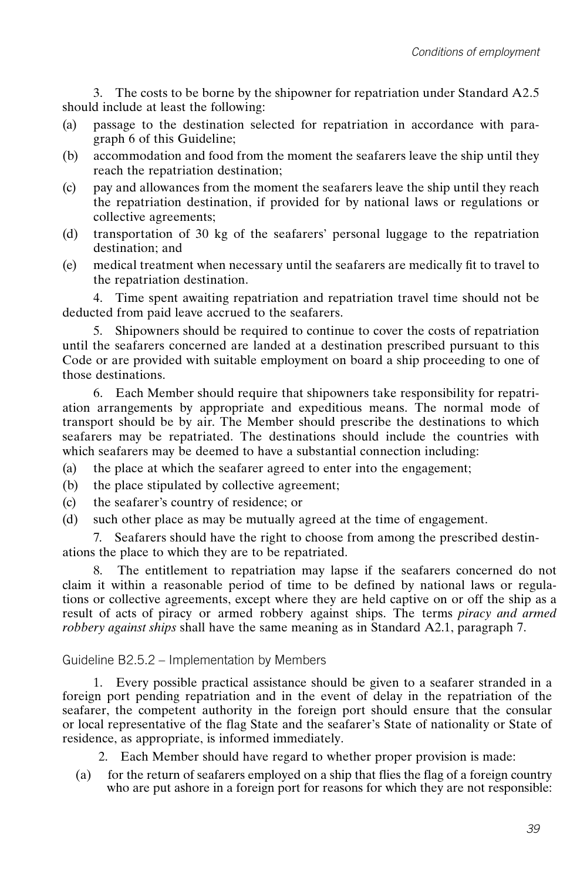3. The costs to be borne by the shipowner for repatriation under Standard A2.5 should include at least the following:

(a) passage to the destination selected for repatriation in accordance with paragraph 6 of this Guideline;

(b) accommodation and food from the moment the seafarers leave the ship until they reach the repatriation destination;

(c) pay and allowances from the moment the seafarers leave the ship until they reach the repatriation destination, if provided for by national laws or regulations or collective agreements;

(d) transportation of 30 kg of the seafarers' personal luggage to the repatriation destination; and

(e) medical treatment when necessary until the seafarers are medically fit to travel to the repatriation destination.

4. Time spent awaiting repatriation and repatriation travel time should not be deducted from paid leave accrued to the seafarers.

5. Shipowners should be required to continue to cover the costs of repatriation until the seafarers concerned are landed at a destination prescribed pursuant to this Code or are provided with suitable employment on board a ship proceeding to one of those destinations.

6. Each Member should require that shipowners take responsibility for repatriation arrangements by appropriate and expeditious means. The normal mode of transport should be by air. The Member should prescribe the destinations to which seafarers may be repatriated. The destinations should include the countries with which seafarers may be deemed to have a substantial connection including:

(a) the place at which the seafarer agreed to enter into the engagement;

(b) the place stipulated by collective agreement;

(c) the seafarer's country of residence; or

(d) such other place as may be mutually agreed at the time of engagement.

7. Seafarers should have the right to choose from among the prescribed destinations the place to which they are to be repatriated.

8. The entitlement to repatriation may lapse if the seafarers concerned do not claim it within a reasonable period of time to be defined by national laws or regulations or collective agreements, except where they are held captive on or off the ship as a result of acts of piracy or armed robbery against ships. The terms *piracy and armed robbery against ships* shall have the same meaning as in Standard A2.1, paragraph 7.

## Guideline B2.5.2 – Implementation by Members

1. Every possible practical assistance should be given to a seafarer stranded in a foreign port pending repatriation and in the event of delay in the repatriation of the seafarer, the competent authority in the foreign port should ensure that the consular or local representative of the flag State and the seafarer's State of nationality or State of residence, as appropriate, is informed immediately.

2. Each Member should have regard to whether proper provision is made:

(a) for the return of seafarers employed on a ship that flies the flag of a foreign country who are put ashore in a foreign port for reasons for which they are not responsible: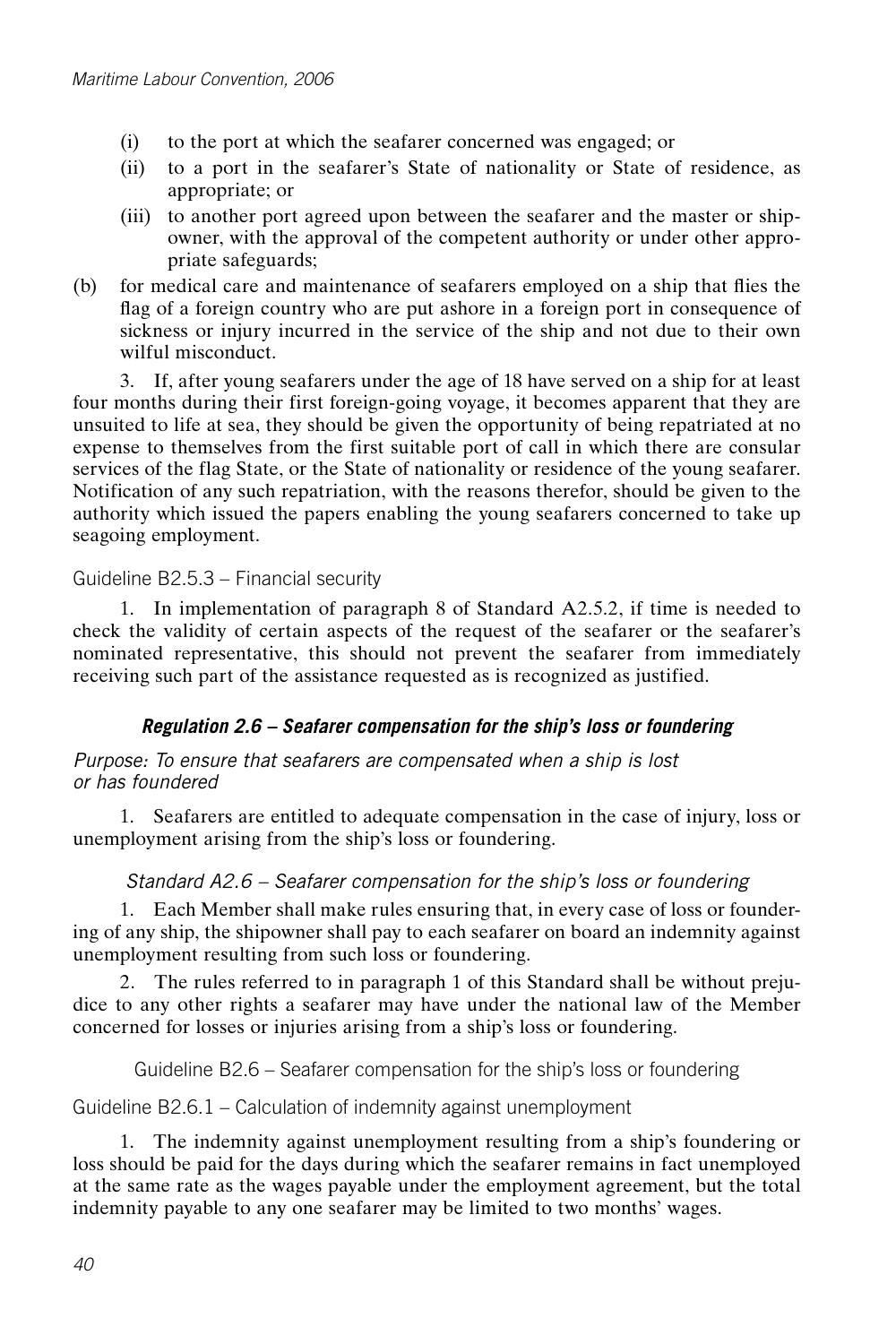- (i) to the port at which the seafarer concerned was engaged; or
- (ii) to a port in the seafarer's State of nationality or State of residence, as appropriate; or
- (iii) to another port agreed upon between the seafarer and the master or shipowner, with the approval of the competent authority or under other appropriate safeguards;

(b) for medical care and maintenance of seafarers employed on a ship that flies the flag of a foreign country who are put ashore in a foreign port in consequence of sickness or injury incurred in the service of the ship and not due to their own wilful misconduct.

3. If, after young seafarers under the age of 18 have served on a ship for at least four months during their first foreign-going voyage, it becomes apparent that they are unsuited to life at sea, they should be given the opportunity of being repatriated at no expense to themselves from the first suitable port of call in which there are consular services of the flag State, or the State of nationality or residence of the young seafarer. Notification of any such repatriation, with the reasons therefor, should be given to the authority which issued the papers enabling the young seafarers concerned to take up seagoing employment.

#### Guideline B2.5.3 – Financial security

1. In implementation of paragraph 8 of Standard A2.5.2, if time is needed to check the validity of certain aspects of the request of the seafarer or the seafarer's nominated representative, this should not prevent the seafarer from immediately receiving such part of the assistance requested as is recognized as justified.

## *Regulation 2.6 – Seafarer compensation for the ship's loss or foundering*

*Purpose: To ensure that seafarers are compensated when a ship is lost or has foundered*

1. Seafarers are entitled to adequate compensation in the case of injury, loss or unemployment arising from the ship's loss or foundering.

### *Standard A2.6 – Seafarer compensation for the ship's loss or foundering*

1. Each Member shall make rules ensuring that, in every case of loss or foundering of any ship, the shipowner shall pay to each seafarer on board an indemnity against unemployment resulting from such loss or foundering.

2. The rules referred to in paragraph 1 of this Standard shall be without prejudice to any other rights a seafarer may have under the national law of the Member concerned for losses or injuries arising from a ship's loss or foundering.

### Guideline B2.6 – Seafarer compensation for the ship's loss or foundering

#### Guideline B2.6.1 – Calculation of indemnity against unemployment

1. The indemnity against unemployment resulting from a ship's foundering or loss should be paid for the days during which the seafarer remains in fact unemployed at the same rate as the wages payable under the employment agreement, but the total indemnity payable to any one seafarer may be limited to two months' wages.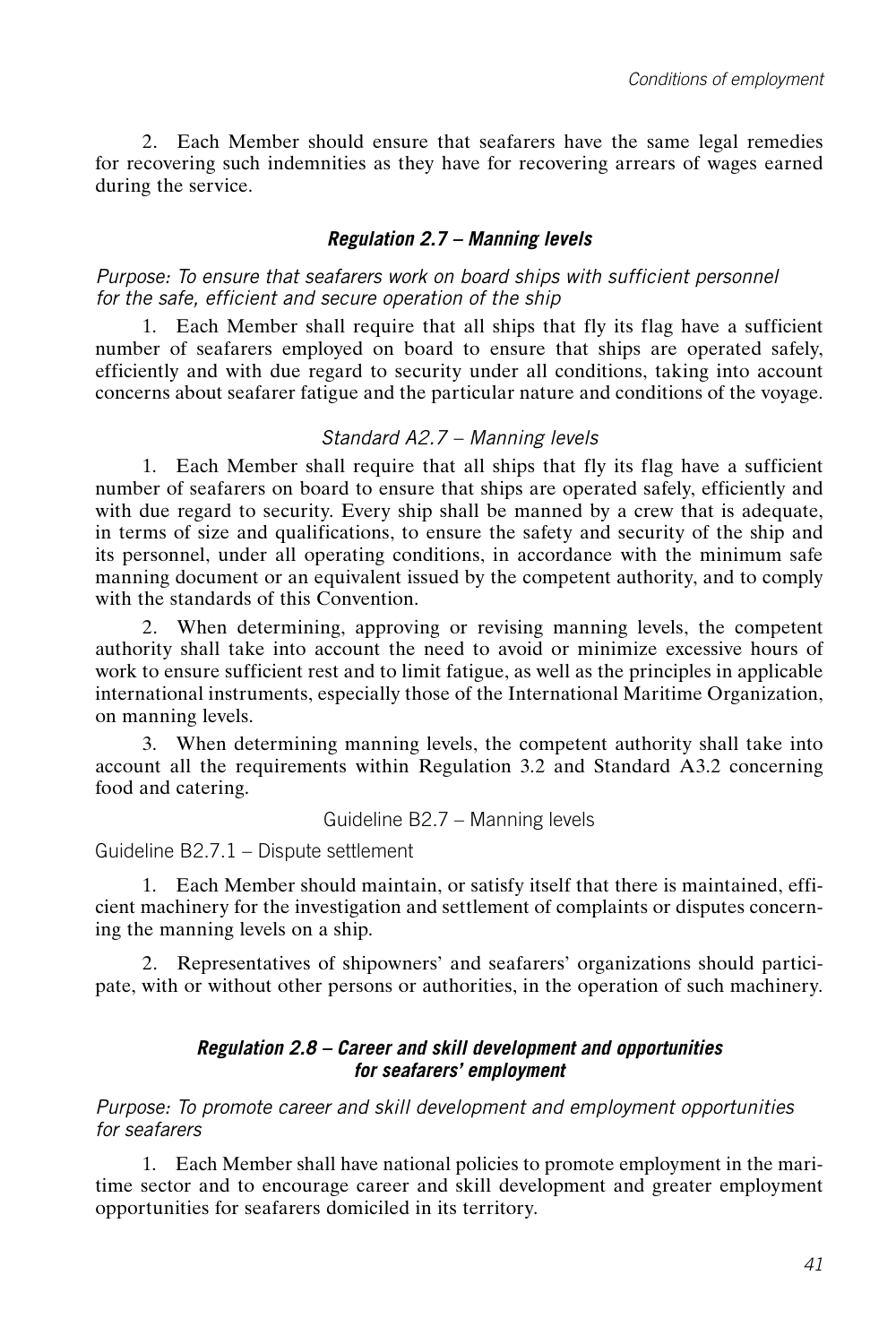2. Each Member should ensure that seafarers have the same legal remedies for recovering such indemnities as they have for recovering arrears of wages earned during the service.

## *Regulation 2.7 – Manning levels*

*Purpose: To ensure that seafarers work on board ships with sufficient personnel for the safe, efficient and secure operation of the ship*

1. Each Member shall require that all ships that fly its flag have a sufficient number of seafarers employed on board to ensure that ships are operated safely, efficiently and with due regard to security under all conditions, taking into account concerns about seafarer fatigue and the particular nature and conditions of the voyage.

### *Standard A2.7 – Manning levels*

1. Each Member shall require that all ships that fly its flag have a sufficient number of seafarers on board to ensure that ships are operated safely, efficiently and with due regard to security. Every ship shall be manned by a crew that is adequate, in terms of size and qualifications, to ensure the safety and security of the ship and its personnel, under all operating conditions, in accordance with the minimum safe manning document or an equivalent issued by the competent authority, and to comply with the standards of this Convention.

2. When determining, approving or revising manning levels, the competent authority shall take into account the need to avoid or minimize excessive hours of work to ensure sufficient rest and to limit fatigue, as well as the principles in applicable international instruments, especially those of the International Maritime Organization, on manning levels.

3. When determining manning levels, the competent authority shall take into account all the requirements within Regulation 3.2 and Standard A3.2 concerning food and catering.

#### Guideline B2.7 – Manning levels

Guideline B2.7.1 – Dispute settlement

1. Each Member should maintain, or satisfy itself that there is maintained, efficient machinery for the investigation and settlement of complaints or disputes concerning the manning levels on a ship.

2. Representatives of shipowners' and seafarers' organizations should participate, with or without other persons or authorities, in the operation of such machinery.

## *Regulation 2.8 – Career and skill development and opportunities for seafarers' employment*

*Purpose: To promote career and skill development and employment opportunities for seafarers*

1. Each Member shall have national policies to promote employment in the maritime sector and to encourage career and skill development and greater employment opportunities for seafarers domiciled in its territory.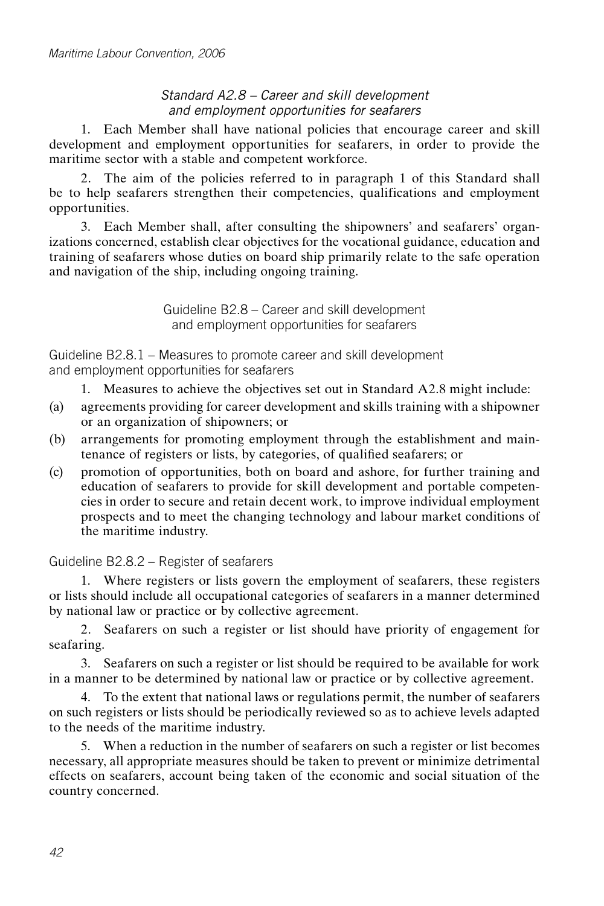### *Standard A2.8 – Career and skill development and employment opportunities for seafarers*

1. Each Member shall have national policies that encourage career and skill development and employment opportunities for seafarers, in order to provide the maritime sector with a stable and competent workforce.

2. The aim of the policies referred to in paragraph 1 of this Standard shall be to help seafarers strengthen their competencies, qualifications and employment opportunities.

3. Each Member shall, after consulting the shipowners' and seafarers' organizations concerned, establish clear objectives for the vocational guidance, education and training of seafarers whose duties on board ship primarily relate to the safe operation and navigation of the ship, including ongoing training.

### Guideline B2.8 – Career and skill development and employment opportunities for seafarers

#### Guideline B2.8.1 – Measures to promote career and skill development and employment opportunities for seafarers

1. Measures to achieve the objectives set out in Standard A2.8 might include:

(a) agreements providing for career development and skills training with a shipowner or an organization of shipowners; or

(b) arrangements for promoting employment through the establishment and maintenance of registers or lists, by categories, of qualified seafarers; or

(c) promotion of opportunities, both on board and ashore, for further training and education of seafarers to provide for skill development and portable competencies in order to secure and retain decent work, to improve individual employment prospects and to meet the changing technology and labour market conditions of the maritime industry.

#### Guideline B2.8.2 – Register of seafarers

1. Where registers or lists govern the employment of seafarers, these registers or lists should include all occupational categories of seafarers in a manner determined by national law or practice or by collective agreement.

2. Seafarers on such a register or list should have priority of engagement for seafaring.

3. Seafarers on such a register or list should be required to be available for work in a manner to be determined by national law or practice or by collective agreement.

4. To the extent that national laws or regulations permit, the number of seafarers on such registers or lists should be periodically reviewed so as to achieve levels adapted to the needs of the maritime industry.

5. When a reduction in the number of seafarers on such a register or list becomes necessary, all appropriate measures should be taken to prevent or minimize detrimental effects on seafarers, account being taken of the economic and social situation of the country concerned.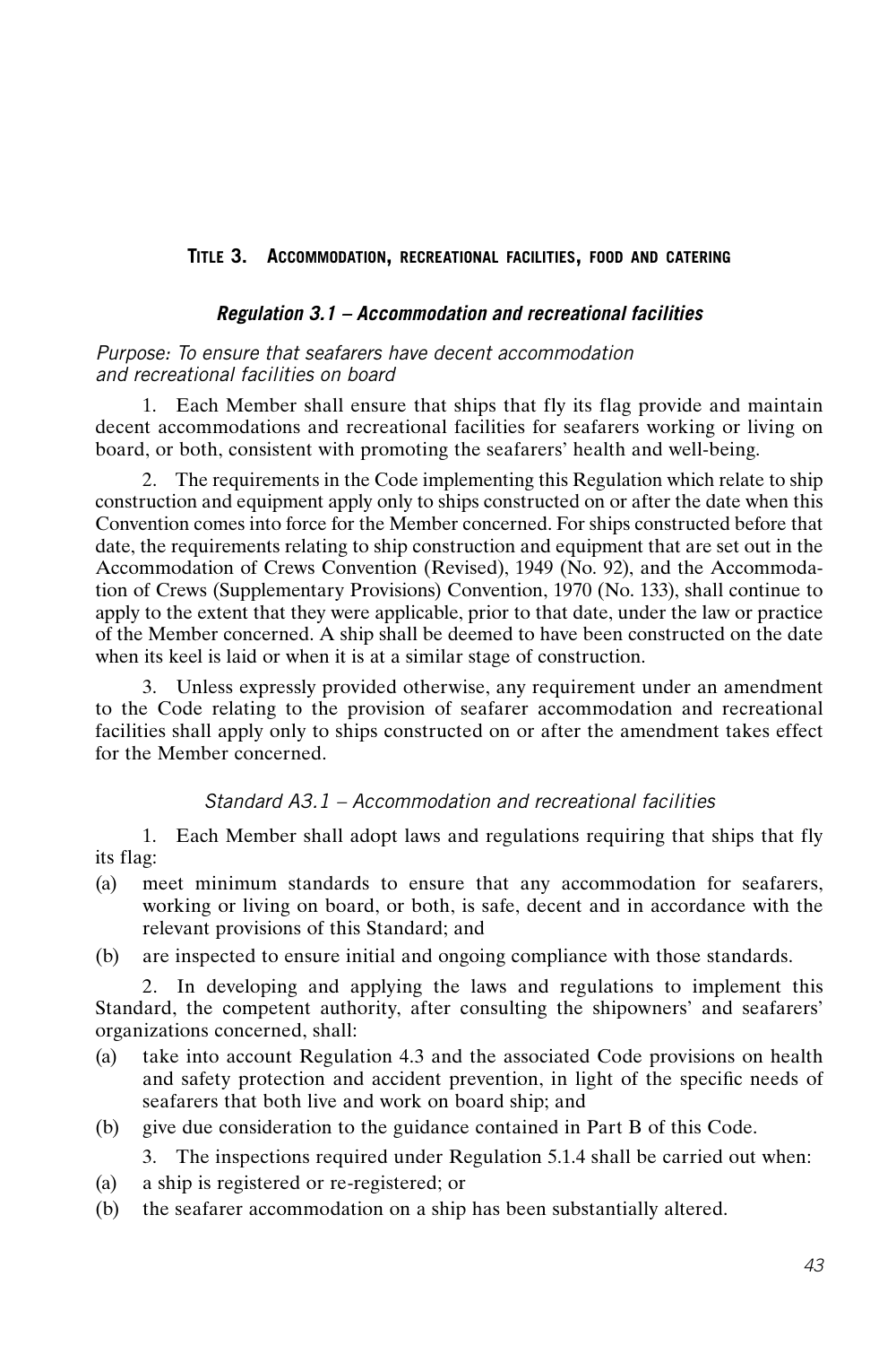## Title 3. Accommodation, recreational facilities, food and catering

### *Regulation 3.1 – Accommodation and recreational facilities*

*Purpose: To ensure that seafarers have decent accommodation and recreational facilities on board*

1. Each Member shall ensure that ships that fly its flag provide and maintain decent accommodations and recreational facilities for seafarers working or living on board, or both, consistent with promoting the seafarers' health and well-being.

2. The requirements in the Code implementing this Regulation which relate to ship construction and equipment apply only to ships constructed on or after the date when this Convention comes into force for the Member concerned. For ships constructed before that date, the requirements relating to ship construction and equipment that are set out in the Accommodation of Crews Convention (Revised), 1949 (No. 92), and the Accommodation of Crews (Supplementary Provisions) Convention, 1970 (No. 133), shall continue to apply to the extent that they were applicable, prior to that date, under the law or practice of the Member concerned. A ship shall be deemed to have been constructed on the date when its keel is laid or when it is at a similar stage of construction.

3. Unless expressly provided otherwise, any requirement under an amendment to the Code relating to the provision of seafarer accommodation and recreational facilities shall apply only to ships constructed on or after the amendment takes effect for the Member concerned.

#### *Standard A3.1 – Accommodation and recreational facilities*

1. Each Member shall adopt laws and regulations requiring that ships that fly its flag:

(a) meet minimum standards to ensure that any accommodation for seafarers, working or living on board, or both, is safe, decent and in accordance with the relevant provisions of this Standard; and

(b) are inspected to ensure initial and ongoing compliance with those standards.

2. In developing and applying the laws and regulations to implement this Standard, the competent authority, after consulting the shipowners' and seafarers' organizations concerned, shall:

(a) take into account Regulation 4.3 and the associated Code provisions on health and safety protection and accident prevention, in light of the specific needs of seafarers that both live and work on board ship; and

(b) give due consideration to the guidance contained in Part B of this Code.

3. The inspections required under Regulation 5.1.4 shall be carried out when:

(a) a ship is registered or re-registered; or

(b) the seafarer accommodation on a ship has been substantially altered.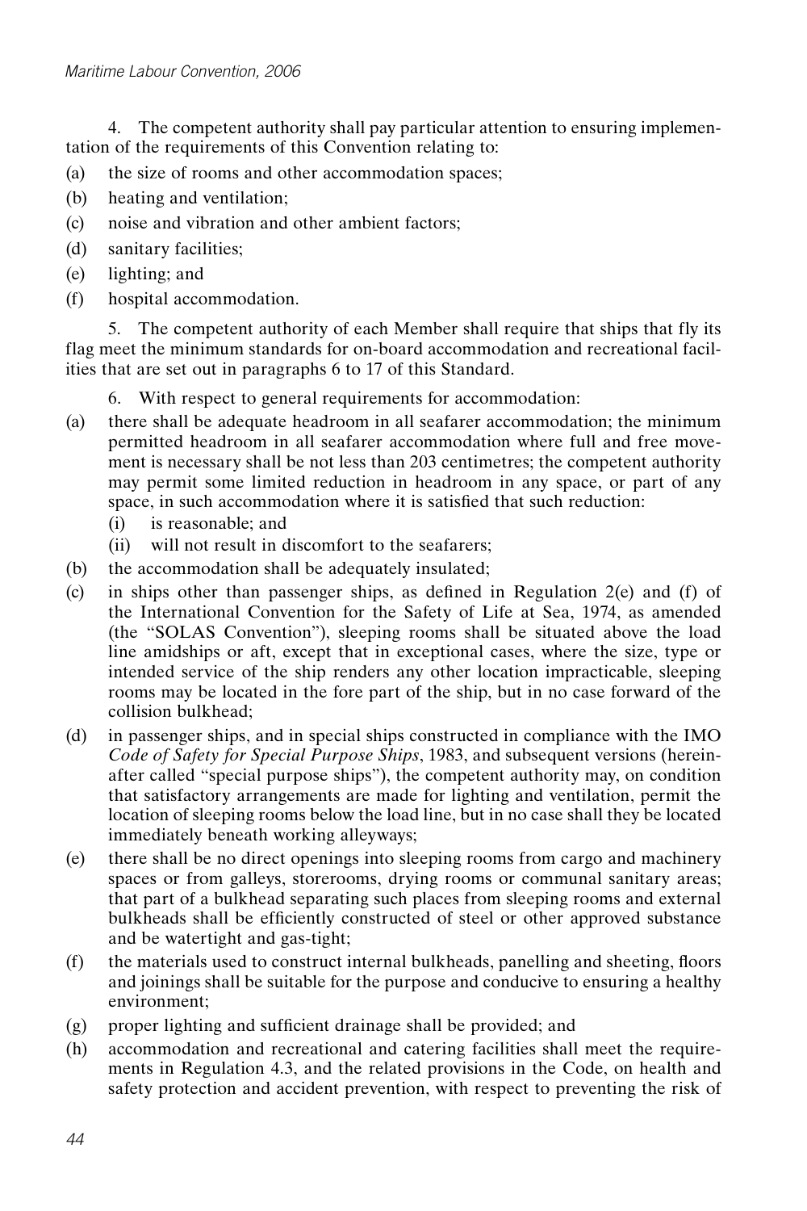4. The competent authority shall pay particular attention to ensuring implementation of the requirements of this Convention relating to:

(a) the size of rooms and other accommodation spaces;

(b) heating and ventilation;

(c) noise and vibration and other ambient factors;

(d) sanitary facilities;

(e) lighting; and

(f) hospital accommodation.

5. The competent authority of each Member shall require that ships that fly its flag meet the minimum standards for on-board accommodation and recreational facilities that are set out in paragraphs 6 to 17 of this Standard.

6. With respect to general requirements for accommodation:

(a) there shall be adequate headroom in all seafarer accommodation; the minimum permitted headroom in all seafarer accommodation where full and free movement is necessary shall be not less than 203 centimetres; the competent authority may permit some limited reduction in headroom in any space, or part of any space, in such accommodation where it is satisfied that such reduction:
   (i) is reasonable; and
   (ii) will not result in discomfort to the seafarers;

(b) the accommodation shall be adequately insulated;

(c) in ships other than passenger ships, as defined in Regulation 2(e) and (f) of the International Convention for the Safety of Life at Sea, 1974, as amended (the "SOLAS Convention"), sleeping rooms shall be situated above the load line amidships or aft, except that in exceptional cases, where the size, type or intended service of the ship renders any other location impracticable, sleeping rooms may be located in the fore part of the ship, but in no case forward of the collision bulkhead;

(d) in passenger ships, and in special ships constructed in compliance with the IMO *Code of Safety for Special Purpose Ships*, 1983, and subsequent versions (hereinafter called "special purpose ships"), the competent authority may, on condition that satisfactory arrangements are made for lighting and ventilation, permit the location of sleeping rooms below the load line, but in no case shall they be located immediately beneath working alleyways;

(e) there shall be no direct openings into sleeping rooms from cargo and machinery spaces or from galleys, storerooms, drying rooms or communal sanitary areas; that part of a bulkhead separating such places from sleeping rooms and external bulkheads shall be efficiently constructed of steel or other approved substance and be watertight and gas-tight;

(f) the materials used to construct internal bulkheads, panelling and sheeting, floors and joinings shall be suitable for the purpose and conducive to ensuring a healthy environment;

(g) proper lighting and sufficient drainage shall be provided; and

(h) accommodation and recreational and catering facilities shall meet the requirements in Regulation 4.3, and the related provisions in the Code, on health and safety protection and accident prevention, with respect to preventing the risk of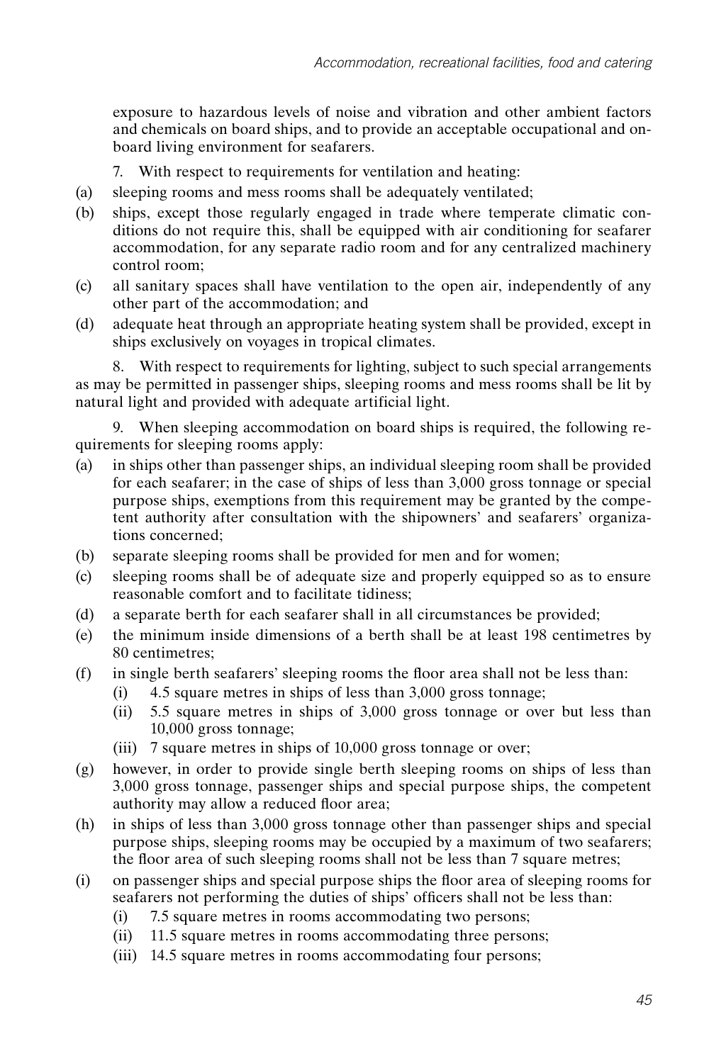exposure to hazardous levels of noise and vibration and other ambient factors and chemicals on board ships, and to provide an acceptable occupational and on-board living environment for seafarers.

7. With respect to requirements for ventilation and heating:

(a) sleeping rooms and mess rooms shall be adequately ventilated;

(b) ships, except those regularly engaged in trade where temperate climatic conditions do not require this, shall be equipped with air conditioning for seafarer accommodation, for any separate radio room and for any centralized machinery control room;

(c) all sanitary spaces shall have ventilation to the open air, independently of any other part of the accommodation; and

(d) adequate heat through an appropriate heating system shall be provided, except in ships exclusively on voyages in tropical climates.

8. With respect to requirements for lighting, subject to such special arrangements as may be permitted in passenger ships, sleeping rooms and mess rooms shall be lit by natural light and provided with adequate artificial light.

9. When sleeping accommodation on board ships is required, the following requirements for sleeping rooms apply:

(a) in ships other than passenger ships, an individual sleeping room shall be provided for each seafarer; in the case of ships of less than 3,000 gross tonnage or special purpose ships, exemptions from this requirement may be granted by the competent authority after consultation with the shipowners' and seafarers' organizations concerned;

(b) separate sleeping rooms shall be provided for men and for women;

(c) sleeping rooms shall be of adequate size and properly equipped so as to ensure reasonable comfort and to facilitate tidiness;

(d) a separate berth for each seafarer shall in all circumstances be provided;

(e) the minimum inside dimensions of a berth shall be at least 198 centimetres by 80 centimetres;

(f) in single berth seafarers' sleeping rooms the floor area shall not be less than:
   (i) 4.5 square metres in ships of less than 3,000 gross tonnage;
   (ii) 5.5 square metres in ships of 3,000 gross tonnage or over but less than 10,000 gross tonnage;
   (iii) 7 square metres in ships of 10,000 gross tonnage or over;

(g) however, in order to provide single berth sleeping rooms on ships of less than 3,000 gross tonnage, passenger ships and special purpose ships, the competent authority may allow a reduced floor area;

(h) in ships of less than 3,000 gross tonnage other than passenger ships and special purpose ships, sleeping rooms may be occupied by a maximum of two seafarers; the floor area of such sleeping rooms shall not be less than 7 square metres;

(i) on passenger ships and special purpose ships the floor area of sleeping rooms for seafarers not performing the duties of ships' officers shall not be less than:
   (i) 7.5 square metres in rooms accommodating two persons;
   (ii) 11.5 square metres in rooms accommodating three persons;
   (iii) 14.5 square metres in rooms accommodating four persons;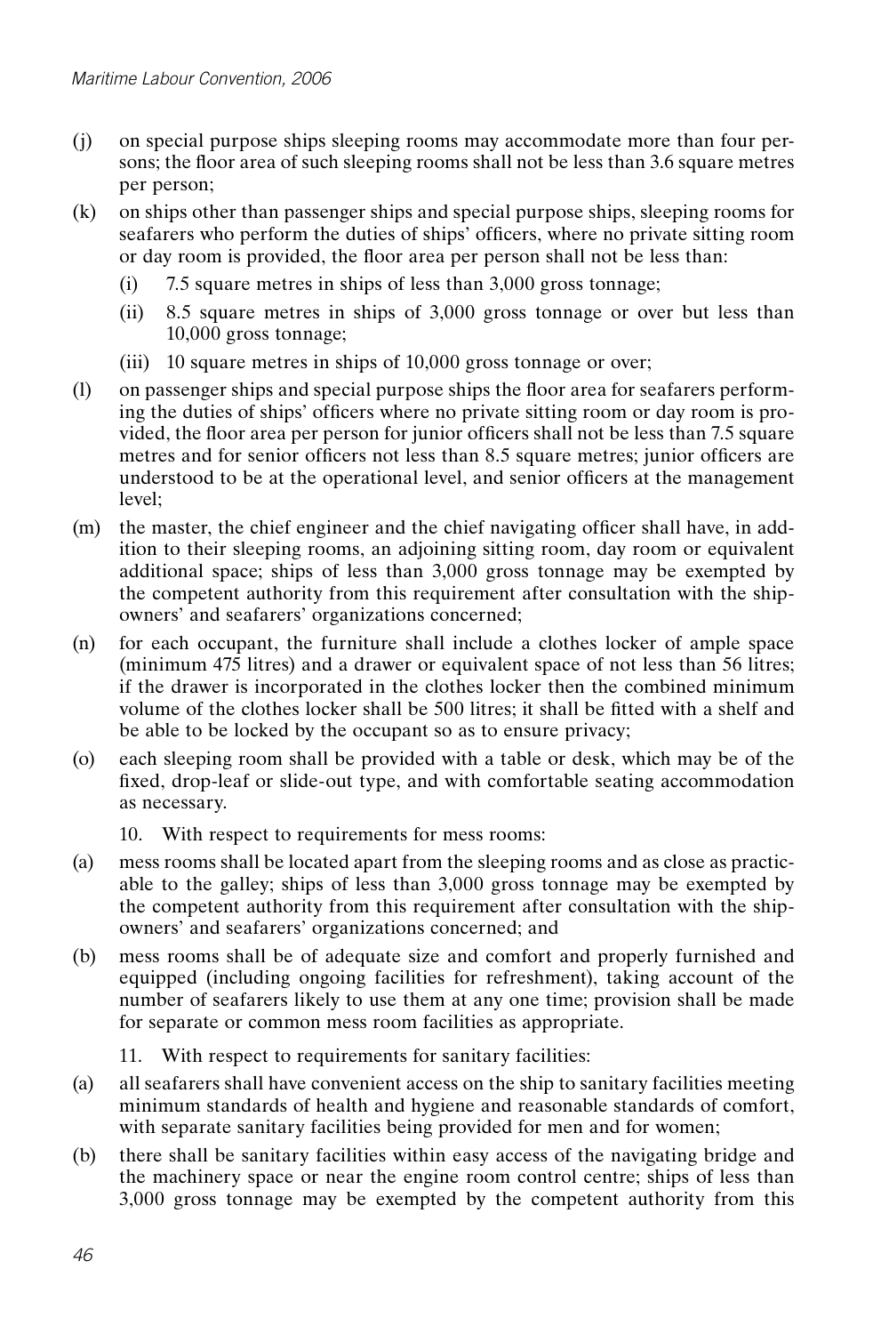(j) on special purpose ships sleeping rooms may accommodate more than four persons; the floor area of such sleeping rooms shall not be less than 3.6 square metres per person;

(k) on ships other than passenger ships and special purpose ships, sleeping rooms for seafarers who perform the duties of ships' officers, where no private sitting room or day room is provided, the floor area per person shall not be less than:

   (i) 7.5 square metres in ships of less than 3,000 gross tonnage;

   (ii) 8.5 square metres in ships of 3,000 gross tonnage or over but less than 10,000 gross tonnage;

   (iii) 10 square metres in ships of 10,000 gross tonnage or over;

(l) on passenger ships and special purpose ships the floor area for seafarers performing the duties of ships' officers where no private sitting room or day room is provided, the floor area per person for junior officers shall not be less than 7.5 square metres and for senior officers not less than 8.5 square metres; junior officers are understood to be at the operational level, and senior officers at the management level;

(m) the master, the chief engineer and the chief navigating officer shall have, in addition to their sleeping rooms, an adjoining sitting room, day room or equivalent additional space; ships of less than 3,000 gross tonnage may be exempted by the competent authority from this requirement after consultation with the shipowners' and seafarers' organizations concerned;

(n) for each occupant, the furniture shall include a clothes locker of ample space (minimum 475 litres) and a drawer or equivalent space of not less than 56 litres; if the drawer is incorporated in the clothes locker then the combined minimum volume of the clothes locker shall be 500 litres; it shall be fitted with a shelf and be able to be locked by the occupant so as to ensure privacy;

(o) each sleeping room shall be provided with a table or desk, which may be of the fixed, drop-leaf or slide-out type, and with comfortable seating accommodation as necessary.

10. With respect to requirements for mess rooms:

(a) mess rooms shall be located apart from the sleeping rooms and as close as practicable to the galley; ships of less than 3,000 gross tonnage may be exempted by the competent authority from this requirement after consultation with the shipowners' and seafarers' organizations concerned; and

(b) mess rooms shall be of adequate size and comfort and properly furnished and equipped (including ongoing facilities for refreshment), taking account of the number of seafarers likely to use them at any one time; provision shall be made for separate or common mess room facilities as appropriate.

11. With respect to requirements for sanitary facilities:

(a) all seafarers shall have convenient access on the ship to sanitary facilities meeting minimum standards of health and hygiene and reasonable standards of comfort, with separate sanitary facilities being provided for men and for women;

(b) there shall be sanitary facilities within easy access of the navigating bridge and the machinery space or near the engine room control centre; ships of less than 3,000 gross tonnage may be exempted by the competent authority from this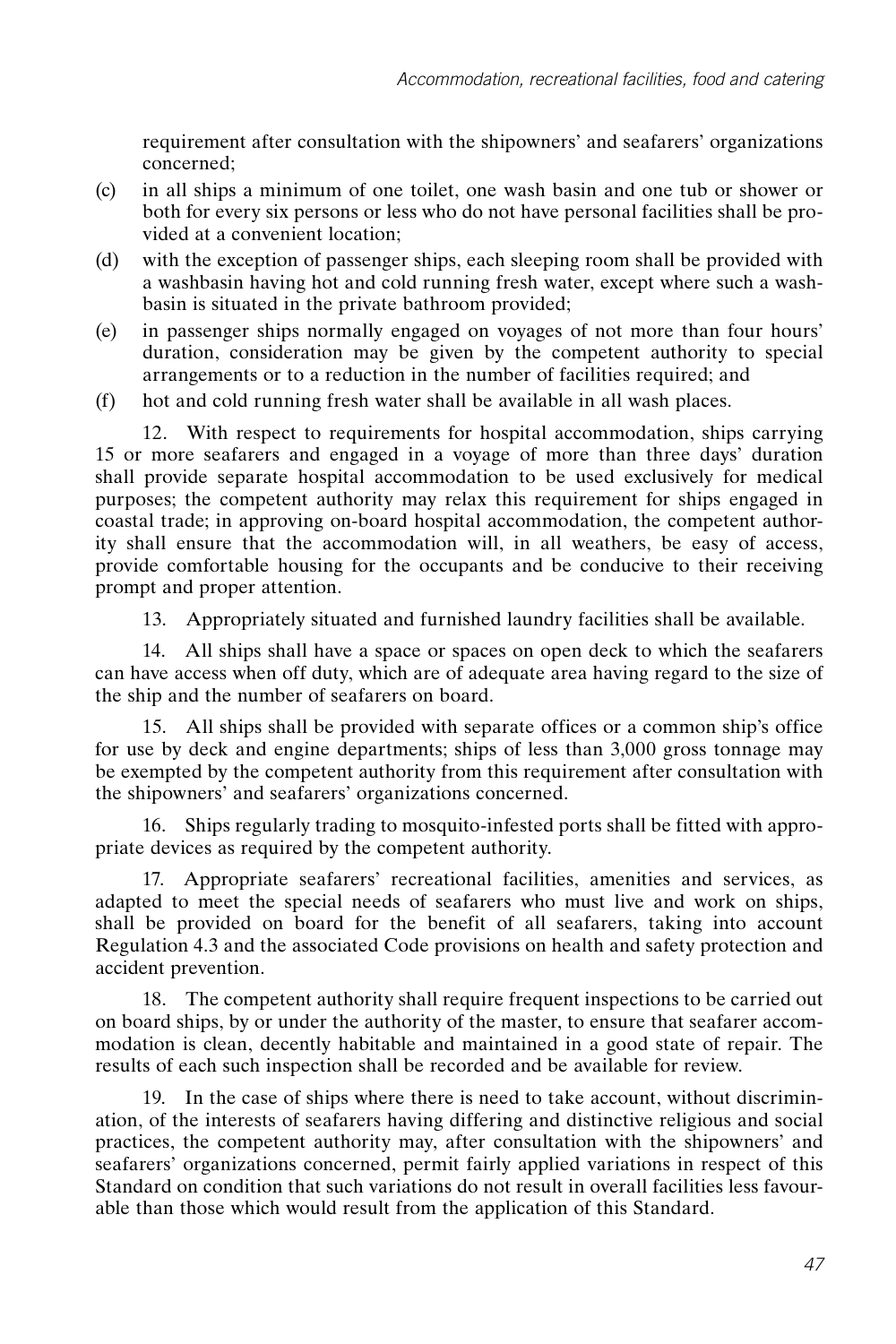requirement after consultation with the shipowners' and seafarers' organizations concerned;

(c) in all ships a minimum of one toilet, one wash basin and one tub or shower or both for every six persons or less who do not have personal facilities shall be provided at a convenient location;

(d) with the exception of passenger ships, each sleeping room shall be provided with a washbasin having hot and cold running fresh water, except where such a washbasin is situated in the private bathroom provided;

(e) in passenger ships normally engaged on voyages of not more than four hours' duration, consideration may be given by the competent authority to special arrangements or to a reduction in the number of facilities required; and

(f) hot and cold running fresh water shall be available in all wash places.

12. With respect to requirements for hospital accommodation, ships carrying 15 or more seafarers and engaged in a voyage of more than three days' duration shall provide separate hospital accommodation to be used exclusively for medical purposes; the competent authority may relax this requirement for ships engaged in coastal trade; in approving on-board hospital accommodation, the competent authority shall ensure that the accommodation will, in all weathers, be easy of access, provide comfortable housing for the occupants and be conducive to their receiving prompt and proper attention.

13. Appropriately situated and furnished laundry facilities shall be available.

14. All ships shall have a space or spaces on open deck to which the seafarers can have access when off duty, which are of adequate area having regard to the size of the ship and the number of seafarers on board.

15. All ships shall be provided with separate offices or a common ship's office for use by deck and engine departments; ships of less than 3,000 gross tonnage may be exempted by the competent authority from this requirement after consultation with the shipowners' and seafarers' organizations concerned.

16. Ships regularly trading to mosquito-infested ports shall be fitted with appropriate devices as required by the competent authority.

17. Appropriate seafarers' recreational facilities, amenities and services, as adapted to meet the special needs of seafarers who must live and work on ships, shall be provided on board for the benefit of all seafarers, taking into account Regulation 4.3 and the associated Code provisions on health and safety protection and accident prevention.

18. The competent authority shall require frequent inspections to be carried out on board ships, by or under the authority of the master, to ensure that seafarer accommodation is clean, decently habitable and maintained in a good state of repair. The results of each such inspection shall be recorded and be available for review.

19. In the case of ships where there is need to take account, without discrimination, of the interests of seafarers having differing and distinctive religious and social practices, the competent authority may, after consultation with the shipowners' and seafarers' organizations concerned, permit fairly applied variations in respect of this Standard on condition that such variations do not result in overall facilities less favourable than those which would result from the application of this Standard.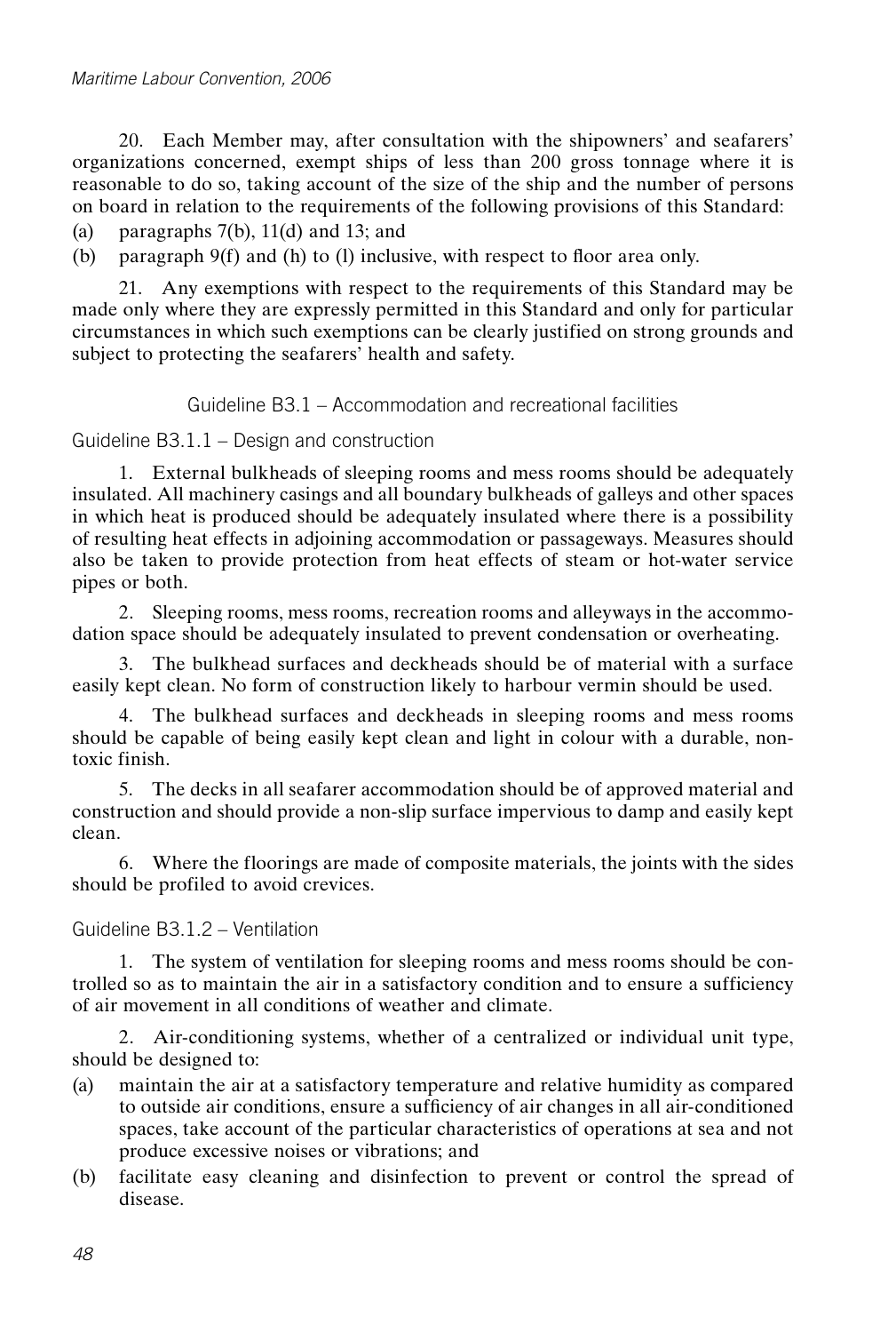20. Each Member may, after consultation with the shipowners' and seafarers' organizations concerned, exempt ships of less than 200 gross tonnage where it is reasonable to do so, taking account of the size of the ship and the number of persons on board in relation to the requirements of the following provisions of this Standard:

(a) paragraphs 7(b), 11(d) and 13; and

(b) paragraph 9(f) and (h) to (l) inclusive, with respect to floor area only.

21. Any exemptions with respect to the requirements of this Standard may be made only where they are expressly permitted in this Standard and only for particular circumstances in which such exemptions can be clearly justified on strong grounds and subject to protecting the seafarers' health and safety.

## Guideline B3.1 – Accommodation and recreational facilities

### Guideline B3.1.1 – Design and construction

1. External bulkheads of sleeping rooms and mess rooms should be adequately insulated. All machinery casings and all boundary bulkheads of galleys and other spaces in which heat is produced should be adequately insulated where there is a possibility of resulting heat effects in adjoining accommodation or passageways. Measures should also be taken to provide protection from heat effects of steam or hot-water service pipes or both.

2. Sleeping rooms, mess rooms, recreation rooms and alleyways in the accommodation space should be adequately insulated to prevent condensation or overheating.

3. The bulkhead surfaces and deckheads should be of material with a surface easily kept clean. No form of construction likely to harbour vermin should be used.

4. The bulkhead surfaces and deckheads in sleeping rooms and mess rooms should be capable of being easily kept clean and light in colour with a durable, non-toxic finish.

5. The decks in all seafarer accommodation should be of approved material and construction and should provide a non-slip surface impervious to damp and easily kept clean.

6. Where the floorings are made of composite materials, the joints with the sides should be profiled to avoid crevices.

### Guideline B3.1.2 – Ventilation

1. The system of ventilation for sleeping rooms and mess rooms should be controlled so as to maintain the air in a satisfactory condition and to ensure a sufficiency of air movement in all conditions of weather and climate.

2. Air-conditioning systems, whether of a centralized or individual unit type, should be designed to:

(a) maintain the air at a satisfactory temperature and relative humidity as compared to outside air conditions, ensure a sufficiency of air changes in all air-conditioned spaces, take account of the particular characteristics of operations at sea and not produce excessive noises or vibrations; and

(b) facilitate easy cleaning and disinfection to prevent or control the spread of disease.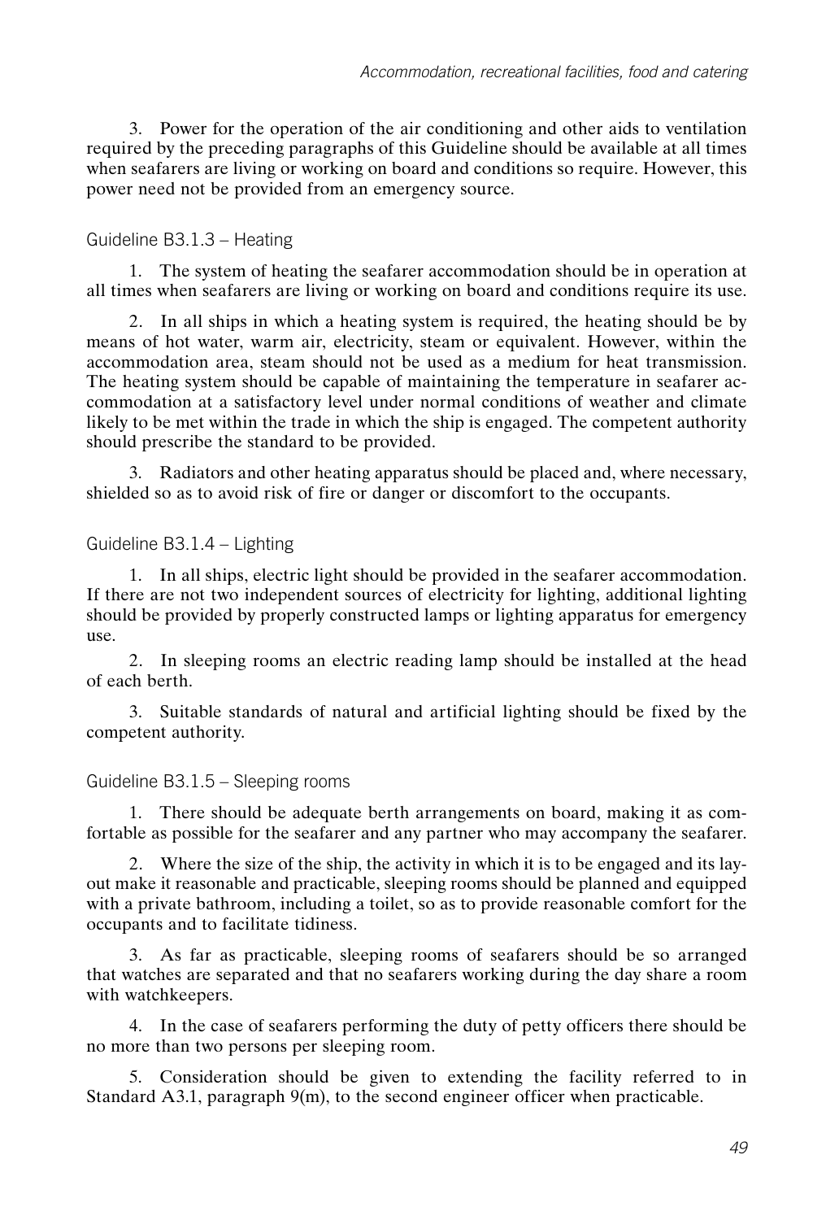3. Power for the operation of the air conditioning and other aids to ventilation required by the preceding paragraphs of this Guideline should be available at all times when seafarers are living or working on board and conditions so require. However, this power need not be provided from an emergency source.

### Guideline B3.1.3 – Heating

1. The system of heating the seafarer accommodation should be in operation at all times when seafarers are living or working on board and conditions require its use.

2. In all ships in which a heating system is required, the heating should be by means of hot water, warm air, electricity, steam or equivalent. However, within the accommodation area, steam should not be used as a medium for heat transmission. The heating system should be capable of maintaining the temperature in seafarer accommodation at a satisfactory level under normal conditions of weather and climate likely to be met within the trade in which the ship is engaged. The competent authority should prescribe the standard to be provided.

3. Radiators and other heating apparatus should be placed and, where necessary, shielded so as to avoid risk of fire or danger or discomfort to the occupants.

### Guideline B3.1.4 – Lighting

1. In all ships, electric light should be provided in the seafarer accommodation. If there are not two independent sources of electricity for lighting, additional lighting should be provided by properly constructed lamps or lighting apparatus for emergency use.

2. In sleeping rooms an electric reading lamp should be installed at the head of each berth.

3. Suitable standards of natural and artificial lighting should be fixed by the competent authority.

### Guideline B3.1.5 – Sleeping rooms

1. There should be adequate berth arrangements on board, making it as comfortable as possible for the seafarer and any partner who may accompany the seafarer.

2. Where the size of the ship, the activity in which it is to be engaged and its layout make it reasonable and practicable, sleeping rooms should be planned and equipped with a private bathroom, including a toilet, so as to provide reasonable comfort for the occupants and to facilitate tidiness.

3. As far as practicable, sleeping rooms of seafarers should be so arranged that watches are separated and that no seafarers working during the day share a room with watchkeepers.

4. In the case of seafarers performing the duty of petty officers there should be no more than two persons per sleeping room.

5. Consideration should be given to extending the facility referred to in Standard A3.1, paragraph 9(m), to the second engineer officer when practicable.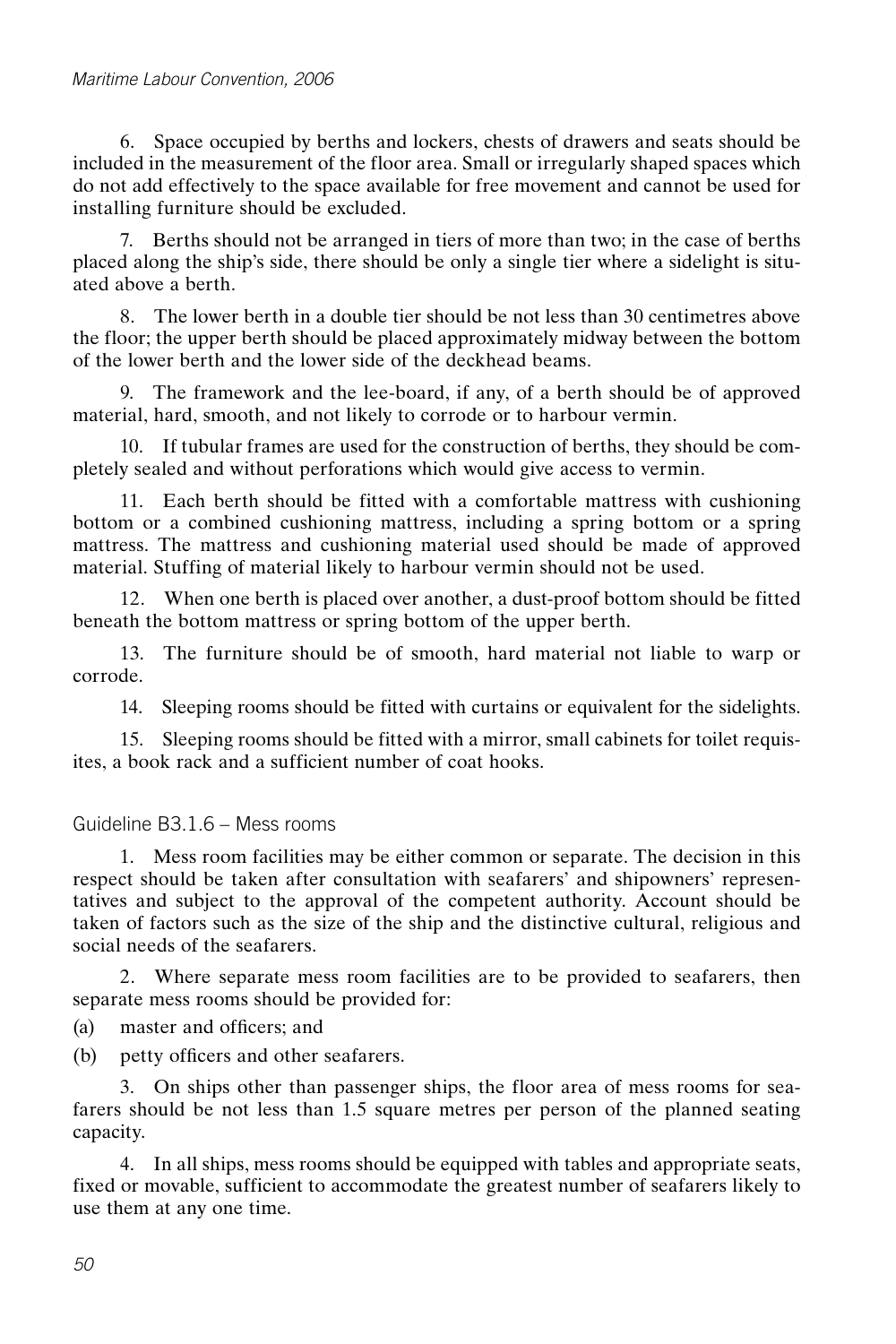6. Space occupied by berths and lockers, chests of drawers and seats should be included in the measurement of the floor area. Small or irregularly shaped spaces which do not add effectively to the space available for free movement and cannot be used for installing furniture should be excluded.

7. Berths should not be arranged in tiers of more than two; in the case of berths placed along the ship's side, there should be only a single tier where a sidelight is situated above a berth.

8. The lower berth in a double tier should be not less than 30 centimetres above the floor; the upper berth should be placed approximately midway between the bottom of the lower berth and the lower side of the deckhead beams.

9. The framework and the lee-board, if any, of a berth should be of approved material, hard, smooth, and not likely to corrode or to harbour vermin.

10. If tubular frames are used for the construction of berths, they should be completely sealed and without perforations which would give access to vermin.

11. Each berth should be fitted with a comfortable mattress with cushioning bottom or a combined cushioning mattress, including a spring bottom or a spring mattress. The mattress and cushioning material used should be made of approved material. Stuffing of material likely to harbour vermin should not be used.

12. When one berth is placed over another, a dust-proof bottom should be fitted beneath the bottom mattress or spring bottom of the upper berth.

13. The furniture should be of smooth, hard material not liable to warp or corrode.

14. Sleeping rooms should be fitted with curtains or equivalent for the sidelights.

15. Sleeping rooms should be fitted with a mirror, small cabinets for toilet requisites, a book rack and a sufficient number of coat hooks.

### Guideline B3.1.6 – Mess rooms

1. Mess room facilities may be either common or separate. The decision in this respect should be taken after consultation with seafarers' and shipowners' representatives and subject to the approval of the competent authority. Account should be taken of factors such as the size of the ship and the distinctive cultural, religious and social needs of the seafarers.

2. Where separate mess room facilities are to be provided to seafarers, then separate mess rooms should be provided for:

(a) master and officers; and

(b) petty officers and other seafarers.

3. On ships other than passenger ships, the floor area of mess rooms for seafarers should be not less than 1.5 square metres per person of the planned seating capacity.

4. In all ships, mess rooms should be equipped with tables and appropriate seats, fixed or movable, sufficient to accommodate the greatest number of seafarers likely to use them at any one time.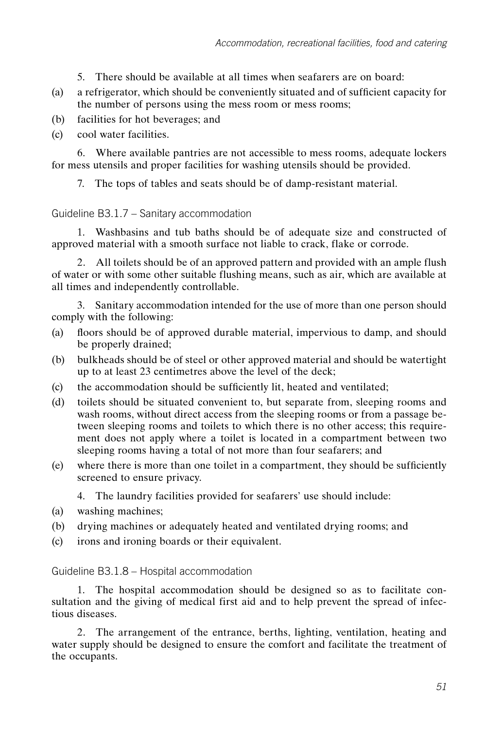5. There should be available at all times when seafarers are on board:

(a) a refrigerator, which should be conveniently situated and of sufficient capacity for the number of persons using the mess room or mess rooms;

(b) facilities for hot beverages; and

(c) cool water facilities.

6. Where available pantries are not accessible to mess rooms, adequate lockers for mess utensils and proper facilities for washing utensils should be provided.

7. The tops of tables and seats should be of damp-resistant material.

### Guideline B3.1.7 – Sanitary accommodation

1. Washbasins and tub baths should be of adequate size and constructed of approved material with a smooth surface not liable to crack, flake or corrode.

2. All toilets should be of an approved pattern and provided with an ample flush of water or with some other suitable flushing means, such as air, which are available at all times and independently controllable.

3. Sanitary accommodation intended for the use of more than one person should comply with the following:

(a) floors should be of approved durable material, impervious to damp, and should be properly drained;

(b) bulkheads should be of steel or other approved material and should be watertight up to at least 23 centimetres above the level of the deck;

(c) the accommodation should be sufficiently lit, heated and ventilated;

(d) toilets should be situated convenient to, but separate from, sleeping rooms and wash rooms, without direct access from the sleeping rooms or from a passage between sleeping rooms and toilets to which there is no other access; this requirement does not apply where a toilet is located in a compartment between two sleeping rooms having a total of not more than four seafarers; and

(e) where there is more than one toilet in a compartment, they should be sufficiently screened to ensure privacy.

4. The laundry facilities provided for seafarers' use should include:

(a) washing machines;

(b) drying machines or adequately heated and ventilated drying rooms; and

(c) irons and ironing boards or their equivalent.

### Guideline B3.1.8 – Hospital accommodation

1. The hospital accommodation should be designed so as to facilitate consultation and the giving of medical first aid and to help prevent the spread of infectious diseases.

2. The arrangement of the entrance, berths, lighting, ventilation, heating and water supply should be designed to ensure the comfort and facilitate the treatment of the occupants.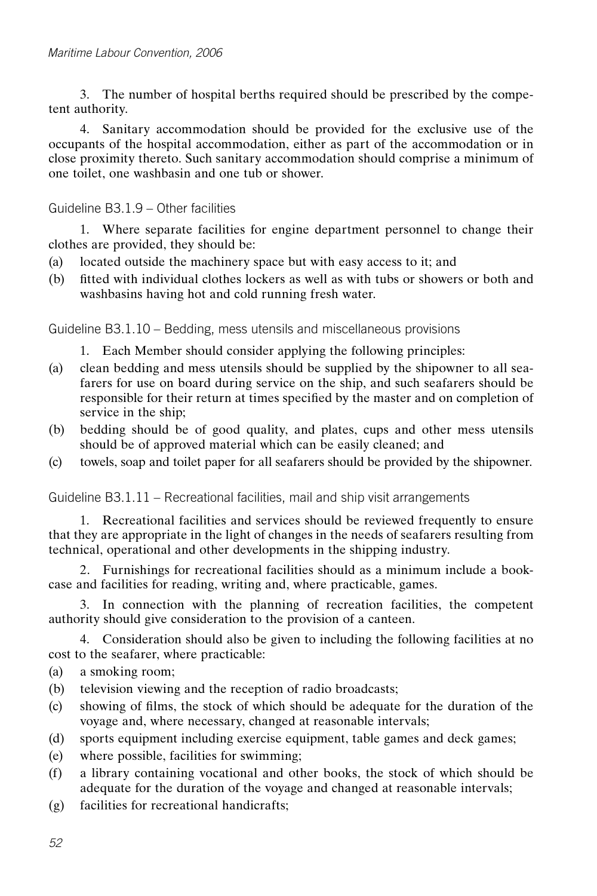3. The number of hospital berths required should be prescribed by the competent authority.

4. Sanitary accommodation should be provided for the exclusive use of the occupants of the hospital accommodation, either as part of the accommodation or in close proximity thereto. Such sanitary accommodation should comprise a minimum of one toilet, one washbasin and one tub or shower.

### Guideline B3.1.9 – Other facilities

1. Where separate facilities for engine department personnel to change their clothes are provided, they should be:

(a) located outside the machinery space but with easy access to it; and

(b) fitted with individual clothes lockers as well as with tubs or showers or both and washbasins having hot and cold running fresh water.

### Guideline B3.1.10 – Bedding, mess utensils and miscellaneous provisions

1. Each Member should consider applying the following principles:

(a) clean bedding and mess utensils should be supplied by the shipowner to all seafarers for use on board during service on the ship, and such seafarers should be responsible for their return at times specified by the master and on completion of service in the ship;

(b) bedding should be of good quality, and plates, cups and other mess utensils should be of approved material which can be easily cleaned; and

(c) towels, soap and toilet paper for all seafarers should be provided by the shipowner.

### Guideline B3.1.11 – Recreational facilities, mail and ship visit arrangements

1. Recreational facilities and services should be reviewed frequently to ensure that they are appropriate in the light of changes in the needs of seafarers resulting from technical, operational and other developments in the shipping industry.

2. Furnishings for recreational facilities should as a minimum include a bookcase and facilities for reading, writing and, where practicable, games.

3. In connection with the planning of recreation facilities, the competent authority should give consideration to the provision of a canteen.

4. Consideration should also be given to including the following facilities at no cost to the seafarer, where practicable:

(a) a smoking room;

(b) television viewing and the reception of radio broadcasts;

(c) showing of films, the stock of which should be adequate for the duration of the voyage and, where necessary, changed at reasonable intervals;

(d) sports equipment including exercise equipment, table games and deck games;

(e) where possible, facilities for swimming;

(f) a library containing vocational and other books, the stock of which should be adequate for the duration of the voyage and changed at reasonable intervals;

(g) facilities for recreational handicrafts;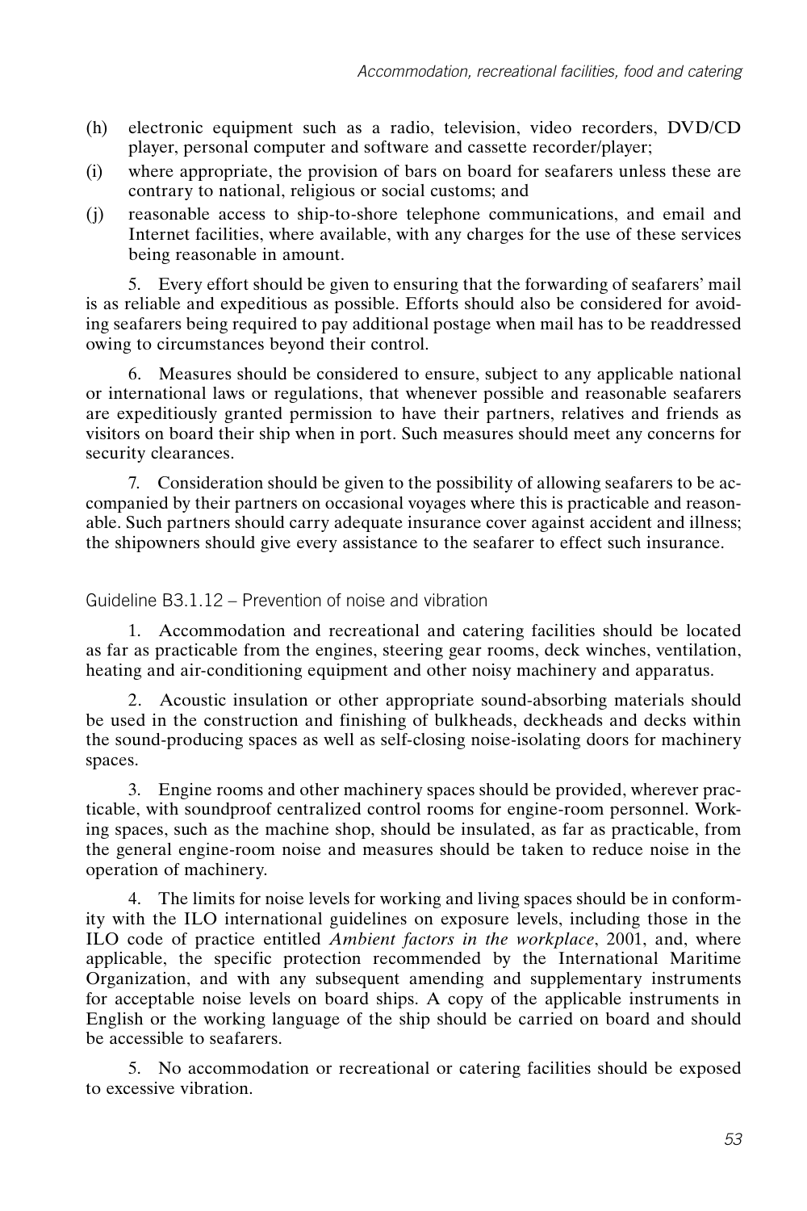(h) electronic equipment such as a radio, television, video recorders, DVD/CD player, personal computer and software and cassette recorder/player;

(i) where appropriate, the provision of bars on board for seafarers unless these are contrary to national, religious or social customs; and

(j) reasonable access to ship-to-shore telephone communications, and email and Internet facilities, where available, with any charges for the use of these services being reasonable in amount.

5. Every effort should be given to ensuring that the forwarding of seafarers' mail is as reliable and expeditious as possible. Efforts should also be considered for avoiding seafarers being required to pay additional postage when mail has to be readdressed owing to circumstances beyond their control.

6. Measures should be considered to ensure, subject to any applicable national or international laws or regulations, that whenever possible and reasonable seafarers are expeditiously granted permission to have their partners, relatives and friends as visitors on board their ship when in port. Such measures should meet any concerns for security clearances.

7. Consideration should be given to the possibility of allowing seafarers to be accompanied by their partners on occasional voyages where this is practicable and reasonable. Such partners should carry adequate insurance cover against accident and illness; the shipowners should give every assistance to the seafarer to effect such insurance.

### Guideline B3.1.12 – Prevention of noise and vibration

1. Accommodation and recreational and catering facilities should be located as far as practicable from the engines, steering gear rooms, deck winches, ventilation, heating and air-conditioning equipment and other noisy machinery and apparatus.

2. Acoustic insulation or other appropriate sound-absorbing materials should be used in the construction and finishing of bulkheads, deckheads and decks within the sound-producing spaces as well as self-closing noise-isolating doors for machinery spaces.

3. Engine rooms and other machinery spaces should be provided, wherever practicable, with soundproof centralized control rooms for engine-room personnel. Working spaces, such as the machine shop, should be insulated, as far as practicable, from the general engine-room noise and measures should be taken to reduce noise in the operation of machinery.

4. The limits for noise levels for working and living spaces should be in conformity with the ILO international guidelines on exposure levels, including those in the ILO code of practice entitled *Ambient factors in the workplace*, 2001, and, where applicable, the specific protection recommended by the International Maritime Organization, and with any subsequent amending and supplementary instruments for acceptable noise levels on board ships. A copy of the applicable instruments in English or the working language of the ship should be carried on board and should be accessible to seafarers.

5. No accommodation or recreational or catering facilities should be exposed to excessive vibration.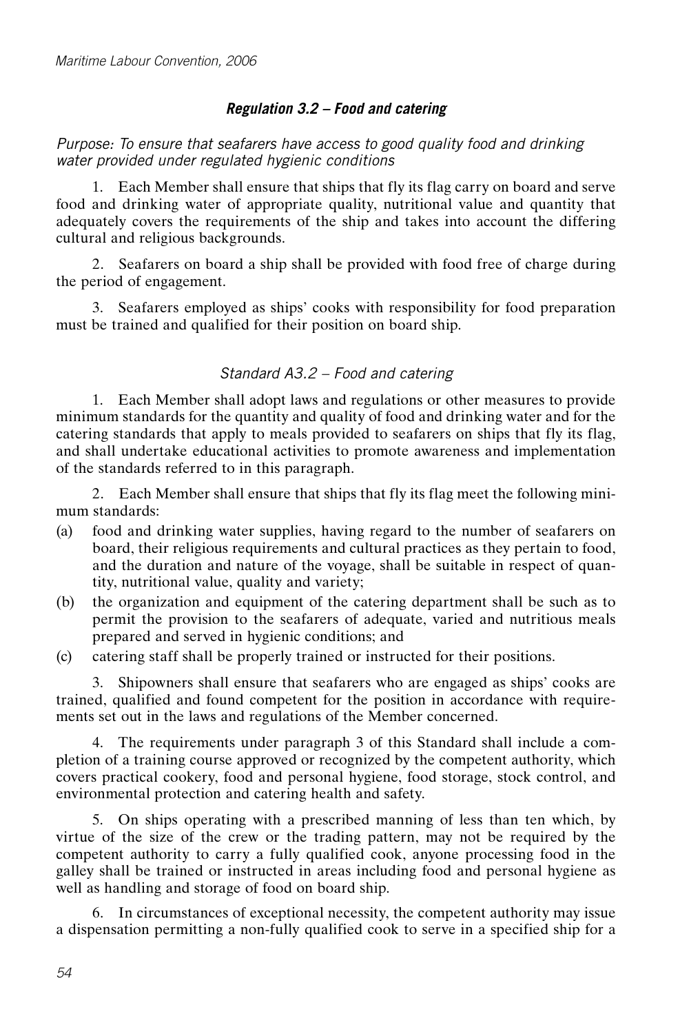### *Regulation 3.2 – Food and catering*

*Purpose: To ensure that seafarers have access to good quality food and drinking water provided under regulated hygienic conditions*

1. Each Member shall ensure that ships that fly its flag carry on board and serve food and drinking water of appropriate quality, nutritional value and quantity that adequately covers the requirements of the ship and takes into account the differing cultural and religious backgrounds.

2. Seafarers on board a ship shall be provided with food free of charge during the period of engagement.

3. Seafarers employed as ships' cooks with responsibility for food preparation must be trained and qualified for their position on board ship.

#### *Standard A3.2 – Food and catering*

1. Each Member shall adopt laws and regulations or other measures to provide minimum standards for the quantity and quality of food and drinking water and for the catering standards that apply to meals provided to seafarers on ships that fly its flag, and shall undertake educational activities to promote awareness and implementation of the standards referred to in this paragraph.

2. Each Member shall ensure that ships that fly its flag meet the following minimum standards:

(a) food and drinking water supplies, having regard to the number of seafarers on board, their religious requirements and cultural practices as they pertain to food, and the duration and nature of the voyage, shall be suitable in respect of quantity, nutritional value, quality and variety;

(b) the organization and equipment of the catering department shall be such as to permit the provision to the seafarers of adequate, varied and nutritious meals prepared and served in hygienic conditions; and

(c) catering staff shall be properly trained or instructed for their positions.

3. Shipowners shall ensure that seafarers who are engaged as ships' cooks are trained, qualified and found competent for the position in accordance with requirements set out in the laws and regulations of the Member concerned.

4. The requirements under paragraph 3 of this Standard shall include a completion of a training course approved or recognized by the competent authority, which covers practical cookery, food and personal hygiene, food storage, stock control, and environmental protection and catering health and safety.

5. On ships operating with a prescribed manning of less than ten which, by virtue of the size of the crew or the trading pattern, may not be required by the competent authority to carry a fully qualified cook, anyone processing food in the galley shall be trained or instructed in areas including food and personal hygiene as well as handling and storage of food on board ship.

6. In circumstances of exceptional necessity, the competent authority may issue a dispensation permitting a non-fully qualified cook to serve in a specified ship for a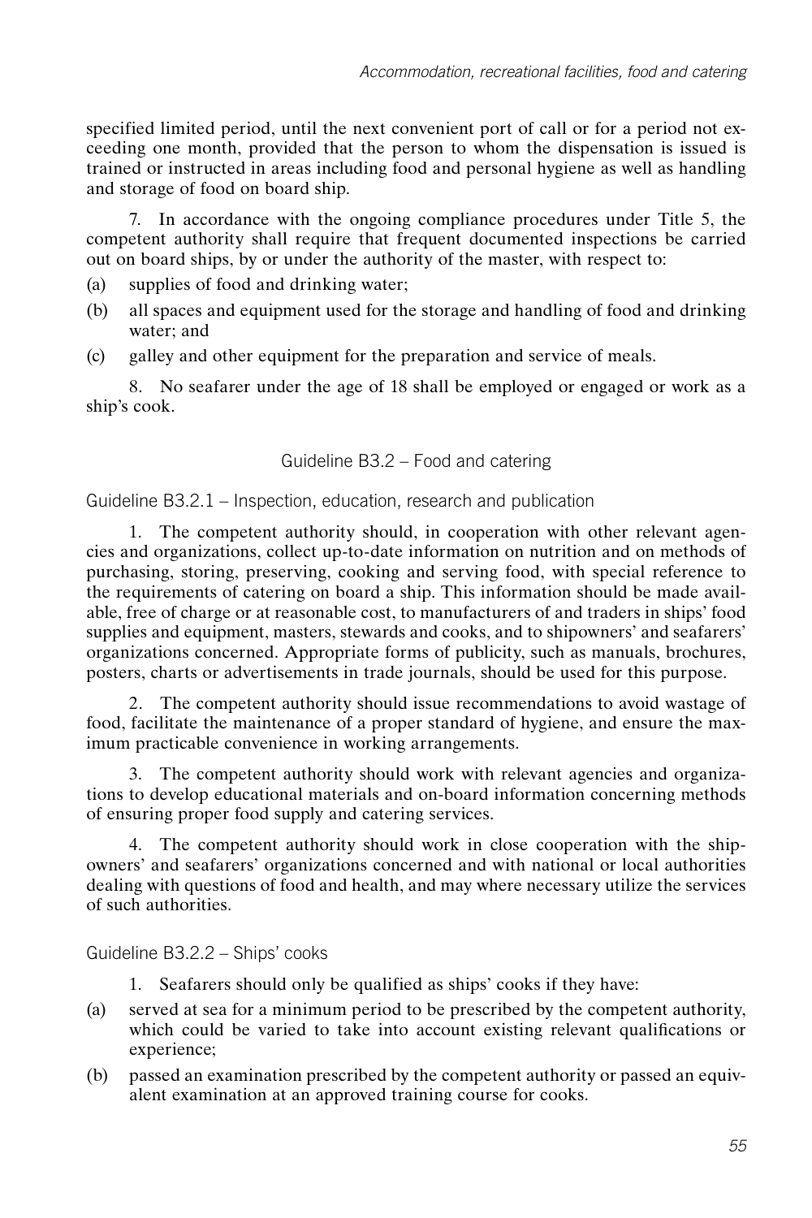specified limited period, until the next convenient port of call or for a period not exceeding one month, provided that the person to whom the dispensation is issued is trained or instructed in areas including food and personal hygiene as well as handling and storage of food on board ship.

7. In accordance with the ongoing compliance procedures under Title 5, the competent authority shall require that frequent documented inspections be carried out on board ships, by or under the authority of the master, with respect to:

(a) supplies of food and drinking water;

(b) all spaces and equipment used for the storage and handling of food and drinking water; and

(c) galley and other equipment for the preparation and service of meals.

8. No seafarer under the age of 18 shall be employed or engaged or work as a ship's cook.

## Guideline B3.2 – Food and catering

### Guideline B3.2.1 – Inspection, education, research and publication

1. The competent authority should, in cooperation with other relevant agencies and organizations, collect up-to-date information on nutrition and on methods of purchasing, storing, preserving, cooking and serving food, with special reference to the requirements of catering on board a ship. This information should be made available, free of charge or at reasonable cost, to manufacturers of and traders in ships' food supplies and equipment, masters, stewards and cooks, and to shipowners' and seafarers' organizations concerned. Appropriate forms of publicity, such as manuals, brochures, posters, charts or advertisements in trade journals, should be used for this purpose.

2. The competent authority should issue recommendations to avoid wastage of food, facilitate the maintenance of a proper standard of hygiene, and ensure the maximum practicable convenience in working arrangements.

3. The competent authority should work with relevant agencies and organizations to develop educational materials and on-board information concerning methods of ensuring proper food supply and catering services.

4. The competent authority should work in close cooperation with the shipowners' and seafarers' organizations concerned and with national or local authorities dealing with questions of food and health, and may where necessary utilize the services of such authorities.

### Guideline B3.2.2 – Ships' cooks

1. Seafarers should only be qualified as ships' cooks if they have:

(a) served at sea for a minimum period to be prescribed by the competent authority, which could be varied to take into account existing relevant qualifications or experience;

(b) passed an examination prescribed by the competent authority or passed an equivalent examination at an approved training course for cooks.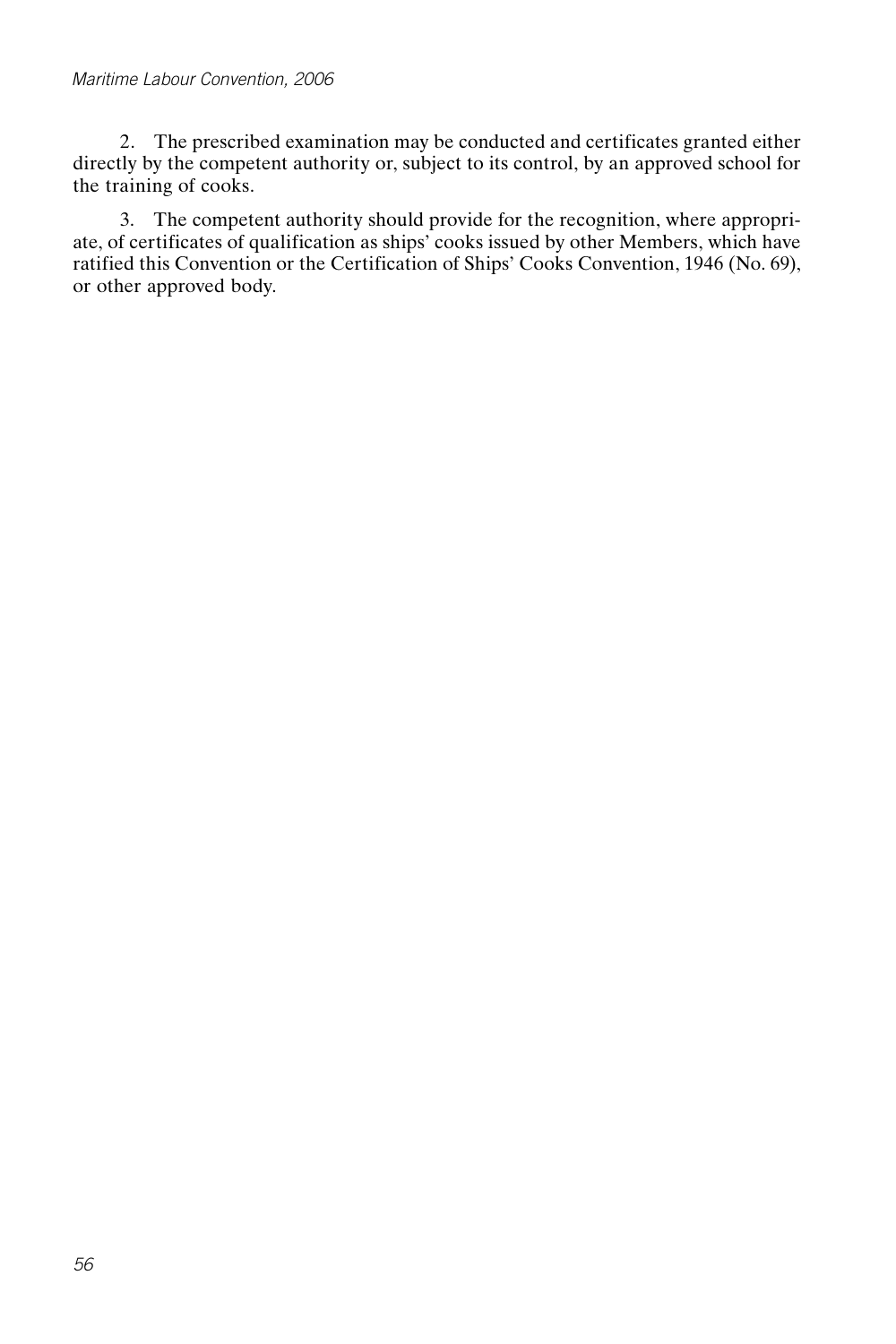2. The prescribed examination may be conducted and certificates granted either directly by the competent authority or, subject to its control, by an approved school for the training of cooks.

3. The competent authority should provide for the recognition, where appropriate, of certificates of qualification as ships' cooks issued by other Members, which have ratified this Convention or the Certification of Ships' Cooks Convention, 1946 (No. 69), or other approved body.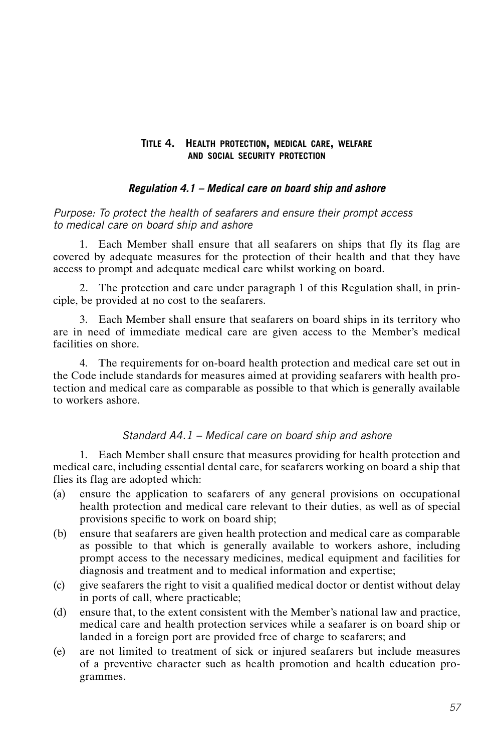# Title 4. Health protection, medical care, welfare and social security protection

## *Regulation 4.1 – Medical care on board ship and ashore*

*Purpose: To protect the health of seafarers and ensure their prompt access to medical care on board ship and ashore*

1. Each Member shall ensure that all seafarers on ships that fly its flag are covered by adequate measures for the protection of their health and that they have access to prompt and adequate medical care whilst working on board.

2. The protection and care under paragraph 1 of this Regulation shall, in principle, be provided at no cost to the seafarers.

3. Each Member shall ensure that seafarers on board ships in its territory who are in need of immediate medical care are given access to the Member's medical facilities on shore.

4. The requirements for on-board health protection and medical care set out in the Code include standards for measures aimed at providing seafarers with health protection and medical care as comparable as possible to that which is generally available to workers ashore.

### *Standard A4.1 – Medical care on board ship and ashore*

1. Each Member shall ensure that measures providing for health protection and medical care, including essential dental care, for seafarers working on board a ship that flies its flag are adopted which:

(a) ensure the application to seafarers of any general provisions on occupational health protection and medical care relevant to their duties, as well as of special provisions specific to work on board ship;

(b) ensure that seafarers are given health protection and medical care as comparable as possible to that which is generally available to workers ashore, including prompt access to the necessary medicines, medical equipment and facilities for diagnosis and treatment and to medical information and expertise;

(c) give seafarers the right to visit a qualified medical doctor or dentist without delay in ports of call, where practicable;

(d) ensure that, to the extent consistent with the Member's national law and practice, medical care and health protection services while a seafarer is on board ship or landed in a foreign port are provided free of charge to seafarers; and

(e) are not limited to treatment of sick or injured seafarers but include measures of a preventive character such as health promotion and health education programmes.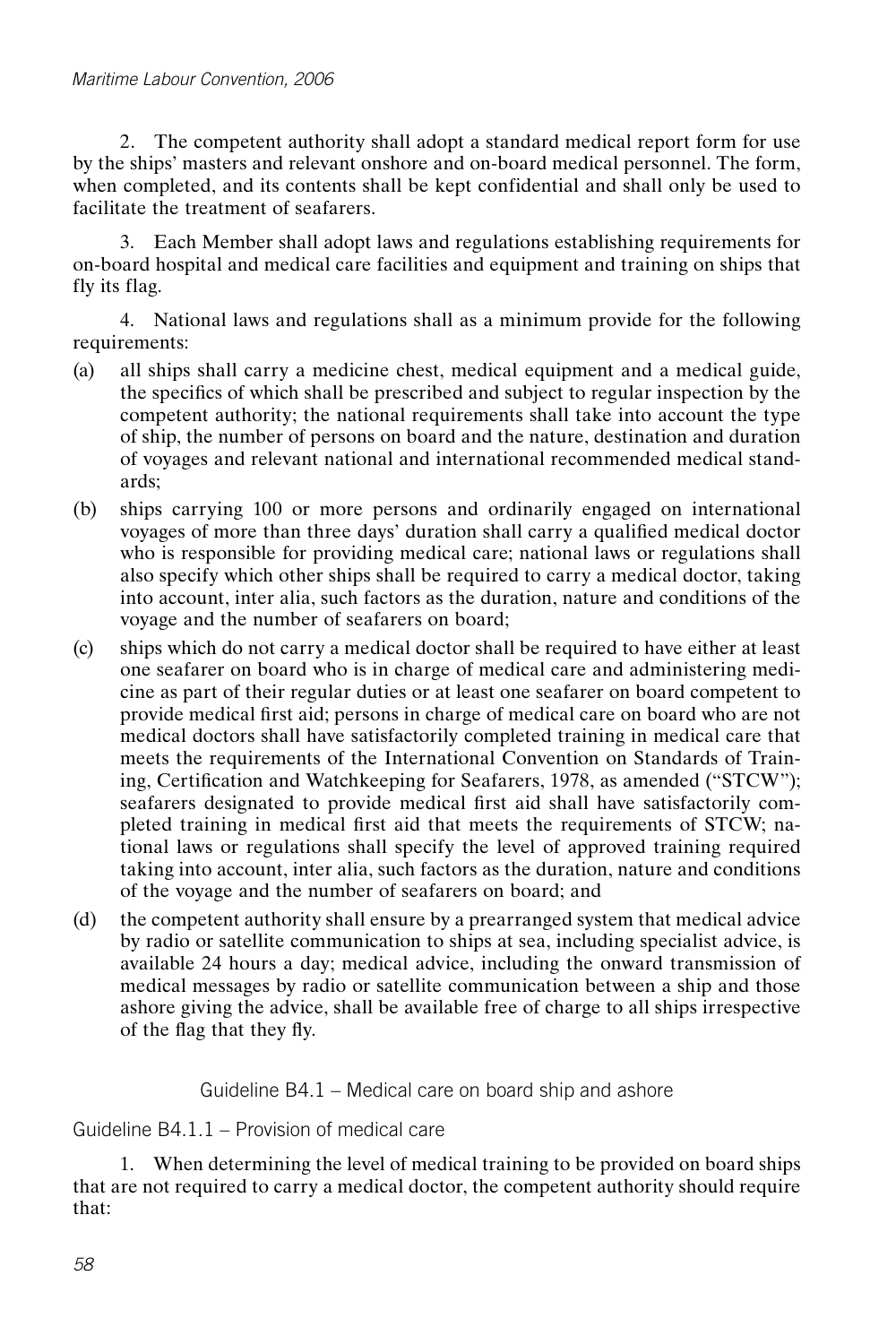2. The competent authority shall adopt a standard medical report form for use by the ships' masters and relevant onshore and on-board medical personnel. The form, when completed, and its contents shall be kept confidential and shall only be used to facilitate the treatment of seafarers.

3. Each Member shall adopt laws and regulations establishing requirements for on-board hospital and medical care facilities and equipment and training on ships that fly its flag.

4. National laws and regulations shall as a minimum provide for the following requirements:

(a) all ships shall carry a medicine chest, medical equipment and a medical guide, the specifics of which shall be prescribed and subject to regular inspection by the competent authority; the national requirements shall take into account the type of ship, the number of persons on board and the nature, destination and duration of voyages and relevant national and international recommended medical standards;

(b) ships carrying 100 or more persons and ordinarily engaged on international voyages of more than three days' duration shall carry a qualified medical doctor who is responsible for providing medical care; national laws or regulations shall also specify which other ships shall be required to carry a medical doctor, taking into account, inter alia, such factors as the duration, nature and conditions of the voyage and the number of seafarers on board;

(c) ships which do not carry a medical doctor shall be required to have either at least one seafarer on board who is in charge of medical care and administering medicine as part of their regular duties or at least one seafarer on board competent to provide medical first aid; persons in charge of medical care on board who are not medical doctors shall have satisfactorily completed training in medical care that meets the requirements of the International Convention on Standards of Training, Certification and Watchkeeping for Seafarers, 1978, as amended ("STCW"); seafarers designated to provide medical first aid shall have satisfactorily completed training in medical first aid that meets the requirements of STCW; national laws or regulations shall specify the level of approved training required taking into account, inter alia, such factors as the duration, nature and conditions of the voyage and the number of seafarers on board; and

(d) the competent authority shall ensure by a prearranged system that medical advice by radio or satellite communication to ships at sea, including specialist advice, is available 24 hours a day; medical advice, including the onward transmission of medical messages by radio or satellite communication between a ship and those ashore giving the advice, shall be available free of charge to all ships irrespective of the flag that they fly.

## Guideline B4.1 – Medical care on board ship and ashore

### Guideline B4.1.1 – Provision of medical care

1. When determining the level of medical training to be provided on board ships that are not required to carry a medical doctor, the competent authority should require that: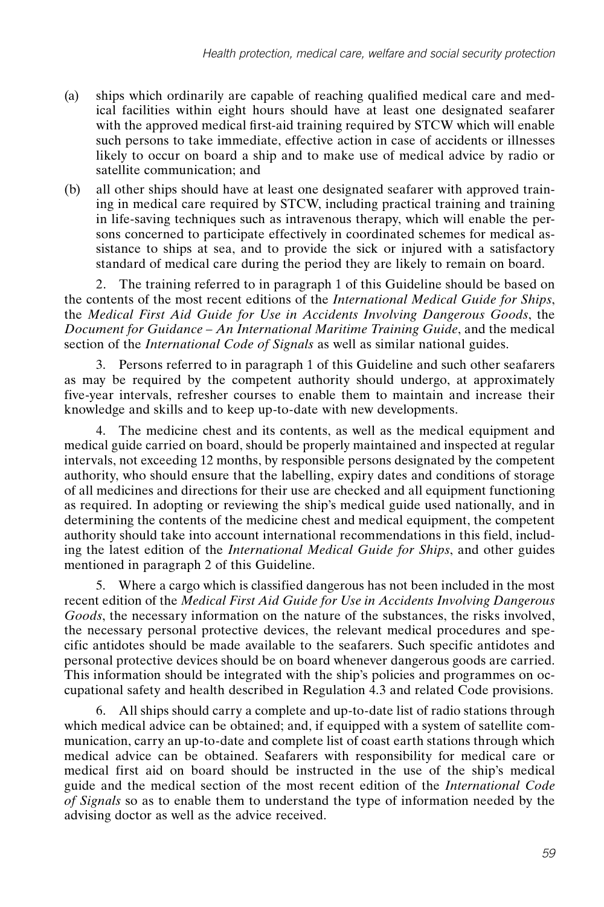(a) ships which ordinarily are capable of reaching qualified medical care and medical facilities within eight hours should have at least one designated seafarer with the approved medical first-aid training required by STCW which will enable such persons to take immediate, effective action in case of accidents or illnesses likely to occur on board a ship and to make use of medical advice by radio or satellite communication; and

(b) all other ships should have at least one designated seafarer with approved training in medical care required by STCW, including practical training and training in life-saving techniques such as intravenous therapy, which will enable the persons concerned to participate effectively in coordinated schemes for medical assistance to ships at sea, and to provide the sick or injured with a satisfactory standard of medical care during the period they are likely to remain on board.

2. The training referred to in paragraph 1 of this Guideline should be based on the contents of the most recent editions of the *International Medical Guide for Ships*, the *Medical First Aid Guide for Use in Accidents Involving Dangerous Goods*, the *Document for Guidance – An International Maritime Training Guide*, and the medical section of the *International Code of Signals* as well as similar national guides.

3. Persons referred to in paragraph 1 of this Guideline and such other seafarers as may be required by the competent authority should undergo, at approximately five-year intervals, refresher courses to enable them to maintain and increase their knowledge and skills and to keep up-to-date with new developments.

4. The medicine chest and its contents, as well as the medical equipment and medical guide carried on board, should be properly maintained and inspected at regular intervals, not exceeding 12 months, by responsible persons designated by the competent authority, who should ensure that the labelling, expiry dates and conditions of storage of all medicines and directions for their use are checked and all equipment functioning as required. In adopting or reviewing the ship's medical guide used nationally, and in determining the contents of the medicine chest and medical equipment, the competent authority should take into account international recommendations in this field, including the latest edition of the *International Medical Guide for Ships*, and other guides mentioned in paragraph 2 of this Guideline.

5. Where a cargo which is classified dangerous has not been included in the most recent edition of the *Medical First Aid Guide for Use in Accidents Involving Dangerous Goods*, the necessary information on the nature of the substances, the risks involved, the necessary personal protective devices, the relevant medical procedures and specific antidotes should be made available to the seafarers. Such specific antidotes and personal protective devices should be on board whenever dangerous goods are carried. This information should be integrated with the ship's policies and programmes on occupational safety and health described in Regulation 4.3 and related Code provisions.

6. All ships should carry a complete and up-to-date list of radio stations through which medical advice can be obtained; and, if equipped with a system of satellite communication, carry an up-to-date and complete list of coast earth stations through which medical advice can be obtained. Seafarers with responsibility for medical care or medical first aid on board should be instructed in the use of the ship's medical guide and the medical section of the most recent edition of the *International Code of Signals* so as to enable them to understand the type of information needed by the advising doctor as well as the advice received.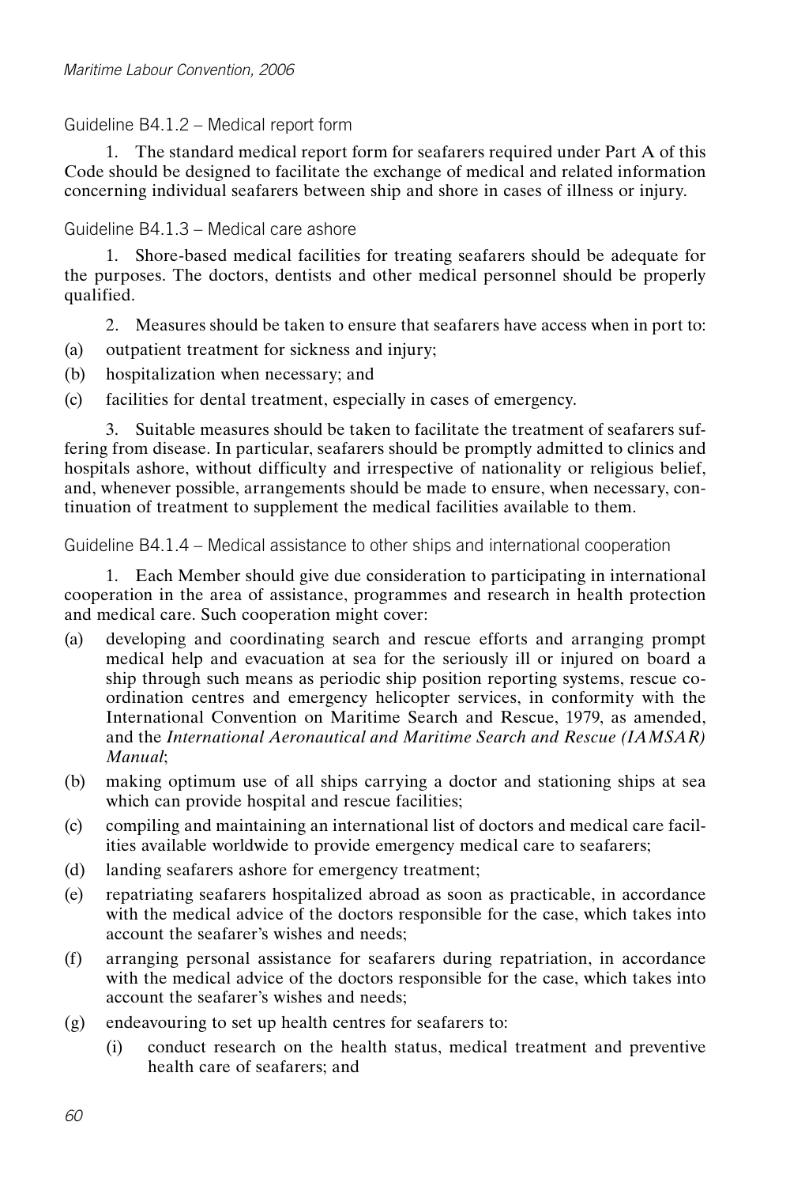### Guideline B4.1.2 – Medical report form

1. The standard medical report form for seafarers required under Part A of this Code should be designed to facilitate the exchange of medical and related information concerning individual seafarers between ship and shore in cases of illness or injury.

### Guideline B4.1.3 – Medical care ashore

1. Shore-based medical facilities for treating seafarers should be adequate for the purposes. The doctors, dentists and other medical personnel should be properly qualified.

2. Measures should be taken to ensure that seafarers have access when in port to:

(a) outpatient treatment for sickness and injury;

(b) hospitalization when necessary; and

(c) facilities for dental treatment, especially in cases of emergency.

3. Suitable measures should be taken to facilitate the treatment of seafarers suffering from disease. In particular, seafarers should be promptly admitted to clinics and hospitals ashore, without difficulty and irrespective of nationality or religious belief, and, whenever possible, arrangements should be made to ensure, when necessary, continuation of treatment to supplement the medical facilities available to them.

### Guideline B4.1.4 – Medical assistance to other ships and international cooperation

1. Each Member should give due consideration to participating in international cooperation in the area of assistance, programmes and research in health protection and medical care. Such cooperation might cover:

(a) developing and coordinating search and rescue efforts and arranging prompt medical help and evacuation at sea for the seriously ill or injured on board a ship through such means as periodic ship position reporting systems, rescue coordination centres and emergency helicopter services, in conformity with the International Convention on Maritime Search and Rescue, 1979, as amended, and the *International Aeronautical and Maritime Search and Rescue (IAMSAR) Manual*;

(b) making optimum use of all ships carrying a doctor and stationing ships at sea which can provide hospital and rescue facilities;

(c) compiling and maintaining an international list of doctors and medical care facilities available worldwide to provide emergency medical care to seafarers;

(d) landing seafarers ashore for emergency treatment;

(e) repatriating seafarers hospitalized abroad as soon as practicable, in accordance with the medical advice of the doctors responsible for the case, which takes into account the seafarer's wishes and needs;

(f) arranging personal assistance for seafarers during repatriation, in accordance with the medical advice of the doctors responsible for the case, which takes into account the seafarer's wishes and needs;

(g) endeavouring to set up health centres for seafarers to:

   (i) conduct research on the health status, medical treatment and preventive health care of seafarers; and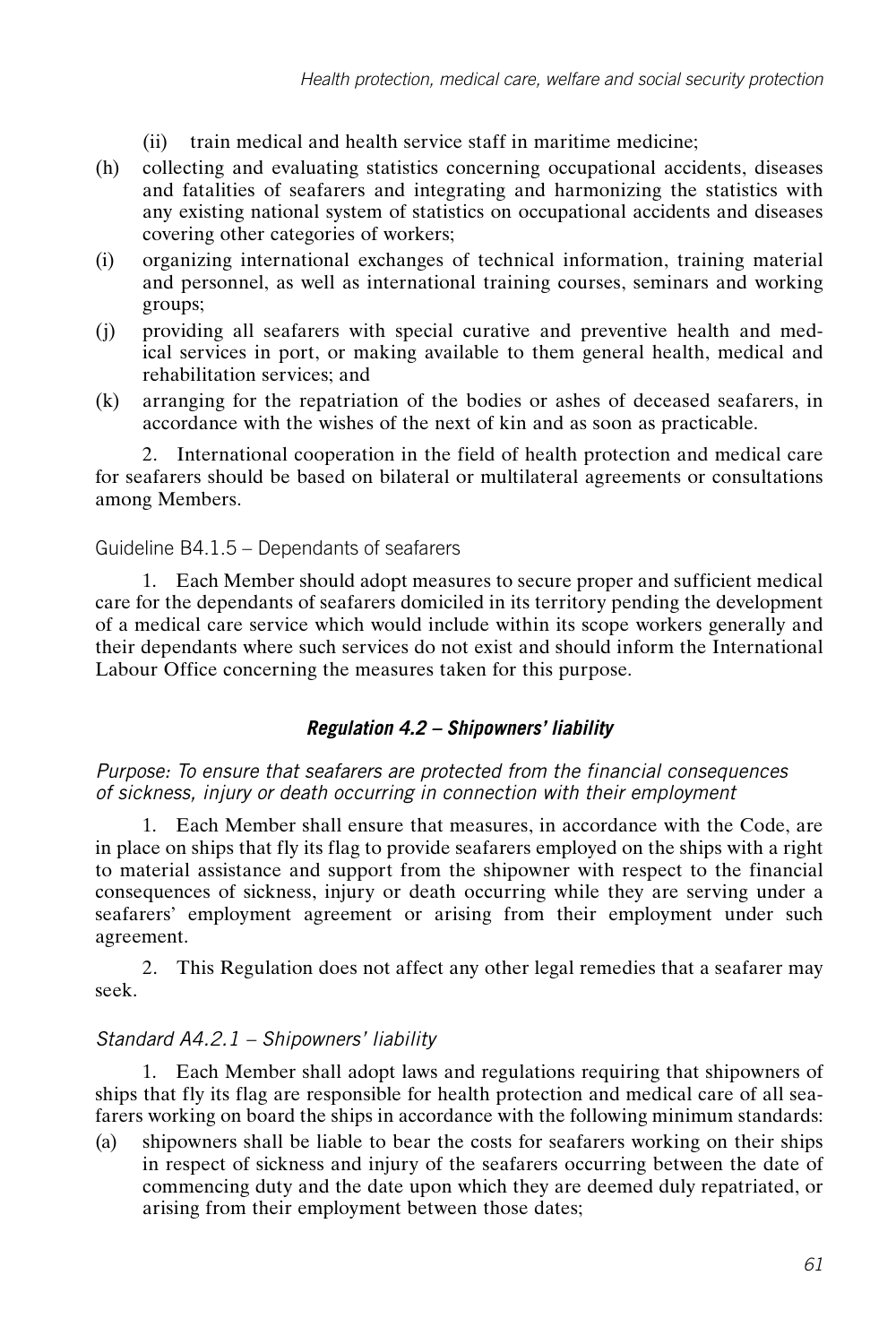(ii) train medical and health service staff in maritime medicine;

(h) collecting and evaluating statistics concerning occupational accidents, diseases and fatalities of seafarers and integrating and harmonizing the statistics with any existing national system of statistics on occupational accidents and diseases covering other categories of workers;

(i) organizing international exchanges of technical information, training material and personnel, as well as international training courses, seminars and working groups;

(j) providing all seafarers with special curative and preventive health and medical services in port, or making available to them general health, medical and rehabilitation services; and

(k) arranging for the repatriation of the bodies or ashes of deceased seafarers, in accordance with the wishes of the next of kin and as soon as practicable.

2. International cooperation in the field of health protection and medical care for seafarers should be based on bilateral or multilateral agreements or consultations among Members.

Guideline B4.1.5 – Dependants of seafarers

1. Each Member should adopt measures to secure proper and sufficient medical care for the dependants of seafarers domiciled in its territory pending the development of a medical care service which would include within its scope workers generally and their dependants where such services do not exist and should inform the International Labour Office concerning the measures taken for this purpose.

### ***Regulation 4.2 – Shipowners' liability***

*Purpose: To ensure that seafarers are protected from the financial consequences of sickness, injury or death occurring in connection with their employment*

1. Each Member shall ensure that measures, in accordance with the Code, are in place on ships that fly its flag to provide seafarers employed on the ships with a right to material assistance and support from the shipowner with respect to the financial consequences of sickness, injury or death occurring while they are serving under a seafarers' employment agreement or arising from their employment under such agreement.

2. This Regulation does not affect any other legal remedies that a seafarer may seek.

*Standard A4.2.1 – Shipowners' liability*

1. Each Member shall adopt laws and regulations requiring that shipowners of ships that fly its flag are responsible for health protection and medical care of all seafarers working on board the ships in accordance with the following minimum standards:

(a) shipowners shall be liable to bear the costs for seafarers working on their ships in respect of sickness and injury of the seafarers occurring between the date of commencing duty and the date upon which they are deemed duly repatriated, or arising from their employment between those dates;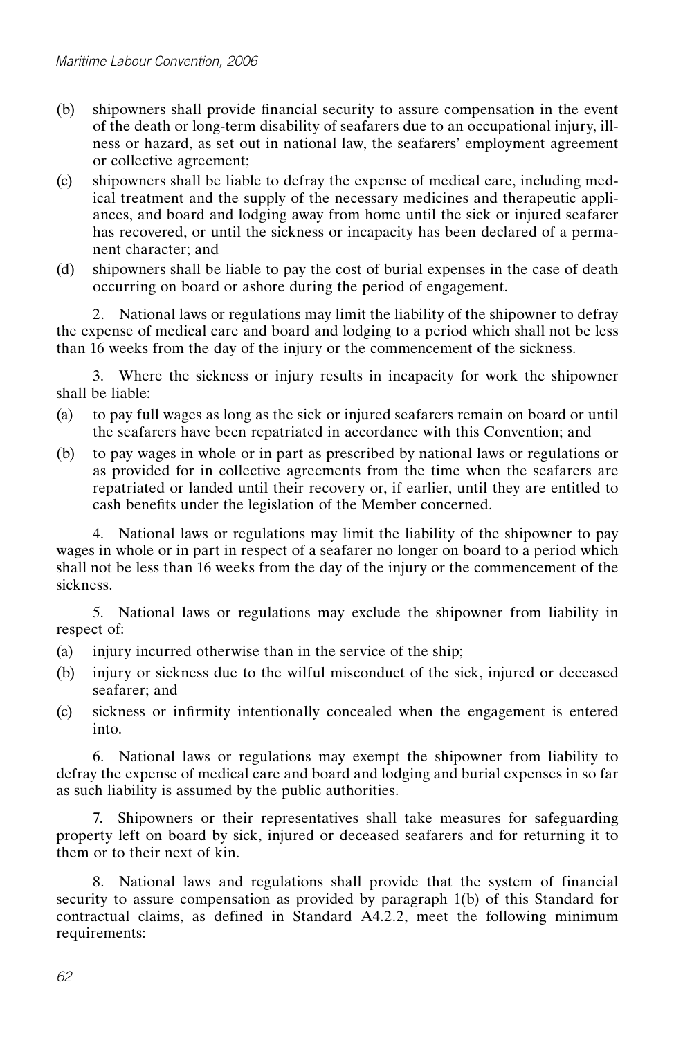(b) shipowners shall provide financial security to assure compensation in the event of the death or long-term disability of seafarers due to an occupational injury, illness or hazard, as set out in national law, the seafarers' employment agreement or collective agreement;

(c) shipowners shall be liable to defray the expense of medical care, including medical treatment and the supply of the necessary medicines and therapeutic appliances, and board and lodging away from home until the sick or injured seafarer has recovered, or until the sickness or incapacity has been declared of a permanent character; and

(d) shipowners shall be liable to pay the cost of burial expenses in the case of death occurring on board or ashore during the period of engagement.

2. National laws or regulations may limit the liability of the shipowner to defray the expense of medical care and board and lodging to a period which shall not be less than 16 weeks from the day of the injury or the commencement of the sickness.

3. Where the sickness or injury results in incapacity for work the shipowner shall be liable:

(a) to pay full wages as long as the sick or injured seafarers remain on board or until the seafarers have been repatriated in accordance with this Convention; and

(b) to pay wages in whole or in part as prescribed by national laws or regulations or as provided for in collective agreements from the time when the seafarers are repatriated or landed until their recovery or, if earlier, until they are entitled to cash benefits under the legislation of the Member concerned.

4. National laws or regulations may limit the liability of the shipowner to pay wages in whole or in part in respect of a seafarer no longer on board to a period which shall not be less than 16 weeks from the day of the injury or the commencement of the sickness.

5. National laws or regulations may exclude the shipowner from liability in respect of:

(a) injury incurred otherwise than in the service of the ship;

(b) injury or sickness due to the wilful misconduct of the sick, injured or deceased seafarer; and

(c) sickness or infirmity intentionally concealed when the engagement is entered into.

6. National laws or regulations may exempt the shipowner from liability to defray the expense of medical care and board and lodging and burial expenses in so far as such liability is assumed by the public authorities.

7. Shipowners or their representatives shall take measures for safeguarding property left on board by sick, injured or deceased seafarers and for returning it to them or to their next of kin.

8. National laws and regulations shall provide that the system of financial security to assure compensation as provided by paragraph 1(b) of this Standard for contractual claims, as defined in Standard A4.2.2, meet the following minimum requirements: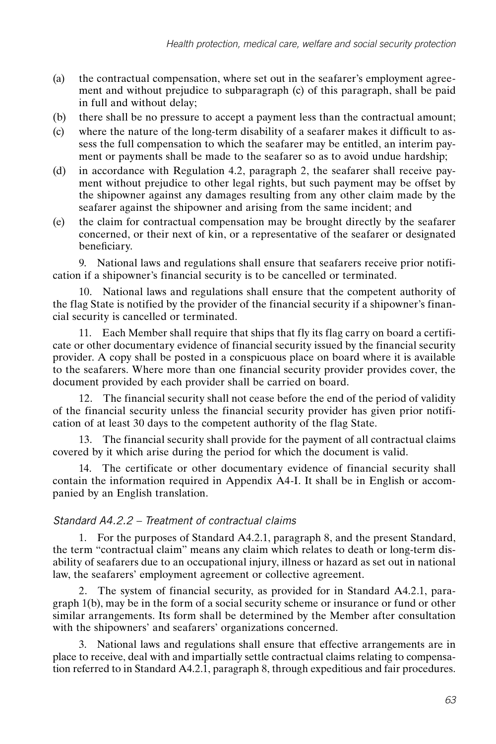(a) the contractual compensation, where set out in the seafarer's employment agreement and without prejudice to subparagraph (c) of this paragraph, shall be paid in full and without delay;

(b) there shall be no pressure to accept a payment less than the contractual amount;

(c) where the nature of the long-term disability of a seafarer makes it difficult to assess the full compensation to which the seafarer may be entitled, an interim payment or payments shall be made to the seafarer so as to avoid undue hardship;

(d) in accordance with Regulation 4.2, paragraph 2, the seafarer shall receive payment without prejudice to other legal rights, but such payment may be offset by the shipowner against any damages resulting from any other claim made by the seafarer against the shipowner and arising from the same incident; and

(e) the claim for contractual compensation may be brought directly by the seafarer concerned, or their next of kin, or a representative of the seafarer or designated beneficiary.

9. National laws and regulations shall ensure that seafarers receive prior notification if a shipowner's financial security is to be cancelled or terminated.

10. National laws and regulations shall ensure that the competent authority of the flag State is notified by the provider of the financial security if a shipowner's financial security is cancelled or terminated.

11. Each Member shall require that ships that fly its flag carry on board a certificate or other documentary evidence of financial security issued by the financial security provider. A copy shall be posted in a conspicuous place on board where it is available to the seafarers. Where more than one financial security provider provides cover, the document provided by each provider shall be carried on board.

12. The financial security shall not cease before the end of the period of validity of the financial security unless the financial security provider has given prior notification of at least 30 days to the competent authority of the flag State.

13. The financial security shall provide for the payment of all contractual claims covered by it which arise during the period for which the document is valid.

14. The certificate or other documentary evidence of financial security shall contain the information required in Appendix A4-I. It shall be in English or accompanied by an English translation.

### *Standard A4.2.2 – Treatment of contractual claims*

1. For the purposes of Standard A4.2.1, paragraph 8, and the present Standard, the term "contractual claim" means any claim which relates to death or long-term disability of seafarers due to an occupational injury, illness or hazard as set out in national law, the seafarers' employment agreement or collective agreement.

2. The system of financial security, as provided for in Standard A4.2.1, paragraph 1(b), may be in the form of a social security scheme or insurance or fund or other similar arrangements. Its form shall be determined by the Member after consultation with the shipowners' and seafarers' organizations concerned.

3. National laws and regulations shall ensure that effective arrangements are in place to receive, deal with and impartially settle contractual claims relating to compensation referred to in Standard A4.2.1, paragraph 8, through expeditious and fair procedures.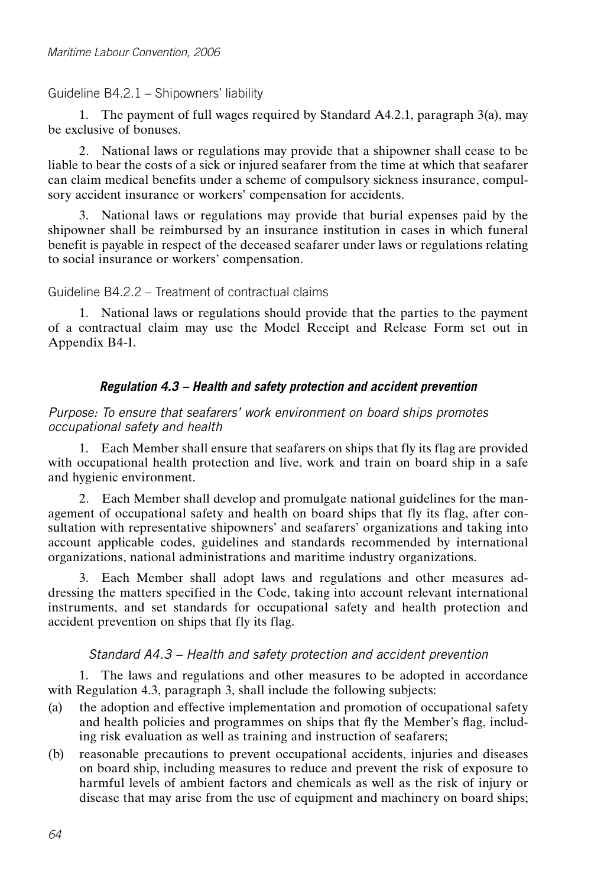Guideline B4.2.1 – Shipowners' liability

1. The payment of full wages required by Standard A4.2.1, paragraph 3(a), may be exclusive of bonuses.

2. National laws or regulations may provide that a shipowner shall cease to be liable to bear the costs of a sick or injured seafarer from the time at which that seafarer can claim medical benefits under a scheme of compulsory sickness insurance, compulsory accident insurance or workers' compensation for accidents.

3. National laws or regulations may provide that burial expenses paid by the shipowner shall be reimbursed by an insurance institution in cases in which funeral benefit is payable in respect of the deceased seafarer under laws or regulations relating to social insurance or workers' compensation.

Guideline B4.2.2 – Treatment of contractual claims

1. National laws or regulations should provide that the parties to the payment of a contractual claim may use the Model Receipt and Release Form set out in Appendix B4-I.

## *Regulation 4.3 – Health and safety protection and accident prevention*

*Purpose: To ensure that seafarers' work environment on board ships promotes occupational safety and health*

1. Each Member shall ensure that seafarers on ships that fly its flag are provided with occupational health protection and live, work and train on board ship in a safe and hygienic environment.

2. Each Member shall develop and promulgate national guidelines for the management of occupational safety and health on board ships that fly its flag, after consultation with representative shipowners' and seafarers' organizations and taking into account applicable codes, guidelines and standards recommended by international organizations, national administrations and maritime industry organizations.

3. Each Member shall adopt laws and regulations and other measures addressing the matters specified in the Code, taking into account relevant international instruments, and set standards for occupational safety and health protection and accident prevention on ships that fly its flag.

### *Standard A4.3 – Health and safety protection and accident prevention*

1. The laws and regulations and other measures to be adopted in accordance with Regulation 4.3, paragraph 3, shall include the following subjects:

(a) the adoption and effective implementation and promotion of occupational safety and health policies and programmes on ships that fly the Member's flag, including risk evaluation as well as training and instruction of seafarers;

(b) reasonable precautions to prevent occupational accidents, injuries and diseases on board ship, including measures to reduce and prevent the risk of exposure to harmful levels of ambient factors and chemicals as well as the risk of injury or disease that may arise from the use of equipment and machinery on board ships;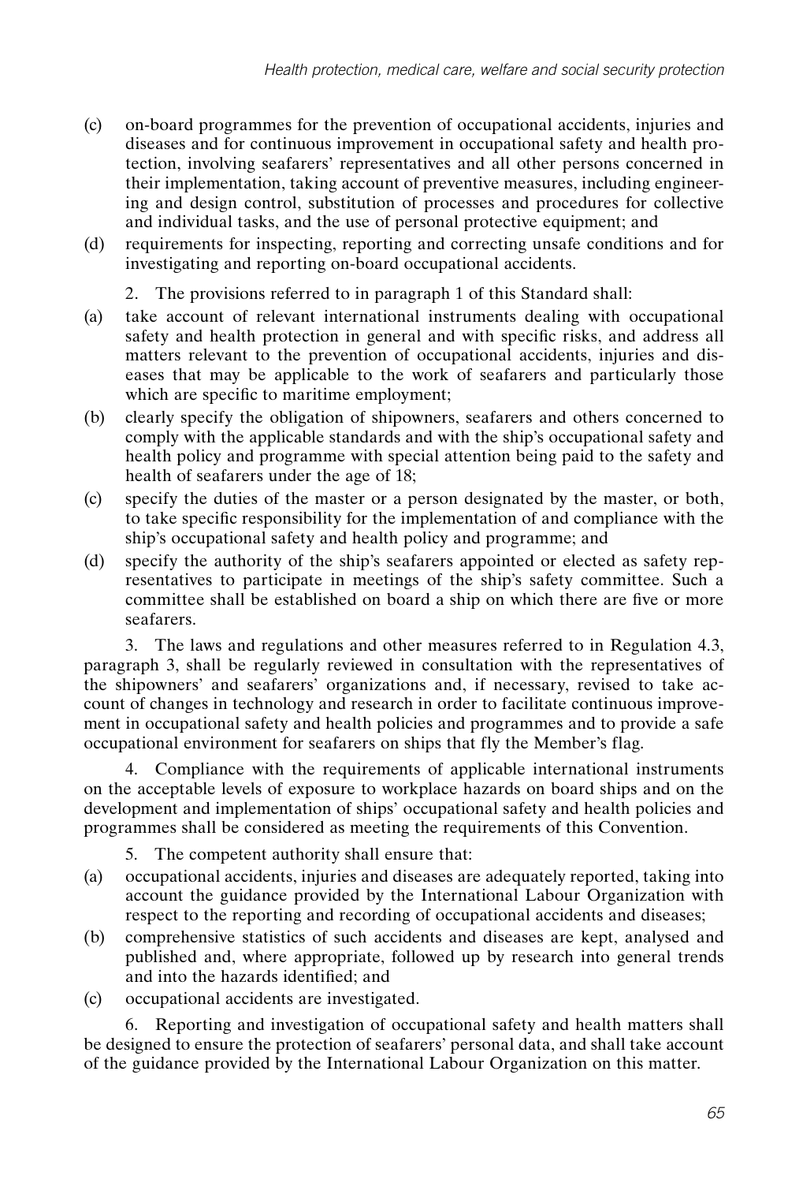(c) on-board programmes for the prevention of occupational accidents, injuries and diseases and for continuous improvement in occupational safety and health protection, involving seafarers' representatives and all other persons concerned in their implementation, taking account of preventive measures, including engineering and design control, substitution of processes and procedures for collective and individual tasks, and the use of personal protective equipment; and

(d) requirements for inspecting, reporting and correcting unsafe conditions and for investigating and reporting on-board occupational accidents.

2. The provisions referred to in paragraph 1 of this Standard shall:

(a) take account of relevant international instruments dealing with occupational safety and health protection in general and with specific risks, and address all matters relevant to the prevention of occupational accidents, injuries and diseases that may be applicable to the work of seafarers and particularly those which are specific to maritime employment;

(b) clearly specify the obligation of shipowners, seafarers and others concerned to comply with the applicable standards and with the ship's occupational safety and health policy and programme with special attention being paid to the safety and health of seafarers under the age of 18;

(c) specify the duties of the master or a person designated by the master, or both, to take specific responsibility for the implementation of and compliance with the ship's occupational safety and health policy and programme; and

(d) specify the authority of the ship's seafarers appointed or elected as safety representatives to participate in meetings of the ship's safety committee. Such a committee shall be established on board a ship on which there are five or more seafarers.

3. The laws and regulations and other measures referred to in Regulation 4.3, paragraph 3, shall be regularly reviewed in consultation with the representatives of the shipowners' and seafarers' organizations and, if necessary, revised to take account of changes in technology and research in order to facilitate continuous improvement in occupational safety and health policies and programmes and to provide a safe occupational environment for seafarers on ships that fly the Member's flag.

4. Compliance with the requirements of applicable international instruments on the acceptable levels of exposure to workplace hazards on board ships and on the development and implementation of ships' occupational safety and health policies and programmes shall be considered as meeting the requirements of this Convention.

5. The competent authority shall ensure that:

(a) occupational accidents, injuries and diseases are adequately reported, taking into account the guidance provided by the International Labour Organization with respect to the reporting and recording of occupational accidents and diseases;

(b) comprehensive statistics of such accidents and diseases are kept, analysed and published and, where appropriate, followed up by research into general trends and into the hazards identified; and

(c) occupational accidents are investigated.

6. Reporting and investigation of occupational safety and health matters shall be designed to ensure the protection of seafarers' personal data, and shall take account of the guidance provided by the International Labour Organization on this matter.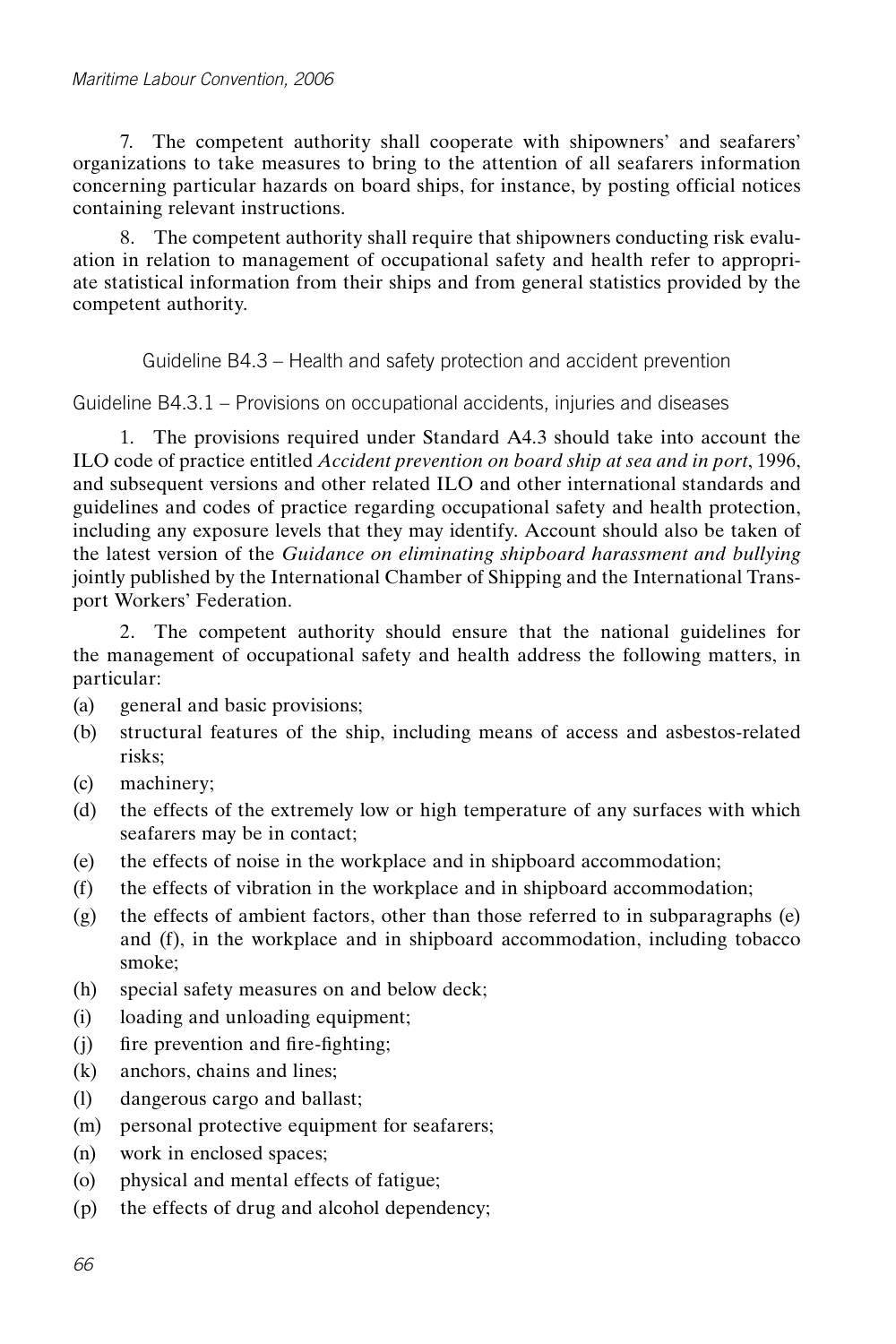7. The competent authority shall cooperate with shipowners' and seafarers' organizations to take measures to bring to the attention of all seafarers information concerning particular hazards on board ships, for instance, by posting official notices containing relevant instructions.

8. The competent authority shall require that shipowners conducting risk evaluation in relation to management of occupational safety and health refer to appropriate statistical information from their ships and from general statistics provided by the competent authority.

## Guideline B4.3 – Health and safety protection and accident prevention

### Guideline B4.3.1 – Provisions on occupational accidents, injuries and diseases

1. The provisions required under Standard A4.3 should take into account the ILO code of practice entitled *Accident prevention on board ship at sea and in port*, 1996, and subsequent versions and other related ILO and other international standards and guidelines and codes of practice regarding occupational safety and health protection, including any exposure levels that they may identify. Account should also be taken of the latest version of the *Guidance on eliminating shipboard harassment and bullying* jointly published by the International Chamber of Shipping and the International Transport Workers' Federation.

2. The competent authority should ensure that the national guidelines for the management of occupational safety and health address the following matters, in particular:

(a) general and basic provisions;

(b) structural features of the ship, including means of access and asbestos-related risks;

(c) machinery;

(d) the effects of the extremely low or high temperature of any surfaces with which seafarers may be in contact;

(e) the effects of noise in the workplace and in shipboard accommodation;

(f) the effects of vibration in the workplace and in shipboard accommodation;

(g) the effects of ambient factors, other than those referred to in subparagraphs (e) and (f), in the workplace and in shipboard accommodation, including tobacco smoke;

(h) special safety measures on and below deck;

(i) loading and unloading equipment;

(j) fire prevention and fire-fighting;

(k) anchors, chains and lines;

(l) dangerous cargo and ballast;

(m) personal protective equipment for seafarers;

(n) work in enclosed spaces;

(o) physical and mental effects of fatigue;

(p) the effects of drug and alcohol dependency;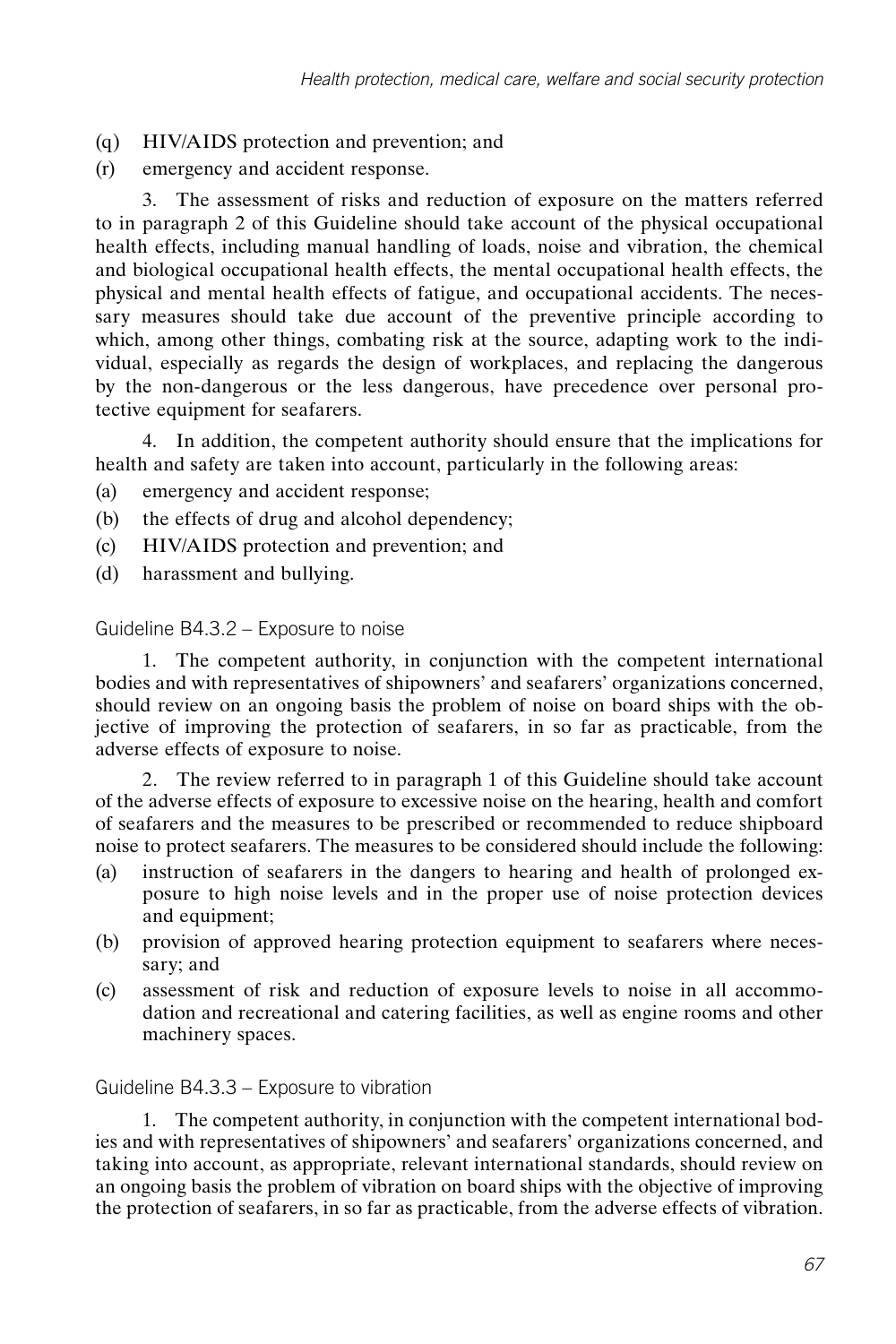(q) HIV/AIDS protection and prevention; and

(r) emergency and accident response.

3. The assessment of risks and reduction of exposure on the matters referred to in paragraph 2 of this Guideline should take account of the physical occupational health effects, including manual handling of loads, noise and vibration, the chemical and biological occupational health effects, the mental occupational health effects, the physical and mental health effects of fatigue, and occupational accidents. The necessary measures should take due account of the preventive principle according to which, among other things, combating risk at the source, adapting work to the individual, especially as regards the design of workplaces, and replacing the dangerous by the non-dangerous or the less dangerous, have precedence over personal protective equipment for seafarers.

4. In addition, the competent authority should ensure that the implications for health and safety are taken into account, particularly in the following areas:

(a) emergency and accident response;

(b) the effects of drug and alcohol dependency;

(c) HIV/AIDS protection and prevention; and

(d) harassment and bullying.

### Guideline B4.3.2 – Exposure to noise

1. The competent authority, in conjunction with the competent international bodies and with representatives of shipowners' and seafarers' organizations concerned, should review on an ongoing basis the problem of noise on board ships with the objective of improving the protection of seafarers, in so far as practicable, from the adverse effects of exposure to noise.

2. The review referred to in paragraph 1 of this Guideline should take account of the adverse effects of exposure to excessive noise on the hearing, health and comfort of seafarers and the measures to be prescribed or recommended to reduce shipboard noise to protect seafarers. The measures to be considered should include the following:

(a) instruction of seafarers in the dangers to hearing and health of prolonged exposure to high noise levels and in the proper use of noise protection devices and equipment;

(b) provision of approved hearing protection equipment to seafarers where necessary; and

(c) assessment of risk and reduction of exposure levels to noise in all accommodation and recreational and catering facilities, as well as engine rooms and other machinery spaces.

### Guideline B4.3.3 – Exposure to vibration

1. The competent authority, in conjunction with the competent international bodies and with representatives of shipowners' and seafarers' organizations concerned, and taking into account, as appropriate, relevant international standards, should review on an ongoing basis the problem of vibration on board ships with the objective of improving the protection of seafarers, in so far as practicable, from the adverse effects of vibration.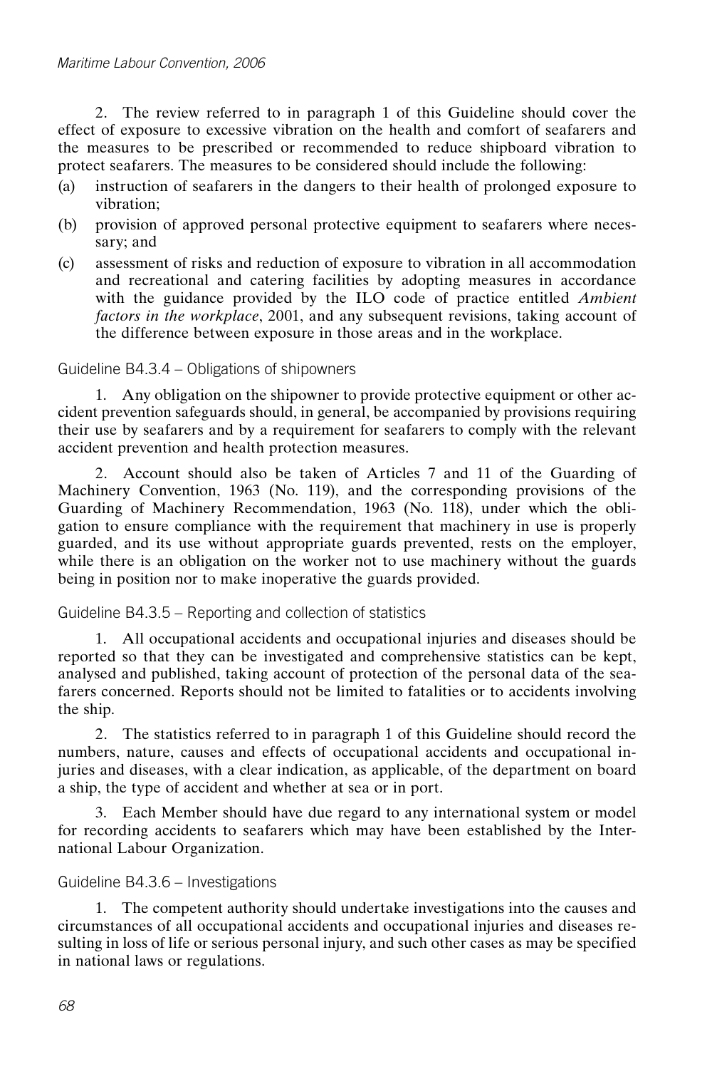2. The review referred to in paragraph 1 of this Guideline should cover the effect of exposure to excessive vibration on the health and comfort of seafarers and the measures to be prescribed or recommended to reduce shipboard vibration to protect seafarers. The measures to be considered should include the following:

(a) instruction of seafarers in the dangers to their health of prolonged exposure to vibration;

(b) provision of approved personal protective equipment to seafarers where necessary; and

(c) assessment of risks and reduction of exposure to vibration in all accommodation and recreational and catering facilities by adopting measures in accordance with the guidance provided by the ILO code of practice entitled *Ambient factors in the workplace*, 2001, and any subsequent revisions, taking account of the difference between exposure in those areas and in the workplace.

### Guideline B4.3.4 – Obligations of shipowners

1. Any obligation on the shipowner to provide protective equipment or other accident prevention safeguards should, in general, be accompanied by provisions requiring their use by seafarers and by a requirement for seafarers to comply with the relevant accident prevention and health protection measures.

2. Account should also be taken of Articles 7 and 11 of the Guarding of Machinery Convention, 1963 (No. 119), and the corresponding provisions of the Guarding of Machinery Recommendation, 1963 (No. 118), under which the obligation to ensure compliance with the requirement that machinery in use is properly guarded, and its use without appropriate guards prevented, rests on the employer, while there is an obligation on the worker not to use machinery without the guards being in position nor to make inoperative the guards provided.

### Guideline B4.3.5 – Reporting and collection of statistics

1. All occupational accidents and occupational injuries and diseases should be reported so that they can be investigated and comprehensive statistics can be kept, analysed and published, taking account of protection of the personal data of the seafarers concerned. Reports should not be limited to fatalities or to accidents involving the ship.

2. The statistics referred to in paragraph 1 of this Guideline should record the numbers, nature, causes and effects of occupational accidents and occupational injuries and diseases, with a clear indication, as applicable, of the department on board a ship, the type of accident and whether at sea or in port.

3. Each Member should have due regard to any international system or model for recording accidents to seafarers which may have been established by the International Labour Organization.

### Guideline B4.3.6 – Investigations

1. The competent authority should undertake investigations into the causes and circumstances of all occupational accidents and occupational injuries and diseases resulting in loss of life or serious personal injury, and such other cases as may be specified in national laws or regulations.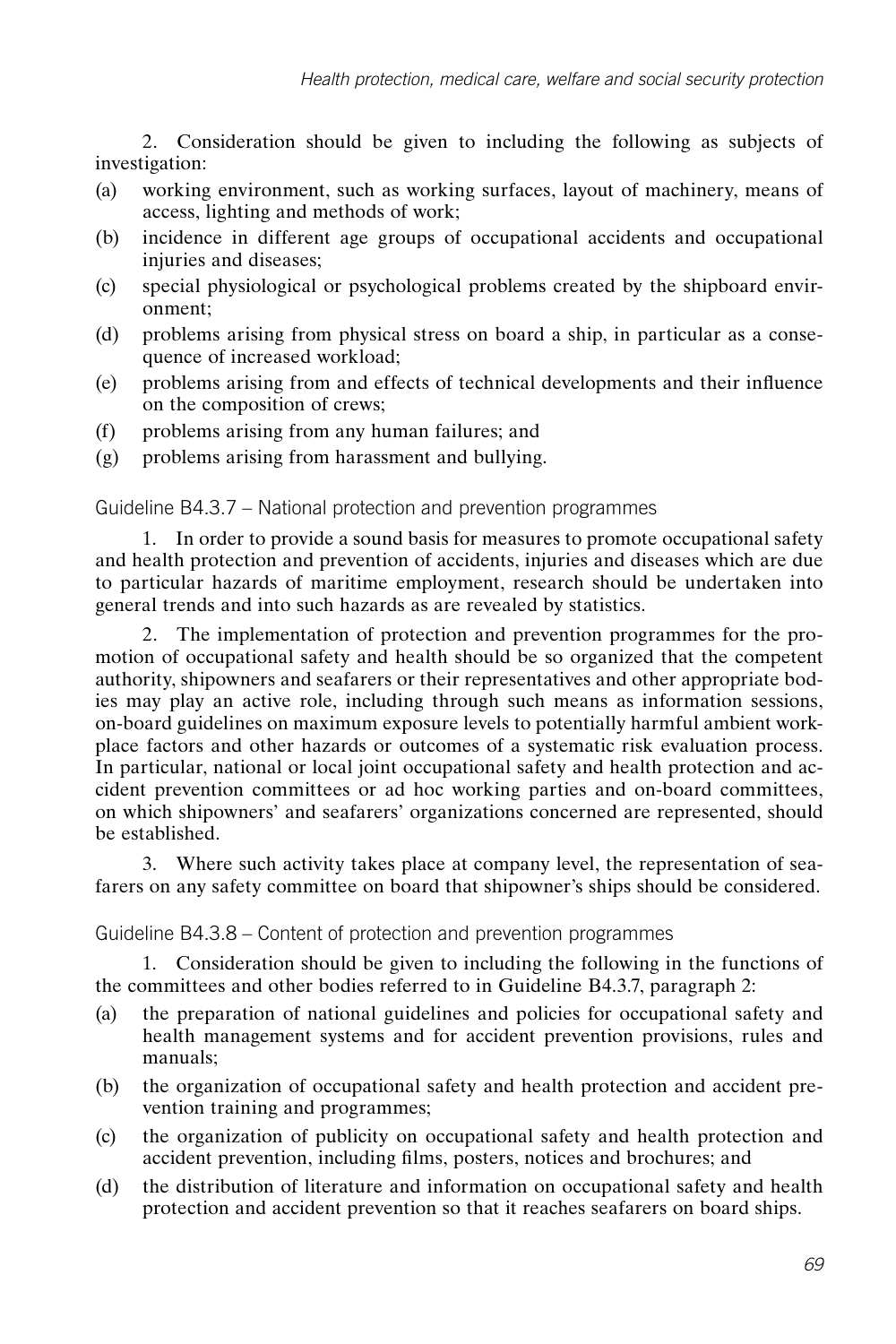2. Consideration should be given to including the following as subjects of investigation:

(a) working environment, such as working surfaces, layout of machinery, means of access, lighting and methods of work;

(b) incidence in different age groups of occupational accidents and occupational injuries and diseases;

(c) special physiological or psychological problems created by the shipboard environment;

(d) problems arising from physical stress on board a ship, in particular as a consequence of increased workload;

(e) problems arising from and effects of technical developments and their influence on the composition of crews;

(f) problems arising from any human failures; and

(g) problems arising from harassment and bullying.

### Guideline B4.3.7 – National protection and prevention programmes

1. In order to provide a sound basis for measures to promote occupational safety and health protection and prevention of accidents, injuries and diseases which are due to particular hazards of maritime employment, research should be undertaken into general trends and into such hazards as are revealed by statistics.

2. The implementation of protection and prevention programmes for the promotion of occupational safety and health should be so organized that the competent authority, shipowners and seafarers or their representatives and other appropriate bodies may play an active role, including through such means as information sessions, on-board guidelines on maximum exposure levels to potentially harmful ambient workplace factors and other hazards or outcomes of a systematic risk evaluation process. In particular, national or local joint occupational safety and health protection and accident prevention committees or ad hoc working parties and on-board committees, on which shipowners' and seafarers' organizations concerned are represented, should be established.

3. Where such activity takes place at company level, the representation of seafarers on any safety committee on board that shipowner's ships should be considered.

### Guideline B4.3.8 – Content of protection and prevention programmes

1. Consideration should be given to including the following in the functions of the committees and other bodies referred to in Guideline B4.3.7, paragraph 2:

(a) the preparation of national guidelines and policies for occupational safety and health management systems and for accident prevention provisions, rules and manuals;

(b) the organization of occupational safety and health protection and accident prevention training and programmes;

(c) the organization of publicity on occupational safety and health protection and accident prevention, including films, posters, notices and brochures; and

(d) the distribution of literature and information on occupational safety and health protection and accident prevention so that it reaches seafarers on board ships.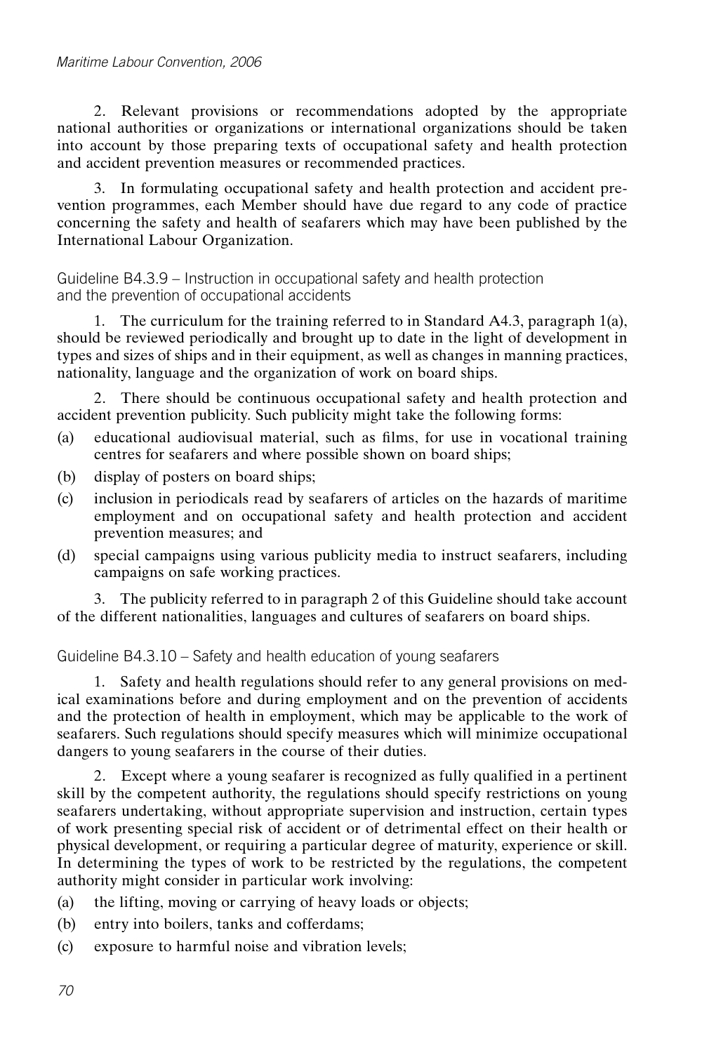2. Relevant provisions or recommendations adopted by the appropriate national authorities or organizations or international organizations should be taken into account by those preparing texts of occupational safety and health protection and accident prevention measures or recommended practices.

3. In formulating occupational safety and health protection and accident prevention programmes, each Member should have due regard to any code of practice concerning the safety and health of seafarers which may have been published by the International Labour Organization.

### Guideline B4.3.9 – Instruction in occupational safety and health protection and the prevention of occupational accidents

1. The curriculum for the training referred to in Standard A4.3, paragraph 1(a), should be reviewed periodically and brought up to date in the light of development in types and sizes of ships and in their equipment, as well as changes in manning practices, nationality, language and the organization of work on board ships.

2. There should be continuous occupational safety and health protection and accident prevention publicity. Such publicity might take the following forms:

(a) educational audiovisual material, such as films, for use in vocational training centres for seafarers and where possible shown on board ships;

(b) display of posters on board ships;

(c) inclusion in periodicals read by seafarers of articles on the hazards of maritime employment and on occupational safety and health protection and accident prevention measures; and

(d) special campaigns using various publicity media to instruct seafarers, including campaigns on safe working practices.

3. The publicity referred to in paragraph 2 of this Guideline should take account of the different nationalities, languages and cultures of seafarers on board ships.

### Guideline B4.3.10 – Safety and health education of young seafarers

1. Safety and health regulations should refer to any general provisions on medical examinations before and during employment and on the prevention of accidents and the protection of health in employment, which may be applicable to the work of seafarers. Such regulations should specify measures which will minimize occupational dangers to young seafarers in the course of their duties.

2. Except where a young seafarer is recognized as fully qualified in a pertinent skill by the competent authority, the regulations should specify restrictions on young seafarers undertaking, without appropriate supervision and instruction, certain types of work presenting special risk of accident or of detrimental effect on their health or physical development, or requiring a particular degree of maturity, experience or skill. In determining the types of work to be restricted by the regulations, the competent authority might consider in particular work involving:

(a) the lifting, moving or carrying of heavy loads or objects;

(b) entry into boilers, tanks and cofferdams;

(c) exposure to harmful noise and vibration levels;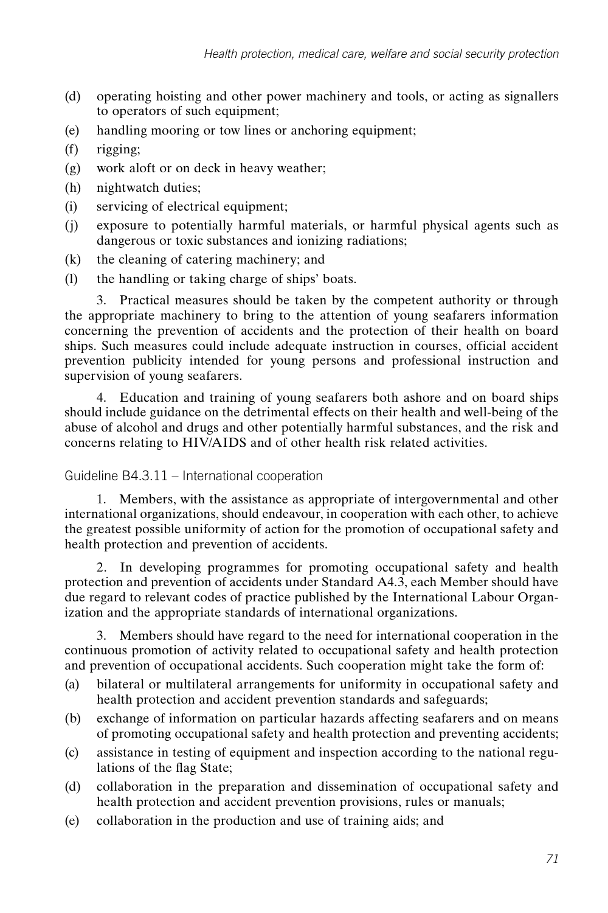(d) operating hoisting and other power machinery and tools, or acting as signallers to operators of such equipment;

(e) handling mooring or tow lines or anchoring equipment;

(f) rigging;

(g) work aloft or on deck in heavy weather;

(h) nightwatch duties;

(i) servicing of electrical equipment;

(j) exposure to potentially harmful materials, or harmful physical agents such as dangerous or toxic substances and ionizing radiations;

(k) the cleaning of catering machinery; and

(l) the handling or taking charge of ships' boats.

3. Practical measures should be taken by the competent authority or through the appropriate machinery to bring to the attention of young seafarers information concerning the prevention of accidents and the protection of their health on board ships. Such measures could include adequate instruction in courses, official accident prevention publicity intended for young persons and professional instruction and supervision of young seafarers.

4. Education and training of young seafarers both ashore and on board ships should include guidance on the detrimental effects on their health and well-being of the abuse of alcohol and drugs and other potentially harmful substances, and the risk and concerns relating to HIV/AIDS and of other health risk related activities.

### Guideline B4.3.11 – International cooperation

1. Members, with the assistance as appropriate of intergovernmental and other international organizations, should endeavour, in cooperation with each other, to achieve the greatest possible uniformity of action for the promotion of occupational safety and health protection and prevention of accidents.

2. In developing programmes for promoting occupational safety and health protection and prevention of accidents under Standard A4.3, each Member should have due regard to relevant codes of practice published by the International Labour Organization and the appropriate standards of international organizations.

3. Members should have regard to the need for international cooperation in the continuous promotion of activity related to occupational safety and health protection and prevention of occupational accidents. Such cooperation might take the form of:

(a) bilateral or multilateral arrangements for uniformity in occupational safety and health protection and accident prevention standards and safeguards;

(b) exchange of information on particular hazards affecting seafarers and on means of promoting occupational safety and health protection and preventing accidents;

(c) assistance in testing of equipment and inspection according to the national regulations of the flag State;

(d) collaboration in the preparation and dissemination of occupational safety and health protection and accident prevention provisions, rules or manuals;

(e) collaboration in the production and use of training aids; and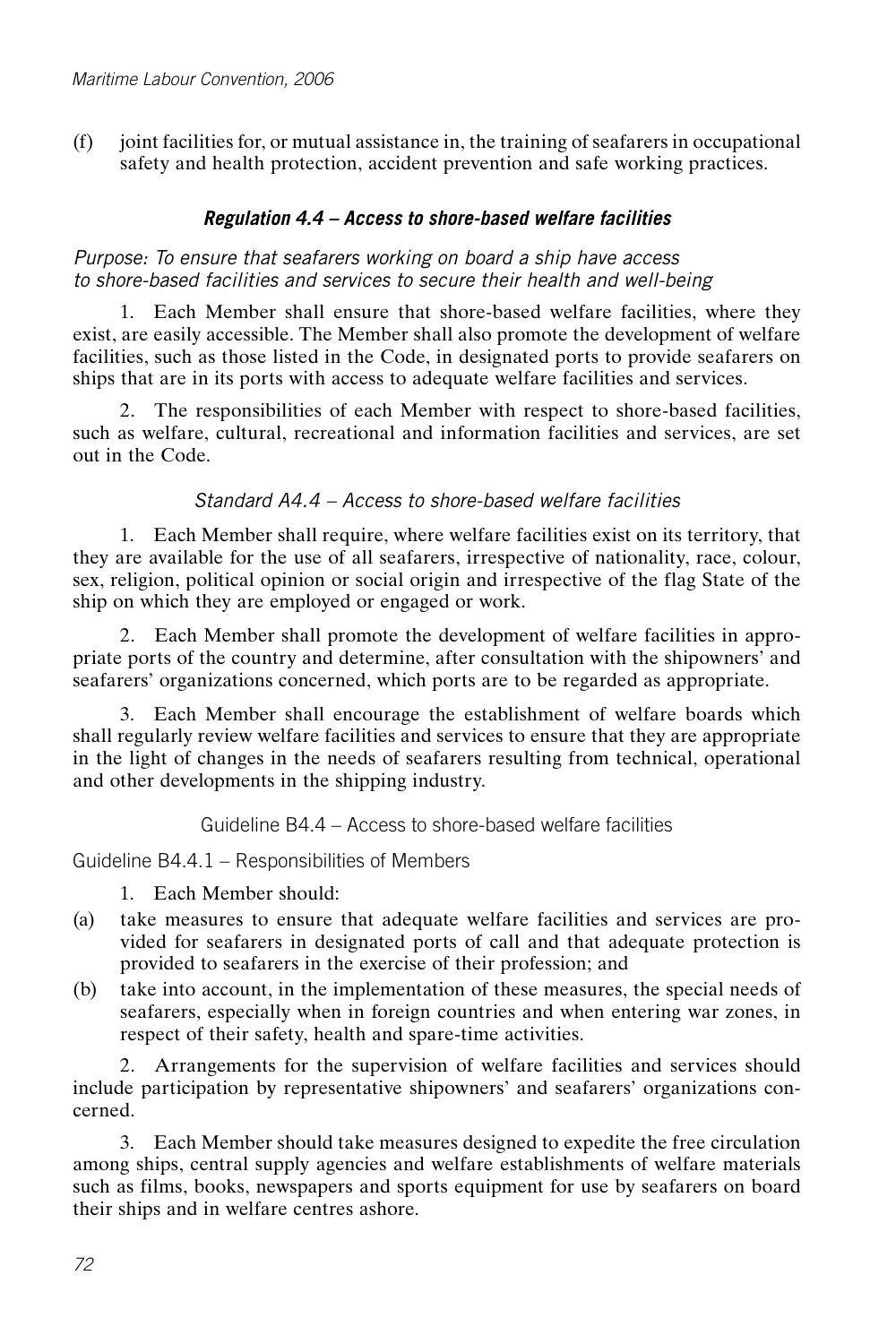(f) joint facilities for, or mutual assistance in, the training of seafarers in occupational safety and health protection, accident prevention and safe working practices.

### *Regulation 4.4 – Access to shore-based welfare facilities*

*Purpose: To ensure that seafarers working on board a ship have access to shore-based facilities and services to secure their health and well-being*

1. Each Member shall ensure that shore-based welfare facilities, where they exist, are easily accessible. The Member shall also promote the development of welfare facilities, such as those listed in the Code, in designated ports to provide seafarers on ships that are in its ports with access to adequate welfare facilities and services.

2. The responsibilities of each Member with respect to shore-based facilities, such as welfare, cultural, recreational and information facilities and services, are set out in the Code.

#### *Standard A4.4 – Access to shore-based welfare facilities*

1. Each Member shall require, where welfare facilities exist on its territory, that they are available for the use of all seafarers, irrespective of nationality, race, colour, sex, religion, political opinion or social origin and irrespective of the flag State of the ship on which they are employed or engaged or work.

2. Each Member shall promote the development of welfare facilities in appropriate ports of the country and determine, after consultation with the shipowners' and seafarers' organizations concerned, which ports are to be regarded as appropriate.

3. Each Member shall encourage the establishment of welfare boards which shall regularly review welfare facilities and services to ensure that they are appropriate in the light of changes in the needs of seafarers resulting from technical, operational and other developments in the shipping industry.

#### Guideline B4.4 – Access to shore-based welfare facilities

##### Guideline B4.4.1 – Responsibilities of Members

1. Each Member should:

(a) take measures to ensure that adequate welfare facilities and services are provided for seafarers in designated ports of call and that adequate protection is provided to seafarers in the exercise of their profession; and

(b) take into account, in the implementation of these measures, the special needs of seafarers, especially when in foreign countries and when entering war zones, in respect of their safety, health and spare-time activities.

2. Arrangements for the supervision of welfare facilities and services should include participation by representative shipowners' and seafarers' organizations concerned.

3. Each Member should take measures designed to expedite the free circulation among ships, central supply agencies and welfare establishments of welfare materials such as films, books, newspapers and sports equipment for use by seafarers on board their ships and in welfare centres ashore.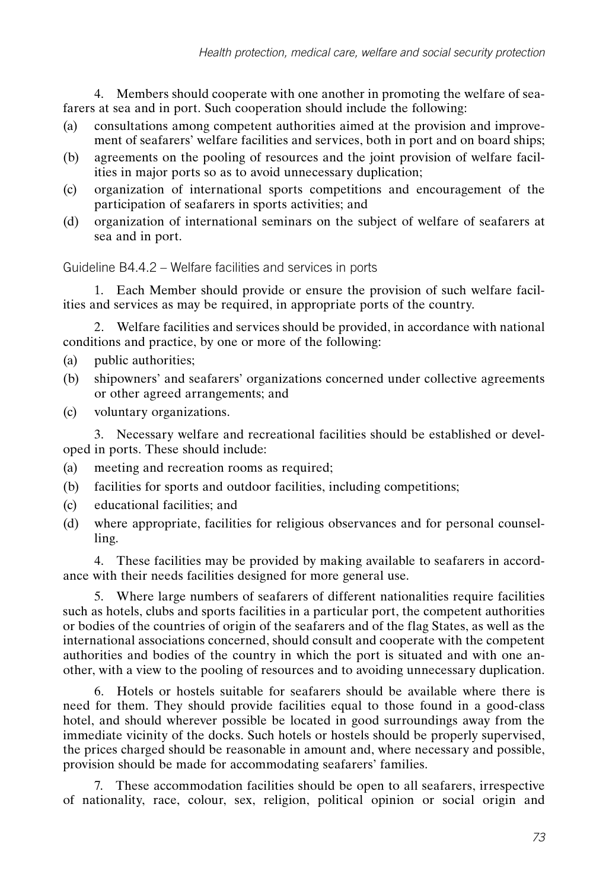4. Members should cooperate with one another in promoting the welfare of seafarers at sea and in port. Such cooperation should include the following:

(a) consultations among competent authorities aimed at the provision and improvement of seafarers' welfare facilities and services, both in port and on board ships;

(b) agreements on the pooling of resources and the joint provision of welfare facilities in major ports so as to avoid unnecessary duplication;

(c) organization of international sports competitions and encouragement of the participation of seafarers in sports activities; and

(d) organization of international seminars on the subject of welfare of seafarers at sea and in port.

### Guideline B4.4.2 – Welfare facilities and services in ports

1. Each Member should provide or ensure the provision of such welfare facilities and services as may be required, in appropriate ports of the country.

2. Welfare facilities and services should be provided, in accordance with national conditions and practice, by one or more of the following:

(a) public authorities;

(b) shipowners' and seafarers' organizations concerned under collective agreements or other agreed arrangements; and

(c) voluntary organizations.

3. Necessary welfare and recreational facilities should be established or developed in ports. These should include:

(a) meeting and recreation rooms as required;

(b) facilities for sports and outdoor facilities, including competitions;

(c) educational facilities; and

(d) where appropriate, facilities for religious observances and for personal counselling.

4. These facilities may be provided by making available to seafarers in accordance with their needs facilities designed for more general use.

5. Where large numbers of seafarers of different nationalities require facilities such as hotels, clubs and sports facilities in a particular port, the competent authorities or bodies of the countries of origin of the seafarers and of the flag States, as well as the international associations concerned, should consult and cooperate with the competent authorities and bodies of the country in which the port is situated and with one another, with a view to the pooling of resources and to avoiding unnecessary duplication.

6. Hotels or hostels suitable for seafarers should be available where there is need for them. They should provide facilities equal to those found in a good-class hotel, and should wherever possible be located in good surroundings away from the immediate vicinity of the docks. Such hotels or hostels should be properly supervised, the prices charged should be reasonable in amount and, where necessary and possible, provision should be made for accommodating seafarers' families.

7. These accommodation facilities should be open to all seafarers, irrespective of nationality, race, colour, sex, religion, political opinion or social origin and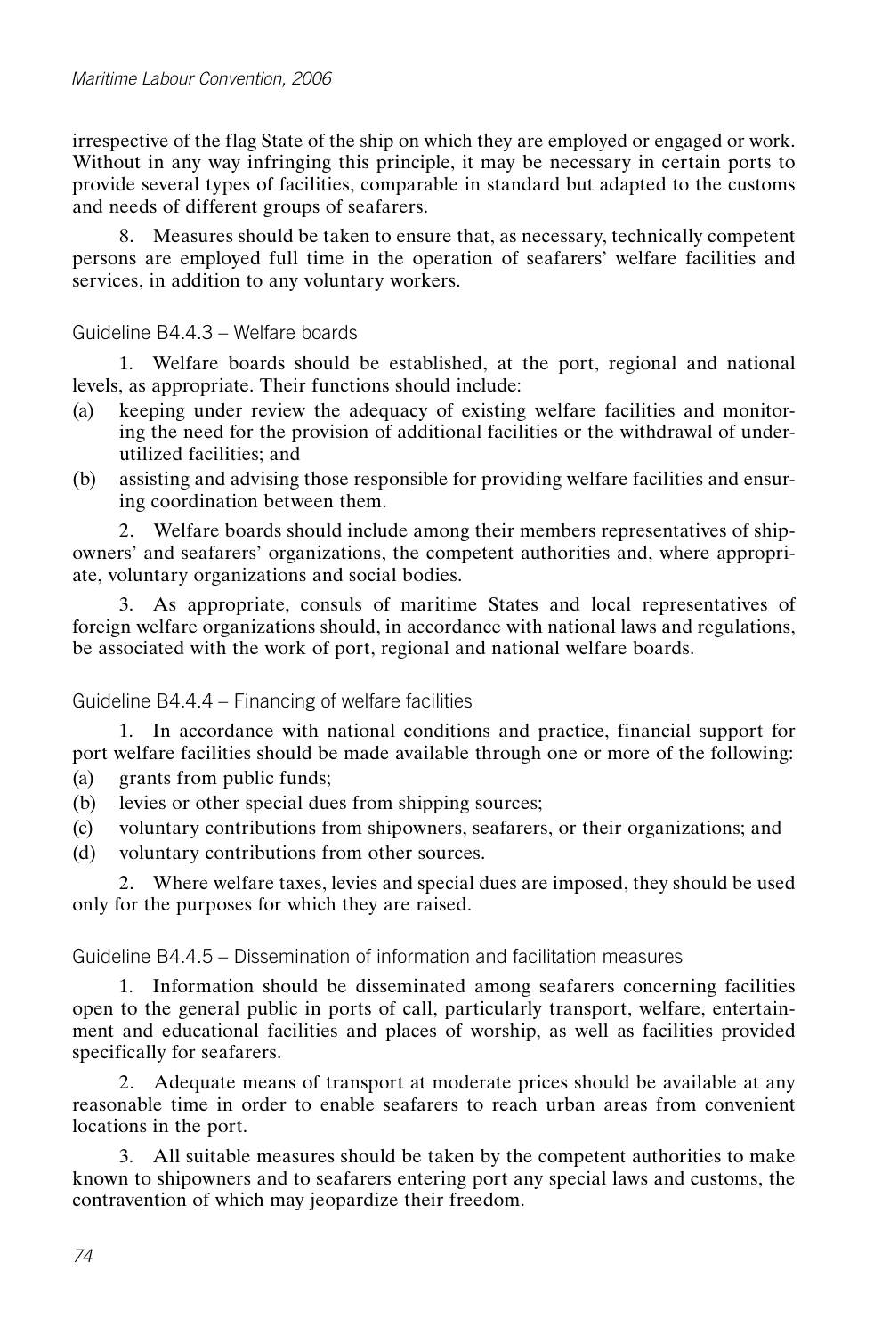irrespective of the flag State of the ship on which they are employed or engaged or work. Without in any way infringing this principle, it may be necessary in certain ports to provide several types of facilities, comparable in standard but adapted to the customs and needs of different groups of seafarers.

8. Measures should be taken to ensure that, as necessary, technically competent persons are employed full time in the operation of seafarers' welfare facilities and services, in addition to any voluntary workers.

### Guideline B4.4.3 – Welfare boards

1. Welfare boards should be established, at the port, regional and national levels, as appropriate. Their functions should include:

(a) keeping under review the adequacy of existing welfare facilities and monitoring the need for the provision of additional facilities or the withdrawal of underutilized facilities; and

(b) assisting and advising those responsible for providing welfare facilities and ensuring coordination between them.

2. Welfare boards should include among their members representatives of shipowners' and seafarers' organizations, the competent authorities and, where appropriate, voluntary organizations and social bodies.

3. As appropriate, consuls of maritime States and local representatives of foreign welfare organizations should, in accordance with national laws and regulations, be associated with the work of port, regional and national welfare boards.

### Guideline B4.4.4 – Financing of welfare facilities

1. In accordance with national conditions and practice, financial support for port welfare facilities should be made available through one or more of the following:

(a) grants from public funds;

(b) levies or other special dues from shipping sources;

(c) voluntary contributions from shipowners, seafarers, or their organizations; and

(d) voluntary contributions from other sources.

2. Where welfare taxes, levies and special dues are imposed, they should be used only for the purposes for which they are raised.

### Guideline B4.4.5 – Dissemination of information and facilitation measures

1. Information should be disseminated among seafarers concerning facilities open to the general public in ports of call, particularly transport, welfare, entertainment and educational facilities and places of worship, as well as facilities provided specifically for seafarers.

2. Adequate means of transport at moderate prices should be available at any reasonable time in order to enable seafarers to reach urban areas from convenient locations in the port.

3. All suitable measures should be taken by the competent authorities to make known to shipowners and to seafarers entering port any special laws and customs, the contravention of which may jeopardize their freedom.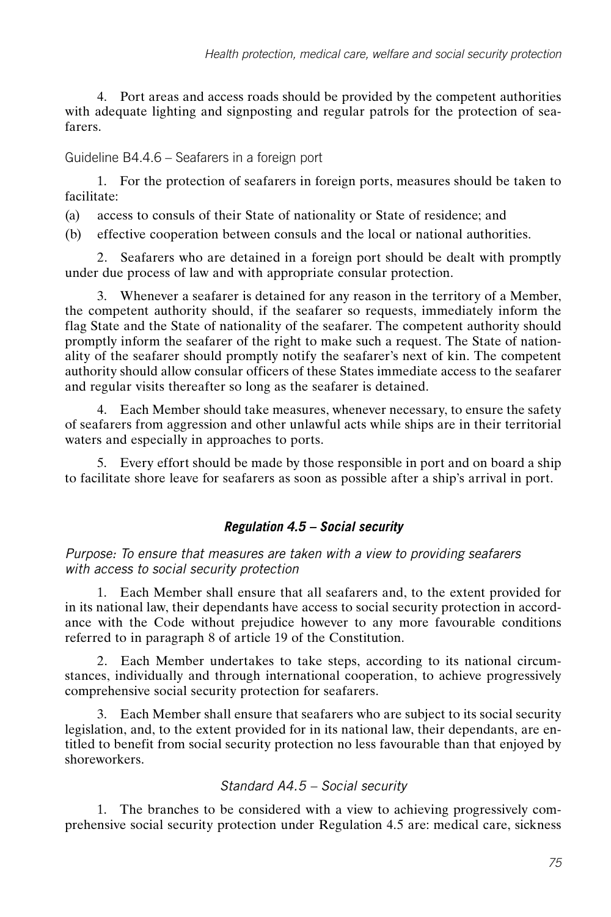4. Port areas and access roads should be provided by the competent authorities with adequate lighting and signposting and regular patrols for the protection of seafarers.

Guideline B4.4.6 – Seafarers in a foreign port

1. For the protection of seafarers in foreign ports, measures should be taken to facilitate:

(a) access to consuls of their State of nationality or State of residence; and

(b) effective cooperation between consuls and the local or national authorities.

2. Seafarers who are detained in a foreign port should be dealt with promptly under due process of law and with appropriate consular protection.

3. Whenever a seafarer is detained for any reason in the territory of a Member, the competent authority should, if the seafarer so requests, immediately inform the flag State and the State of nationality of the seafarer. The competent authority should promptly inform the seafarer of the right to make such a request. The State of nationality of the seafarer should promptly notify the seafarer's next of kin. The competent authority should allow consular officers of these States immediate access to the seafarer and regular visits thereafter so long as the seafarer is detained.

4. Each Member should take measures, whenever necessary, to ensure the safety of seafarers from aggression and other unlawful acts while ships are in their territorial waters and especially in approaches to ports.

5. Every effort should be made by those responsible in port and on board a ship to facilitate shore leave for seafarers as soon as possible after a ship's arrival in port.

### *Regulation 4.5 – Social security*

*Purpose: To ensure that measures are taken with a view to providing seafarers with access to social security protection*

1. Each Member shall ensure that all seafarers and, to the extent provided for in its national law, their dependants have access to social security protection in accordance with the Code without prejudice however to any more favourable conditions referred to in paragraph 8 of article 19 of the Constitution.

2. Each Member undertakes to take steps, according to its national circumstances, individually and through international cooperation, to achieve progressively comprehensive social security protection for seafarers.

3. Each Member shall ensure that seafarers who are subject to its social security legislation, and, to the extent provided for in its national law, their dependants, are entitled to benefit from social security protection no less favourable than that enjoyed by shoreworkers.

*Standard A4.5 – Social security*

1. The branches to be considered with a view to achieving progressively comprehensive social security protection under Regulation 4.5 are: medical care, sickness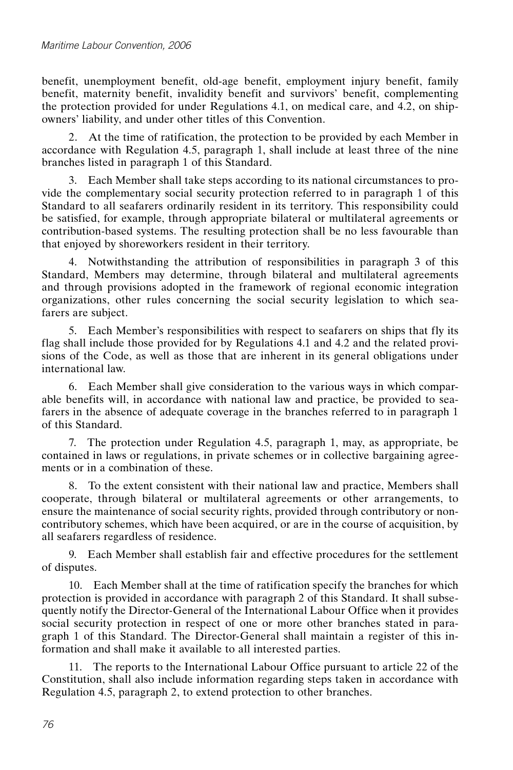benefit, unemployment benefit, old-age benefit, employment injury benefit, family benefit, maternity benefit, invalidity benefit and survivors' benefit, complementing the protection provided for under Regulations 4.1, on medical care, and 4.2, on shipowners' liability, and under other titles of this Convention.

2. At the time of ratification, the protection to be provided by each Member in accordance with Regulation 4.5, paragraph 1, shall include at least three of the nine branches listed in paragraph 1 of this Standard.

3. Each Member shall take steps according to its national circumstances to provide the complementary social security protection referred to in paragraph 1 of this Standard to all seafarers ordinarily resident in its territory. This responsibility could be satisfied, for example, through appropriate bilateral or multilateral agreements or contribution-based systems. The resulting protection shall be no less favourable than that enjoyed by shoreworkers resident in their territory.

4. Notwithstanding the attribution of responsibilities in paragraph 3 of this Standard, Members may determine, through bilateral and multilateral agreements and through provisions adopted in the framework of regional economic integration organizations, other rules concerning the social security legislation to which seafarers are subject.

5. Each Member's responsibilities with respect to seafarers on ships that fly its flag shall include those provided for by Regulations 4.1 and 4.2 and the related provisions of the Code, as well as those that are inherent in its general obligations under international law.

6. Each Member shall give consideration to the various ways in which comparable benefits will, in accordance with national law and practice, be provided to seafarers in the absence of adequate coverage in the branches referred to in paragraph 1 of this Standard.

7. The protection under Regulation 4.5, paragraph 1, may, as appropriate, be contained in laws or regulations, in private schemes or in collective bargaining agreements or in a combination of these.

8. To the extent consistent with their national law and practice, Members shall cooperate, through bilateral or multilateral agreements or other arrangements, to ensure the maintenance of social security rights, provided through contributory or non-contributory schemes, which have been acquired, or are in the course of acquisition, by all seafarers regardless of residence.

9. Each Member shall establish fair and effective procedures for the settlement of disputes.

10. Each Member shall at the time of ratification specify the branches for which protection is provided in accordance with paragraph 2 of this Standard. It shall subsequently notify the Director-General of the International Labour Office when it provides social security protection in respect of one or more other branches stated in paragraph 1 of this Standard. The Director-General shall maintain a register of this information and shall make it available to all interested parties.

11. The reports to the International Labour Office pursuant to article 22 of the Constitution, shall also include information regarding steps taken in accordance with Regulation 4.5, paragraph 2, to extend protection to other branches.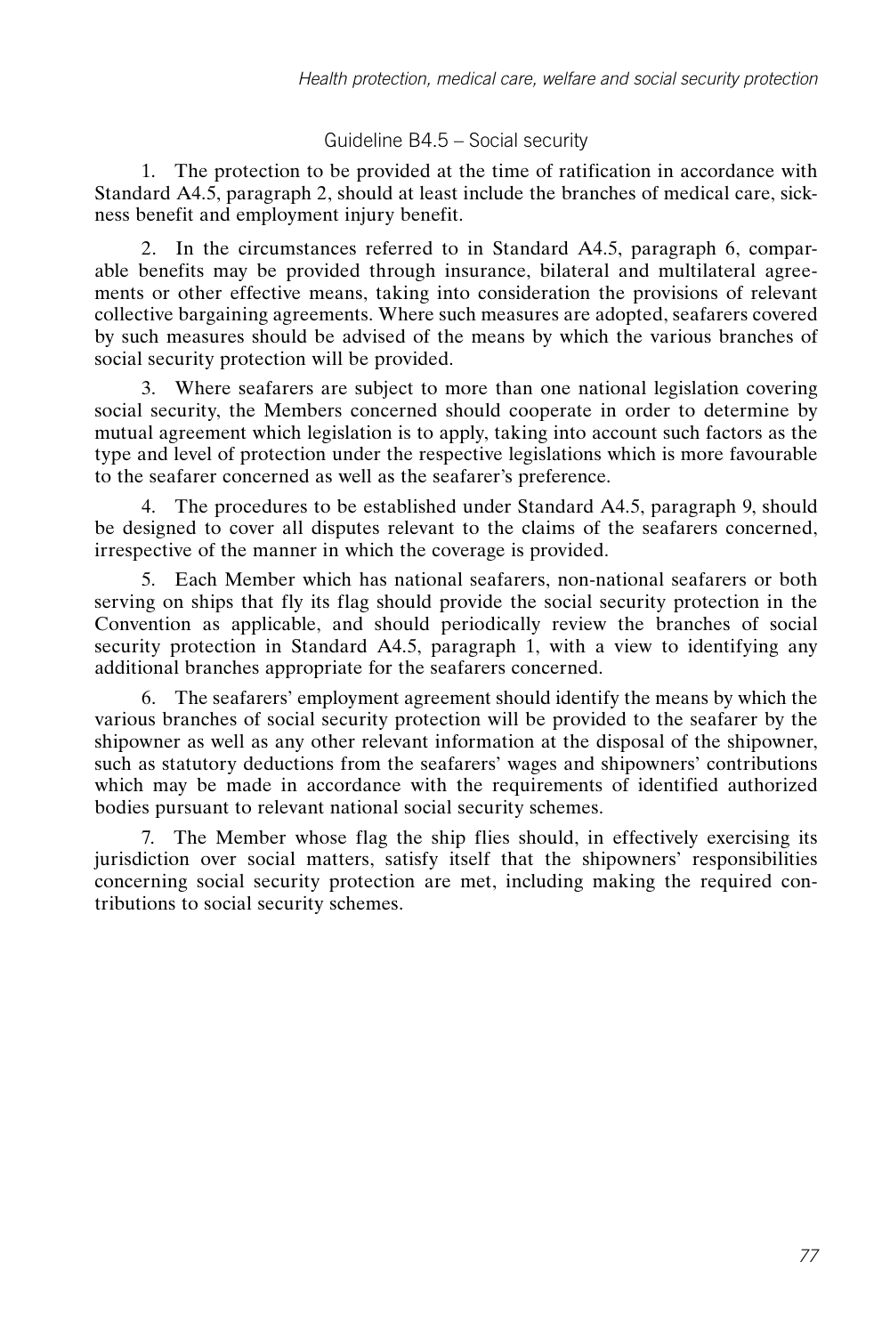### Guideline B4.5 – Social security

1. The protection to be provided at the time of ratification in accordance with Standard A4.5, paragraph 2, should at least include the branches of medical care, sickness benefit and employment injury benefit.

2. In the circumstances referred to in Standard A4.5, paragraph 6, comparable benefits may be provided through insurance, bilateral and multilateral agreements or other effective means, taking into consideration the provisions of relevant collective bargaining agreements. Where such measures are adopted, seafarers covered by such measures should be advised of the means by which the various branches of social security protection will be provided.

3. Where seafarers are subject to more than one national legislation covering social security, the Members concerned should cooperate in order to determine by mutual agreement which legislation is to apply, taking into account such factors as the type and level of protection under the respective legislations which is more favourable to the seafarer concerned as well as the seafarer's preference.

4. The procedures to be established under Standard A4.5, paragraph 9, should be designed to cover all disputes relevant to the claims of the seafarers concerned, irrespective of the manner in which the coverage is provided.

5. Each Member which has national seafarers, non-national seafarers or both serving on ships that fly its flag should provide the social security protection in the Convention as applicable, and should periodically review the branches of social security protection in Standard A4.5, paragraph 1, with a view to identifying any additional branches appropriate for the seafarers concerned.

6. The seafarers' employment agreement should identify the means by which the various branches of social security protection will be provided to the seafarer by the shipowner as well as any other relevant information at the disposal of the shipowner, such as statutory deductions from the seafarers' wages and shipowners' contributions which may be made in accordance with the requirements of identified authorized bodies pursuant to relevant national social security schemes.

7. The Member whose flag the ship flies should, in effectively exercising its jurisdiction over social matters, satisfy itself that the shipowners' responsibilities concerning social security protection are met, including making the required contributions to social security schemes.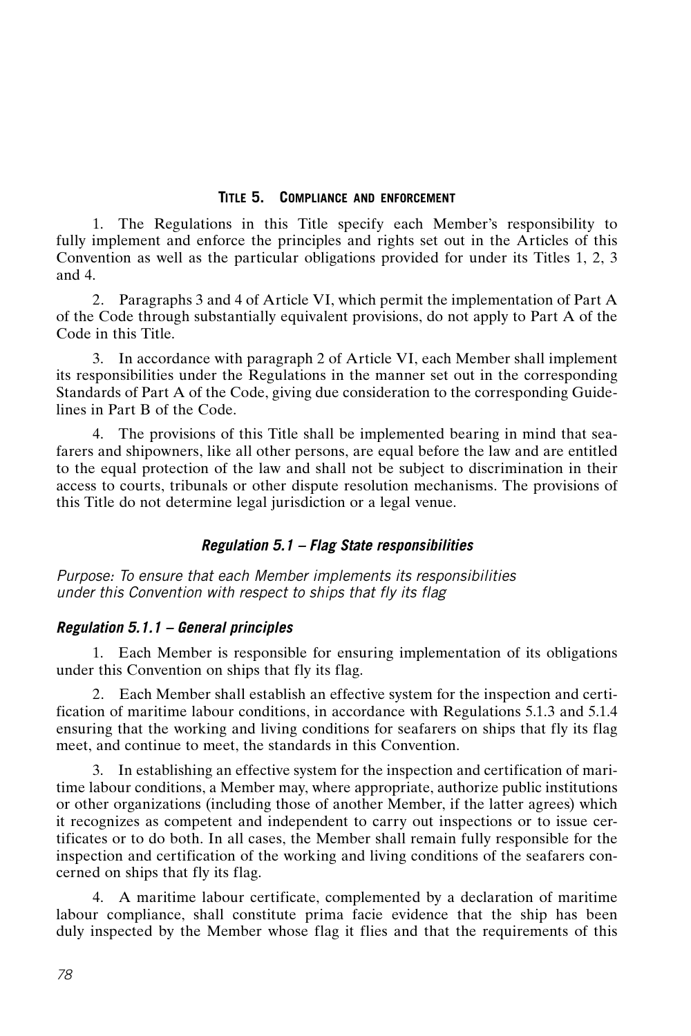## Title 5. Compliance and enforcement

1. The Regulations in this Title specify each Member's responsibility to fully implement and enforce the principles and rights set out in the Articles of this Convention as well as the particular obligations provided for under its Titles 1, 2, 3 and 4.

2. Paragraphs 3 and 4 of Article VI, which permit the implementation of Part A of the Code through substantially equivalent provisions, do not apply to Part A of the Code in this Title.

3. In accordance with paragraph 2 of Article VI, each Member shall implement its responsibilities under the Regulations in the manner set out in the corresponding Standards of Part A of the Code, giving due consideration to the corresponding Guidelines in Part B of the Code.

4. The provisions of this Title shall be implemented bearing in mind that seafarers and shipowners, like all other persons, are equal before the law and are entitled to the equal protection of the law and shall not be subject to discrimination in their access to courts, tribunals or other dispute resolution mechanisms. The provisions of this Title do not determine legal jurisdiction or a legal venue.

### *Regulation 5.1 – Flag State responsibilities*

*Purpose: To ensure that each Member implements its responsibilities under this Convention with respect to ships that fly its flag*

#### *Regulation 5.1.1 – General principles*

1. Each Member is responsible for ensuring implementation of its obligations under this Convention on ships that fly its flag.

2. Each Member shall establish an effective system for the inspection and certification of maritime labour conditions, in accordance with Regulations 5.1.3 and 5.1.4 ensuring that the working and living conditions for seafarers on ships that fly its flag meet, and continue to meet, the standards in this Convention.

3. In establishing an effective system for the inspection and certification of maritime labour conditions, a Member may, where appropriate, authorize public institutions or other organizations (including those of another Member, if the latter agrees) which it recognizes as competent and independent to carry out inspections or to issue certificates or to do both. In all cases, the Member shall remain fully responsible for the inspection and certification of the working and living conditions of the seafarers concerned on ships that fly its flag.

4. A maritime labour certificate, complemented by a declaration of maritime labour compliance, shall constitute prima facie evidence that the ship has been duly inspected by the Member whose flag it flies and that the requirements of this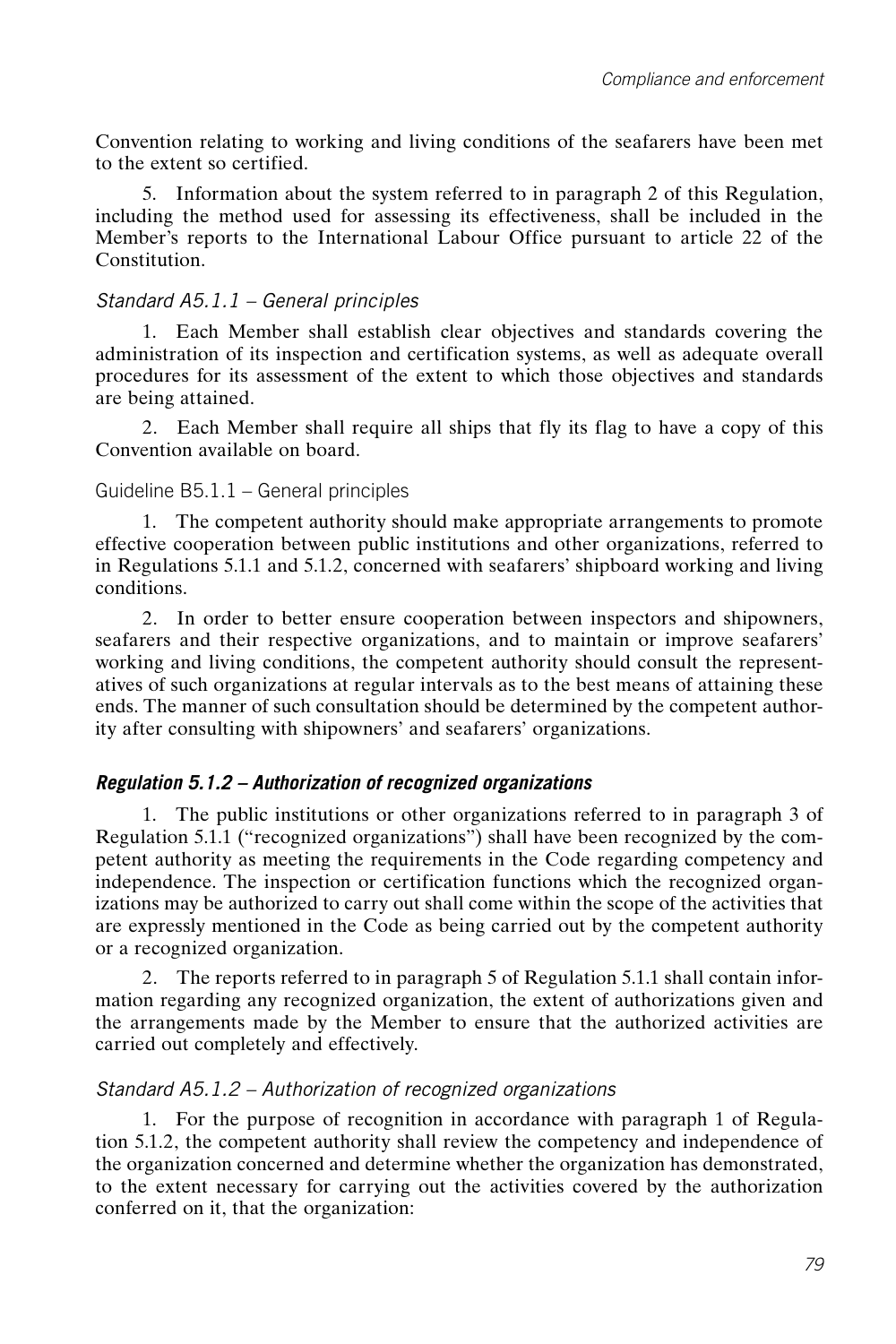Convention relating to working and living conditions of the seafarers have been met to the extent so certified.

5. Information about the system referred to in paragraph 2 of this Regulation, including the method used for assessing its effectiveness, shall be included in the Member's reports to the International Labour Office pursuant to article 22 of the Constitution.

*Standard A5.1.1 – General principles*

1. Each Member shall establish clear objectives and standards covering the administration of its inspection and certification systems, as well as adequate overall procedures for its assessment of the extent to which those objectives and standards are being attained.

2. Each Member shall require all ships that fly its flag to have a copy of this Convention available on board.

Guideline B5.1.1 – General principles

1. The competent authority should make appropriate arrangements to promote effective cooperation between public institutions and other organizations, referred to in Regulations 5.1.1 and 5.1.2, concerned with seafarers' shipboard working and living conditions.

2. In order to better ensure cooperation between inspectors and shipowners, seafarers and their respective organizations, and to maintain or improve seafarers' working and living conditions, the competent authority should consult the representatives of such organizations at regular intervals as to the best means of attaining these ends. The manner of such consultation should be determined by the competent authority after consulting with shipowners' and seafarers' organizations.

***Regulation 5.1.2 – Authorization of recognized organizations***

1. The public institutions or other organizations referred to in paragraph 3 of Regulation 5.1.1 ("recognized organizations") shall have been recognized by the competent authority as meeting the requirements in the Code regarding competency and independence. The inspection or certification functions which the recognized organizations may be authorized to carry out shall come within the scope of the activities that are expressly mentioned in the Code as being carried out by the competent authority or a recognized organization.

2. The reports referred to in paragraph 5 of Regulation 5.1.1 shall contain information regarding any recognized organization, the extent of authorizations given and the arrangements made by the Member to ensure that the authorized activities are carried out completely and effectively.

*Standard A5.1.2 – Authorization of recognized organizations*

1. For the purpose of recognition in accordance with paragraph 1 of Regulation 5.1.2, the competent authority shall review the competency and independence of the organization concerned and determine whether the organization has demonstrated, to the extent necessary for carrying out the activities covered by the authorization conferred on it, that the organization: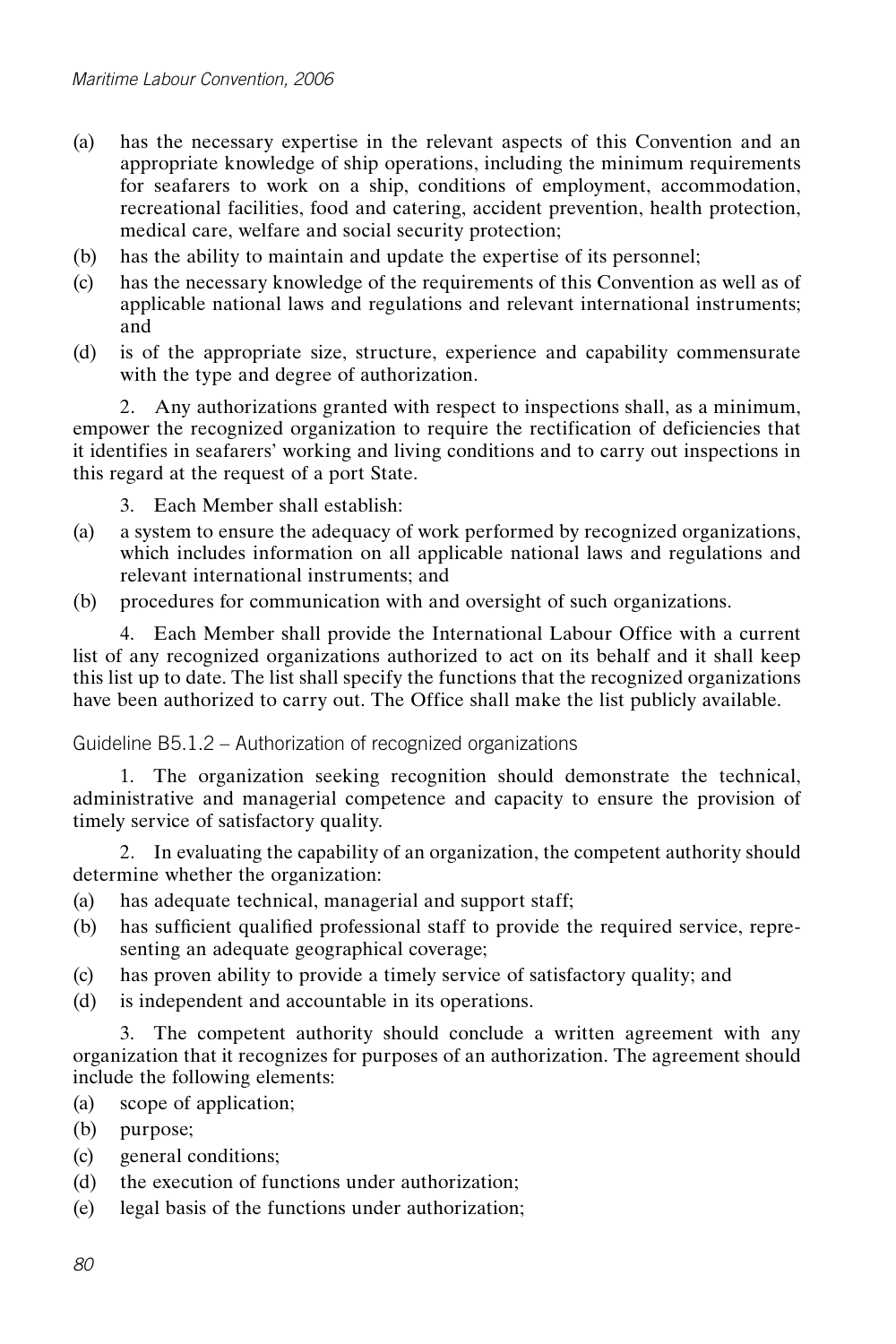(a) has the necessary expertise in the relevant aspects of this Convention and an appropriate knowledge of ship operations, including the minimum requirements for seafarers to work on a ship, conditions of employment, accommodation, recreational facilities, food and catering, accident prevention, health protection, medical care, welfare and social security protection;

(b) has the ability to maintain and update the expertise of its personnel;

(c) has the necessary knowledge of the requirements of this Convention as well as of applicable national laws and regulations and relevant international instruments; and

(d) is of the appropriate size, structure, experience and capability commensurate with the type and degree of authorization.

2. Any authorizations granted with respect to inspections shall, as a minimum, empower the recognized organization to require the rectification of deficiencies that it identifies in seafarers' working and living conditions and to carry out inspections in this regard at the request of a port State.

3. Each Member shall establish:

(a) a system to ensure the adequacy of work performed by recognized organizations, which includes information on all applicable national laws and regulations and relevant international instruments; and

(b) procedures for communication with and oversight of such organizations.

4. Each Member shall provide the International Labour Office with a current list of any recognized organizations authorized to act on its behalf and it shall keep this list up to date. The list shall specify the functions that the recognized organizations have been authorized to carry out. The Office shall make the list publicly available.

Guideline B5.1.2 – Authorization of recognized organizations

1. The organization seeking recognition should demonstrate the technical, administrative and managerial competence and capacity to ensure the provision of timely service of satisfactory quality.

2. In evaluating the capability of an organization, the competent authority should determine whether the organization:

(a) has adequate technical, managerial and support staff;

(b) has sufficient qualified professional staff to provide the required service, representing an adequate geographical coverage;

(c) has proven ability to provide a timely service of satisfactory quality; and

(d) is independent and accountable in its operations.

3. The competent authority should conclude a written agreement with any organization that it recognizes for purposes of an authorization. The agreement should include the following elements:

(a) scope of application;

(b) purpose;

(c) general conditions;

(d) the execution of functions under authorization;

(e) legal basis of the functions under authorization;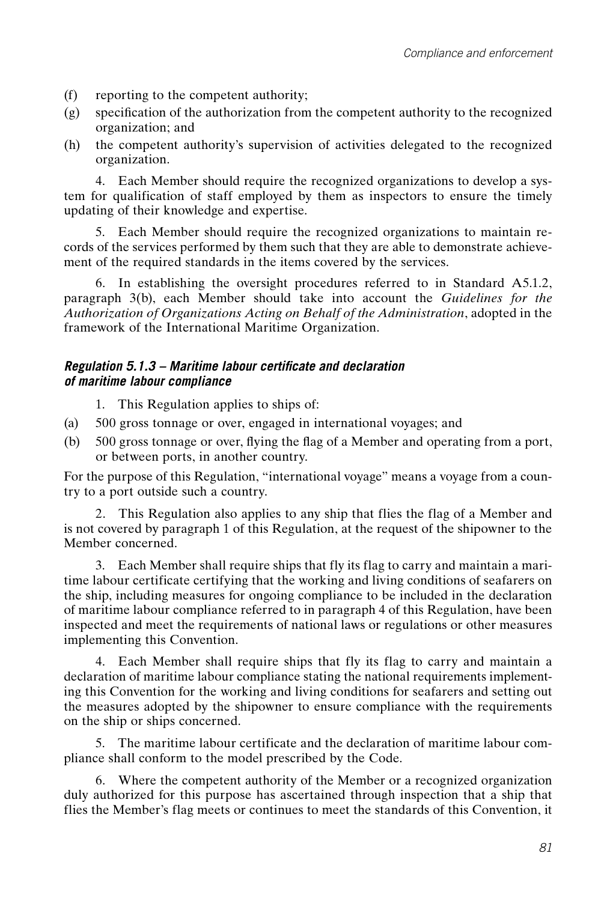(f) reporting to the competent authority;

(g) specification of the authorization from the competent authority to the recognized organization; and

(h) the competent authority's supervision of activities delegated to the recognized organization.

4. Each Member should require the recognized organizations to develop a system for qualification of staff employed by them as inspectors to ensure the timely updating of their knowledge and expertise.

5. Each Member should require the recognized organizations to maintain records of the services performed by them such that they are able to demonstrate achievement of the required standards in the items covered by the services.

6. In establishing the oversight procedures referred to in Standard A5.1.2, paragraph 3(b), each Member should take into account the *Guidelines for the Authorization of Organizations Acting on Behalf of the Administration*, adopted in the framework of the International Maritime Organization.

#### *Regulation 5.1.3 – Maritime labour certificate and declaration of maritime labour compliance*

1. This Regulation applies to ships of:

(a) 500 gross tonnage or over, engaged in international voyages; and

(b) 500 gross tonnage or over, flying the flag of a Member and operating from a port, or between ports, in another country.

For the purpose of this Regulation, "international voyage" means a voyage from a country to a port outside such a country.

2. This Regulation also applies to any ship that flies the flag of a Member and is not covered by paragraph 1 of this Regulation, at the request of the shipowner to the Member concerned.

3. Each Member shall require ships that fly its flag to carry and maintain a maritime labour certificate certifying that the working and living conditions of seafarers on the ship, including measures for ongoing compliance to be included in the declaration of maritime labour compliance referred to in paragraph 4 of this Regulation, have been inspected and meet the requirements of national laws or regulations or other measures implementing this Convention.

4. Each Member shall require ships that fly its flag to carry and maintain a declaration of maritime labour compliance stating the national requirements implementing this Convention for the working and living conditions for seafarers and setting out the measures adopted by the shipowner to ensure compliance with the requirements on the ship or ships concerned.

5. The maritime labour certificate and the declaration of maritime labour compliance shall conform to the model prescribed by the Code.

6. Where the competent authority of the Member or a recognized organization duly authorized for this purpose has ascertained through inspection that a ship that flies the Member's flag meets or continues to meet the standards of this Convention, it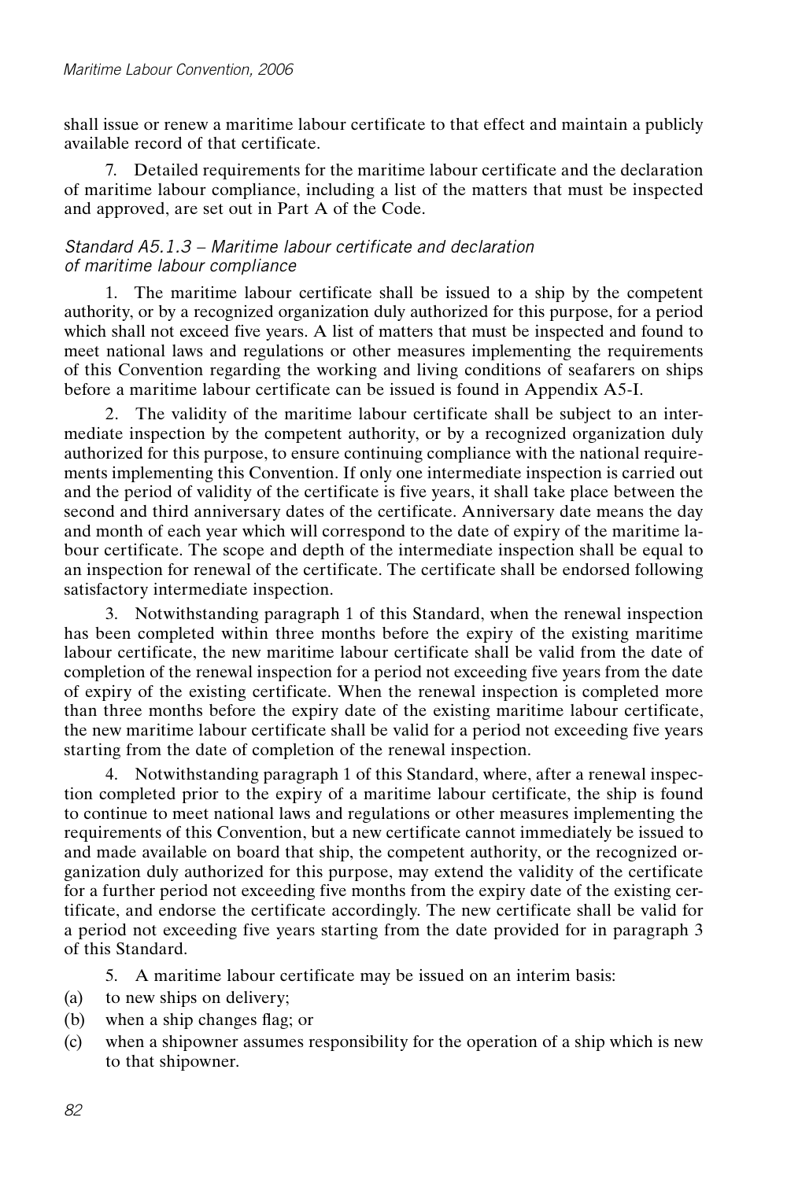shall issue or renew a maritime labour certificate to that effect and maintain a publicly available record of that certificate.

7. Detailed requirements for the maritime labour certificate and the declaration of maritime labour compliance, including a list of the matters that must be inspected and approved, are set out in Part A of the Code.

### *Standard A5.1.3 – Maritime labour certificate and declaration of maritime labour compliance*

1. The maritime labour certificate shall be issued to a ship by the competent authority, or by a recognized organization duly authorized for this purpose, for a period which shall not exceed five years. A list of matters that must be inspected and found to meet national laws and regulations or other measures implementing the requirements of this Convention regarding the working and living conditions of seafarers on ships before a maritime labour certificate can be issued is found in Appendix A5-I.

2. The validity of the maritime labour certificate shall be subject to an intermediate inspection by the competent authority, or by a recognized organization duly authorized for this purpose, to ensure continuing compliance with the national requirements implementing this Convention. If only one intermediate inspection is carried out and the period of validity of the certificate is five years, it shall take place between the second and third anniversary dates of the certificate. Anniversary date means the day and month of each year which will correspond to the date of expiry of the maritime labour certificate. The scope and depth of the intermediate inspection shall be equal to an inspection for renewal of the certificate. The certificate shall be endorsed following satisfactory intermediate inspection.

3. Notwithstanding paragraph 1 of this Standard, when the renewal inspection has been completed within three months before the expiry of the existing maritime labour certificate, the new maritime labour certificate shall be valid from the date of completion of the renewal inspection for a period not exceeding five years from the date of expiry of the existing certificate. When the renewal inspection is completed more than three months before the expiry date of the existing maritime labour certificate, the new maritime labour certificate shall be valid for a period not exceeding five years starting from the date of completion of the renewal inspection.

4. Notwithstanding paragraph 1 of this Standard, where, after a renewal inspection completed prior to the expiry of a maritime labour certificate, the ship is found to continue to meet national laws and regulations or other measures implementing the requirements of this Convention, but a new certificate cannot immediately be issued to and made available on board that ship, the competent authority, or the recognized organization duly authorized for this purpose, may extend the validity of the certificate for a further period not exceeding five months from the expiry date of the existing certificate, and endorse the certificate accordingly. The new certificate shall be valid for a period not exceeding five years starting from the date provided for in paragraph 3 of this Standard.

5. A maritime labour certificate may be issued on an interim basis:

(a) to new ships on delivery;

(b) when a ship changes flag; or

(c) when a shipowner assumes responsibility for the operation of a ship which is new to that shipowner.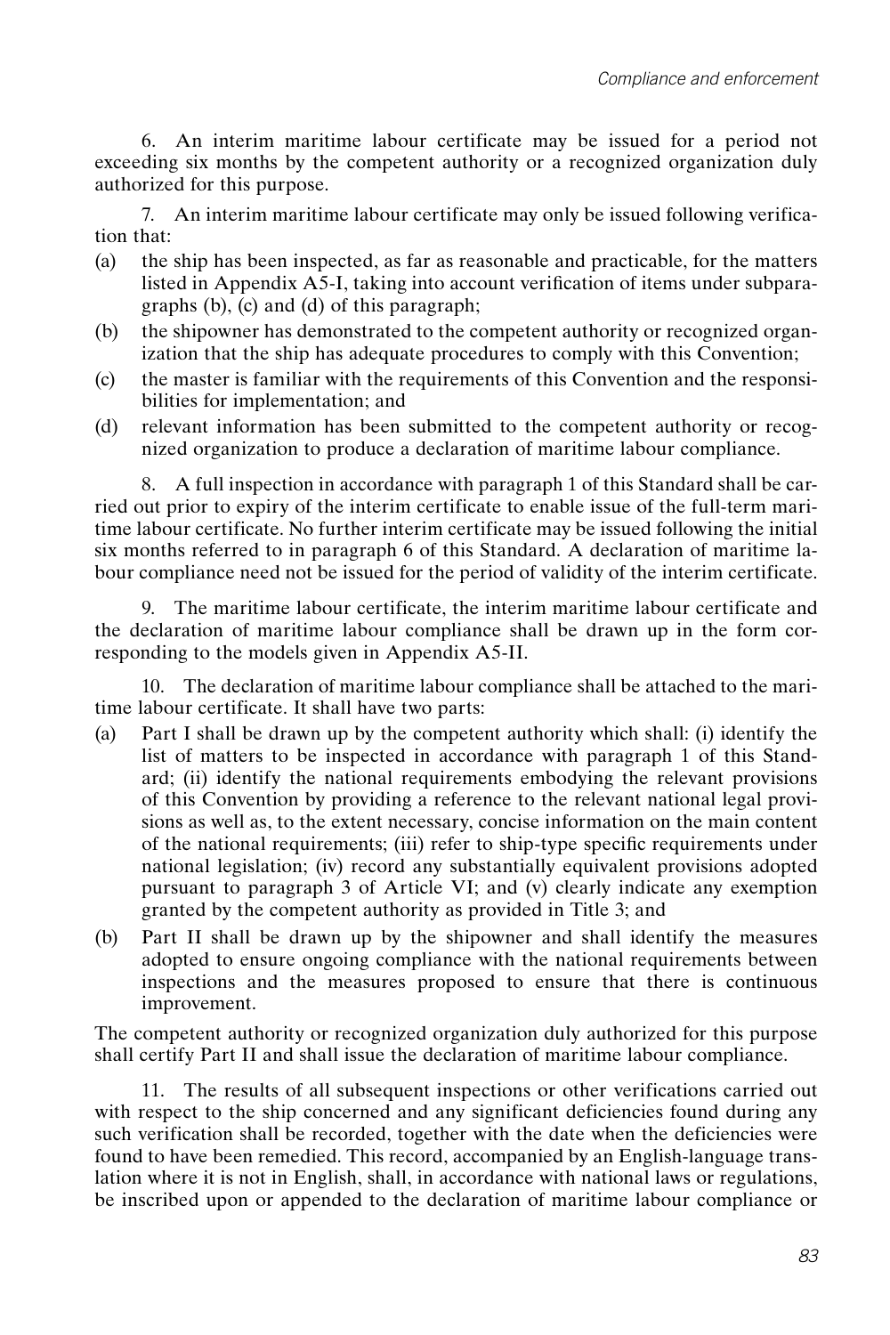6. An interim maritime labour certificate may be issued for a period not exceeding six months by the competent authority or a recognized organization duly authorized for this purpose.

7. An interim maritime labour certificate may only be issued following verification that:

(a) the ship has been inspected, as far as reasonable and practicable, for the matters listed in Appendix A5-I, taking into account verification of items under subparagraphs (b), (c) and (d) of this paragraph;

(b) the shipowner has demonstrated to the competent authority or recognized organization that the ship has adequate procedures to comply with this Convention;

(c) the master is familiar with the requirements of this Convention and the responsibilities for implementation; and

(d) relevant information has been submitted to the competent authority or recognized organization to produce a declaration of maritime labour compliance.

8. A full inspection in accordance with paragraph 1 of this Standard shall be carried out prior to expiry of the interim certificate to enable issue of the full-term maritime labour certificate. No further interim certificate may be issued following the initial six months referred to in paragraph 6 of this Standard. A declaration of maritime labour compliance need not be issued for the period of validity of the interim certificate.

9. The maritime labour certificate, the interim maritime labour certificate and the declaration of maritime labour compliance shall be drawn up in the form corresponding to the models given in Appendix A5-II.

10. The declaration of maritime labour compliance shall be attached to the maritime labour certificate. It shall have two parts:

(a) Part I shall be drawn up by the competent authority which shall: (i) identify the list of matters to be inspected in accordance with paragraph 1 of this Standard; (ii) identify the national requirements embodying the relevant provisions of this Convention by providing a reference to the relevant national legal provisions as well as, to the extent necessary, concise information on the main content of the national requirements; (iii) refer to ship-type specific requirements under national legislation; (iv) record any substantially equivalent provisions adopted pursuant to paragraph 3 of Article VI; and (v) clearly indicate any exemption granted by the competent authority as provided in Title 3; and

(b) Part II shall be drawn up by the shipowner and shall identify the measures adopted to ensure ongoing compliance with the national requirements between inspections and the measures proposed to ensure that there is continuous improvement.

The competent authority or recognized organization duly authorized for this purpose shall certify Part II and shall issue the declaration of maritime labour compliance.

11. The results of all subsequent inspections or other verifications carried out with respect to the ship concerned and any significant deficiencies found during any such verification shall be recorded, together with the date when the deficiencies were found to have been remedied. This record, accompanied by an English-language translation where it is not in English, shall, in accordance with national laws or regulations, be inscribed upon or appended to the declaration of maritime labour compliance or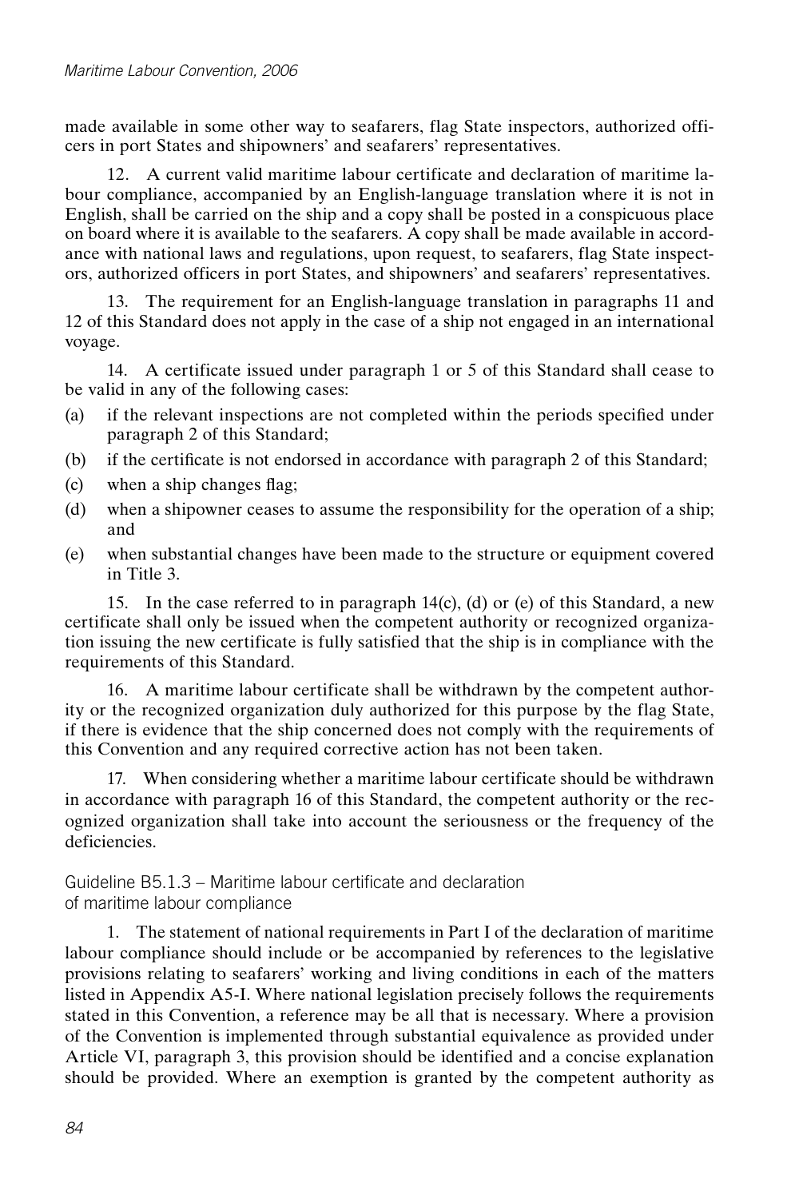made available in some other way to seafarers, flag State inspectors, authorized officers in port States and shipowners' and seafarers' representatives.

12. A current valid maritime labour certificate and declaration of maritime labour compliance, accompanied by an English-language translation where it is not in English, shall be carried on the ship and a copy shall be posted in a conspicuous place on board where it is available to the seafarers. A copy shall be made available in accordance with national laws and regulations, upon request, to seafarers, flag State inspectors, authorized officers in port States, and shipowners' and seafarers' representatives.

13. The requirement for an English-language translation in paragraphs 11 and 12 of this Standard does not apply in the case of a ship not engaged in an international voyage.

14. A certificate issued under paragraph 1 or 5 of this Standard shall cease to be valid in any of the following cases:

(a) if the relevant inspections are not completed within the periods specified under paragraph 2 of this Standard;

(b) if the certificate is not endorsed in accordance with paragraph 2 of this Standard;

(c) when a ship changes flag;

(d) when a shipowner ceases to assume the responsibility for the operation of a ship; and

(e) when substantial changes have been made to the structure or equipment covered in Title 3.

15. In the case referred to in paragraph 14(c), (d) or (e) of this Standard, a new certificate shall only be issued when the competent authority or recognized organization issuing the new certificate is fully satisfied that the ship is in compliance with the requirements of this Standard.

16. A maritime labour certificate shall be withdrawn by the competent authority or the recognized organization duly authorized for this purpose by the flag State, if there is evidence that the ship concerned does not comply with the requirements of this Convention and any required corrective action has not been taken.

17. When considering whether a maritime labour certificate should be withdrawn in accordance with paragraph 16 of this Standard, the competent authority or the recognized organization shall take into account the seriousness or the frequency of the deficiencies.

### Guideline B5.1.3 – Maritime labour certificate and declaration of maritime labour compliance

1. The statement of national requirements in Part I of the declaration of maritime labour compliance should include or be accompanied by references to the legislative provisions relating to seafarers' working and living conditions in each of the matters listed in Appendix A5-I. Where national legislation precisely follows the requirements stated in this Convention, a reference may be all that is necessary. Where a provision of the Convention is implemented through substantial equivalence as provided under Article VI, paragraph 3, this provision should be identified and a concise explanation should be provided. Where an exemption is granted by the competent authority as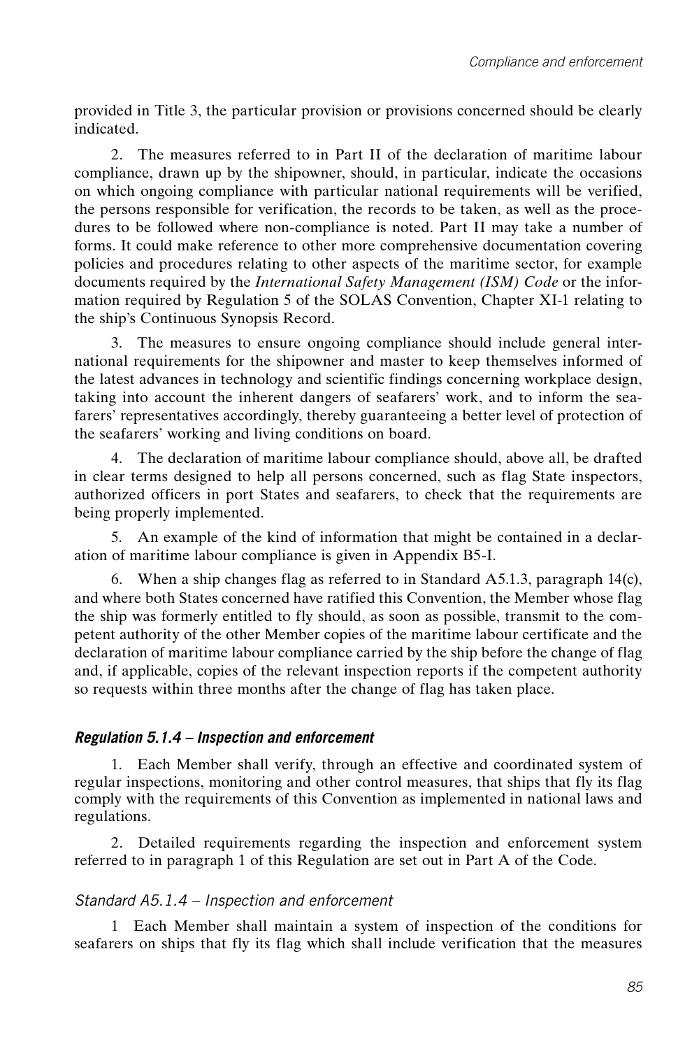provided in Title 3, the particular provision or provisions concerned should be clearly indicated.

2. The measures referred to in Part II of the declaration of maritime labour compliance, drawn up by the shipowner, should, in particular, indicate the occasions on which ongoing compliance with particular national requirements will be verified, the persons responsible for verification, the records to be taken, as well as the procedures to be followed where non-compliance is noted. Part II may take a number of forms. It could make reference to other more comprehensive documentation covering policies and procedures relating to other aspects of the maritime sector, for example documents required by the *International Safety Management (ISM) Code* or the information required by Regulation 5 of the SOLAS Convention, Chapter XI-1 relating to the ship's Continuous Synopsis Record.

3. The measures to ensure ongoing compliance should include general international requirements for the shipowner and master to keep themselves informed of the latest advances in technology and scientific findings concerning workplace design, taking into account the inherent dangers of seafarers' work, and to inform the seafarers' representatives accordingly, thereby guaranteeing a better level of protection of the seafarers' working and living conditions on board.

4. The declaration of maritime labour compliance should, above all, be drafted in clear terms designed to help all persons concerned, such as flag State inspectors, authorized officers in port States and seafarers, to check that the requirements are being properly implemented.

5. An example of the kind of information that might be contained in a declaration of maritime labour compliance is given in Appendix B5-I.

6. When a ship changes flag as referred to in Standard A5.1.3, paragraph 14(c), and where both States concerned have ratified this Convention, the Member whose flag the ship was formerly entitled to fly should, as soon as possible, transmit to the competent authority of the other Member copies of the maritime labour certificate and the declaration of maritime labour compliance carried by the ship before the change of flag and, if applicable, copies of the relevant inspection reports if the competent authority so requests within three months after the change of flag has taken place.

#### *Regulation 5.1.4 – Inspection and enforcement*

1. Each Member shall verify, through an effective and coordinated system of regular inspections, monitoring and other control measures, that ships that fly its flag comply with the requirements of this Convention as implemented in national laws and regulations.

2. Detailed requirements regarding the inspection and enforcement system referred to in paragraph 1 of this Regulation are set out in Part A of the Code.

#### *Standard A5.1.4 – Inspection and enforcement*

1 Each Member shall maintain a system of inspection of the conditions for seafarers on ships that fly its flag which shall include verification that the measures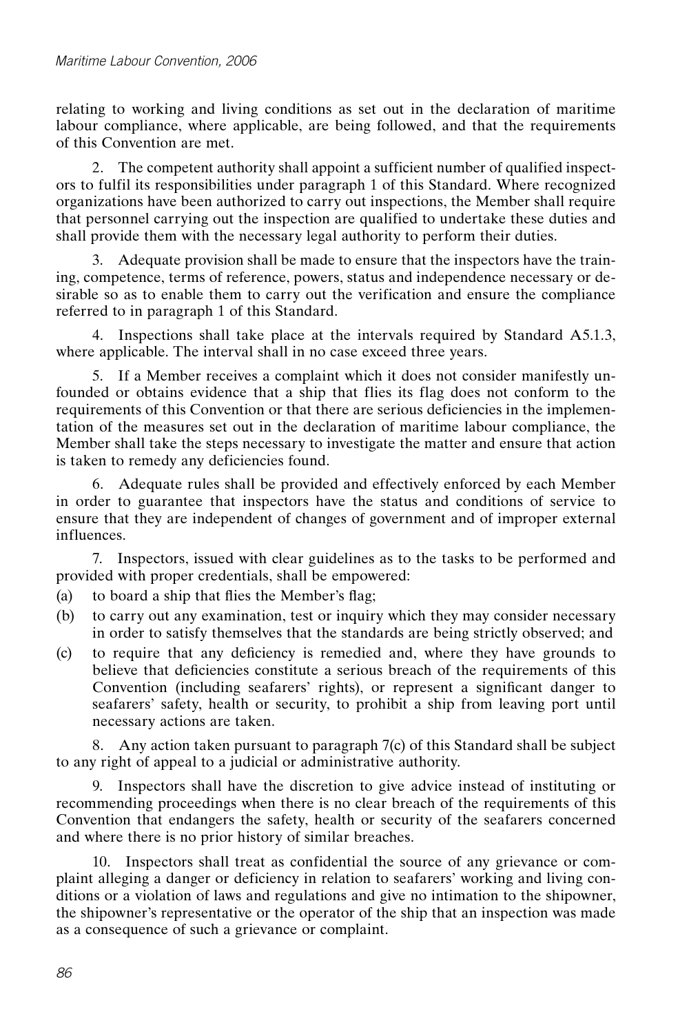relating to working and living conditions as set out in the declaration of maritime labour compliance, where applicable, are being followed, and that the requirements of this Convention are met.

2. The competent authority shall appoint a sufficient number of qualified inspectors to fulfil its responsibilities under paragraph 1 of this Standard. Where recognized organizations have been authorized to carry out inspections, the Member shall require that personnel carrying out the inspection are qualified to undertake these duties and shall provide them with the necessary legal authority to perform their duties.

3. Adequate provision shall be made to ensure that the inspectors have the training, competence, terms of reference, powers, status and independence necessary or desirable so as to enable them to carry out the verification and ensure the compliance referred to in paragraph 1 of this Standard.

4. Inspections shall take place at the intervals required by Standard A5.1.3, where applicable. The interval shall in no case exceed three years.

5. If a Member receives a complaint which it does not consider manifestly unfounded or obtains evidence that a ship that flies its flag does not conform to the requirements of this Convention or that there are serious deficiencies in the implementation of the measures set out in the declaration of maritime labour compliance, the Member shall take the steps necessary to investigate the matter and ensure that action is taken to remedy any deficiencies found.

6. Adequate rules shall be provided and effectively enforced by each Member in order to guarantee that inspectors have the status and conditions of service to ensure that they are independent of changes of government and of improper external influences.

7. Inspectors, issued with clear guidelines as to the tasks to be performed and provided with proper credentials, shall be empowered:

(a) to board a ship that flies the Member's flag;

(b) to carry out any examination, test or inquiry which they may consider necessary in order to satisfy themselves that the standards are being strictly observed; and

(c) to require that any deficiency is remedied and, where they have grounds to believe that deficiencies constitute a serious breach of the requirements of this Convention (including seafarers' rights), or represent a significant danger to seafarers' safety, health or security, to prohibit a ship from leaving port until necessary actions are taken.

8. Any action taken pursuant to paragraph 7(c) of this Standard shall be subject to any right of appeal to a judicial or administrative authority.

9. Inspectors shall have the discretion to give advice instead of instituting or recommending proceedings when there is no clear breach of the requirements of this Convention that endangers the safety, health or security of the seafarers concerned and where there is no prior history of similar breaches.

10. Inspectors shall treat as confidential the source of any grievance or complaint alleging a danger or deficiency in relation to seafarers' working and living conditions or a violation of laws and regulations and give no intimation to the shipowner, the shipowner's representative or the operator of the ship that an inspection was made as a consequence of such a grievance or complaint.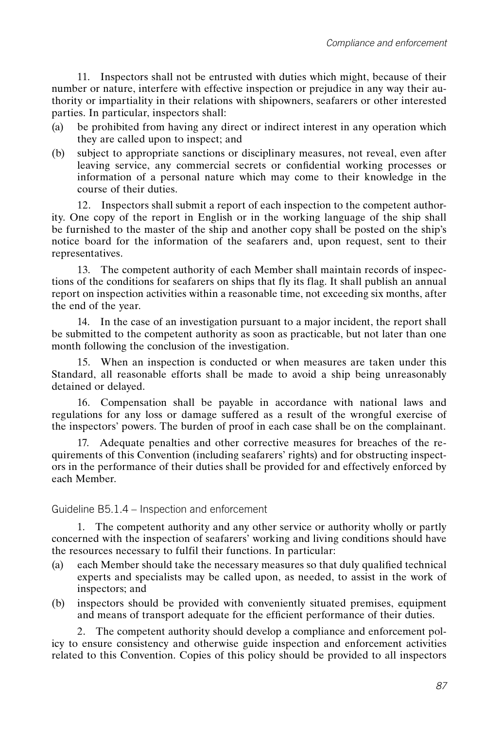11. Inspectors shall not be entrusted with duties which might, because of their number or nature, interfere with effective inspection or prejudice in any way their authority or impartiality in their relations with shipowners, seafarers or other interested parties. In particular, inspectors shall:

(a) be prohibited from having any direct or indirect interest in any operation which they are called upon to inspect; and

(b) subject to appropriate sanctions or disciplinary measures, not reveal, even after leaving service, any commercial secrets or confidential working processes or information of a personal nature which may come to their knowledge in the course of their duties.

12. Inspectors shall submit a report of each inspection to the competent authority. One copy of the report in English or in the working language of the ship shall be furnished to the master of the ship and another copy shall be posted on the ship's notice board for the information of the seafarers and, upon request, sent to their representatives.

13. The competent authority of each Member shall maintain records of inspections of the conditions for seafarers on ships that fly its flag. It shall publish an annual report on inspection activities within a reasonable time, not exceeding six months, after the end of the year.

14. In the case of an investigation pursuant to a major incident, the report shall be submitted to the competent authority as soon as practicable, but not later than one month following the conclusion of the investigation.

15. When an inspection is conducted or when measures are taken under this Standard, all reasonable efforts shall be made to avoid a ship being unreasonably detained or delayed.

16. Compensation shall be payable in accordance with national laws and regulations for any loss or damage suffered as a result of the wrongful exercise of the inspectors' powers. The burden of proof in each case shall be on the complainant.

17. Adequate penalties and other corrective measures for breaches of the requirements of this Convention (including seafarers' rights) and for obstructing inspectors in the performance of their duties shall be provided for and effectively enforced by each Member.

### Guideline B5.1.4 – Inspection and enforcement

1. The competent authority and any other service or authority wholly or partly concerned with the inspection of seafarers' working and living conditions should have the resources necessary to fulfil their functions. In particular:

(a) each Member should take the necessary measures so that duly qualified technical experts and specialists may be called upon, as needed, to assist in the work of inspectors; and

(b) inspectors should be provided with conveniently situated premises, equipment and means of transport adequate for the efficient performance of their duties.

2. The competent authority should develop a compliance and enforcement policy to ensure consistency and otherwise guide inspection and enforcement activities related to this Convention. Copies of this policy should be provided to all inspectors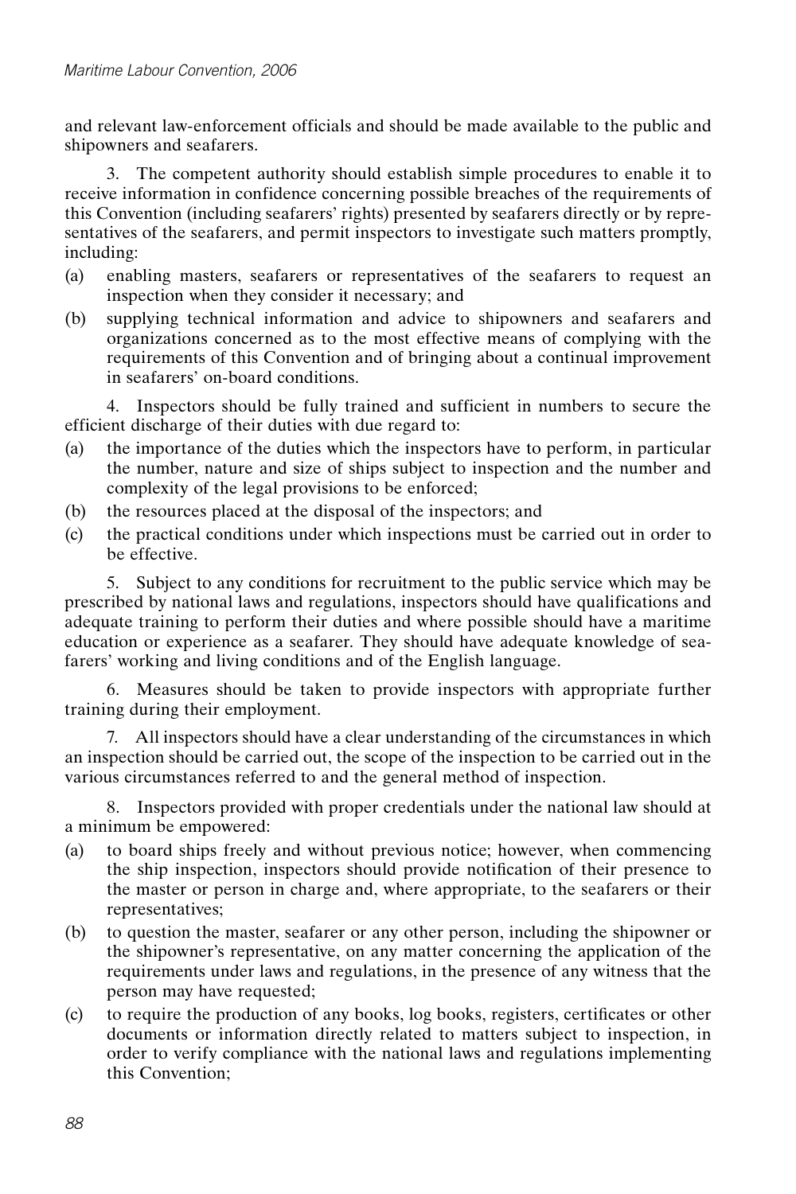and relevant law-enforcement officials and should be made available to the public and shipowners and seafarers.

3. The competent authority should establish simple procedures to enable it to receive information in confidence concerning possible breaches of the requirements of this Convention (including seafarers' rights) presented by seafarers directly or by representatives of the seafarers, and permit inspectors to investigate such matters promptly, including:

(a) enabling masters, seafarers or representatives of the seafarers to request an inspection when they consider it necessary; and
(b) supplying technical information and advice to shipowners and seafarers and organizations concerned as to the most effective means of complying with the requirements of this Convention and of bringing about a continual improvement in seafarers' on-board conditions.

4. Inspectors should be fully trained and sufficient in numbers to secure the efficient discharge of their duties with due regard to:

(a) the importance of the duties which the inspectors have to perform, in particular the number, nature and size of ships subject to inspection and the number and complexity of the legal provisions to be enforced;
(b) the resources placed at the disposal of the inspectors; and
(c) the practical conditions under which inspections must be carried out in order to be effective.

5. Subject to any conditions for recruitment to the public service which may be prescribed by national laws and regulations, inspectors should have qualifications and adequate training to perform their duties and where possible should have a maritime education or experience as a seafarer. They should have adequate knowledge of seafarers' working and living conditions and of the English language.

6. Measures should be taken to provide inspectors with appropriate further training during their employment.

7. All inspectors should have a clear understanding of the circumstances in which an inspection should be carried out, the scope of the inspection to be carried out in the various circumstances referred to and the general method of inspection.

8. Inspectors provided with proper credentials under the national law should at a minimum be empowered:

(a) to board ships freely and without previous notice; however, when commencing the ship inspection, inspectors should provide notification of their presence to the master or person in charge and, where appropriate, to the seafarers or their representatives;
(b) to question the master, seafarer or any other person, including the shipowner or the shipowner's representative, on any matter concerning the application of the requirements under laws and regulations, in the presence of any witness that the person may have requested;
(c) to require the production of any books, log books, registers, certificates or other documents or information directly related to matters subject to inspection, in order to verify compliance with the national laws and regulations implementing this Convention;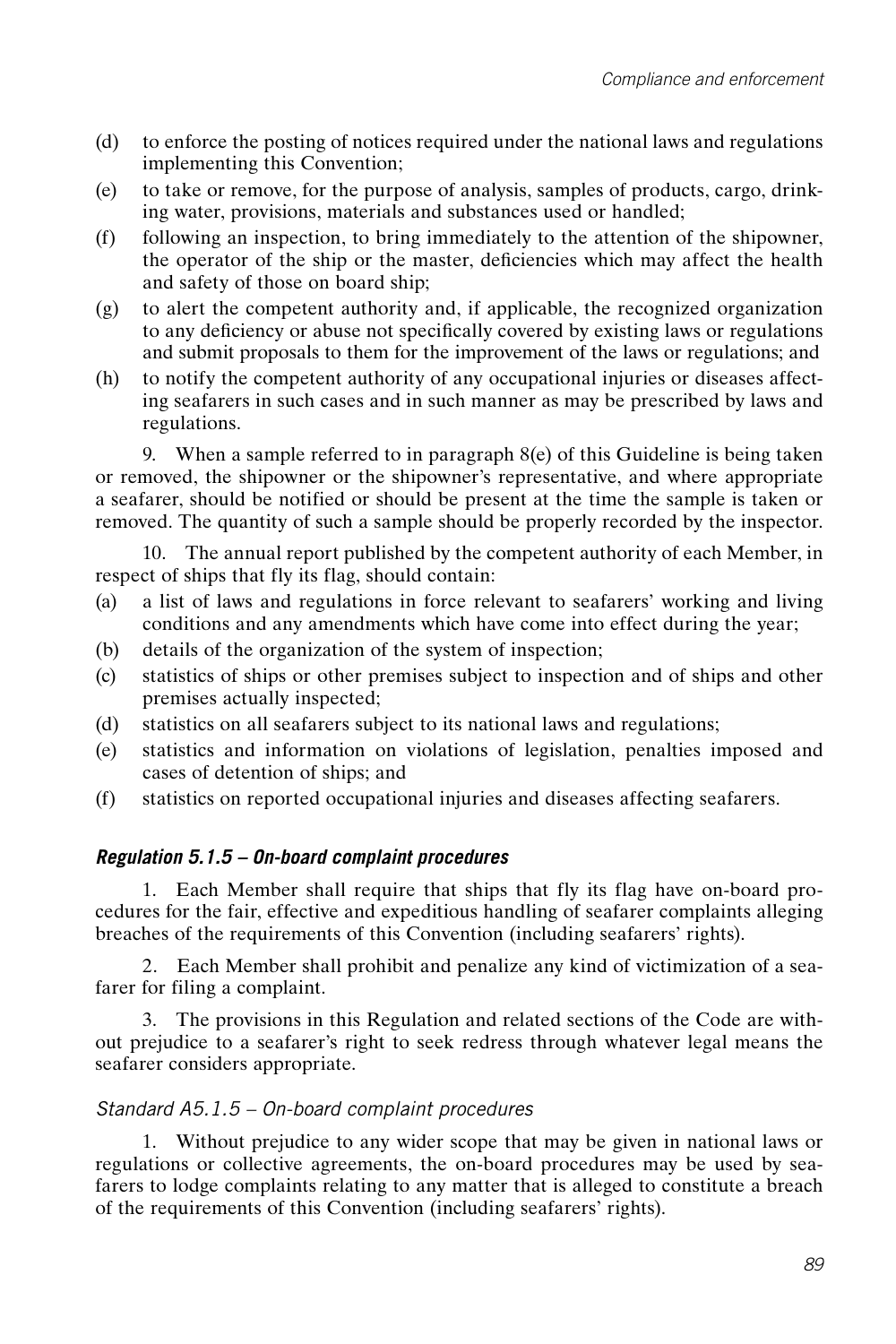(d) to enforce the posting of notices required under the national laws and regulations implementing this Convention;

(e) to take or remove, for the purpose of analysis, samples of products, cargo, drinking water, provisions, materials and substances used or handled;

(f) following an inspection, to bring immediately to the attention of the shipowner, the operator of the ship or the master, deficiencies which may affect the health and safety of those on board ship;

(g) to alert the competent authority and, if applicable, the recognized organization to any deficiency or abuse not specifically covered by existing laws or regulations and submit proposals to them for the improvement of the laws or regulations; and

(h) to notify the competent authority of any occupational injuries or diseases affecting seafarers in such cases and in such manner as may be prescribed by laws and regulations.

9. When a sample referred to in paragraph 8(e) of this Guideline is being taken or removed, the shipowner or the shipowner's representative, and where appropriate a seafarer, should be notified or should be present at the time the sample is taken or removed. The quantity of such a sample should be properly recorded by the inspector.

10. The annual report published by the competent authority of each Member, in respect of ships that fly its flag, should contain:

(a) a list of laws and regulations in force relevant to seafarers' working and living conditions and any amendments which have come into effect during the year;

(b) details of the organization of the system of inspection;

(c) statistics of ships or other premises subject to inspection and of ships and other premises actually inspected;

(d) statistics on all seafarers subject to its national laws and regulations;

(e) statistics and information on violations of legislation, penalties imposed and cases of detention of ships; and

(f) statistics on reported occupational injuries and diseases affecting seafarers.

### *Regulation 5.1.5 – On-board complaint procedures*

1. Each Member shall require that ships that fly its flag have on-board procedures for the fair, effective and expeditious handling of seafarer complaints alleging breaches of the requirements of this Convention (including seafarers' rights).

2. Each Member shall prohibit and penalize any kind of victimization of a seafarer for filing a complaint.

3. The provisions in this Regulation and related sections of the Code are without prejudice to a seafarer's right to seek redress through whatever legal means the seafarer considers appropriate.

#### *Standard A5.1.5 – On-board complaint procedures*

1. Without prejudice to any wider scope that may be given in national laws or regulations or collective agreements, the on-board procedures may be used by seafarers to lodge complaints relating to any matter that is alleged to constitute a breach of the requirements of this Convention (including seafarers' rights).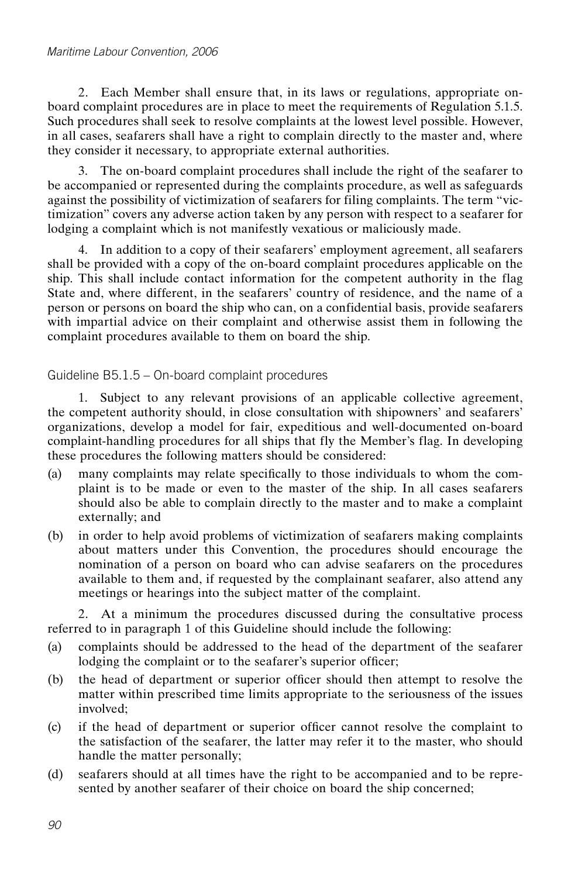2. Each Member shall ensure that, in its laws or regulations, appropriate on-board complaint procedures are in place to meet the requirements of Regulation 5.1.5. Such procedures shall seek to resolve complaints at the lowest level possible. However, in all cases, seafarers shall have a right to complain directly to the master and, where they consider it necessary, to appropriate external authorities.

3. The on-board complaint procedures shall include the right of the seafarer to be accompanied or represented during the complaints procedure, as well as safeguards against the possibility of victimization of seafarers for filing complaints. The term "victimization" covers any adverse action taken by any person with respect to a seafarer for lodging a complaint which is not manifestly vexatious or maliciously made.

4. In addition to a copy of their seafarers' employment agreement, all seafarers shall be provided with a copy of the on-board complaint procedures applicable on the ship. This shall include contact information for the competent authority in the flag State and, where different, in the seafarers' country of residence, and the name of a person or persons on board the ship who can, on a confidential basis, provide seafarers with impartial advice on their complaint and otherwise assist them in following the complaint procedures available to them on board the ship.

## Guideline B5.1.5 – On-board complaint procedures

1. Subject to any relevant provisions of an applicable collective agreement, the competent authority should, in close consultation with shipowners' and seafarers' organizations, develop a model for fair, expeditious and well-documented on-board complaint-handling procedures for all ships that fly the Member's flag. In developing these procedures the following matters should be considered:

(a) many complaints may relate specifically to those individuals to whom the complaint is to be made or even to the master of the ship. In all cases seafarers should also be able to complain directly to the master and to make a complaint externally; and

(b) in order to help avoid problems of victimization of seafarers making complaints about matters under this Convention, the procedures should encourage the nomination of a person on board who can advise seafarers on the procedures available to them and, if requested by the complainant seafarer, also attend any meetings or hearings into the subject matter of the complaint.

2. At a minimum the procedures discussed during the consultative process referred to in paragraph 1 of this Guideline should include the following:

(a) complaints should be addressed to the head of the department of the seafarer lodging the complaint or to the seafarer's superior officer;

(b) the head of department or superior officer should then attempt to resolve the matter within prescribed time limits appropriate to the seriousness of the issues involved;

(c) if the head of department or superior officer cannot resolve the complaint to the satisfaction of the seafarer, the latter may refer it to the master, who should handle the matter personally;

(d) seafarers should at all times have the right to be accompanied and to be represented by another seafarer of their choice on board the ship concerned;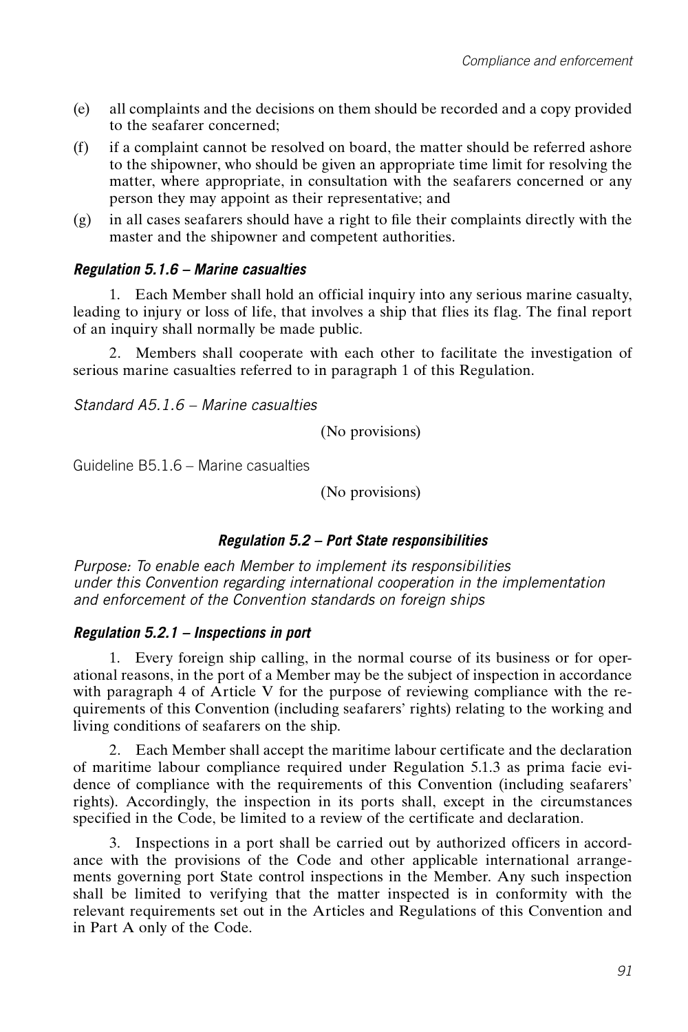(e) all complaints and the decisions on them should be recorded and a copy provided to the seafarer concerned;

(f) if a complaint cannot be resolved on board, the matter should be referred ashore to the shipowner, who should be given an appropriate time limit for resolving the matter, where appropriate, in consultation with the seafarers concerned or any person they may appoint as their representative; and

(g) in all cases seafarers should have a right to file their complaints directly with the master and the shipowner and competent authorities.

#### *Regulation 5.1.6 – Marine casualties*

1. Each Member shall hold an official inquiry into any serious marine casualty, leading to injury or loss of life, that involves a ship that flies its flag. The final report of an inquiry shall normally be made public.

2. Members shall cooperate with each other to facilitate the investigation of serious marine casualties referred to in paragraph 1 of this Regulation.

*Standard A5.1.6 – Marine casualties*

(No provisions)

Guideline B5.1.6 – Marine casualties

(No provisions)

### *Regulation 5.2 – Port State responsibilities*

*Purpose: To enable each Member to implement its responsibilities under this Convention regarding international cooperation in the implementation and enforcement of the Convention standards on foreign ships*

#### *Regulation 5.2.1 – Inspections in port*

1. Every foreign ship calling, in the normal course of its business or for operational reasons, in the port of a Member may be the subject of inspection in accordance with paragraph 4 of Article V for the purpose of reviewing compliance with the requirements of this Convention (including seafarers' rights) relating to the working and living conditions of seafarers on the ship.

2. Each Member shall accept the maritime labour certificate and the declaration of maritime labour compliance required under Regulation 5.1.3 as prima facie evidence of compliance with the requirements of this Convention (including seafarers' rights). Accordingly, the inspection in its ports shall, except in the circumstances specified in the Code, be limited to a review of the certificate and declaration.

3. Inspections in a port shall be carried out by authorized officers in accordance with the provisions of the Code and other applicable international arrangements governing port State control inspections in the Member. Any such inspection shall be limited to verifying that the matter inspected is in conformity with the relevant requirements set out in the Articles and Regulations of this Convention and in Part A only of the Code.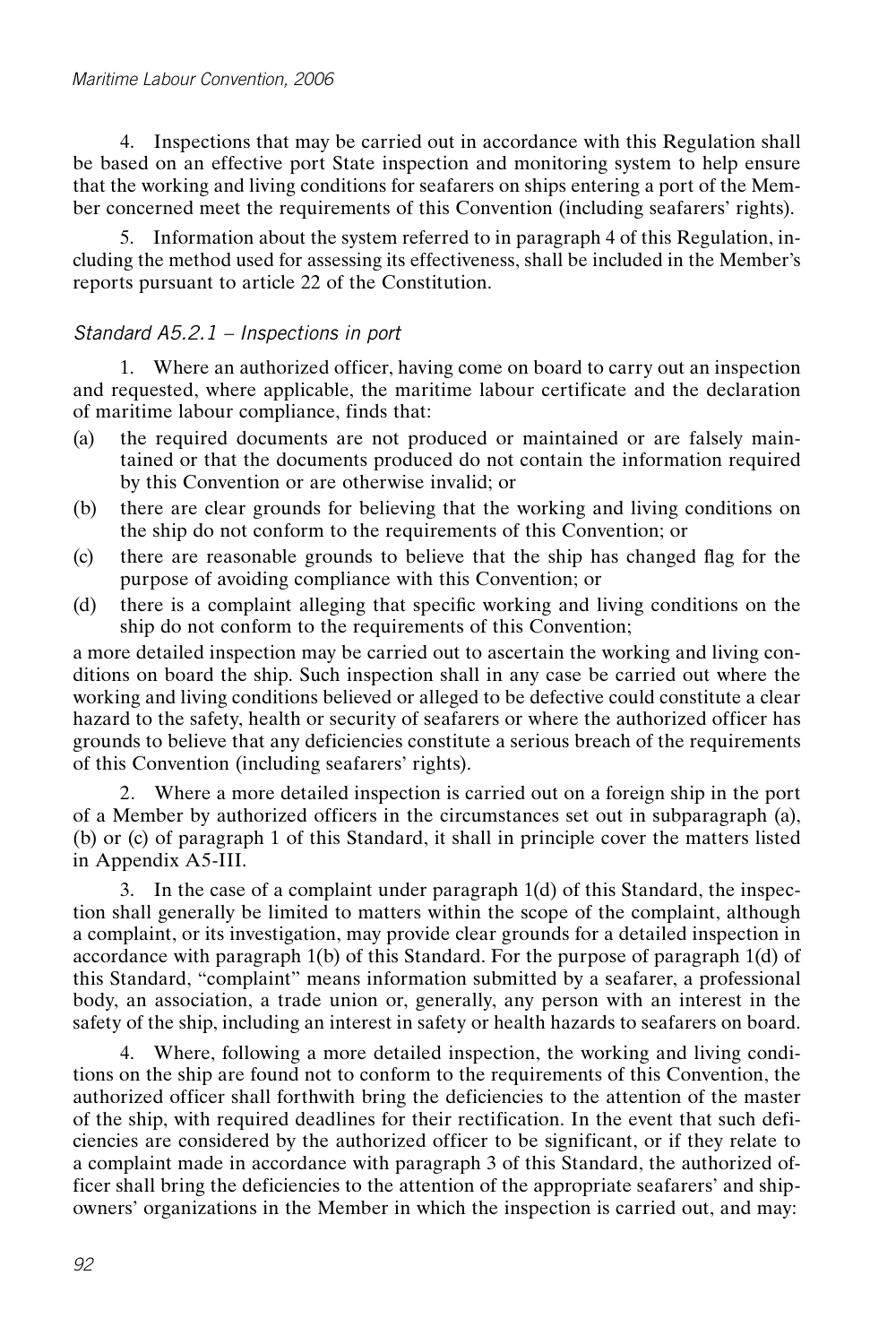4. Inspections that may be carried out in accordance with this Regulation shall be based on an effective port State inspection and monitoring system to help ensure that the working and living conditions for seafarers on ships entering a port of the Member concerned meet the requirements of this Convention (including seafarers' rights).

5. Information about the system referred to in paragraph 4 of this Regulation, including the method used for assessing its effectiveness, shall be included in the Member's reports pursuant to article 22 of the Constitution.

*Standard A5.2.1 – Inspections in port*

1. Where an authorized officer, having come on board to carry out an inspection and requested, where applicable, the maritime labour certificate and the declaration of maritime labour compliance, finds that:

(a) the required documents are not produced or maintained or are falsely maintained or that the documents produced do not contain the information required by this Convention or are otherwise invalid; or

(b) there are clear grounds for believing that the working and living conditions on the ship do not conform to the requirements of this Convention; or

(c) there are reasonable grounds to believe that the ship has changed flag for the purpose of avoiding compliance with this Convention; or

(d) there is a complaint alleging that specific working and living conditions on the ship do not conform to the requirements of this Convention;

a more detailed inspection may be carried out to ascertain the working and living conditions on board the ship. Such inspection shall in any case be carried out where the working and living conditions believed or alleged to be defective could constitute a clear hazard to the safety, health or security of seafarers or where the authorized officer has grounds to believe that any deficiencies constitute a serious breach of the requirements of this Convention (including seafarers' rights).

2. Where a more detailed inspection is carried out on a foreign ship in the port of a Member by authorized officers in the circumstances set out in subparagraph (a), (b) or (c) of paragraph 1 of this Standard, it shall in principle cover the matters listed in Appendix A5-III.

3. In the case of a complaint under paragraph 1(d) of this Standard, the inspection shall generally be limited to matters within the scope of the complaint, although a complaint, or its investigation, may provide clear grounds for a detailed inspection in accordance with paragraph 1(b) of this Standard. For the purpose of paragraph 1(d) of this Standard, "complaint" means information submitted by a seafarer, a professional body, an association, a trade union or, generally, any person with an interest in the safety of the ship, including an interest in safety or health hazards to seafarers on board.

4. Where, following a more detailed inspection, the working and living conditions on the ship are found not to conform to the requirements of this Convention, the authorized officer shall forthwith bring the deficiencies to the attention of the master of the ship, with required deadlines for their rectification. In the event that such deficiencies are considered by the authorized officer to be significant, or if they relate to a complaint made in accordance with paragraph 3 of this Standard, the authorized officer shall bring the deficiencies to the attention of the appropriate seafarers' and shipowners' organizations in the Member in which the inspection is carried out, and may: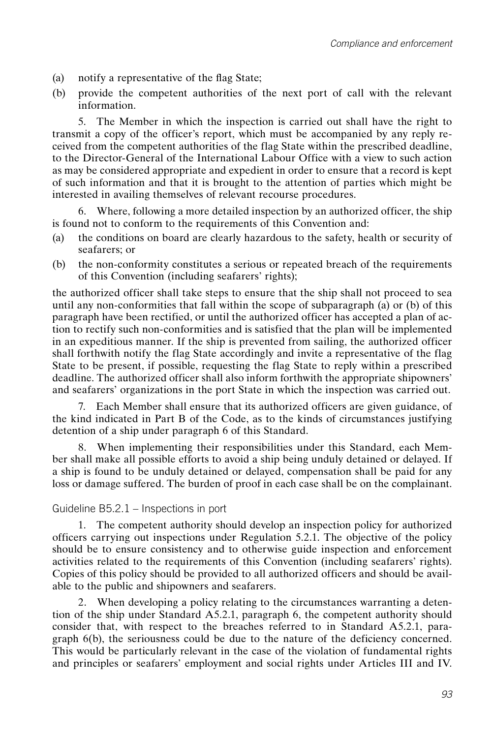(a) notify a representative of the flag State;

(b) provide the competent authorities of the next port of call with the relevant information.

5. The Member in which the inspection is carried out shall have the right to transmit a copy of the officer's report, which must be accompanied by any reply received from the competent authorities of the flag State within the prescribed deadline, to the Director-General of the International Labour Office with a view to such action as may be considered appropriate and expedient in order to ensure that a record is kept of such information and that it is brought to the attention of parties which might be interested in availing themselves of relevant recourse procedures.

6. Where, following a more detailed inspection by an authorized officer, the ship is found not to conform to the requirements of this Convention and:

(a) the conditions on board are clearly hazardous to the safety, health or security of seafarers; or

(b) the non-conformity constitutes a serious or repeated breach of the requirements of this Convention (including seafarers' rights);

the authorized officer shall take steps to ensure that the ship shall not proceed to sea until any non-conformities that fall within the scope of subparagraph (a) or (b) of this paragraph have been rectified, or until the authorized officer has accepted a plan of action to rectify such non-conformities and is satisfied that the plan will be implemented in an expeditious manner. If the ship is prevented from sailing, the authorized officer shall forthwith notify the flag State accordingly and invite a representative of the flag State to be present, if possible, requesting the flag State to reply within a prescribed deadline. The authorized officer shall also inform forthwith the appropriate shipowners' and seafarers' organizations in the port State in which the inspection was carried out.

7. Each Member shall ensure that its authorized officers are given guidance, of the kind indicated in Part B of the Code, as to the kinds of circumstances justifying detention of a ship under paragraph 6 of this Standard.

8. When implementing their responsibilities under this Standard, each Member shall make all possible efforts to avoid a ship being unduly detained or delayed. If a ship is found to be unduly detained or delayed, compensation shall be paid for any loss or damage suffered. The burden of proof in each case shall be on the complainant.

### Guideline B5.2.1 – Inspections in port

1. The competent authority should develop an inspection policy for authorized officers carrying out inspections under Regulation 5.2.1. The objective of the policy should be to ensure consistency and to otherwise guide inspection and enforcement activities related to the requirements of this Convention (including seafarers' rights). Copies of this policy should be provided to all authorized officers and should be available to the public and shipowners and seafarers.

2. When developing a policy relating to the circumstances warranting a detention of the ship under Standard A5.2.1, paragraph 6, the competent authority should consider that, with respect to the breaches referred to in Standard A5.2.1, paragraph 6(b), the seriousness could be due to the nature of the deficiency concerned. This would be particularly relevant in the case of the violation of fundamental rights and principles or seafarers' employment and social rights under Articles III and IV.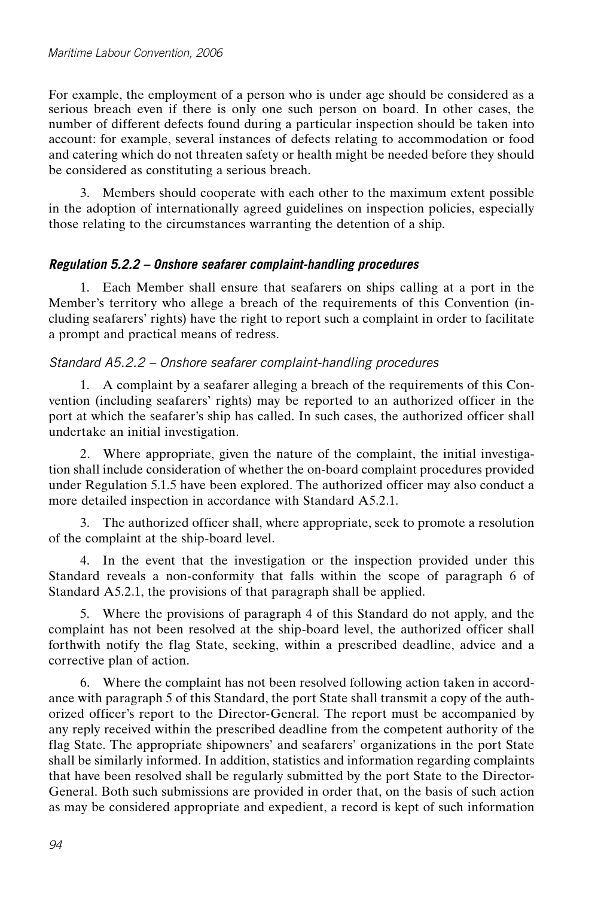For example, the employment of a person who is under age should be considered as a serious breach even if there is only one such person on board. In other cases, the number of different defects found during a particular inspection should be taken into account: for example, several instances of defects relating to accommodation or food and catering which do not threaten safety or health might be needed before they should be considered as constituting a serious breach.

3. Members should cooperate with each other to the maximum extent possible in the adoption of internationally agreed guidelines on inspection policies, especially those relating to the circumstances warranting the detention of a ship.

### *Regulation 5.2.2 – Onshore seafarer complaint-handling procedures*

1. Each Member shall ensure that seafarers on ships calling at a port in the Member's territory who allege a breach of the requirements of this Convention (including seafarers' rights) have the right to report such a complaint in order to facilitate a prompt and practical means of redress.

#### *Standard A5.2.2 – Onshore seafarer complaint-handling procedures*

1. A complaint by a seafarer alleging a breach of the requirements of this Convention (including seafarers' rights) may be reported to an authorized officer in the port at which the seafarer's ship has called. In such cases, the authorized officer shall undertake an initial investigation.

2. Where appropriate, given the nature of the complaint, the initial investigation shall include consideration of whether the on-board complaint procedures provided under Regulation 5.1.5 have been explored. The authorized officer may also conduct a more detailed inspection in accordance with Standard A5.2.1.

3. The authorized officer shall, where appropriate, seek to promote a resolution of the complaint at the ship-board level.

4. In the event that the investigation or the inspection provided under this Standard reveals a non-conformity that falls within the scope of paragraph 6 of Standard A5.2.1, the provisions of that paragraph shall be applied.

5. Where the provisions of paragraph 4 of this Standard do not apply, and the complaint has not been resolved at the ship-board level, the authorized officer shall forthwith notify the flag State, seeking, within a prescribed deadline, advice and a corrective plan of action.

6. Where the complaint has not been resolved following action taken in accordance with paragraph 5 of this Standard, the port State shall transmit a copy of the authorized officer's report to the Director-General. The report must be accompanied by any reply received within the prescribed deadline from the competent authority of the flag State. The appropriate shipowners' and seafarers' organizations in the port State shall be similarly informed. In addition, statistics and information regarding complaints that have been resolved shall be regularly submitted by the port State to the Director-General. Both such submissions are provided in order that, on the basis of such action as may be considered appropriate and expedient, a record is kept of such information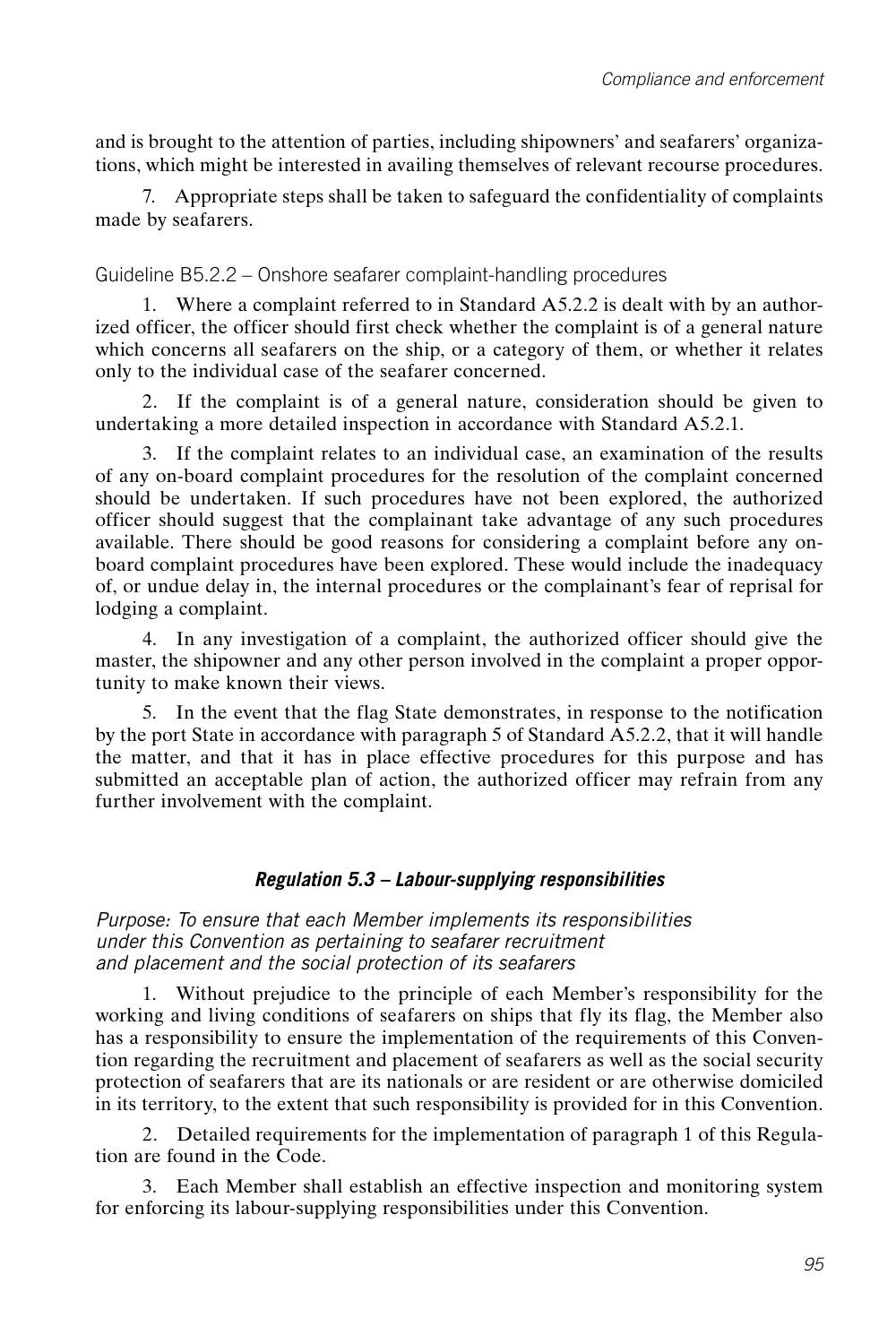and is brought to the attention of parties, including shipowners' and seafarers' organizations, which might be interested in availing themselves of relevant recourse procedures.

7. Appropriate steps shall be taken to safeguard the confidentiality of complaints made by seafarers.

Guideline B5.2.2 – Onshore seafarer complaint-handling procedures

1. Where a complaint referred to in Standard A5.2.2 is dealt with by an authorized officer, the officer should first check whether the complaint is of a general nature which concerns all seafarers on the ship, or a category of them, or whether it relates only to the individual case of the seafarer concerned.

2. If the complaint is of a general nature, consideration should be given to undertaking a more detailed inspection in accordance with Standard A5.2.1.

3. If the complaint relates to an individual case, an examination of the results of any on-board complaint procedures for the resolution of the complaint concerned should be undertaken. If such procedures have not been explored, the authorized officer should suggest that the complainant take advantage of any such procedures available. There should be good reasons for considering a complaint before any on-board complaint procedures have been explored. These would include the inadequacy of, or undue delay in, the internal procedures or the complainant's fear of reprisal for lodging a complaint.

4. In any investigation of a complaint, the authorized officer should give the master, the shipowner and any other person involved in the complaint a proper opportunity to make known their views.

5. In the event that the flag State demonstrates, in response to the notification by the port State in accordance with paragraph 5 of Standard A5.2.2, that it will handle the matter, and that it has in place effective procedures for this purpose and has submitted an acceptable plan of action, the authorized officer may refrain from any further involvement with the complaint.

### *Regulation 5.3 – Labour-supplying responsibilities*

*Purpose: To ensure that each Member implements its responsibilities under this Convention as pertaining to seafarer recruitment and placement and the social protection of its seafarers*

1. Without prejudice to the principle of each Member's responsibility for the working and living conditions of seafarers on ships that fly its flag, the Member also has a responsibility to ensure the implementation of the requirements of this Convention regarding the recruitment and placement of seafarers as well as the social security protection of seafarers that are its nationals or are resident or are otherwise domiciled in its territory, to the extent that such responsibility is provided for in this Convention.

2. Detailed requirements for the implementation of paragraph 1 of this Regulation are found in the Code.

3. Each Member shall establish an effective inspection and monitoring system for enforcing its labour-supplying responsibilities under this Convention.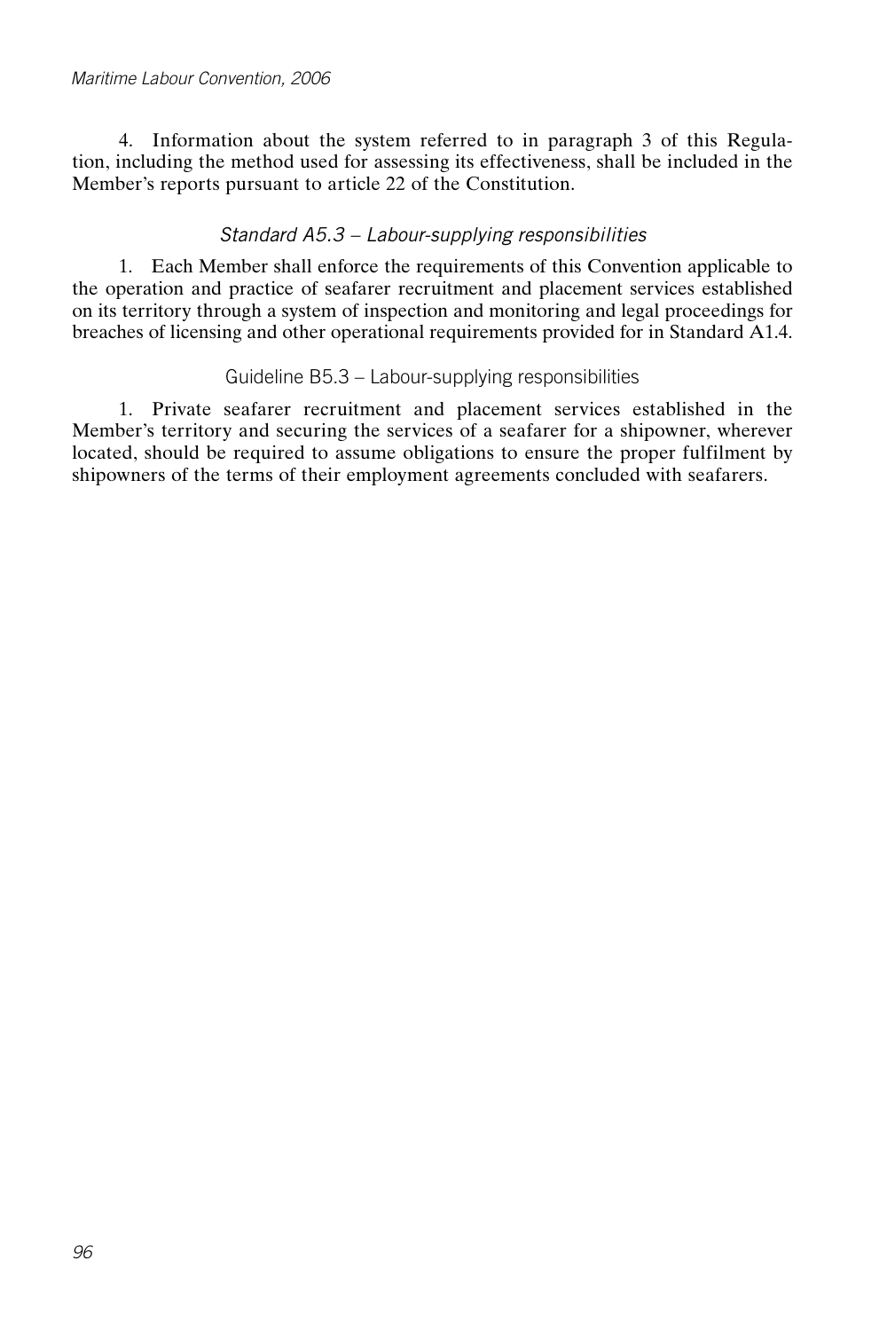4. Information about the system referred to in paragraph 3 of this Regulation, including the method used for assessing its effectiveness, shall be included in the Member's reports pursuant to article 22 of the Constitution.

### *Standard A5.3 – Labour-supplying responsibilities*

1. Each Member shall enforce the requirements of this Convention applicable to the operation and practice of seafarer recruitment and placement services established on its territory through a system of inspection and monitoring and legal proceedings for breaches of licensing and other operational requirements provided for in Standard A1.4.

### Guideline B5.3 – Labour-supplying responsibilities

1. Private seafarer recruitment and placement services established in the Member's territory and securing the services of a seafarer for a shipowner, wherever located, should be required to assume obligations to ensure the proper fulfilment by shipowners of the terms of their employment agreements concluded with seafarers.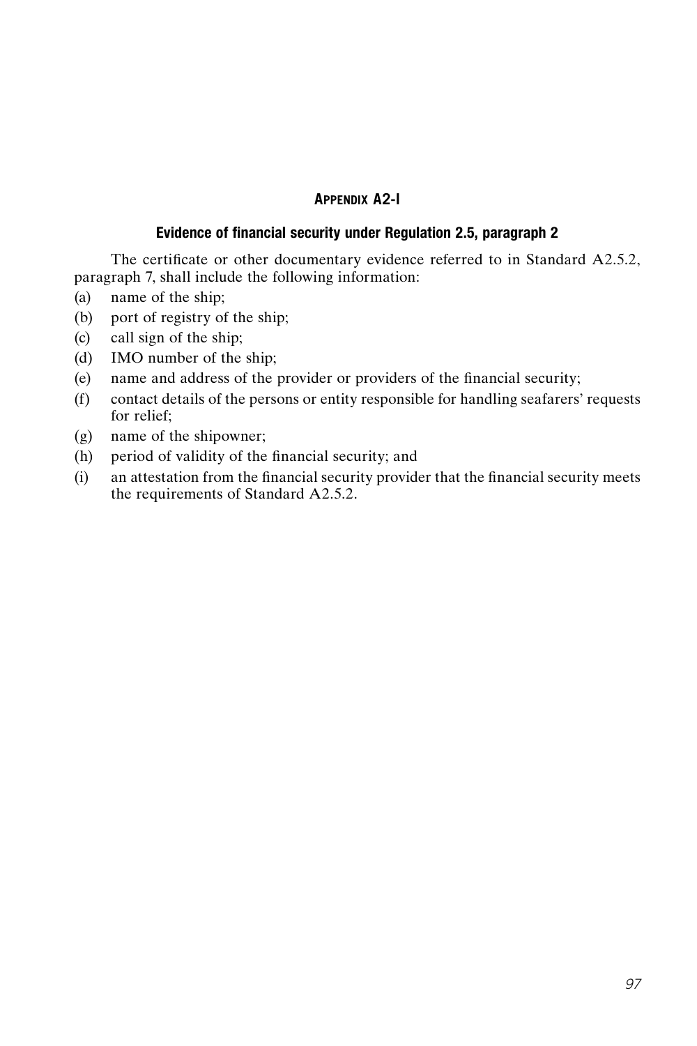## APPENDIX A2-I

### Evidence of financial security under Regulation 2.5, paragraph 2

The certificate or other documentary evidence referred to in Standard A2.5.2, paragraph 7, shall include the following information:

(a) name of the ship;

(b) port of registry of the ship;

(c) call sign of the ship;

(d) IMO number of the ship;

(e) name and address of the provider or providers of the financial security;

(f) contact details of the persons or entity responsible for handling seafarers' requests for relief;

(g) name of the shipowner;

(h) period of validity of the financial security; and

(i) an attestation from the financial security provider that the financial security meets the requirements of Standard A2.5.2.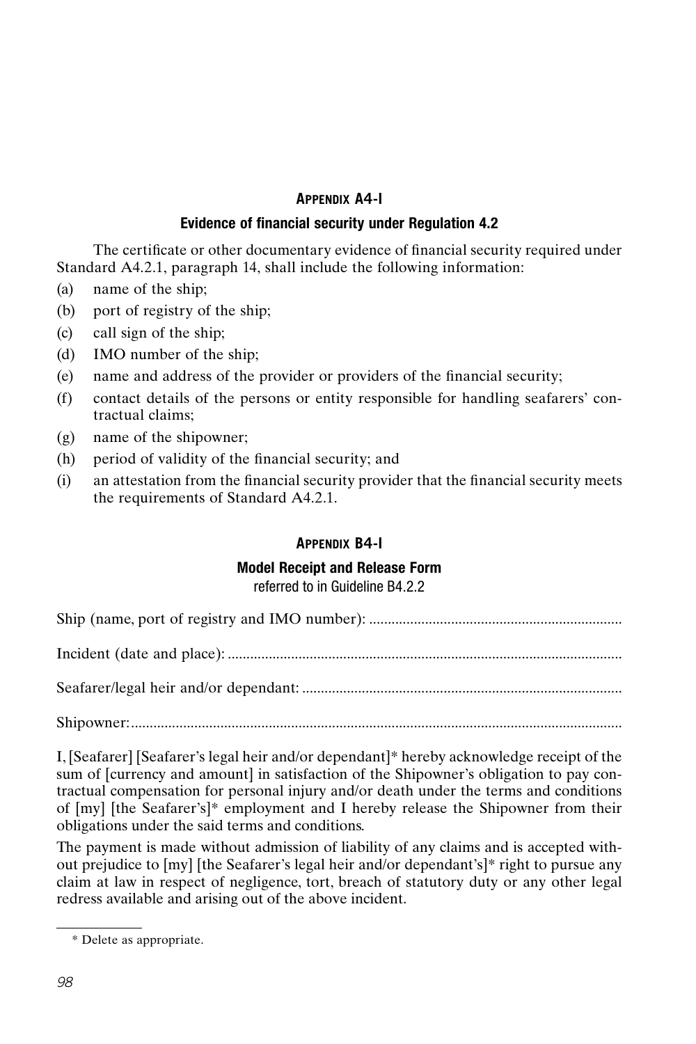## APPENDIX A4-I

### Evidence of financial security under Regulation 4.2

The certificate or other documentary evidence of financial security required under Standard A4.2.1, paragraph 14, shall include the following information:

(a) name of the ship;

(b) port of registry of the ship;

(c) call sign of the ship;

(d) IMO number of the ship;

(e) name and address of the provider or providers of the financial security;

(f) contact details of the persons or entity responsible for handling seafarers' contractual claims;

(g) name of the shipowner;

(h) period of validity of the financial security; and

(i) an attestation from the financial security provider that the financial security meets the requirements of Standard A4.2.1.

## APPENDIX B4-I

### Model Receipt and Release Form

referred to in Guideline B4.2.2

Ship (name, port of registry and IMO number): ..................................................................

Incident (date and place): ........................................................................................................

Seafarer/legal heir and/or dependant: ....................................................................................

Shipowner: .................................................................................................................................

I, [Seafarer] [Seafarer's legal heir and/or dependant]* hereby acknowledge receipt of the sum of [currency and amount] in satisfaction of the Shipowner's obligation to pay contractual compensation for personal injury and/or death under the terms and conditions of [my] [the Seafarer's]* employment and I hereby release the Shipowner from their obligations under the said terms and conditions.

The payment is made without admission of liability of any claims and is accepted without prejudice to [my] [the Seafarer's legal heir and/or dependant's]* right to pursue any claim at law in respect of negligence, tort, breach of statutory duty or any other legal redress available and arising out of the above incident.

\* Delete as appropriate.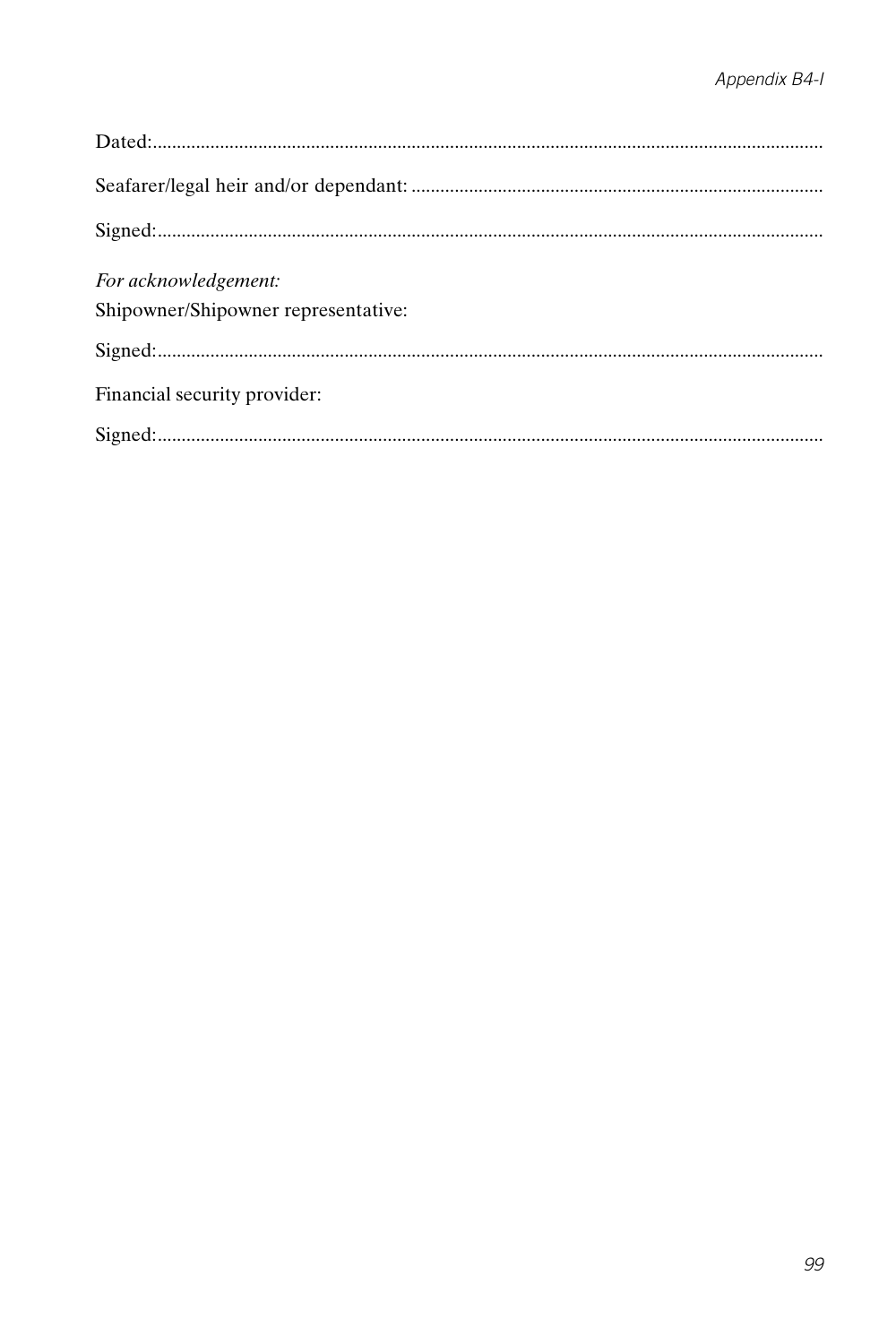Dated:..........................................................................................................................................

Seafarer/legal heir and/or dependant: ....................................................................................

Signed:.........................................................................................................................................

*For acknowledgement:*

Shipowner/Shipowner representative:

Signed:.........................................................................................................................................

Financial security provider:

Signed:.........................................................................................................................................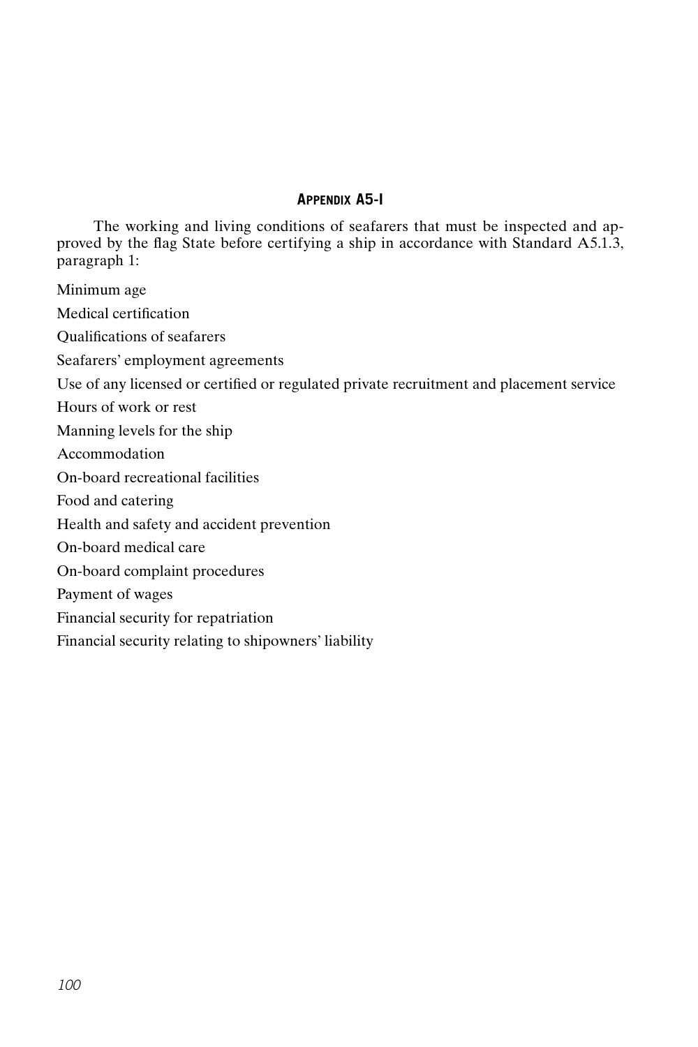## Appendix A5-I

The working and living conditions of seafarers that must be inspected and approved by the flag State before certifying a ship in accordance with Standard A5.1.3, paragraph 1:

Minimum age

Medical certification

Qualifications of seafarers

Seafarers' employment agreements

Use of any licensed or certified or regulated private recruitment and placement service

Hours of work or rest

Manning levels for the ship

Accommodation

On-board recreational facilities

Food and catering

Health and safety and accident prevention

On-board medical care

On-board complaint procedures

Payment of wages

Financial security for repatriation

Financial security relating to shipowners' liability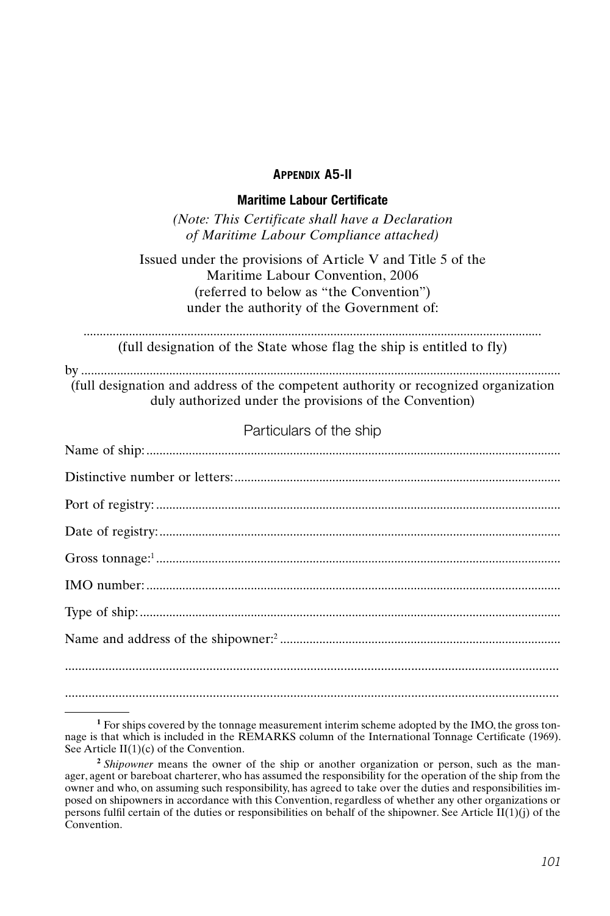## Appendix A5-II

### Maritime Labour Certificate

*(Note: This Certificate shall have a Declaration of Maritime Labour Compliance attached)*

Issued under the provisions of Article V and Title 5 of the Maritime Labour Convention, 2006 (referred to below as "the Convention") under the authority of the Government of:

..........................................................................................................................................

(full designation of the State whose flag the ship is entitled to fly)

by ..................................................................................................................................

(full designation and address of the competent authority or recognized organization duly authorized under the provisions of the Convention)

Particulars of the ship

Name of ship: ..................................................................................................................

Distinctive number or letters: ..........................................................................................

Port of registry: ...............................................................................................................

Date of registry: ..............................................................................................................

Gross tonnage:[1] ............................................................................................................

IMO number: ..................................................................................................................

Type of ship: ..................................................................................................................

Name and address of the shipowner:[2] .............................................................................

..........................................................................................................................................

..........................................................................................................................................

---

[1] For ships covered by the tonnage measurement interim scheme adopted by the IMO, the gross tonnage is that which is included in the REMARKS column of the International Tonnage Certificate (1969). See Article II(1)(c) of the Convention.

[2] *Shipowner* means the owner of the ship or another organization or person, such as the manager, agent or bareboat charterer, who has assumed the responsibility for the operation of the ship from the owner and who, on assuming such responsibility, has agreed to take over the duties and responsibilities imposed on shipowners in accordance with this Convention, regardless of whether any other organizations or persons fulfil certain of the duties or responsibilities on behalf of the shipowner. See Article II(1)(j) of the Convention.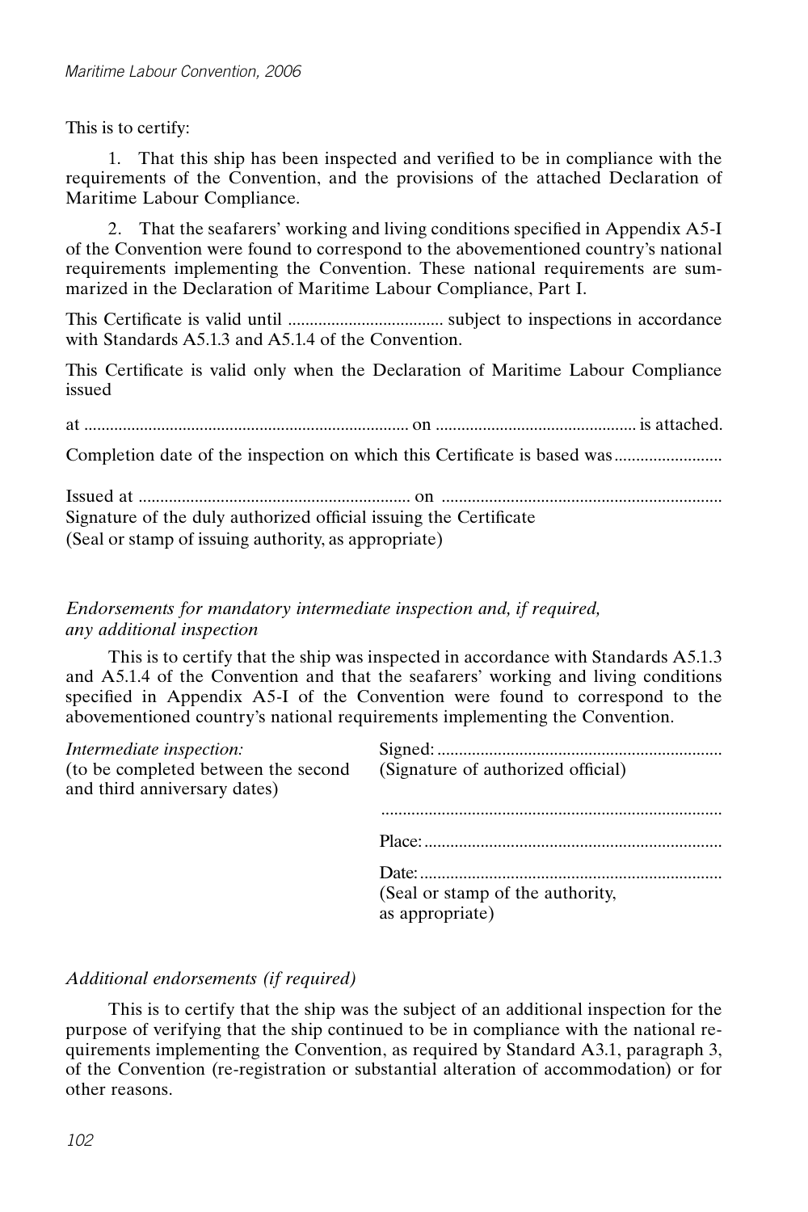This is to certify:

1. That this ship has been inspected and verified to be in compliance with the requirements of the Convention, and the provisions of the attached Declaration of Maritime Labour Compliance.

2. That the seafarers' working and living conditions specified in Appendix A5-I of the Convention were found to correspond to the abovementioned country's national requirements implementing the Convention. These national requirements are summarized in the Declaration of Maritime Labour Compliance, Part I.

This Certificate is valid until .................................... subject to inspections in accordance with Standards A5.1.3 and A5.1.4 of the Convention.

This Certificate is valid only when the Declaration of Maritime Labour Compliance issued

at ........................................................................... on .............................................. is attached.

Completion date of the inspection on which this Certificate is based was.........................

Issued at ............................................................... on ................................................................

Signature of the duly authorized official issuing the Certificate

(Seal or stamp of issuing authority, as appropriate)

*Endorsements for mandatory intermediate inspection and, if required, any additional inspection*

This is to certify that the ship was inspected in accordance with Standards A5.1.3 and A5.1.4 of the Convention and that the seafarers' working and living conditions specified in Appendix A5-I of the Convention were found to correspond to the abovementioned country's national requirements implementing the Convention.

*Intermediate inspection:*
(to be completed between the second and third anniversary dates)

Signed: .................................................................
(Signature of authorized official)

..............................................................................

Place: ....................................................................

Date: .....................................................................
(Seal or stamp of the authority, as appropriate)

*Additional endorsements (if required)*

This is to certify that the ship was the subject of an additional inspection for the purpose of verifying that the ship continued to be in compliance with the national requirements implementing the Convention, as required by Standard A3.1, paragraph 3, of the Convention (re-registration or substantial alteration of accommodation) or for other reasons.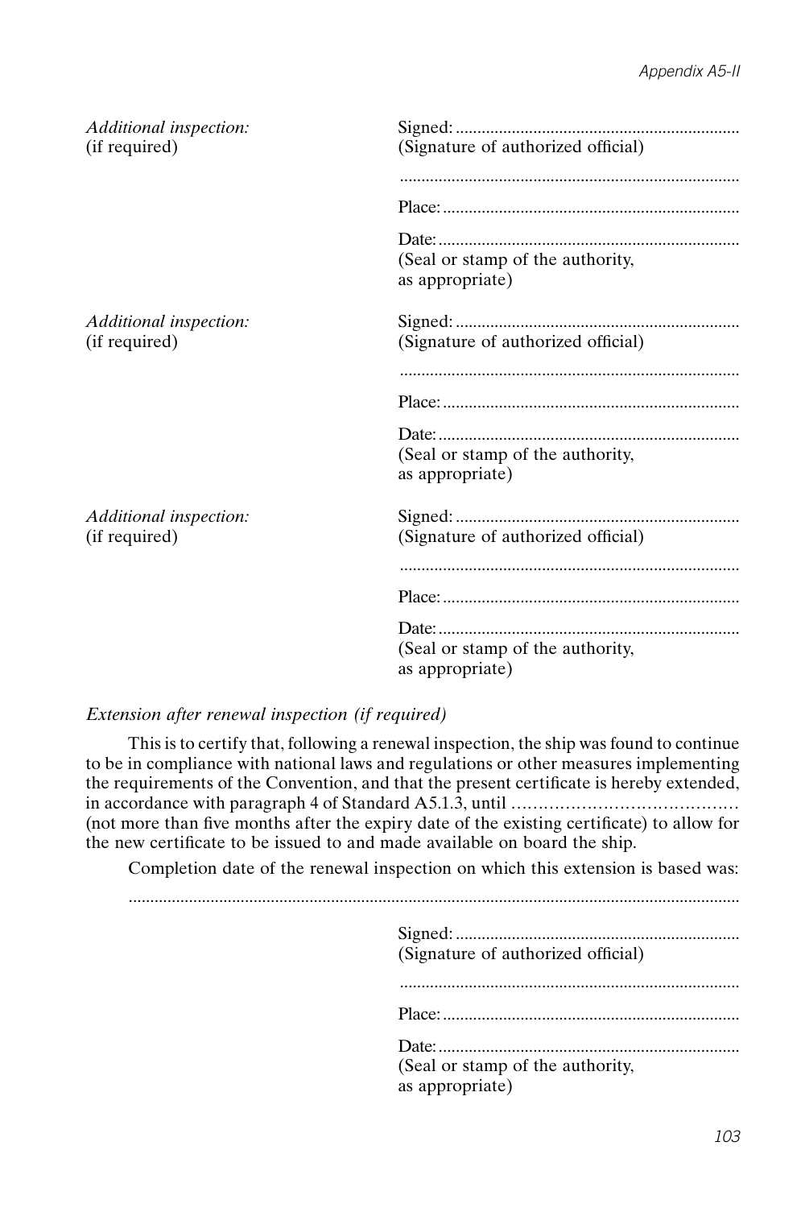*Additional inspection:*
(if required)

Signed: ..................................................................
(Signature of authorized official)

...............................................................................

Place: ....................................................................

Date: .....................................................................
(Seal or stamp of the authority, as appropriate)

*Additional inspection:*
(if required)

Signed: ..................................................................
(Signature of authorized official)

...............................................................................

Place: ....................................................................

Date: .....................................................................
(Seal or stamp of the authority, as appropriate)

*Additional inspection:*
(if required)

Signed: ..................................................................
(Signature of authorized official)

...............................................................................

Place: ....................................................................

Date: .....................................................................
(Seal or stamp of the authority, as appropriate)

*Extension after renewal inspection (if required)*

This is to certify that, following a renewal inspection, the ship was found to continue to be in compliance with national laws and regulations or other measures implementing the requirements of the Convention, and that the present certificate is hereby extended, in accordance with paragraph 4 of Standard A5.1.3, until ......................................... (not more than five months after the expiry date of the existing certificate) to allow for the new certificate to be issued to and made available on board the ship.

Completion date of the renewal inspection on which this extension is based was:

...........................................................................................................................................

Signed: ..................................................................
(Signature of authorized official)

...............................................................................

Place: ....................................................................

Date: .....................................................................
(Seal or stamp of the authority, as appropriate)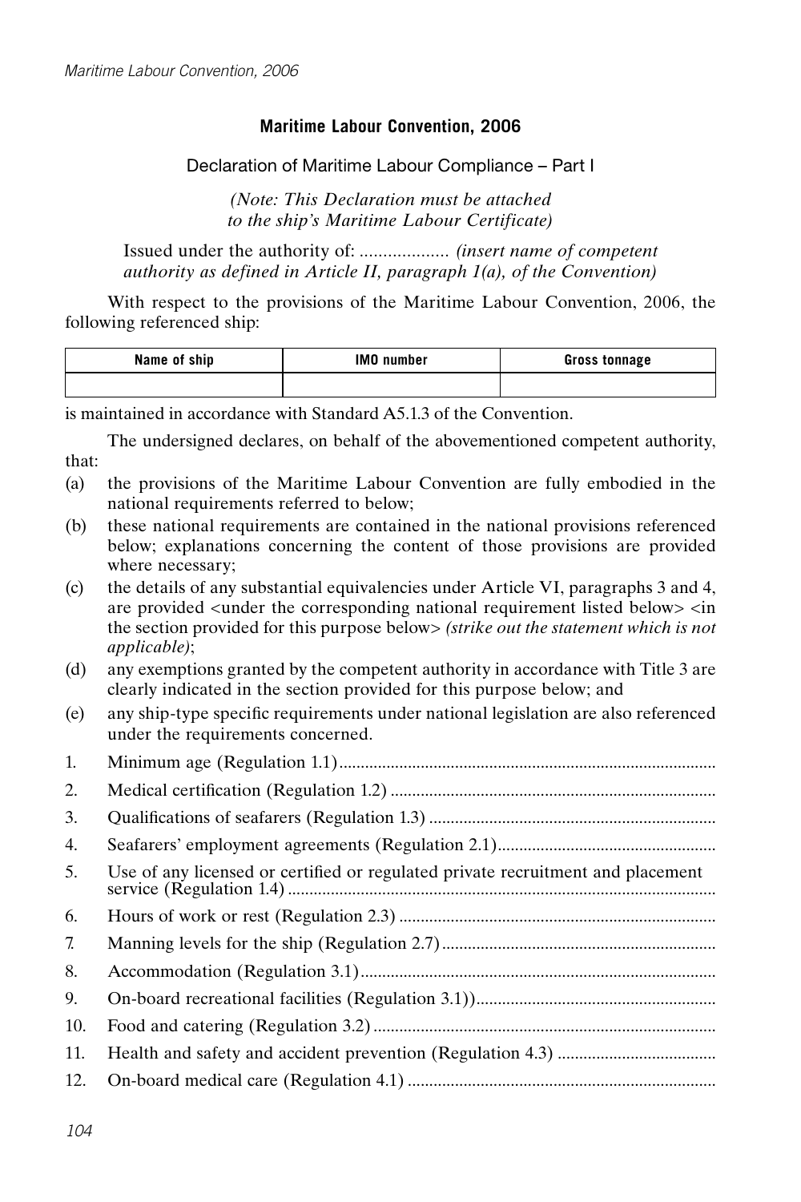**Maritime Labour Convention, 2006**

Declaration of Maritime Labour Compliance – Part I

*(Note: This Declaration must be attached to the ship's Maritime Labour Certificate)*

Issued under the authority of: ................... *(insert name of competent authority as defined in Article II, paragraph 1(a), of the Convention)*

With respect to the provisions of the Maritime Labour Convention, 2006, the following referenced ship:

| Name of ship | IMO number | Gross tonnage |
|---|---|---|
| | | |

is maintained in accordance with Standard A5.1.3 of the Convention.

The undersigned declares, on behalf of the abovementioned competent authority, that:

(a) the provisions of the Maritime Labour Convention are fully embodied in the national requirements referred to below;

(b) these national requirements are contained in the national provisions referenced below; explanations concerning the content of those provisions are provided where necessary;

(c) the details of any substantial equivalencies under Article VI, paragraphs 3 and 4, are provided <under the corresponding national requirement listed below> <in the section provided for this purpose below> *(strike out the statement which is not applicable)*;

(d) any exemptions granted by the competent authority in accordance with Title 3 are clearly indicated in the section provided for this purpose below; and

(e) any ship-type specific requirements under national legislation are also referenced under the requirements concerned.

1. Minimum age (Regulation 1.1) ..........................................................................................
2. Medical certification (Regulation 1.2) ..............................................................................
3. Qualifications of seafarers (Regulation 1.3) ....................................................................
4. Seafarers' employment agreements (Regulation 2.1).....................................................
5. Use of any licensed or certified or regulated private recruitment and placement service (Regulation 1.4) ...................................................................................................
6. Hours of work or rest (Regulation 2.3) ............................................................................
7. Manning levels for the ship (Regulation 2.7) ..................................................................
8. Accommodation (Regulation 3.1) .....................................................................................
9. On-board recreational facilities (Regulation 3.1)) ..........................................................
10. Food and catering (Regulation 3.2) ..................................................................................
11. Health and safety and accident prevention (Regulation 4.3) .......................................
12. On-board medical care (Regulation 4.1) ..........................................................................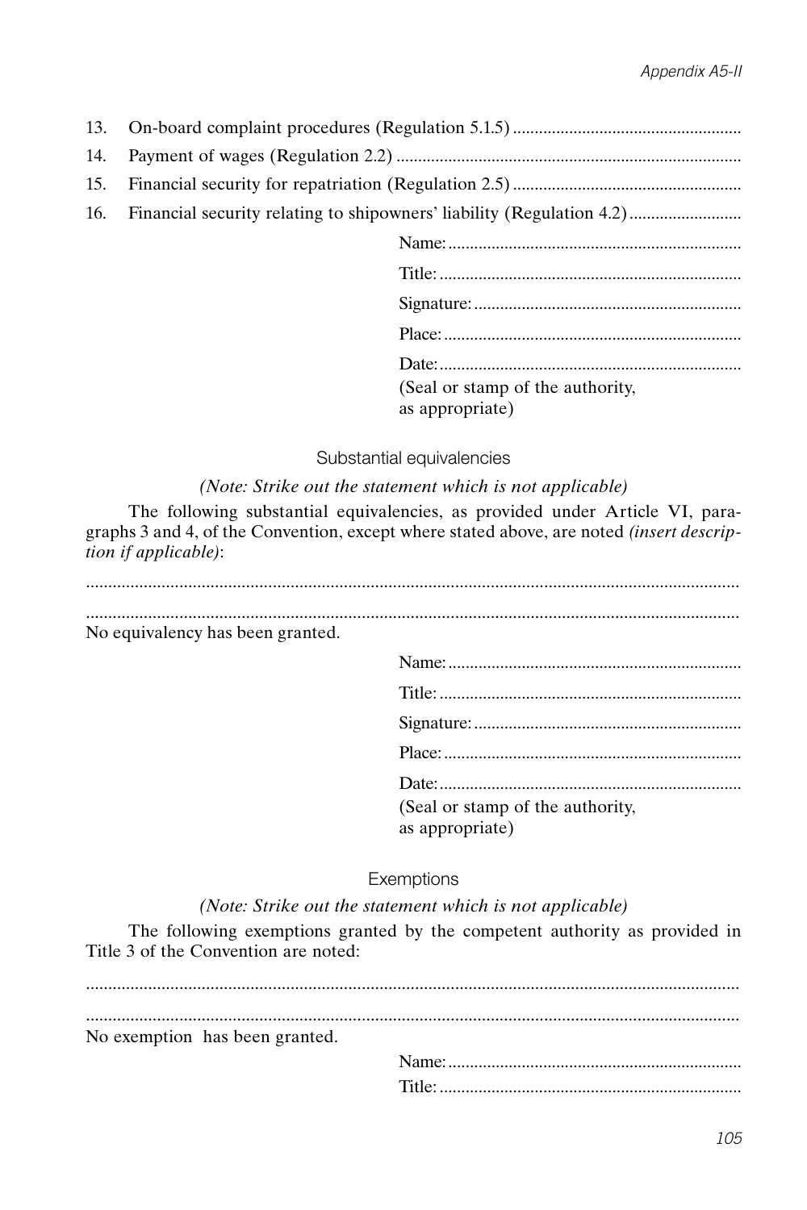13. On-board complaint procedures (Regulation 5.1.5) ....................................................
14. Payment of wages (Regulation 2.2) ..............................................................................
15. Financial security for repatriation (Regulation 2.5) ....................................................
16. Financial security relating to shipowners' liability (Regulation 4.2) ..........................

Name: ...................................................................

Title: .....................................................................

Signature: .............................................................

Place: ....................................................................

Date: .....................................................................

(Seal or stamp of the authority, as appropriate)

### Substantial equivalencies

*(Note: Strike out the statement which is not applicable)*

The following substantial equivalencies, as provided under Article VI, paragraphs 3 and 4, of the Convention, except where stated above, are noted *(insert description if applicable)*:

..................................................................................................................................

..................................................................................................................................

No equivalency has been granted.

Name: ...................................................................

Title: .....................................................................

Signature: .............................................................

Place: ....................................................................

Date: .....................................................................

(Seal or stamp of the authority, as appropriate)

### Exemptions

*(Note: Strike out the statement which is not applicable)*

The following exemptions granted by the competent authority as provided in Title 3 of the Convention are noted:

..................................................................................................................................

..................................................................................................................................

No exemption has been granted.

Name: ...................................................................

Title: .....................................................................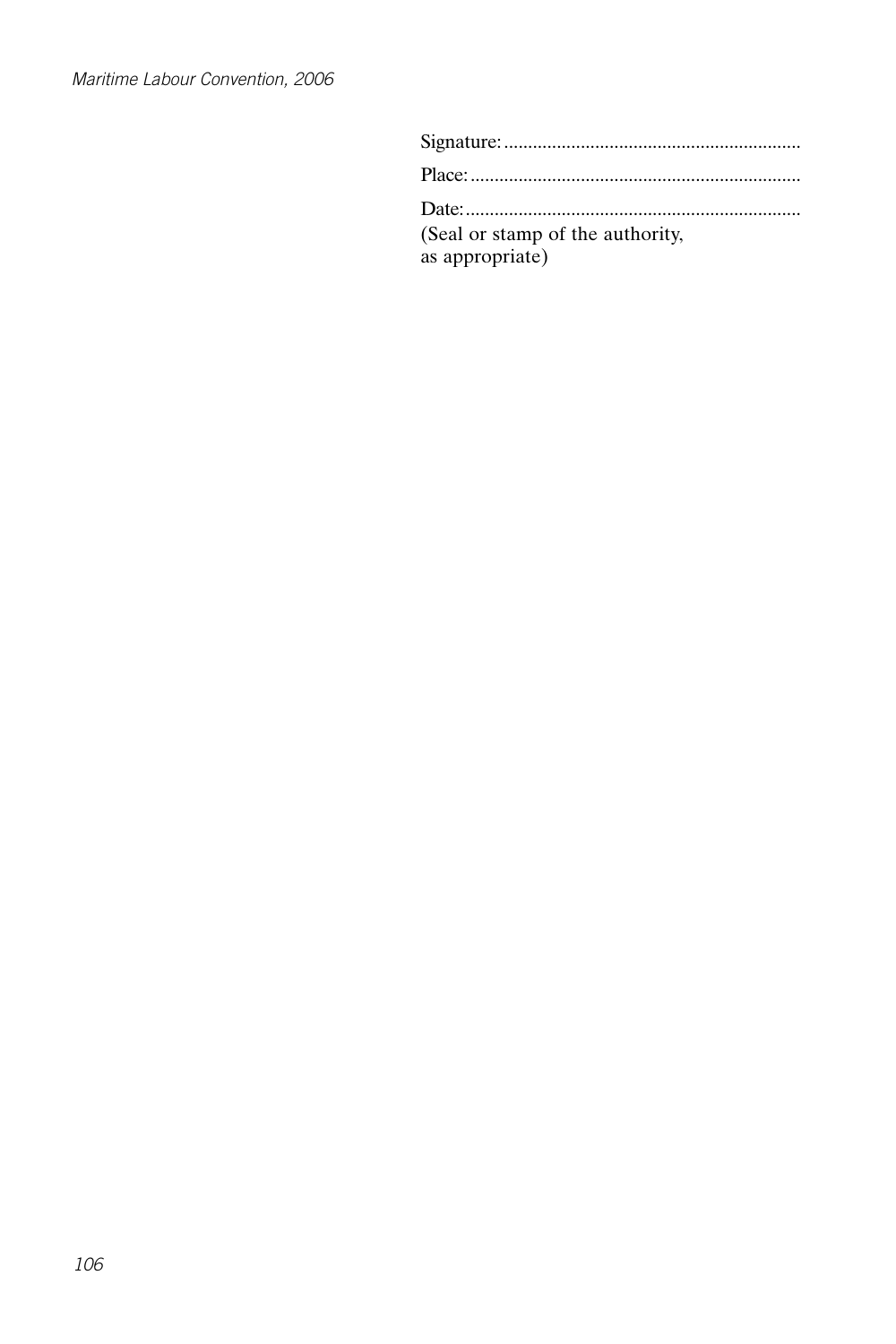Signature:.............................................................

Place:....................................................................

Date:.....................................................................
(Seal or stamp of the authority,
as appropriate)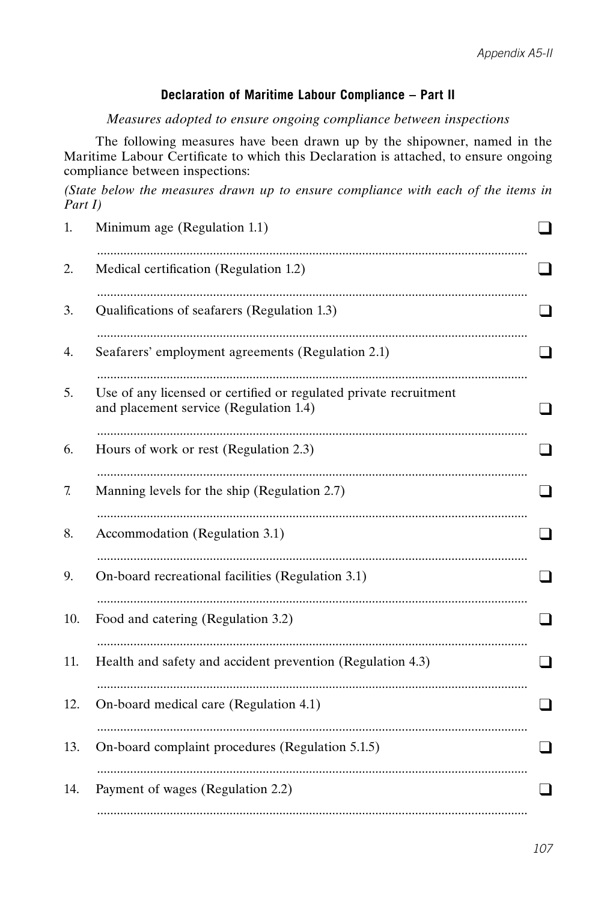### Declaration of Maritime Labour Compliance – Part II

*Measures adopted to ensure ongoing compliance between inspections*

The following measures have been drawn up by the shipowner, named in the Maritime Labour Certificate to which this Declaration is attached, to ensure ongoing compliance between inspections:

*(State below the measures drawn up to ensure compliance with each of the items in Part I)*

1. Minimum age (Regulation 1.1) ❑

   ..................................................................................................................................

2. Medical certification (Regulation 1.2) ❑

   ..................................................................................................................................

3. Qualifications of seafarers (Regulation 1.3) ❑

   ..................................................................................................................................

4. Seafarers' employment agreements (Regulation 2.1) ❑

   ..................................................................................................................................

5. Use of any licensed or certified or regulated private recruitment and placement service (Regulation 1.4) ❑

   ..................................................................................................................................

6. Hours of work or rest (Regulation 2.3) ❑

   ..................................................................................................................................

7. Manning levels for the ship (Regulation 2.7) ❑

   ..................................................................................................................................

8. Accommodation (Regulation 3.1) ❑

   ..................................................................................................................................

9. On-board recreational facilities (Regulation 3.1) ❑

   ..................................................................................................................................

10. Food and catering (Regulation 3.2) ❑

    ..................................................................................................................................

11. Health and safety and accident prevention (Regulation 4.3) ❑

    ..................................................................................................................................

12. On-board medical care (Regulation 4.1) ❑

    ..................................................................................................................................

13. On-board complaint procedures (Regulation 5.1.5) ❑

    ..................................................................................................................................

14. Payment of wages (Regulation 2.2) ❑

    ..................................................................................................................................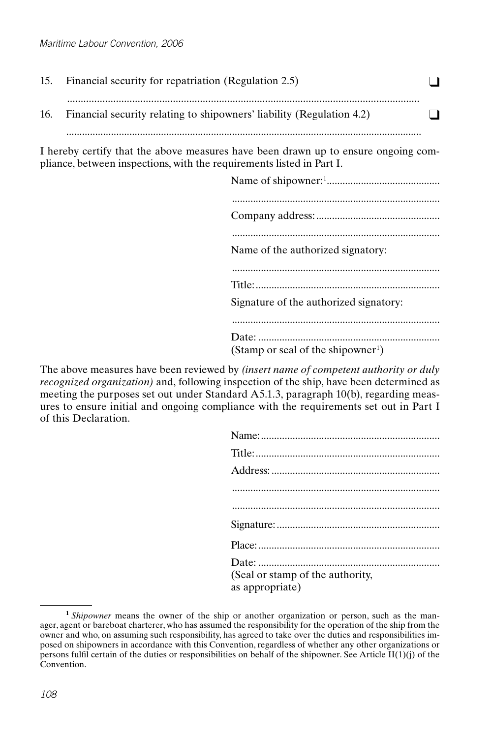15. Financial security for repatriation (Regulation 2.5) ❑

    ..................................................................................................................................

16. Financial security relating to shipowners' liability (Regulation 4.2) ❑

    ..................................................................................................................................

I hereby certify that the above measures have been drawn up to ensure ongoing compliance, between inspections, with the requirements listed in Part I.

Name of shipowner:[1] ..........................................

..............................................................................

Company address: ..............................................

..............................................................................

Name of the authorized signatory:

..............................................................................

Title: .....................................................................

Signature of the authorized signatory:

..............................................................................

Date: ....................................................................

(Stamp or seal of the shipowner[1])

The above measures have been reviewed by *(insert name of competent authority or duly recognized organization)* and, following inspection of the ship, have been determined as meeting the purposes set out under Standard A5.1.3, paragraph 10(b), regarding measures to ensure initial and ongoing compliance with the requirements set out in Part I of this Declaration.

Name: ...................................................................

Title: .....................................................................

Address: ...............................................................

..............................................................................

..............................................................................

Signature: .............................................................

Place: ....................................................................

Date: ....................................................................

(Seal or stamp of the authority, as appropriate)

---

[1] *Shipowner* means the owner of the ship or another organization or person, such as the manager, agent or bareboat charterer, who has assumed the responsibility for the operation of the ship from the owner and who, on assuming such responsibility, has agreed to take over the duties and responsibilities imposed on shipowners in accordance with this Convention, regardless of whether any other organizations or persons fulfil certain of the duties or responsibilities on behalf of the shipowner. See Article II(1)(j) of the Convention.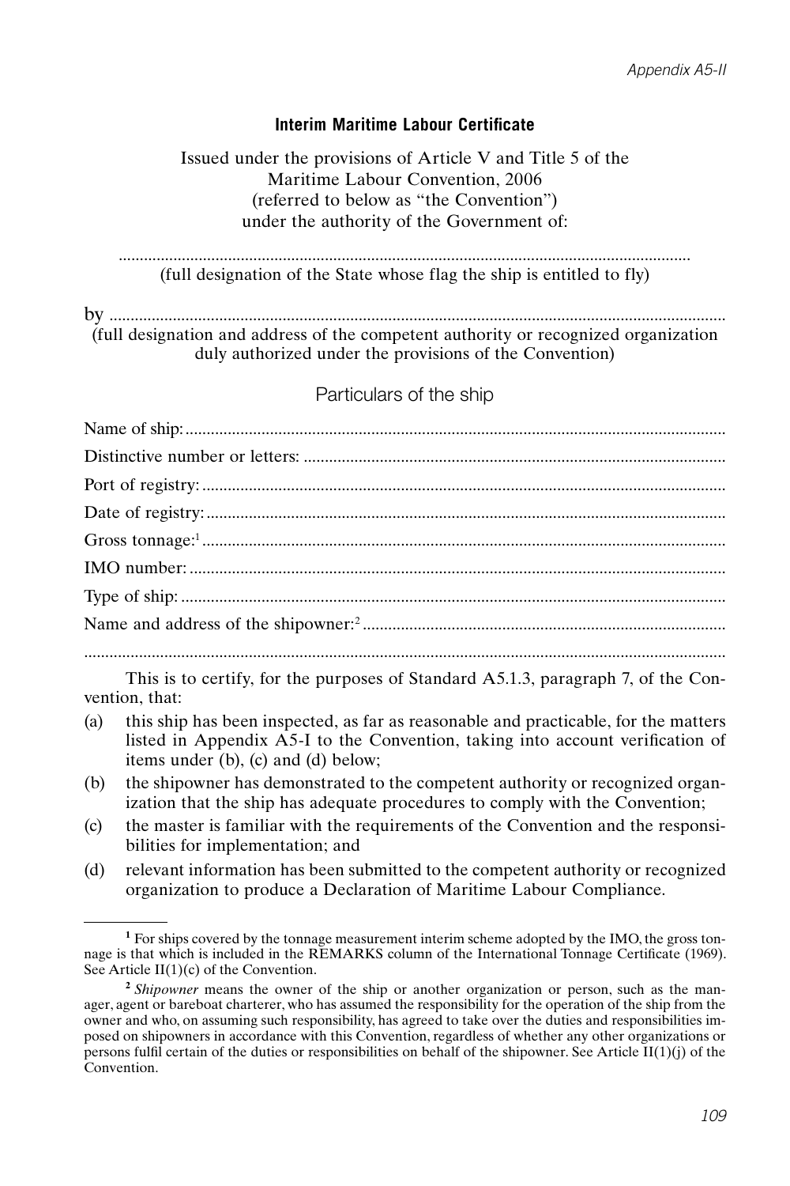### Interim Maritime Labour Certificate

Issued under the provisions of Article V and Title 5 of the Maritime Labour Convention, 2006 (referred to below as "the Convention") under the authority of the Government of:

.......................................................................................................................................

(full designation of the State whose flag the ship is entitled to fly)

by .......................................................................................................................................

(full designation and address of the competent authority or recognized organization duly authorized under the provisions of the Convention)

## Particulars of the ship

Name of ship: .......................................................................................................................

Distinctive number or letters: ...............................................................................................

Port of registry: ....................................................................................................................

Date of registry: ...................................................................................................................

Gross tonnage:[1] ....................................................................................................................

IMO number: ........................................................................................................................

Type of ship: ........................................................................................................................

Name and address of the shipowner:[2] ....................................................................................

.......................................................................................................................................

This is to certify, for the purposes of Standard A5.1.3, paragraph 7, of the Convention, that:

(a) this ship has been inspected, as far as reasonable and practicable, for the matters listed in Appendix A5-I to the Convention, taking into account verification of items under (b), (c) and (d) below;

(b) the shipowner has demonstrated to the competent authority or recognized organization that the ship has adequate procedures to comply with the Convention;

(c) the master is familiar with the requirements of the Convention and the responsibilities for implementation; and

(d) relevant information has been submitted to the competent authority or recognized organization to produce a Declaration of Maritime Labour Compliance.

---

[1] For ships covered by the tonnage measurement interim scheme adopted by the IMO, the gross tonnage is that which is included in the REMARKS column of the International Tonnage Certificate (1969). See Article II(1)(c) of the Convention.

[2] *Shipowner* means the owner of the ship or another organization or person, such as the manager, agent or bareboat charterer, who has assumed the responsibility for the operation of the ship from the owner and who, on assuming such responsibility, has agreed to take over the duties and responsibilities imposed on shipowners in accordance with this Convention, regardless of whether any other organizations or persons fulfil certain of the duties or responsibilities on behalf of the shipowner. See Article II(1)(j) of the Convention.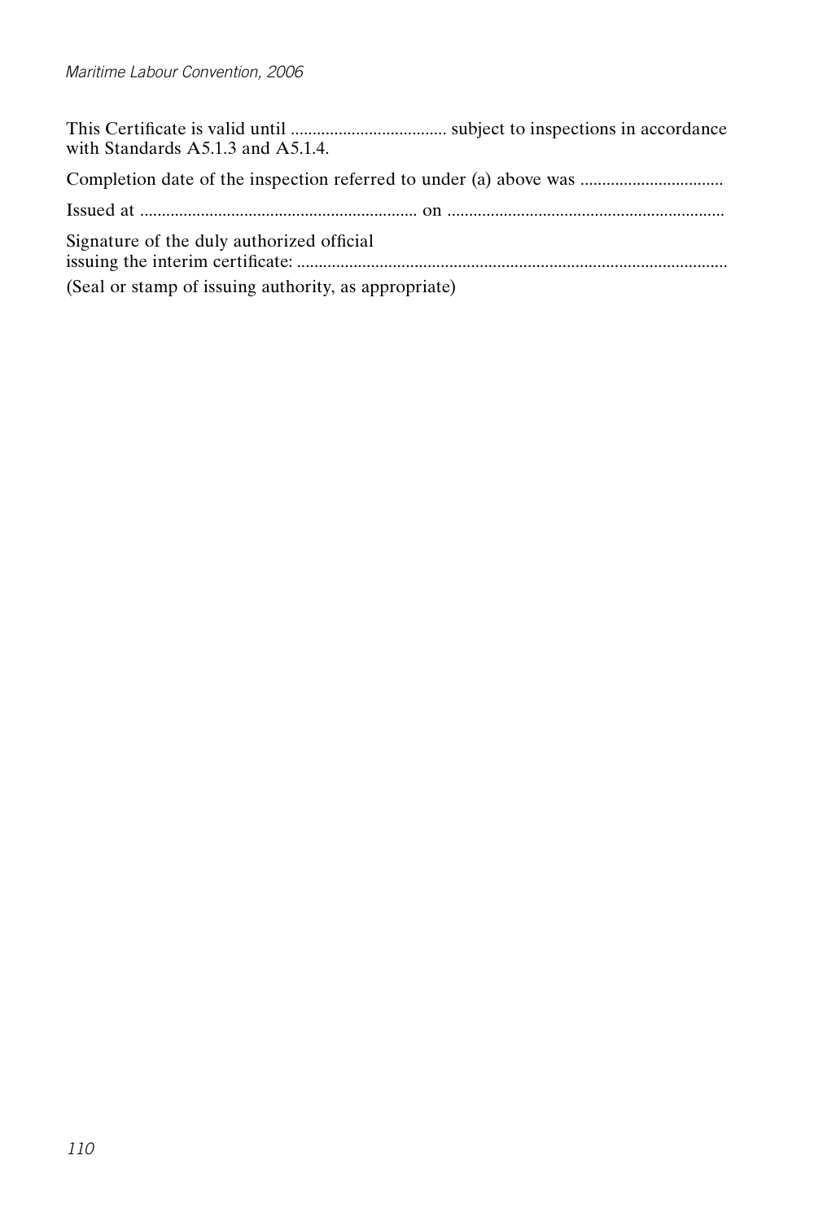This Certificate is valid until .................................... subject to inspections in accordance with Standards A5.1.3 and A5.1.4.

Completion date of the inspection referred to under (a) above was ................................

Issued at ............................................................... on ...............................................................

Signature of the duly authorized official
issuing the interim certificate: ..................................................................................................

(Seal or stamp of issuing authority, as appropriate)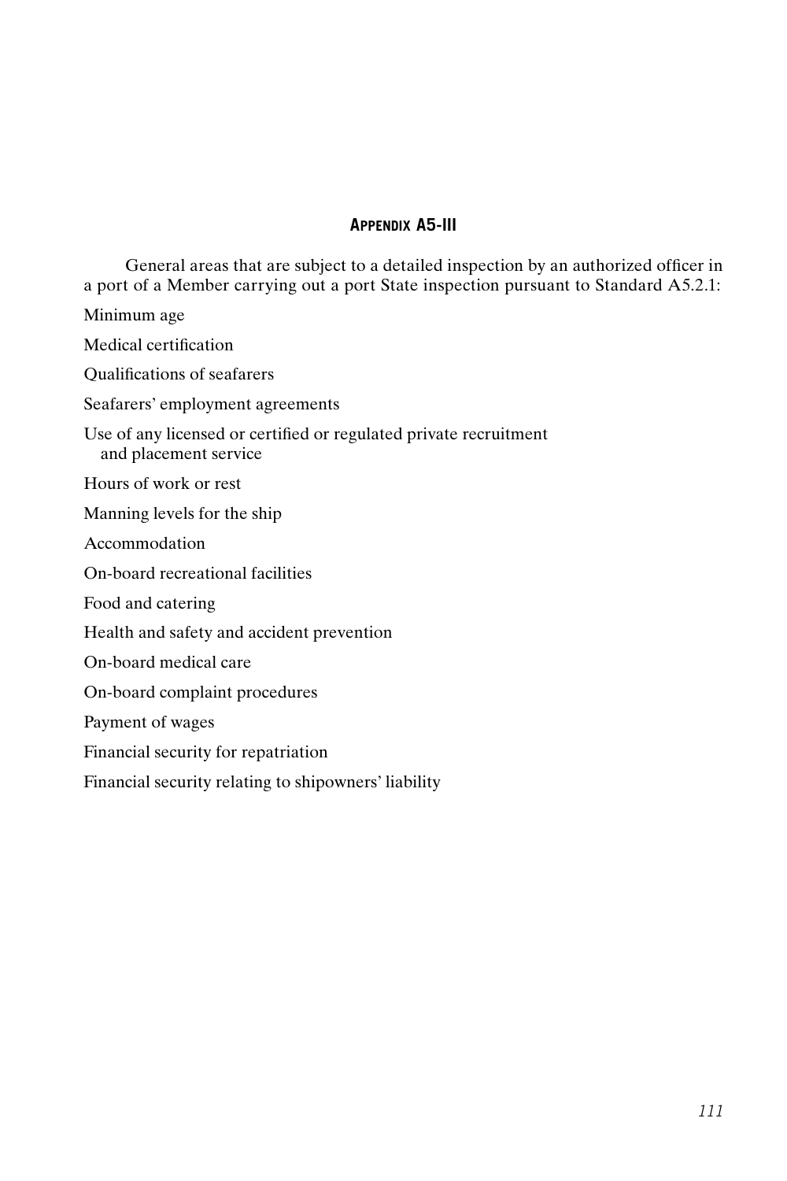## Appendix A5-III

General areas that are subject to a detailed inspection by an authorized officer in a port of a Member carrying out a port State inspection pursuant to Standard A5.2.1:

Minimum age

Medical certification

Qualifications of seafarers

Seafarers' employment agreements

Use of any licensed or certified or regulated private recruitment and placement service

Hours of work or rest

Manning levels for the ship

Accommodation

On-board recreational facilities

Food and catering

Health and safety and accident prevention

On-board medical care

On-board complaint procedures

Payment of wages

Financial security for repatriation

Financial security relating to shipowners' liability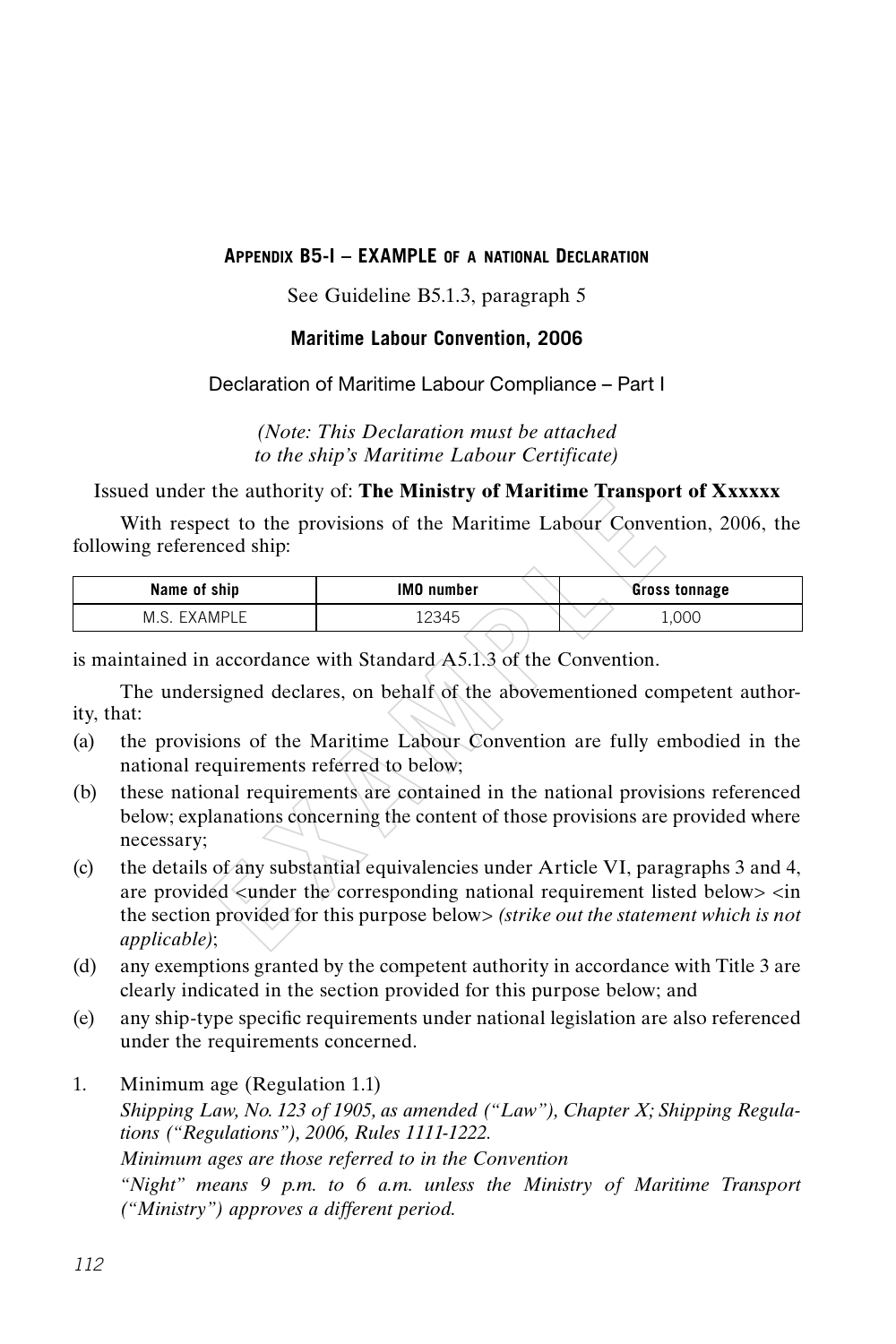## APPENDIX B5-I – EXAMPLE OF A NATIONAL DECLARATION

See Guideline B5.1.3, paragraph 5

**Maritime Labour Convention, 2006**

Declaration of Maritime Labour Compliance – Part I

*(Note: This Declaration must be attached to the ship's Maritime Labour Certificate)*

Issued under the authority of: **The Ministry of Maritime Transport of Xxxxxx**

With respect to the provisions of the Maritime Labour Convention, 2006, the following referenced ship:

| Name of ship | IMO number | Gross tonnage |
|---|---|---|
| M.S. EXAMPLE | 12345 | 1,000 |

is maintained in accordance with Standard A5.1.3 of the Convention.

The undersigned declares, on behalf of the abovementioned competent authority, that:

(a) the provisions of the Maritime Labour Convention are fully embodied in the national requirements referred to below;

(b) these national requirements are contained in the national provisions referenced below; explanations concerning the content of those provisions are provided where necessary;

(c) the details of any substantial equivalencies under Article VI, paragraphs 3 and 4, are provided <under the corresponding national requirement listed below> <in the section provided for this purpose below> *(strike out the statement which is not applicable)*;

(d) any exemptions granted by the competent authority in accordance with Title 3 are clearly indicated in the section provided for this purpose below; and

(e) any ship-type specific requirements under national legislation are also referenced under the requirements concerned.

1. Minimum age (Regulation 1.1)
   *Shipping Law, No. 123 of 1905, as amended ("Law"), Chapter X; Shipping Regulations ("Regulations"), 2006, Rules 1111-1222.*
   *Minimum ages are those referred to in the Convention*
   *"Night" means 9 p.m. to 6 a.m. unless the Ministry of Maritime Transport ("Ministry") approves a different period.*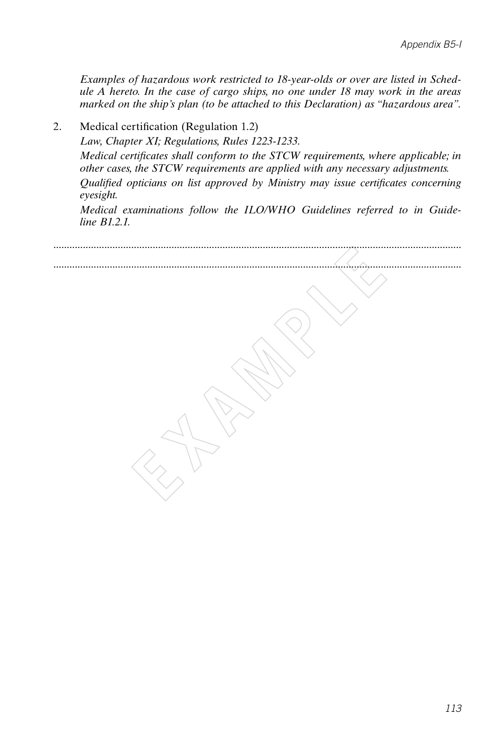*Examples of hazardous work restricted to 18-year-olds or over are listed in Schedule A hereto. In the case of cargo ships, no one under 18 may work in the areas marked on the ship's plan (to be attached to this Declaration) as "hazardous area".*

2. Medical certification (Regulation 1.2)

   *Law, Chapter XI; Regulations, Rules 1223-1233.*

   *Medical certificates shall conform to the STCW requirements, where applicable; in other cases, the STCW requirements are applied with any necessary adjustments.*

   *Qualified opticians on list approved by Ministry may issue certificates concerning eyesight.*

   *Medical examinations follow the ILO/WHO Guidelines referred to in Guideline B1.2.1.*

.....................................................................................................................................................

.....................................................................................................................................................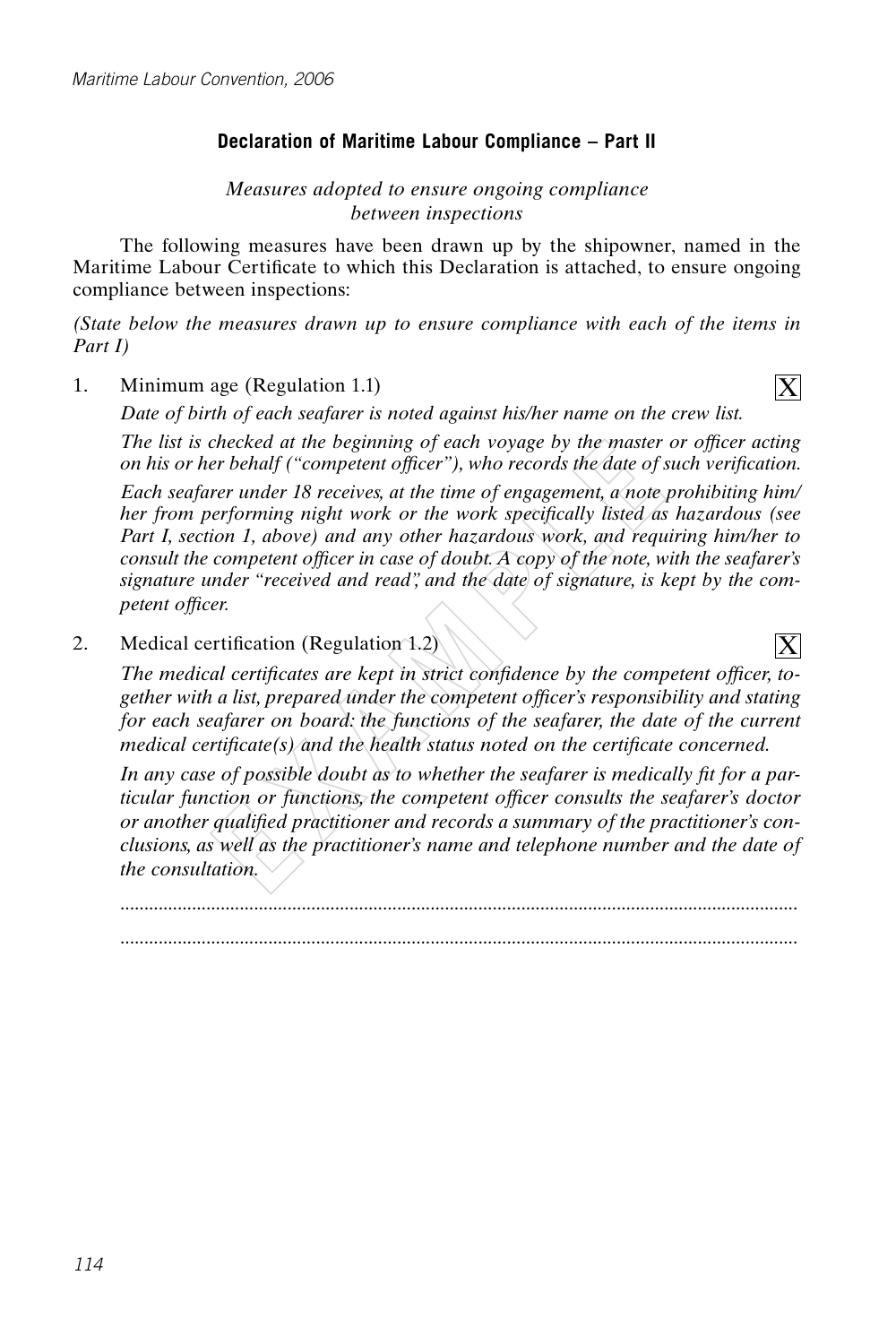## Declaration of Maritime Labour Compliance – Part II

*Measures adopted to ensure ongoing compliance between inspections*

The following measures have been drawn up by the shipowner, named in the Maritime Labour Certificate to which this Declaration is attached, to ensure ongoing compliance between inspections:

*(State below the measures drawn up to ensure compliance with each of the items in Part I)*

1. Minimum age (Regulation 1.1) ☒

   *Date of birth of each seafarer is noted against his/her name on the crew list.*

   *The list is checked at the beginning of each voyage by the master or officer acting on his or her behalf ("competent officer"), who records the date of such verification.*

   *Each seafarer under 18 receives, at the time of engagement, a note prohibiting him/her from performing night work or the work specifically listed as hazardous (see Part I, section 1, above) and any other hazardous work, and requiring him/her to consult the competent officer in case of doubt. A copy of the note, with the seafarer's signature under "received and read", and the date of signature, is kept by the competent officer.*

2. Medical certification (Regulation 1.2) ☒

   *The medical certificates are kept in strict confidence by the competent officer, together with a list, prepared under the competent officer's responsibility and stating for each seafarer on board: the functions of the seafarer, the date of the current medical certificate(s) and the health status noted on the certificate concerned.*

   *In any case of possible doubt as to whether the seafarer is medically fit for a particular function or functions, the competent officer consults the seafarer's doctor or another qualified practitioner and records a summary of the practitioner's conclusions, as well as the practitioner's name and telephone number and the date of the consultation.*

   ..........................................................................................................................................

   ..........................................................................................................................................